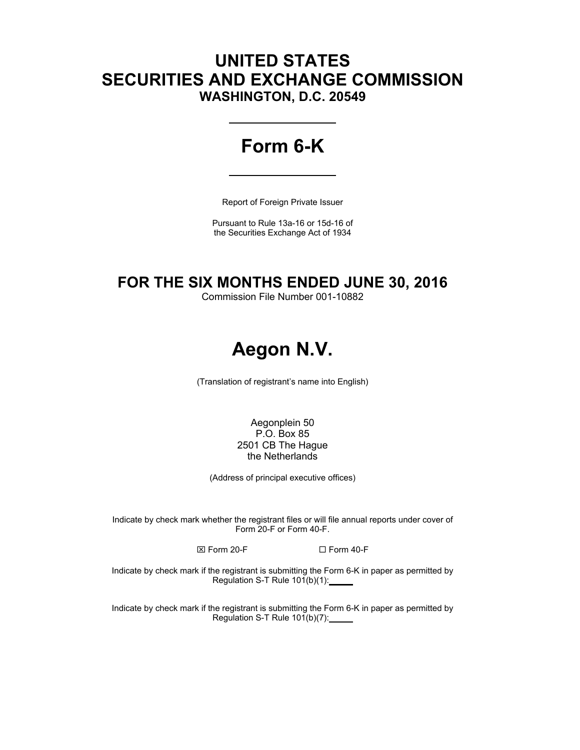# UNITED STATES
# SECURITIES AND EXCHANGE COMMISSION
### WASHINGTON, D.C. 20549

---

# Form 6-K

---

Report of Foreign Private Issuer

Pursuant to Rule 13a-16 or 15d-16 of
the Securities Exchange Act of 1934

## FOR THE SIX MONTHS ENDED JUNE 30, 2016

Commission File Number 001-10882

# Aegon N.V.

(Translation of registrant's name into English)

Aegonplein 50
P.O. Box 85
2501 CB The Hague
the Netherlands

(Address of principal executive offices)

Indicate by check mark whether the registrant files or will file annual reports under cover of Form 20-F or Form 40-F.

☒ Form 20-F ☐ Form 40-F

Indicate by check mark if the registrant is submitting the Form 6-K in paper as permitted by Regulation S-T Rule 101(b)(1):\_\_\_\_\_

Indicate by check mark if the registrant is submitting the Form 6-K in paper as permitted by Regulation S-T Rule 101(b)(7):\_\_\_\_\_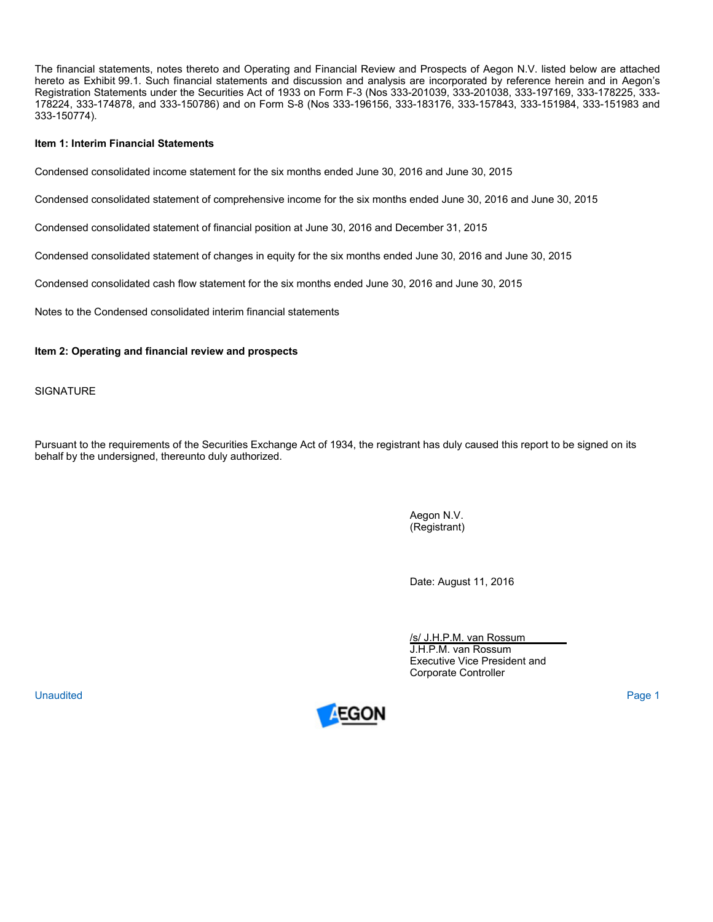The financial statements, notes thereto and Operating and Financial Review and Prospects of Aegon N.V. listed below are attached hereto as Exhibit 99.1. Such financial statements and discussion and analysis are incorporated by reference herein and in Aegon's Registration Statements under the Securities Act of 1933 on Form F-3 (Nos 333-201039, 333-201038, 333-197169, 333-178225, 333-178224, 333-174878, and 333-150786) and on Form S-8 (Nos 333-196156, 333-183176, 333-157843, 333-151984, 333-151983 and 333-150774).

**Item 1: Interim Financial Statements**

Condensed consolidated income statement for the six months ended June 30, 2016 and June 30, 2015

Condensed consolidated statement of comprehensive income for the six months ended June 30, 2016 and June 30, 2015

Condensed consolidated statement of financial position at June 30, 2016 and December 31, 2015

Condensed consolidated statement of changes in equity for the six months ended June 30, 2016 and June 30, 2015

Condensed consolidated cash flow statement for the six months ended June 30, 2016 and June 30, 2015

Notes to the Condensed consolidated interim financial statements

**Item 2: Operating and financial review and prospects**

SIGNATURE

Pursuant to the requirements of the Securities Exchange Act of 1934, the registrant has duly caused this report to be signed on its behalf by the undersigned, thereunto duly authorized.

Aegon N.V.
(Registrant)

Date: August 11, 2016

/s/ J.H.P.M. van Rossum
J.H.P.M. van Rossum
Executive Vice President and
Corporate Controller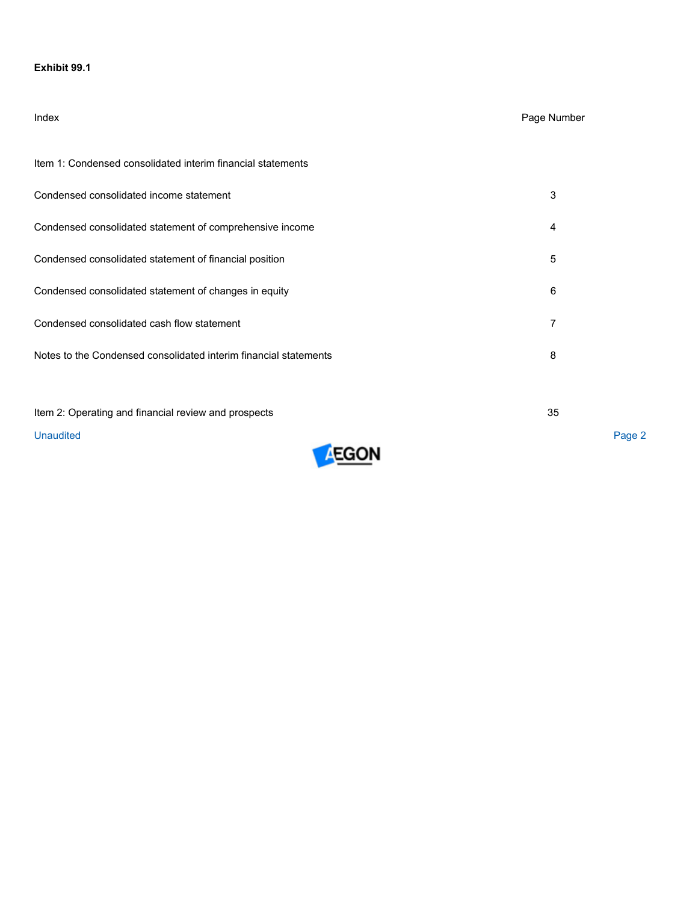**Exhibit 99.1**

| Index | Page Number |
| --- | --- |
| Item 1: Condensed consolidated interim financial statements | |
| Condensed consolidated income statement | 3 |
| Condensed consolidated statement of comprehensive income | 4 |
| Condensed consolidated statement of financial position | 5 |
| Condensed consolidated statement of changes in equity | 6 |
| Condensed consolidated cash flow statement | 7 |
| Notes to the Condensed consolidated interim financial statements | 8 |
| Item 2: Operating and financial review and prospects | 35 |

Unaudited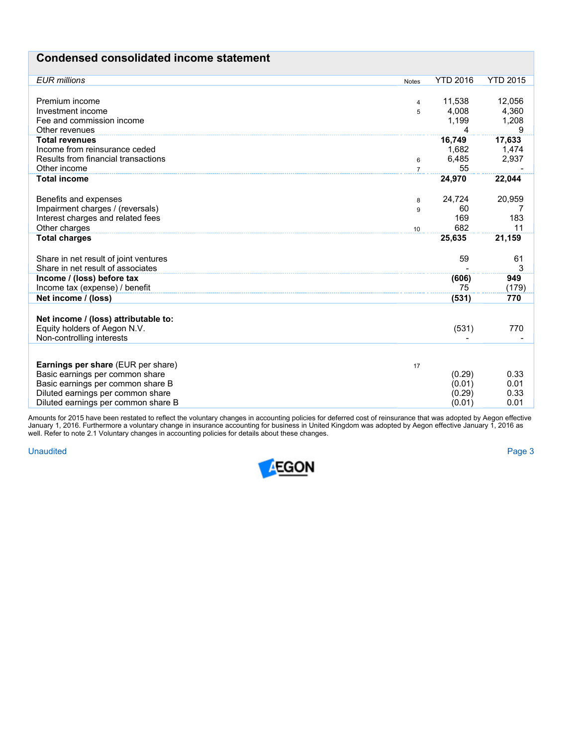## Condensed consolidated income statement

| *EUR millions* | Notes | YTD 2016 | YTD 2015 |
|---|---|---|---|
| Premium income | 4 | 11,538 | 12,056 |
| Investment income | 5 | 4,008 | 4,360 |
| Fee and commission income | | 1,199 | 1,208 |
| Other revenues | | 4 | 9 |
| **Total revenues** | | **16,749** | **17,633** |
| Income from reinsurance ceded | | 1,682 | 1,474 |
| Results from financial transactions | 6 | 6,485 | 2,937 |
| Other income | 7 | 55 | - |
| **Total income** | | **24,970** | **22,044** |
| | | | |
| Benefits and expenses | 8 | 24,724 | 20,959 |
| Impairment charges / (reversals) | 9 | 60 | 7 |
| Interest charges and related fees | | 169 | 183 |
| Other charges | 10 | 682 | 11 |
| **Total charges** | | **25,635** | **21,159** |
| | | | |
| Share in net result of joint ventures | | 59 | 61 |
| Share in net result of associates | | - | 3 |
| **Income / (loss) before tax** | | **(606)** | **949** |
| Income tax (expense) / benefit | | 75 | (179) |
| **Net income / (loss)** | | **(531)** | **770** |
| | | | |
| **Net income / (loss) attributable to:** | | | |
| Equity holders of Aegon N.V. | | (531) | 770 |
| Non-controlling interests | | - | - |
| | | | |
| **Earnings per share** (EUR per share) | 17 | | |
| Basic earnings per common share | | (0.29) | 0.33 |
| Basic earnings per common share B | | (0.01) | 0.01 |
| Diluted earnings per common share | | (0.29) | 0.33 |
| Diluted earnings per common share B | | (0.01) | 0.01 |

Amounts for 2015 have been restated to reflect the voluntary changes in accounting policies for deferred cost of reinsurance that was adopted by Aegon effective January 1, 2016. Furthermore a voluntary change in insurance accounting for business in United Kingdom was adopted by Aegon effective January 1, 2016 as well. Refer to note 2.1 Voluntary changes in accounting policies for details about these changes.

Unaudited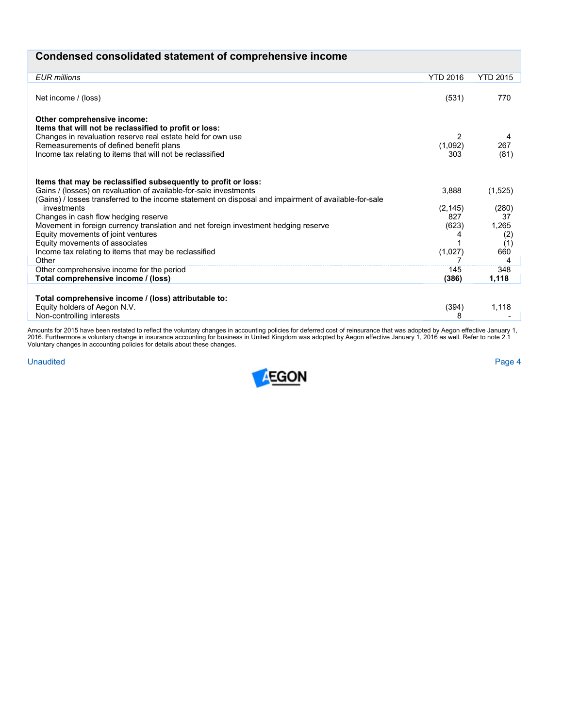## Condensed consolidated statement of comprehensive income

| *EUR millions* | YTD 2016 | YTD 2015 |
|---|---|---|
| Net income / (loss) | (531) | 770 |
| | | |
| **Other comprehensive income:** | | |
| **Items that will not be reclassified to profit or loss:** | | |
| Changes in revaluation reserve real estate held for own use | 2 | 4 |
| Remeasurements of defined benefit plans | (1,092) | 267 |
| Income tax relating to items that will not be reclassified | 303 | (81) |
| | | |
| **Items that may be reclassified subsequently to profit or loss:** | | |
| Gains / (losses) on revaluation of available-for-sale investments | 3,888 | (1,525) |
| (Gains) / losses transferred to the income statement on disposal and impairment of available-for-sale investments | (2,145) | (280) |
| Changes in cash flow hedging reserve | 827 | 37 |
| Movement in foreign currency translation and net foreign investment hedging reserve | (623) | 1,265 |
| Equity movements of joint ventures | 4 | (2) |
| Equity movements of associates | 1 | (1) |
| Income tax relating to items that may be reclassified | (1,027) | 660 |
| Other | 7 | 4 |
| Other comprehensive income for the period | 145 | 348 |
| **Total comprehensive income / (loss)** | **(386)** | **1,118** |
| | | |
| **Total comprehensive income / (loss) attributable to:** | | |
| Equity holders of Aegon N.V. | (394) | 1,118 |
| Non-controlling interests | 8 | - |

Amounts for 2015 have been restated to reflect the voluntary changes in accounting policies for deferred cost of reinsurance that was adopted by Aegon effective January 1, 2016. Furthermore a voluntary change in insurance accounting for business in United Kingdom was adopted by Aegon effective January 1, 2016 as well. Refer to note 2.1 Voluntary changes in accounting policies for details about these changes.

Unaudited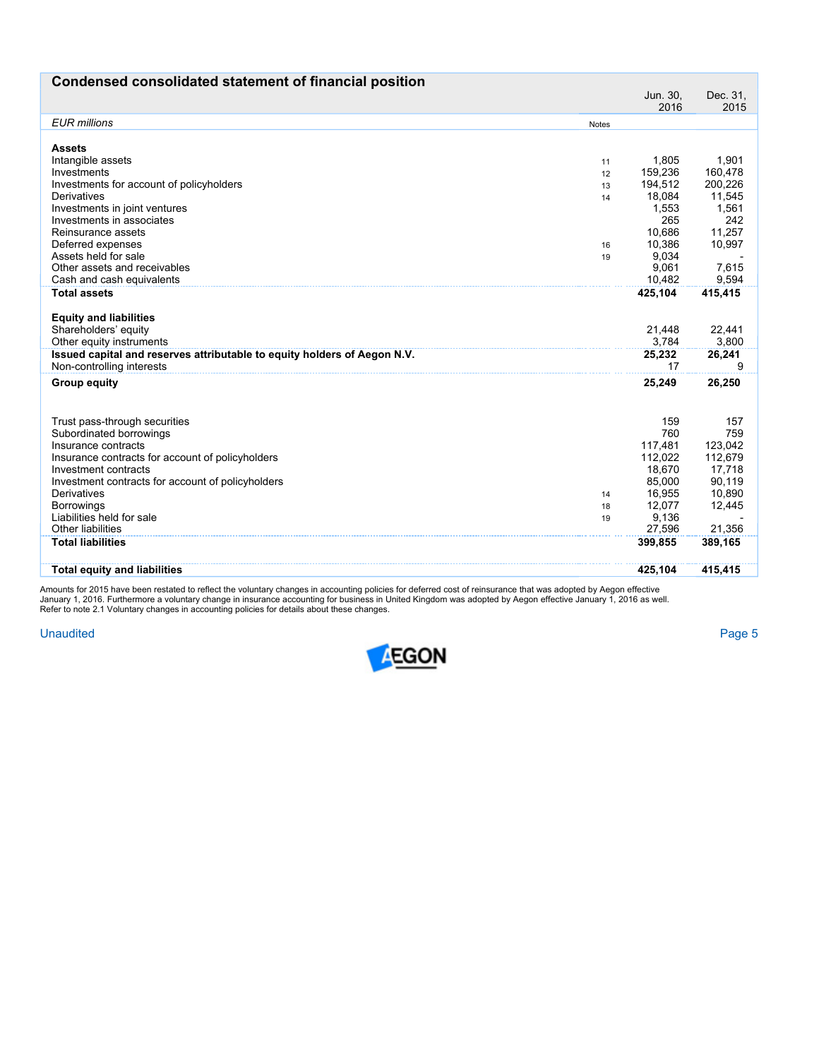## Condensed consolidated statement of financial position

| *EUR millions* | Notes | Jun. 30, 2016 | Dec. 31, 2015 |
|---|---|---|---|
| **Assets** | | | |
| Intangible assets | 11 | 1,805 | 1,901 |
| Investments | 12 | 159,236 | 160,478 |
| Investments for account of policyholders | 13 | 194,512 | 200,226 |
| Derivatives | 14 | 18,084 | 11,545 |
| Investments in joint ventures | | 1,553 | 1,561 |
| Investments in associates | | 265 | 242 |
| Reinsurance assets | | 10,686 | 11,257 |
| Deferred expenses | 16 | 10,386 | 10,997 |
| Assets held for sale | 19 | 9,034 | - |
| Other assets and receivables | | 9,061 | 7,615 |
| Cash and cash equivalents | | 10,482 | 9,594 |
| **Total assets** | | **425,104** | **415,415** |
| | | | |
| **Equity and liabilities** | | | |
| Shareholders' equity | | 21,448 | 22,441 |
| Other equity instruments | | 3,784 | 3,800 |
| **Issued capital and reserves attributable to equity holders of Aegon N.V.** | | **25,232** | **26,241** |
| Non-controlling interests | | 17 | 9 |
| **Group equity** | | **25,249** | **26,250** |
| | | | |
| Trust pass-through securities | | 159 | 157 |
| Subordinated borrowings | | 760 | 759 |
| Insurance contracts | | 117,481 | 123,042 |
| Insurance contracts for account of policyholders | | 112,022 | 112,679 |
| Investment contracts | | 18,670 | 17,718 |
| Investment contracts for account of policyholders | | 85,000 | 90,119 |
| Derivatives | 14 | 16,955 | 10,890 |
| Borrowings | 18 | 12,077 | 12,445 |
| Liabilities held for sale | 19 | 9,136 | - |
| Other liabilities | | 27,596 | 21,356 |
| **Total liabilities** | | **399,855** | **389,165** |
| | | | |
| **Total equity and liabilities** | | **425,104** | **415,415** |

Amounts for 2015 have been restated to reflect the voluntary changes in accounting policies for deferred cost of reinsurance that was adopted by Aegon effective January 1, 2016. Furthermore a voluntary change in insurance accounting for business in United Kingdom was adopted by Aegon effective January 1, 2016 as well. Refer to note 2.1 Voluntary changes in accounting policies for details about these changes.

Unaudited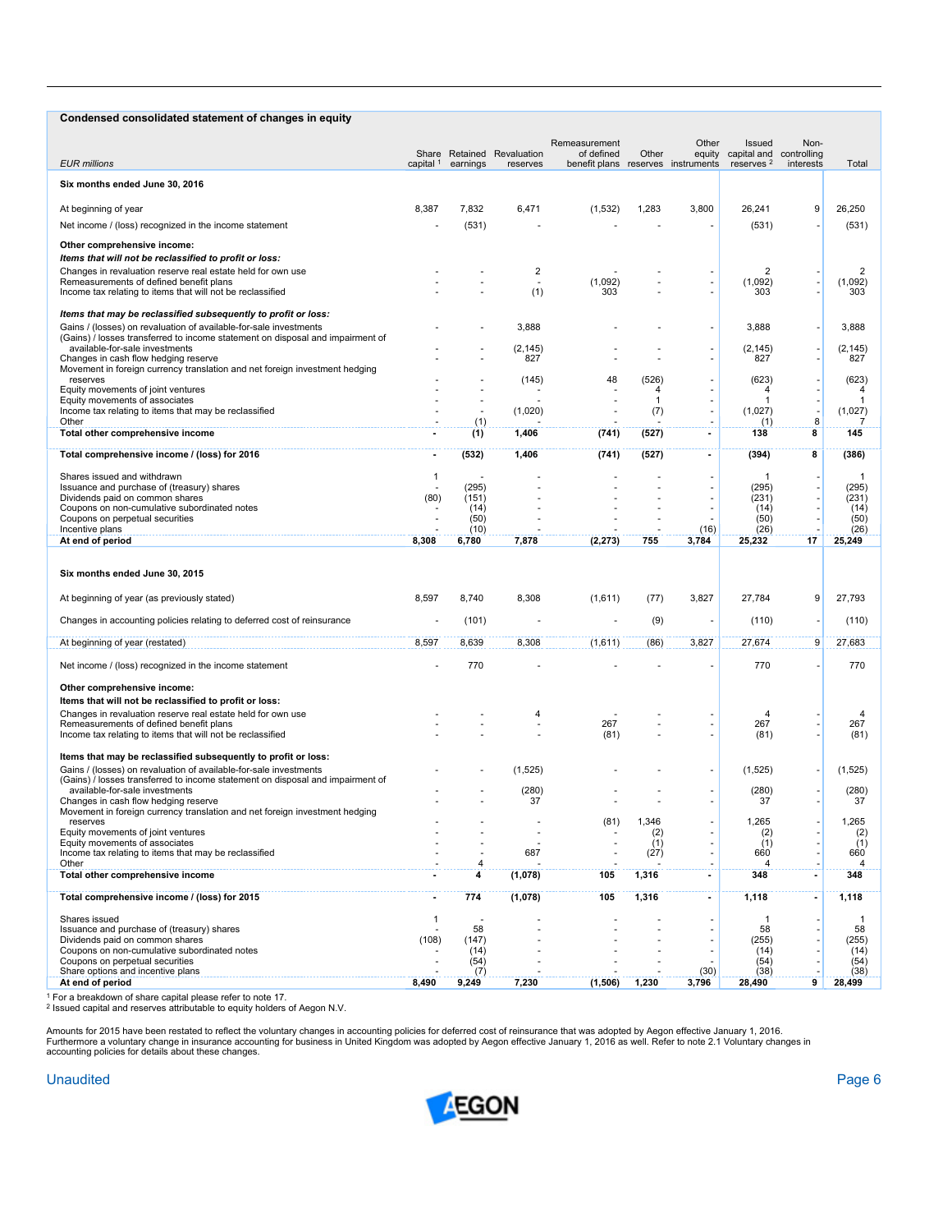## Condensed consolidated statement of changes in equity

| EUR millions | Share capital [1] | Retained earnings | Revaluation reserves | Remeasurement of defined benefit plans | Other reserves | Other equity instruments | Issued capital and reserves [2] | Non-controlling interests | Total |
|---|---|---|---|---|---|---|---|---|---|
| **Six months ended June 30, 2016** | | | | | | | | | |
| At beginning of year | 8,387 | 7,832 | 6,471 | (1,532) | 1,283 | 3,800 | 26,241 | 9 | 26,250 |
| Net income / (loss) recognized in the income statement | - | (531) | - | - | - | - | (531) | - | (531) |
| **Other comprehensive income:** | | | | | | | | | |
| ***Items that will not be reclassified to profit or loss:*** | | | | | | | | | |
| Changes in revaluation reserve real estate held for own use | - | - | 2 | - | - | - | 2 | - | 2 |
| Remeasurements of defined benefit plans | - | - | - | (1,092) | - | - | (1,092) | - | (1,092) |
| Income tax relating to items that will not be reclassified | - | - | (1) | 303 | - | - | 303 | - | 303 |
| ***Items that may be reclassified subsequently to profit or loss:*** | | | | | | | | | |
| Gains / (losses) on revaluation of available-for-sale investments | - | - | 3,888 | - | - | - | 3,888 | - | 3,888 |
| (Gains) / losses transferred to income statement on disposal and impairment of available-for-sale investments | - | - | (2,145) | - | - | - | (2,145) | - | (2,145) |
| Changes in cash flow hedging reserve | - | - | 827 | - | - | - | 827 | - | 827 |
| Movement in foreign currency translation and net foreign investment hedging reserves | - | - | (145) | 48 | (526) | - | (623) | - | (623) |
| Equity movements of joint ventures | - | - | - | - | 4 | - | 4 | - | 4 |
| Equity movements of associates | - | - | - | - | 1 | - | 1 | - | 1 |
| Income tax relating to items that may be reclassified | - | - | (1,020) | - | (7) | - | (1,027) | - | (1,027) |
| Other | - | (1) | - | - | - | - | (1) | 8 | 7 |
| **Total other comprehensive income** | **-** | **(1)** | **1,406** | **(741)** | **(527)** | **-** | **138** | **8** | **145** |
| **Total comprehensive income / (loss) for 2016** | **-** | **(532)** | **1,406** | **(741)** | **(527)** | **-** | **(394)** | **8** | **(386)** |
| Shares issued and withdrawn | 1 | - | - | - | - | - | 1 | - | 1 |
| Issuance and purchase of (treasury) shares | - | (295) | - | - | - | - | (295) | - | (295) |
| Dividends paid on common shares | (80) | (151) | - | - | - | - | (231) | - | (231) |
| Coupons on non-cumulative subordinated notes | - | (14) | - | - | - | - | (14) | - | (14) |
| Coupons on perpetual securities | - | (50) | - | - | - | - | (50) | - | (50) |
| Incentive plans | - | (10) | - | - | - | (16) | (26) | - | (26) |
| **At end of period** | **8,308** | **6,780** | **7,878** | **(2,273)** | **755** | **3,784** | **25,232** | **17** | **25,249** |
| **Six months ended June 30, 2015** | | | | | | | | | |
| At beginning of year (as previously stated) | 8,597 | 8,740 | 8,308 | (1,611) | (77) | 3,827 | 27,784 | 9 | 27,793 |
| Changes in accounting policies relating to deferred cost of reinsurance | - | (101) | - | - | (9) | - | (110) | - | (110) |
| At beginning of year (restated) | 8,597 | 8,639 | 8,308 | (1,611) | (86) | 3,827 | 27,674 | 9 | 27,683 |
| Net income / (loss) recognized in the income statement | - | 770 | - | - | - | - | 770 | - | 770 |
| **Other comprehensive income:** | | | | | | | | | |
| **Items that will not be reclassified to profit or loss:** | | | | | | | | | |
| Changes in revaluation reserve real estate held for own use | - | - | 4 | - | - | - | 4 | - | 4 |
| Remeasurements of defined benefit plans | - | - | - | 267 | - | - | 267 | - | 267 |
| Income tax relating to items that will not be reclassified | - | - | - | (81) | - | - | (81) | - | (81) |
| **Items that may be reclassified subsequently to profit or loss:** | | | | | | | | | |
| Gains / (losses) on revaluation of available-for-sale investments | - | - | (1,525) | - | - | - | (1,525) | - | (1,525) |
| (Gains) / losses transferred to income statement on disposal and impairment of available-for-sale investments | - | - | (280) | - | - | - | (280) | - | (280) |
| Changes in cash flow hedging reserve | - | - | 37 | - | - | - | 37 | - | 37 |
| Movement in foreign currency translation and net foreign investment hedging reserves | - | - | - | (81) | 1,346 | - | 1,265 | - | 1,265 |
| Equity movements of joint ventures | - | - | - | - | (2) | - | (2) | - | (2) |
| Equity movements of associates | - | - | - | - | (1) | - | (1) | - | (1) |
| Income tax relating to items that may be reclassified | - | - | 687 | - | (27) | - | 660 | - | 660 |
| Other | - | 4 | - | - | - | - | 4 | - | 4 |
| **Total other comprehensive income** | **-** | **4** | **(1,078)** | **105** | **1,316** | **-** | **348** | **-** | **348** |
| **Total comprehensive income / (loss) for 2015** | **-** | **774** | **(1,078)** | **105** | **1,316** | **-** | **1,118** | **-** | **1,118** |
| Shares issued | 1 | - | - | - | - | - | 1 | - | 1 |
| Issuance and purchase of (treasury) shares | - | 58 | - | - | - | - | 58 | - | 58 |
| Dividends paid on common shares | (108) | (147) | - | - | - | - | (255) | - | (255) |
| Coupons on non-cumulative subordinated notes | - | (14) | - | - | - | - | (14) | - | (14) |
| Coupons on perpetual securities | - | (54) | - | - | - | - | (54) | - | (54) |
| Share options and incentive plans | - | (7) | - | - | - | (30) | (38) | - | (38) |
| **At end of period** | **8,490** | **9,249** | **7,230** | **(1,506)** | **1,230** | **3,796** | **28,490** | **9** | **28,499** |

[1] For a breakdown of share capital please refer to note 17.
[2] Issued capital and reserves attributable to equity holders of Aegon N.V.

Amounts for 2015 have been restated to reflect the voluntary changes in accounting policies for deferred cost of reinsurance that was adopted by Aegon effective January 1, 2016. Furthermore a voluntary change in insurance accounting for business in United Kingdom was adopted by Aegon effective January 1, 2016 as well. Refer to note 2.1 Voluntary changes in accounting policies for details about these changes.

Unaudited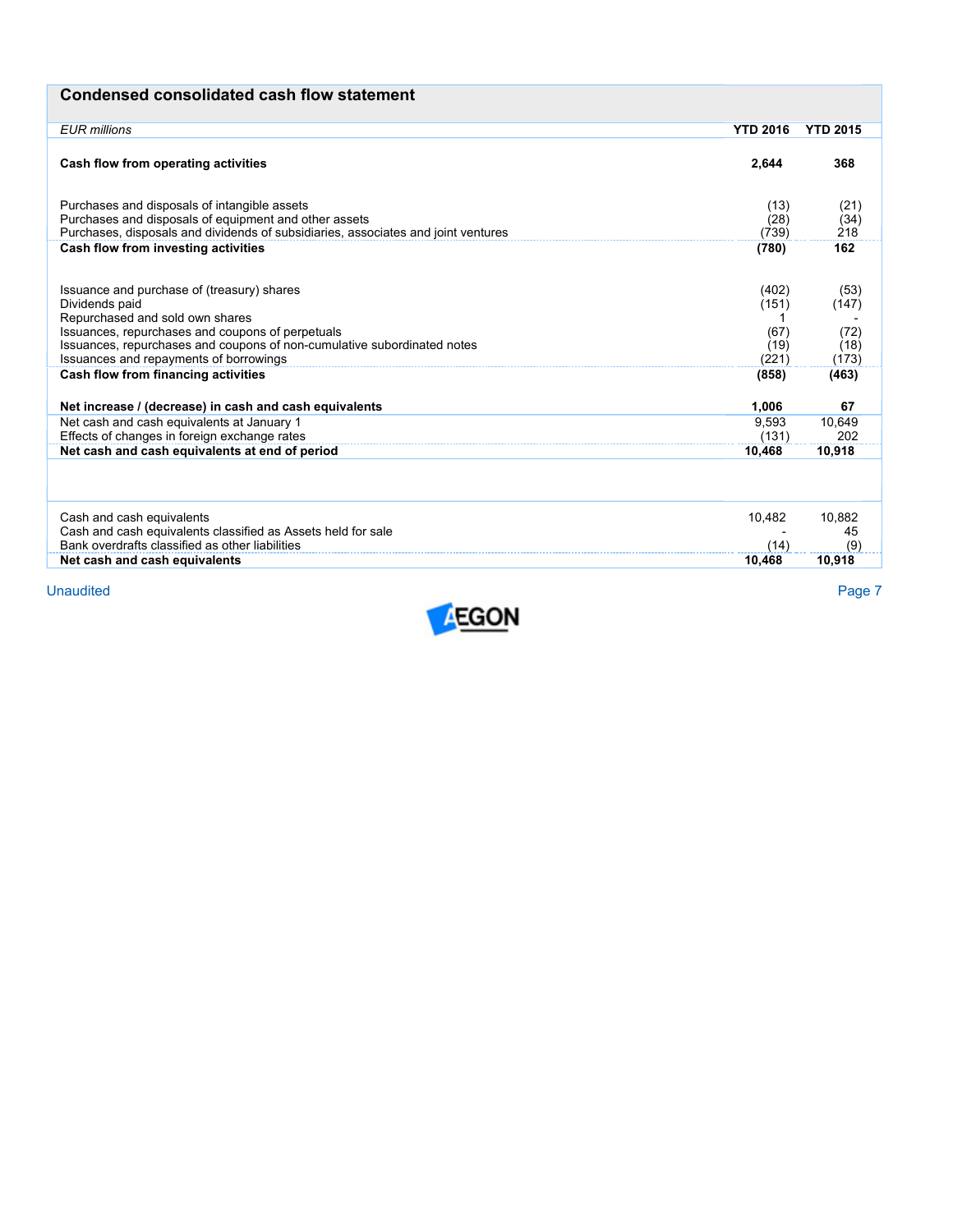## Condensed consolidated cash flow statement

| *EUR millions* | YTD 2016 | YTD 2015 |
|---|---|---|
| **Cash flow from operating activities** | **2,644** | **368** |
| | | |
| Purchases and disposals of intangible assets | (13) | (21) |
| Purchases and disposals of equipment and other assets | (28) | (34) |
| Purchases, disposals and dividends of subsidiaries, associates and joint ventures | (739) | 218 |
| **Cash flow from investing activities** | **(780)** | **162** |
| | | |
| Issuance and purchase of (treasury) shares | (402) | (53) |
| Dividends paid | (151) | (147) |
| Repurchased and sold own shares | 1 | - |
| Issuances, repurchases and coupons of perpetuals | (67) | (72) |
| Issuances, repurchases and coupons of non-cumulative subordinated notes | (19) | (18) |
| Issuances and repayments of borrowings | (221) | (173) |
| **Cash flow from financing activities** | **(858)** | **(463)** |
| | | |
| **Net increase / (decrease) in cash and cash equivalents** | **1,006** | **67** |
| Net cash and cash equivalents at January 1 | 9,593 | 10,649 |
| Effects of changes in foreign exchange rates | (131) | 202 |
| **Net cash and cash equivalents at end of period** | **10,468** | **10,918** |

| | | |
|---|---|---|
| Cash and cash equivalents | 10,482 | 10,882 |
| Cash and cash equivalents classified as Assets held for sale | - | 45 |
| Bank overdrafts classified as other liabilities | (14) | (9) |
| **Net cash and cash equivalents** | **10,468** | **10,918** |

Unaudited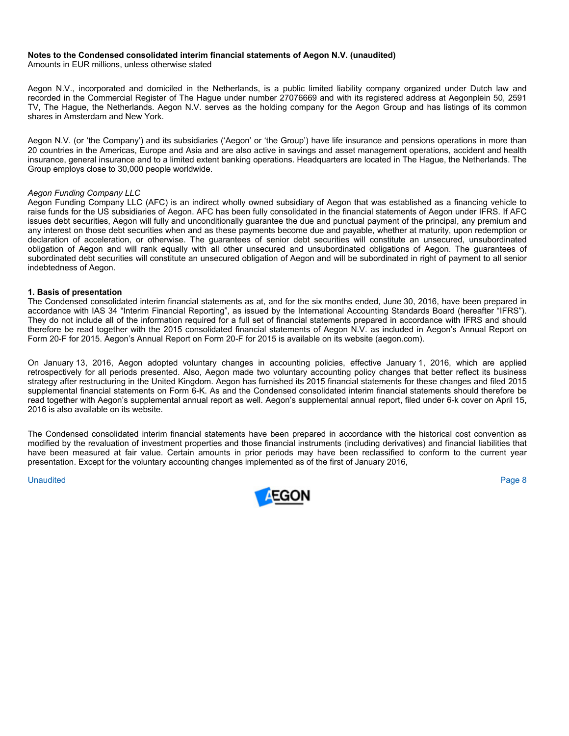**Notes to the Condensed consolidated interim financial statements of Aegon N.V. (unaudited)**
Amounts in EUR millions, unless otherwise stated

Aegon N.V., incorporated and domiciled in the Netherlands, is a public limited liability company organized under Dutch law and recorded in the Commercial Register of The Hague under number 27076669 and with its registered address at Aegonplein 50, 2591 TV, The Hague, the Netherlands. Aegon N.V. serves as the holding company for the Aegon Group and has listings of its common shares in Amsterdam and New York.

Aegon N.V. (or 'the Company') and its subsidiaries ('Aegon' or 'the Group') have life insurance and pensions operations in more than 20 countries in the Americas, Europe and Asia and are also active in savings and asset management operations, accident and health insurance, general insurance and to a limited extent banking operations. Headquarters are located in The Hague, the Netherlands. The Group employs close to 30,000 people worldwide.

*Aegon Funding Company LLC*
Aegon Funding Company LLC (AFC) is an indirect wholly owned subsidiary of Aegon that was established as a financing vehicle to raise funds for the US subsidiaries of Aegon. AFC has been fully consolidated in the financial statements of Aegon under IFRS. If AFC issues debt securities, Aegon will fully and unconditionally guarantee the due and punctual payment of the principal, any premium and any interest on those debt securities when and as these payments become due and payable, whether at maturity, upon redemption or declaration of acceleration, or otherwise. The guarantees of senior debt securities will constitute an unsecured, unsubordinated obligation of Aegon and will rank equally with all other unsecured and unsubordinated obligations of Aegon. The guarantees of subordinated debt securities will constitute an unsecured obligation of Aegon and will be subordinated in right of payment to all senior indebtedness of Aegon.

**1. Basis of presentation**
The Condensed consolidated interim financial statements as at, and for the six months ended, June 30, 2016, have been prepared in accordance with IAS 34 "Interim Financial Reporting", as issued by the International Accounting Standards Board (hereafter "IFRS"). They do not include all of the information required for a full set of financial statements prepared in accordance with IFRS and should therefore be read together with the 2015 consolidated financial statements of Aegon N.V. as included in Aegon's Annual Report on Form 20-F for 2015. Aegon's Annual Report on Form 20-F for 2015 is available on its website (aegon.com).

On January 13, 2016, Aegon adopted voluntary changes in accounting policies, effective January 1, 2016, which are applied retrospectively for all periods presented. Also, Aegon made two voluntary accounting policy changes that better reflect its business strategy after restructuring in the United Kingdom. Aegon has furnished its 2015 financial statements for these changes and filed 2015 supplemental financial statements on Form 6-K. As and the Condensed consolidated interim financial statements should therefore be read together with Aegon's supplemental annual report as well. Aegon's supplemental annual report, filed under 6-k cover on April 15, 2016 is also available on its website.

The Condensed consolidated interim financial statements have been prepared in accordance with the historical cost convention as modified by the revaluation of investment properties and those financial instruments (including derivatives) and financial liabilities that have been measured at fair value. Certain amounts in prior periods may have been reclassified to conform to the current year presentation. Except for the voluntary accounting changes implemented as of the first of January 2016,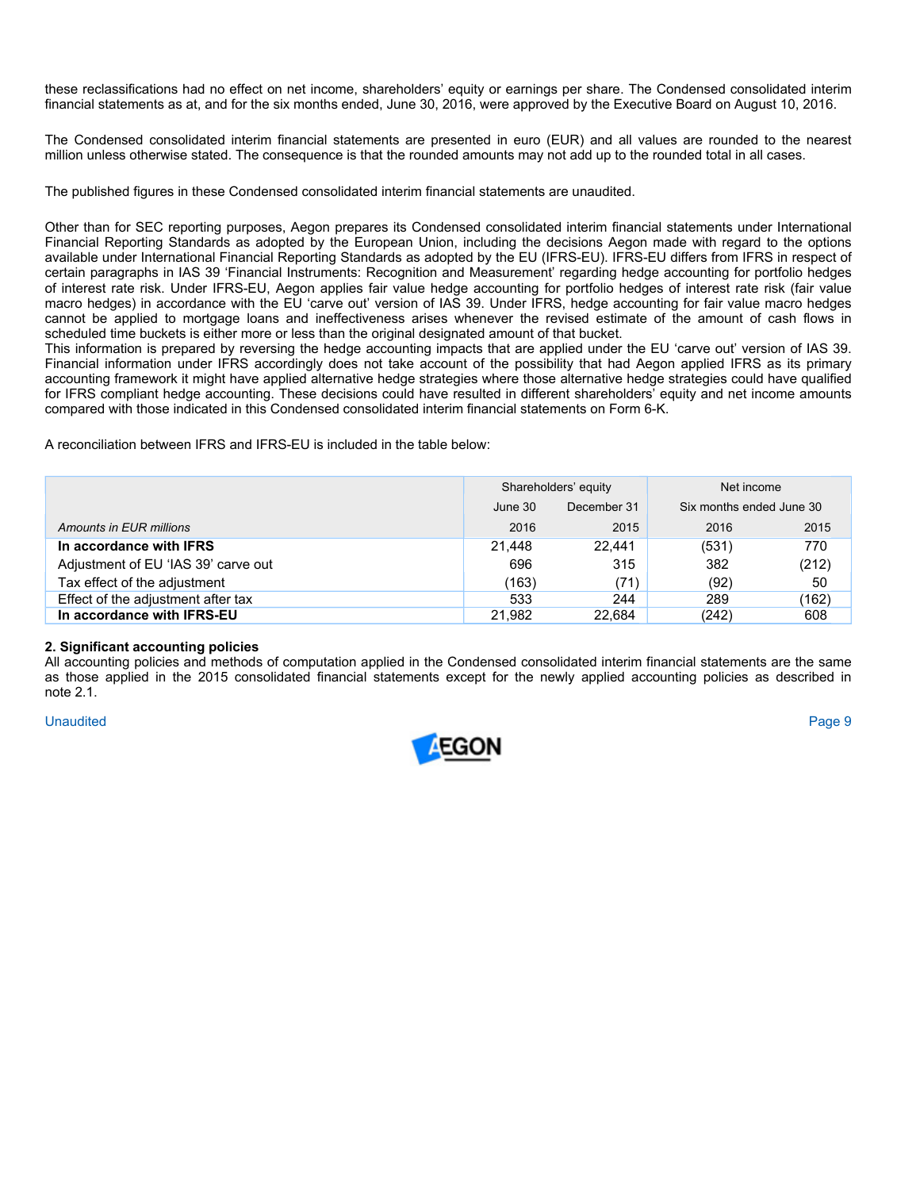these reclassifications had no effect on net income, shareholders' equity or earnings per share. The Condensed consolidated interim financial statements as at, and for the six months ended, June 30, 2016, were approved by the Executive Board on August 10, 2016.

The Condensed consolidated interim financial statements are presented in euro (EUR) and all values are rounded to the nearest million unless otherwise stated. The consequence is that the rounded amounts may not add up to the rounded total in all cases.

The published figures in these Condensed consolidated interim financial statements are unaudited.

Other than for SEC reporting purposes, Aegon prepares its Condensed consolidated interim financial statements under International Financial Reporting Standards as adopted by the European Union, including the decisions Aegon made with regard to the options available under International Financial Reporting Standards as adopted by the EU (IFRS-EU). IFRS-EU differs from IFRS in respect of certain paragraphs in IAS 39 'Financial Instruments: Recognition and Measurement' regarding hedge accounting for portfolio hedges of interest rate risk. Under IFRS-EU, Aegon applies fair value hedge accounting for portfolio hedges of interest rate risk (fair value macro hedges) in accordance with the EU 'carve out' version of IAS 39. Under IFRS, hedge accounting for fair value macro hedges cannot be applied to mortgage loans and ineffectiveness arises whenever the revised estimate of the amount of cash flows in scheduled time buckets is either more or less than the original designated amount of that bucket.
This information is prepared by reversing the hedge accounting impacts that are applied under the EU 'carve out' version of IAS 39. Financial information under IFRS accordingly does not take account of the possibility that had Aegon applied IFRS as its primary accounting framework it might have applied alternative hedge strategies where those alternative hedge strategies could have qualified for IFRS compliant hedge accounting. These decisions could have resulted in different shareholders' equity and net income amounts compared with those indicated in this Condensed consolidated interim financial statements on Form 6-K.

A reconciliation between IFRS and IFRS-EU is included in the table below:

| | Shareholders' equity | | Net income | |
|---|---|---|---|---|
| | June 30 | December 31 | Six months ended June 30 | |
| *Amounts in EUR millions* | 2016 | 2015 | 2016 | 2015 |
| **In accordance with IFRS** | 21,448 | 22,441 | (531) | 770 |
| Adjustment of EU 'IAS 39' carve out | 696 | 315 | 382 | (212) |
| Tax effect of the adjustment | (163) | (71) | (92) | 50 |
| Effect of the adjustment after tax | 533 | 244 | 289 | (162) |
| **In accordance with IFRS-EU** | 21,982 | 22,684 | (242) | 608 |

**2. Significant accounting policies**
All accounting policies and methods of computation applied in the Condensed consolidated interim financial statements are the same as those applied in the 2015 consolidated financial statements except for the newly applied accounting policies as described in note 2.1.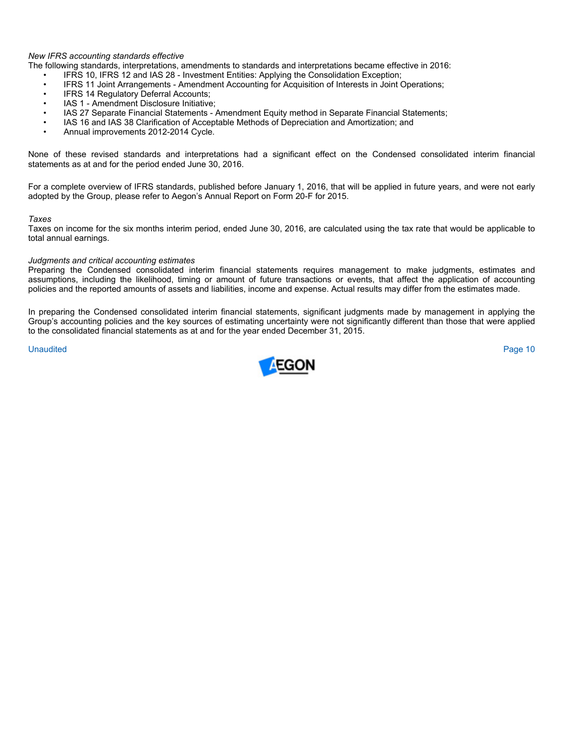*New IFRS accounting standards effective*

The following standards, interpretations, amendments to standards and interpretations became effective in 2016:

- IFRS 10, IFRS 12 and IAS 28 - Investment Entities: Applying the Consolidation Exception;
- IFRS 11 Joint Arrangements - Amendment Accounting for Acquisition of Interests in Joint Operations;
- IFRS 14 Regulatory Deferral Accounts;
- IAS 1 - Amendment Disclosure Initiative;
- IAS 27 Separate Financial Statements - Amendment Equity method in Separate Financial Statements;
- IAS 16 and IAS 38 Clarification of Acceptable Methods of Depreciation and Amortization; and
- Annual improvements 2012-2014 Cycle.

None of these revised standards and interpretations had a significant effect on the Condensed consolidated interim financial statements as at and for the period ended June 30, 2016.

For a complete overview of IFRS standards, published before January 1, 2016, that will be applied in future years, and were not early adopted by the Group, please refer to Aegon's Annual Report on Form 20-F for 2015.

*Taxes*

Taxes on income for the six months interim period, ended June 30, 2016, are calculated using the tax rate that would be applicable to total annual earnings.

*Judgments and critical accounting estimates*

Preparing the Condensed consolidated interim financial statements requires management to make judgments, estimates and assumptions, including the likelihood, timing or amount of future transactions or events, that affect the application of accounting policies and the reported amounts of assets and liabilities, income and expense. Actual results may differ from the estimates made.

In preparing the Condensed consolidated interim financial statements, significant judgments made by management in applying the Group's accounting policies and the key sources of estimating uncertainty were not significantly different than those that were applied to the consolidated financial statements as at and for the year ended December 31, 2015.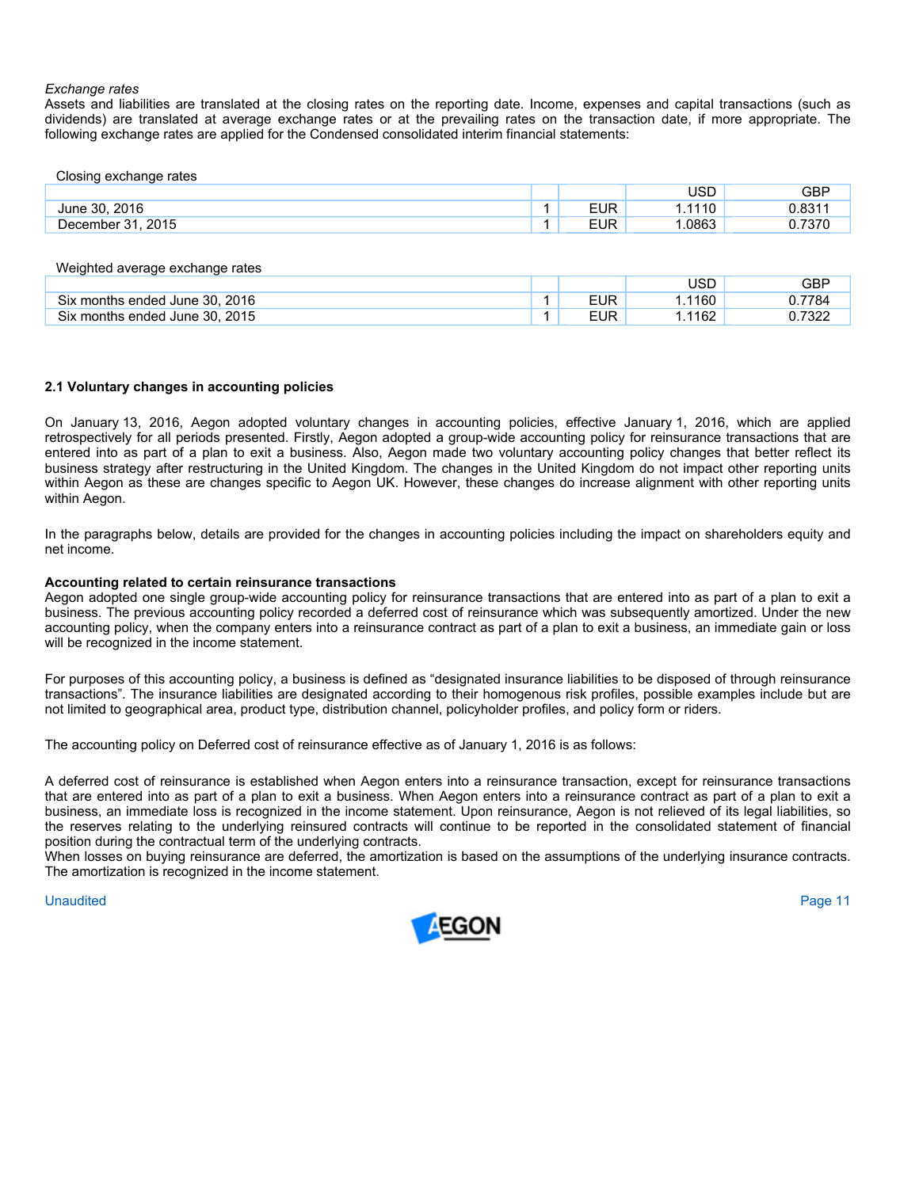*Exchange rates*
Assets and liabilities are translated at the closing rates on the reporting date. Income, expenses and capital transactions (such as dividends) are translated at average exchange rates or at the prevailing rates on the transaction date, if more appropriate. The following exchange rates are applied for the Condensed consolidated interim financial statements:

Closing exchange rates

| | | | USD | GBP |
|---|---|---|---|---|
| June 30, 2016 | 1 | EUR | 1.1110 | 0.8311 |
| December 31, 2015 | 1 | EUR | 1.0863 | 0.7370 |

Weighted average exchange rates

| | | | USD | GBP |
|---|---|---|---|---|
| Six months ended June 30, 2016 | 1 | EUR | 1.1160 | 0.7784 |
| Six months ended June 30, 2015 | 1 | EUR | 1.1162 | 0.7322 |

### 2.1 Voluntary changes in accounting policies

On January 13, 2016, Aegon adopted voluntary changes in accounting policies, effective January 1, 2016, which are applied retrospectively for all periods presented. Firstly, Aegon adopted a group-wide accounting policy for reinsurance transactions that are entered into as part of a plan to exit a business. Also, Aegon made two voluntary accounting policy changes that better reflect its business strategy after restructuring in the United Kingdom. The changes in the United Kingdom do not impact other reporting units within Aegon as these are changes specific to Aegon UK. However, these changes do increase alignment with other reporting units within Aegon.

In the paragraphs below, details are provided for the changes in accounting policies including the impact on shareholders equity and net income.

**Accounting related to certain reinsurance transactions**
Aegon adopted one single group-wide accounting policy for reinsurance transactions that are entered into as part of a plan to exit a business. The previous accounting policy recorded a deferred cost of reinsurance which was subsequently amortized. Under the new accounting policy, when the company enters into a reinsurance contract as part of a plan to exit a business, an immediate gain or loss will be recognized in the income statement.

For purposes of this accounting policy, a business is defined as "designated insurance liabilities to be disposed of through reinsurance transactions". The insurance liabilities are designated according to their homogenous risk profiles, possible examples include but are not limited to geographical area, product type, distribution channel, policyholder profiles, and policy form or riders.

The accounting policy on Deferred cost of reinsurance effective as of January 1, 2016 is as follows:

A deferred cost of reinsurance is established when Aegon enters into a reinsurance transaction, except for reinsurance transactions that are entered into as part of a plan to exit a business. When Aegon enters into a reinsurance contract as part of a plan to exit a business, an immediate loss is recognized in the income statement. Upon reinsurance, Aegon is not relieved of its legal liabilities, so the reserves relating to the underlying reinsured contracts will continue to be reported in the consolidated statement of financial position during the contractual term of the underlying contracts.
When losses on buying reinsurance are deferred, the amortization is based on the assumptions of the underlying insurance contracts. The amortization is recognized in the income statement.

Unaudited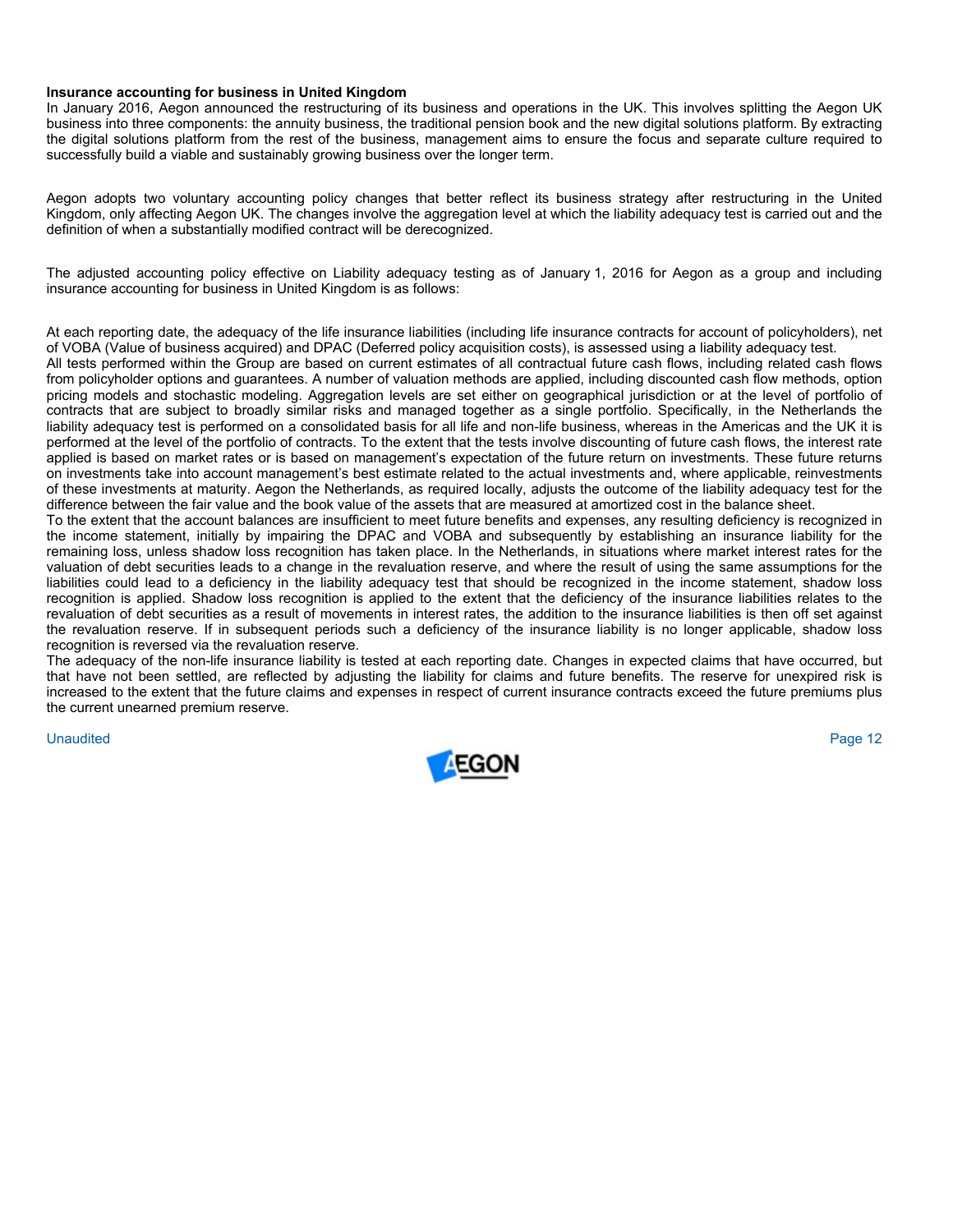**Insurance accounting for business in United Kingdom**

In January 2016, Aegon announced the restructuring of its business and operations in the UK. This involves splitting the Aegon UK business into three components: the annuity business, the traditional pension book and the new digital solutions platform. By extracting the digital solutions platform from the rest of the business, management aims to ensure the focus and separate culture required to successfully build a viable and sustainably growing business over the longer term.

Aegon adopts two voluntary accounting policy changes that better reflect its business strategy after restructuring in the United Kingdom, only affecting Aegon UK. The changes involve the aggregation level at which the liability adequacy test is carried out and the definition of when a substantially modified contract will be derecognized.

The adjusted accounting policy effective on Liability adequacy testing as of January 1, 2016 for Aegon as a group and including insurance accounting for business in United Kingdom is as follows:

At each reporting date, the adequacy of the life insurance liabilities (including life insurance contracts for account of policyholders), net of VOBA (Value of business acquired) and DPAC (Deferred policy acquisition costs), is assessed using a liability adequacy test.

All tests performed within the Group are based on current estimates of all contractual future cash flows, including related cash flows from policyholder options and guarantees. A number of valuation methods are applied, including discounted cash flow methods, option pricing models and stochastic modeling. Aggregation levels are set either on geographical jurisdiction or at the level of portfolio of contracts that are subject to broadly similar risks and managed together as a single portfolio. Specifically, in the Netherlands the liability adequacy test is performed on a consolidated basis for all life and non-life business, whereas in the Americas and the UK it is performed at the level of the portfolio of contracts. To the extent that the tests involve discounting of future cash flows, the interest rate applied is based on market rates or is based on management's expectation of the future return on investments. These future returns on investments take into account management's best estimate related to the actual investments and, where applicable, reinvestments of these investments at maturity. Aegon the Netherlands, as required locally, adjusts the outcome of the liability adequacy test for the difference between the fair value and the book value of the assets that are measured at amortized cost in the balance sheet.

To the extent that the account balances are insufficient to meet future benefits and expenses, any resulting deficiency is recognized in the income statement, initially by impairing the DPAC and VOBA and subsequently by establishing an insurance liability for the remaining loss, unless shadow loss recognition has taken place. In the Netherlands, in situations where market interest rates for the valuation of debt securities leads to a change in the revaluation reserve, and where the result of using the same assumptions for the liabilities could lead to a deficiency in the liability adequacy test that should be recognized in the income statement, shadow loss recognition is applied. Shadow loss recognition is applied to the extent that the deficiency of the insurance liabilities relates to the revaluation of debt securities as a result of movements in interest rates, the addition to the insurance liabilities is then off set against the revaluation reserve. If in subsequent periods such a deficiency of the insurance liability is no longer applicable, shadow loss recognition is reversed via the revaluation reserve.

The adequacy of the non-life insurance liability is tested at each reporting date. Changes in expected claims that have occurred, but that have not been settled, are reflected by adjusting the liability for claims and future benefits. The reserve for unexpired risk is increased to the extent that the future claims and expenses in respect of current insurance contracts exceed the future premiums plus the current unearned premium reserve.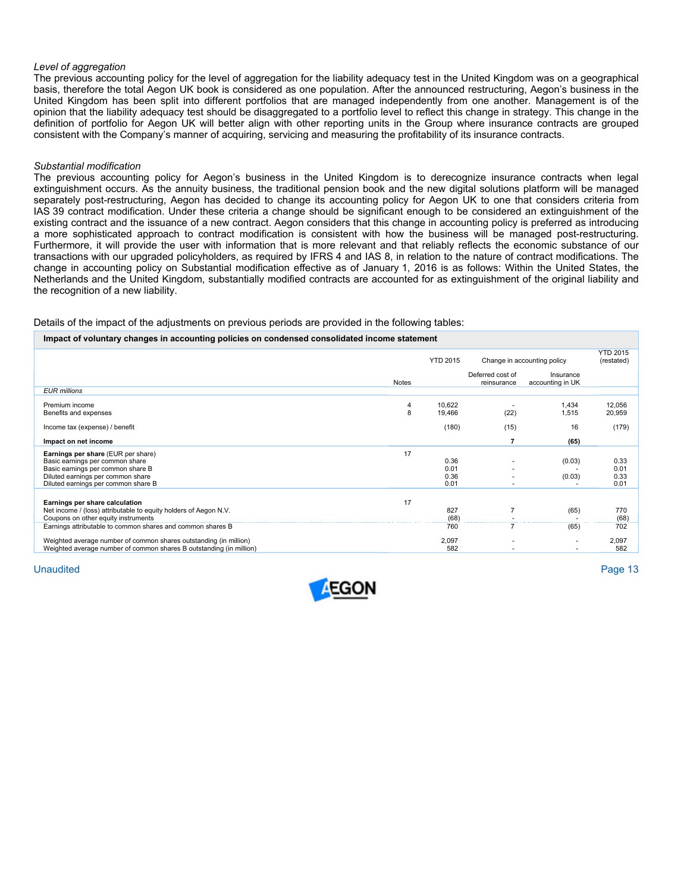*Level of aggregation*

The previous accounting policy for the level of aggregation for the liability adequacy test in the United Kingdom was on a geographical basis, therefore the total Aegon UK book is considered as one population. After the announced restructuring, Aegon's business in the United Kingdom has been split into different portfolios that are managed independently from one another. Management is of the opinion that the liability adequacy test should be disaggregated to a portfolio level to reflect this change in strategy. This change in the definition of portfolio for Aegon UK will better align with other reporting units in the Group where insurance contracts are grouped consistent with the Company's manner of acquiring, servicing and measuring the profitability of its insurance contracts.

*Substantial modification*

The previous accounting policy for Aegon's business in the United Kingdom is to derecognize insurance contracts when legal extinguishment occurs. As the annuity business, the traditional pension book and the new digital solutions platform will be managed separately post-restructuring, Aegon has decided to change its accounting policy for Aegon UK to one that considers criteria from IAS 39 contract modification. Under these criteria a change should be significant enough to be considered an extinguishment of the existing contract and the issuance of a new contract. Aegon considers that this change in accounting policy is preferred as introducing a more sophisticated approach to contract modification is consistent with how the business will be managed post-restructuring. Furthermore, it will provide the user with information that is more relevant and that reliably reflects the economic substance of our transactions with our upgraded policyholders, as required by IFRS 4 and IAS 8, in relation to the nature of contract modifications. The change in accounting policy on Substantial modification effective as of January 1, 2016 is as follows: Within the United States, the Netherlands and the United Kingdom, substantially modified contracts are accounted for as extinguishment of the original liability and the recognition of a new liability.

Details of the impact of the adjustments on previous periods are provided in the following tables:

**Impact of voluntary changes in accounting policies on condensed consolidated income statement**

| | | YTD 2015 | Change in accounting policy | | YTD 2015 (restated) |
|---|---|---|---|---|---|
| | Notes | | Deferred cost of reinsurance | Insurance accounting in UK | |
| *EUR millions* | | | | | |
| Premium income | 4 | 10,622 | - | 1,434 | 12,056 |
| Benefits and expenses | 8 | 19,466 | (22) | 1,515 | 20,959 |
| Income tax (expense) / benefit | | (180) | (15) | 16 | (179) |
| **Impact on net income** | | | **7** | **(65)** | |
| **Earnings per share** (EUR per share) | 17 | | | | |
| Basic earnings per common share | | 0.36 | - | (0.03) | 0.33 |
| Basic earnings per common share B | | 0.01 | - | - | 0.01 |
| Diluted earnings per common share | | 0.36 | - | (0.03) | 0.33 |
| Diluted earnings per common share B | | 0.01 | - | - | 0.01 |
| **Earnings per share calculation** | 17 | | | | |
| Net income / (loss) attributable to equity holders of Aegon N.V. | | 827 | 7 | (65) | 770 |
| Coupons on other equity instruments | | (68) | - | - | (68) |
| Earnings attributable to common shares and common shares B | | 760 | 7 | (65) | 702 |
| Weighted average number of common shares outstanding (in million) | | 2,097 | - | - | 2,097 |
| Weighted average number of common shares B outstanding (in million) | | 582 | - | - | 582 |

Unaudited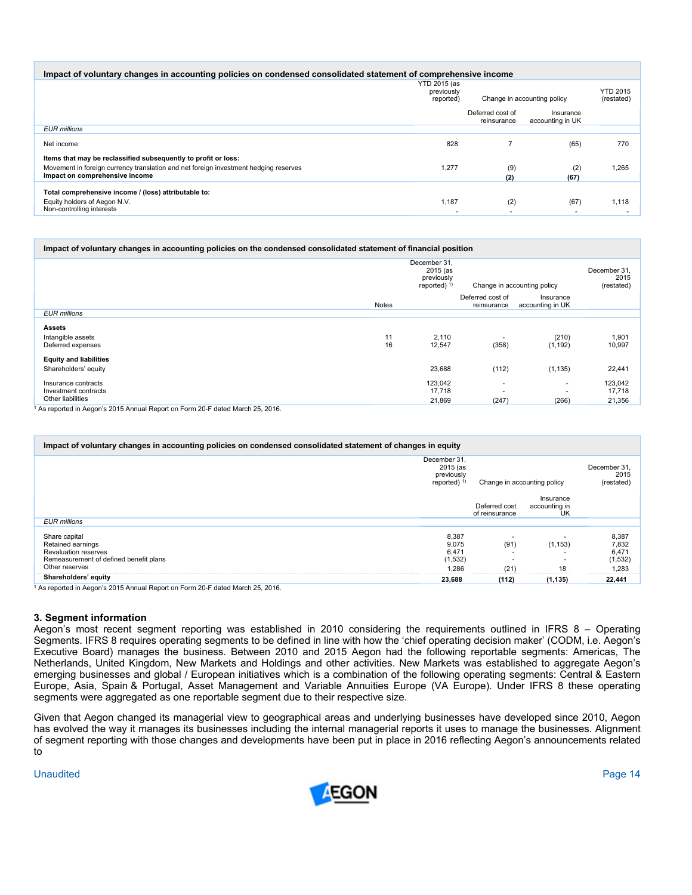| Impact of voluntary changes in accounting policies on condensed consolidated statement of comprehensive income | | | | |
|---|---|---|---|---|
| | YTD 2015 (as previously reported) | Change in accounting policy | | YTD 2015 (restated) |
| | | Deferred cost of reinsurance | Insurance accounting in UK | |
| *EUR millions* | | | | |
| Net income | 828 | 7 | (65) | 770 |
| **Items that may be reclassified subsequently to profit or loss:** | | | | |
| Movement in foreign currency translation and net foreign investment hedging reserves | 1,277 | (9) | (2) | 1,265 |
| **Impact on comprehensive income** | | **(2)** | **(67)** | |
| **Total comprehensive income / (loss) attributable to:** | | | | |
| Equity holders of Aegon N.V. | 1,187 | (2) | (67) | 1,118 |
| Non-controlling interests | - | - | - | - |

| Impact of voluntary changes in accounting policies on the condensed consolidated statement of financial position | | | | | |
|---|---|---|---|---|---|
| | | December 31, 2015 (as previously reported) [1] | Change in accounting policy | | December 31, 2015 (restated) |
| | Notes | | Deferred cost of reinsurance | Insurance accounting in UK | |
| *EUR millions* | | | | | |
| **Assets** | | | | | |
| Intangible assets | 11 | 2,110 | - | (210) | 1,901 |
| Deferred expenses | 16 | 12,547 | (358) | (1,192) | 10,997 |
| **Equity and liabilities** | | | | | |
| Shareholders' equity | | 23,688 | (112) | (1,135) | 22,441 |
| Insurance contracts | | 123,042 | - | - | 123,042 |
| Investment contracts | | 17,718 | - | - | 17,718 |
| Other liabilities | | 21,869 | (247) | (266) | 21,356 |

[1] As reported in Aegon's 2015 Annual Report on Form 20-F dated March 25, 2016.

| Impact of voluntary changes in accounting policies on condensed consolidated statement of changes in equity | | | | |
|---|---|---|---|---|
| | December 31, 2015 (as previously reported) [1] | Change in accounting policy | | December 31, 2015 (restated) |
| | | Deferred cost of reinsurance | Insurance accounting in UK | |
| *EUR millions* | | | | |
| Share capital | 8,387 | - | - | 8,387 |
| Retained earnings | 9,075 | (91) | (1,153) | 7,832 |
| Revaluation reserves | 6,471 | - | - | 6,471 |
| Remeasurement of defined benefit plans | (1,532) | - | - | (1,532) |
| Other reserves | 1,286 | (21) | 18 | 1,283 |
| **Shareholders' equity** | **23,688** | **(112)** | **(1,135)** | **22,441** |

[1] As reported in Aegon's 2015 Annual Report on Form 20-F dated March 25, 2016.

## 3. Segment information

Aegon's most recent segment reporting was established in 2010 considering the requirements outlined in IFRS 8 – Operating Segments. IFRS 8 requires operating segments to be defined in line with how the 'chief operating decision maker' (CODM, i.e. Aegon's Executive Board) manages the business. Between 2010 and 2015 Aegon had the following reportable segments: Americas, The Netherlands, United Kingdom, New Markets and Holdings and other activities. New Markets was established to aggregate Aegon's emerging businesses and global / European initiatives which is a combination of the following operating segments: Central & Eastern Europe, Asia, Spain & Portugal, Asset Management and Variable Annuities Europe (VA Europe). Under IFRS 8 these operating segments were aggregated as one reportable segment due to their respective size.

Given that Aegon changed its managerial view to geographical areas and underlying businesses have developed since 2010, Aegon has evolved the way it manages its businesses including the internal managerial reports it uses to manage the businesses. Alignment of segment reporting with those changes and developments have been put in place in 2016 reflecting Aegon's announcements related to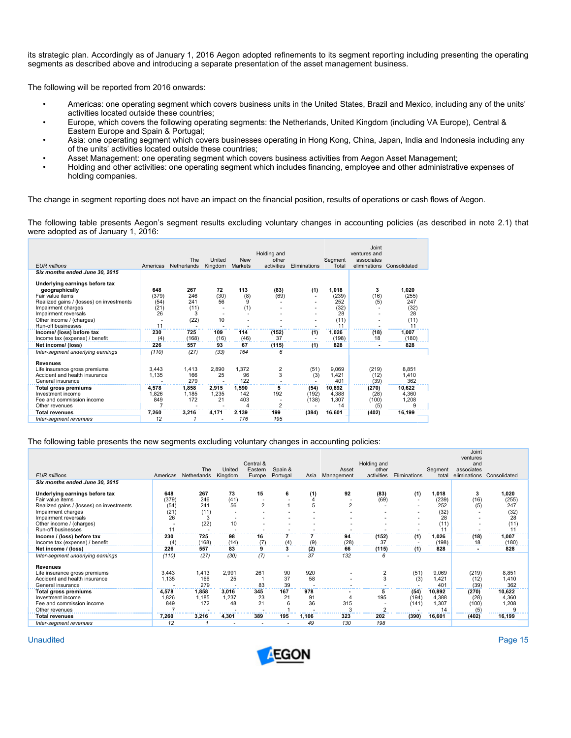its strategic plan. Accordingly as of January 1, 2016 Aegon adopted refinements to its segment reporting including presenting the operating segments as described above and introducing a separate presentation of the asset management business.

The following will be reported from 2016 onwards:

- Americas: one operating segment which covers business units in the United States, Brazil and Mexico, including any of the units' activities located outside these countries;
- Europe, which covers the following operating segments: the Netherlands, United Kingdom (including VA Europe), Central & Eastern Europe and Spain & Portugal;
- Asia: one operating segment which covers businesses operating in Hong Kong, China, Japan, India and Indonesia including any of the units' activities located outside these countries;
- Asset Management: one operating segment which covers business activities from Aegon Asset Management;
- Holding and other activities: one operating segment which includes financing, employee and other administrative expenses of holding companies.

The change in segment reporting does not have an impact on the financial position, results of operations or cash flows of Aegon.

The following table presents Aegon's segment results excluding voluntary changes in accounting policies (as described in note 2.1) that were adopted as of January 1, 2016:

| EUR millions | Americas | The Netherlands | United Kingdom | New Markets | Holding and other activities | Eliminations | Segment Total | Joint ventures and associates eliminations | Consolidated |
|---|---|---|---|---|---|---|---|---|---|
| ***Six months ended June 30, 2015*** | | | | | | | | | |
| **Underlying earnings before tax geographically** | **648** | **267** | **72** | **113** | **(83)** | **(1)** | **1,018** | **3** | **1,020** |
| Fair value items | (379) | 246 | (30) | (8) | (69) | - | (239) | (16) | (255) |
| Realized gains / (losses) on investments | (54) | 241 | 56 | 9 | - | - | 252 | (5) | 247 |
| Impairment charges | (21) | (11) | - | (1) | - | - | (32) | - | (32) |
| Impairment reversals | 26 | 3 | - | - | - | - | 28 | - | 28 |
| Other income / (charges) | - | (22) | 10 | - | - | - | (11) | - | (11) |
| Run-off businesses | 11 | - | - | - | - | - | 11 | - | 11 |
| **Income/ (loss) before tax** | **230** | **725** | **109** | **114** | **(152)** | **(1)** | **1,026** | **(18)** | **1,007** |
| Income tax (expense) / benefit | (4) | (168) | (16) | (46) | 37 | - | (198) | 18 | (180) |
| **Net income/ (loss)** | **226** | **557** | **93** | **67** | **(115)** | **(1)** | **828** | **-** | **828** |
| *Inter-segment underlying earnings* | *(110)* | *(27)* | *(33)* | *164* | *6* | | | | |
| **Revenues** | | | | | | | | | |
| Life insurance gross premiums | 3,443 | 1,413 | 2,890 | 1,372 | 2 | (51) | 9,069 | (219) | 8,851 |
| Accident and health insurance | 1,135 | 166 | 25 | 96 | 3 | (3) | 1,421 | (12) | 1,410 |
| General insurance | - | 279 | - | 122 | - | - | 401 | (39) | 362 |
| **Total gross premiums** | **4,578** | **1,858** | **2,915** | **1,590** | **5** | **(54)** | **10,892** | **(270)** | **10,622** |
| Investment income | 1,826 | 1,185 | 1,235 | 142 | 192 | (192) | 4,388 | (28) | 4,360 |
| Fee and commission income | 849 | 172 | 21 | 403 | - | (138) | 1,307 | (100) | 1,208 |
| Other revenues | 7 | - | - | 4 | 2 | - | 14 | (5) | 9 |
| **Total revenues** | **7,260** | **3,216** | **4,171** | **2,139** | **199** | **(384)** | **16,601** | **(402)** | **16,199** |
| *Inter-segment revenues* | *12* | *1* | *-* | *176* | *195* | | | | |

The following table presents the new segments excluding voluntary changes in accounting policies:

| EUR millions | Americas | The Netherlands | United Kingdom | Central & Eastern Europe | Spain & Portugal | Asia | Asset Management | Holding and other activities | Eliminations | Segment total | Joint ventures and associates eliminations | Consolidated |
|---|---|---|---|---|---|---|---|---|---|---|---|---|
| ***Six months ended June 30, 2015*** | | | | | | | | | | | | |
| **Underlying earnings before tax** | **648** | **267** | **73** | **15** | **6** | **(1)** | **92** | **(83)** | **(1)** | **1,018** | **3** | **1,020** |
| Fair value items | (379) | 246 | (41) | - | - | 4 | - | (69) | - | (239) | (16) | (255) |
| Realized gains / (losses) on investments | (54) | 241 | 56 | 2 | 1 | 5 | 2 | - | - | 252 | (5) | 247 |
| Impairment charges | (21) | (11) | - | - | - | - | - | - | - | (32) | - | (32) |
| Impairment reversals | 26 | 3 | - | - | - | - | - | - | - | 28 | - | 28 |
| Other income / (charges) | - | (22) | 10 | - | - | - | - | - | - | (11) | - | (11) |
| Run-off businesses | 11 | - | - | - | - | - | - | - | - | 11 | - | 11 |
| **Income / (loss) before tax** | **230** | **725** | **98** | **16** | **7** | **7** | **94** | **(152)** | **(1)** | **1,026** | **(18)** | **1,007** |
| Income tax (expense) / benefit | (4) | (168) | (14) | (7) | (4) | (9) | (28) | 37 | - | (198) | 18 | (180) |
| **Net income / (loss)** | **226** | **557** | **83** | **9** | **3** | **(2)** | **66** | **(115)** | **(1)** | **828** | **-** | **828** |
| *Inter-segment underlying earnings* | *(110)* | *(27)* | *(30)* | *(7)* | *-* | *37* | *132* | *6* | | | | |
| **Revenues** | | | | | | | | | | | | |
| Life insurance gross premiums | 3,443 | 1,413 | 2,991 | 261 | 90 | 920 | - | 2 | (51) | 9,069 | (219) | 8,851 |
| Accident and health insurance | 1,135 | 166 | 25 | 1 | 37 | 58 | - | 3 | (3) | 1,421 | (12) | 1,410 |
| General insurance | - | 279 | - | 83 | 39 | - | - | - | - | 401 | (39) | 362 |
| **Total gross premiums** | **4,578** | **1,858** | **3,016** | **345** | **167** | **978** | **-** | **5** | **(54)** | **10,892** | **(270)** | **10,622** |
| Investment income | 1,826 | 1,185 | 1,237 | 23 | 21 | 91 | 4 | 195 | (194) | 4,388 | (28) | 4,360 |
| Fee and commission income | 849 | 172 | 48 | 21 | 6 | 36 | 315 | - | (141) | 1,307 | (100) | 1,208 |
| Other revenues | 7 | - | - | - | 1 | - | 3 | 2 | - | 14 | (5) | 9 |
| **Total revenues** | **7,260** | **3,216** | **4,301** | **389** | **195** | **1,106** | **323** | **202** | **(390)** | **16,601** | **(402)** | **16,199** |
| *Inter-segment revenues* | *12* | *1* | *-* | *-* | *-* | *49* | *130* | *198* | | | | |

Unaudited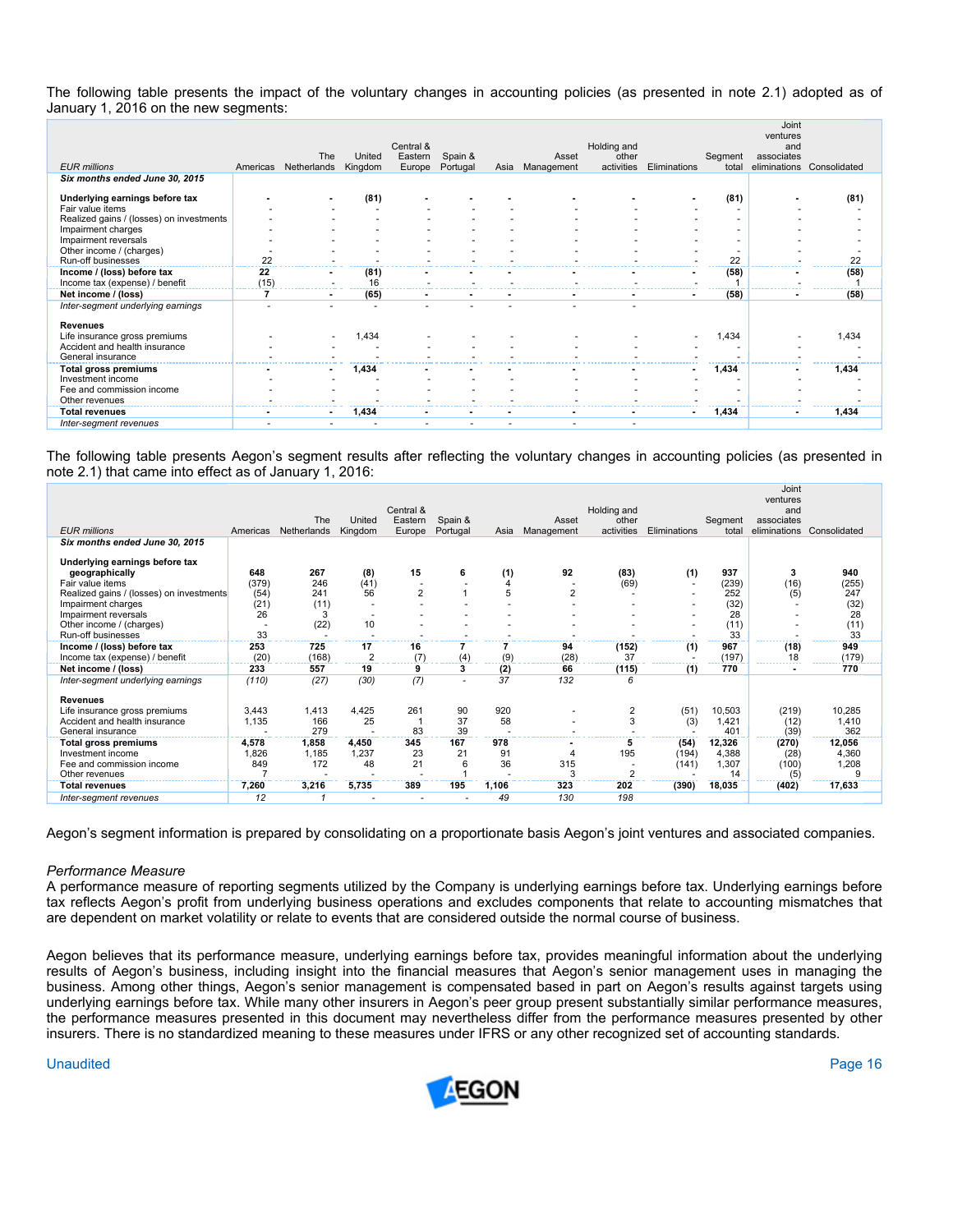The following table presents the impact of the voluntary changes in accounting policies (as presented in note 2.1) adopted as of January 1, 2016 on the new segments:

| EUR millions | Americas | The Netherlands | United Kingdom | Central & Eastern Europe | Spain & Portugal | Asia | Asset Management | Holding and other activities | Eliminations | Segment total | Joint ventures and associates eliminations | Consolidated |
|---|---|---|---|---|---|---|---|---|---|---|---|---|
| *Six months ended June 30, 2015* | | | | | | | | | | | | |
| **Underlying earnings before tax** | **-** | **-** | **(81)** | **-** | **-** | **-** | **-** | **-** | **-** | **(81)** | **-** | **(81)** |
| Fair value items | - | - | - | - | - | - | - | - | - | - | - | - |
| Realized gains / (losses) on investments | - | - | - | - | - | - | - | - | - | - | - | - |
| Impairment charges | - | - | - | - | - | - | - | - | - | - | - | - |
| Impairment reversals | - | - | - | - | - | - | - | - | - | - | - | - |
| Other income / (charges) | - | - | - | - | - | - | - | - | - | - | - | - |
| Run-off businesses | 22 | - | - | - | - | - | - | - | - | 22 | - | 22 |
| **Income / (loss) before tax** | **22** | **-** | **(81)** | **-** | **-** | **-** | **-** | **-** | **-** | **(58)** | **-** | **(58)** |
| Income tax (expense) / benefit | (15) | - | 16 | - | - | - | - | - | - | 1 | - | 1 |
| **Net income / (loss)** | **7** | **-** | **(65)** | **-** | **-** | **-** | **-** | **-** | **-** | **(58)** | **-** | **(58)** |
| *Inter-segment underlying earnings* | - | - | - | - | - | - | - | - | | | | |
| **Revenues** | | | | | | | | | | | | |
| Life insurance gross premiums | - | - | 1,434 | - | - | - | - | - | - | 1,434 | - | 1,434 |
| Accident and health insurance | - | - | - | - | - | - | - | - | - | - | - | - |
| General insurance | - | - | - | - | - | - | - | - | - | - | - | - |
| **Total gross premiums** | **-** | **-** | **1,434** | **-** | **-** | **-** | **-** | **-** | **-** | **1,434** | **-** | **1,434** |
| Investment income | - | - | - | - | - | - | - | - | - | - | - | - |
| Fee and commission income | - | - | - | - | - | - | - | - | - | - | - | - |
| Other revenues | - | - | - | - | - | - | - | - | - | - | - | - |
| **Total revenues** | **-** | **-** | **1,434** | **-** | **-** | **-** | **-** | **-** | **-** | **1,434** | **-** | **1,434** |
| *Inter-segment revenues* | - | - | - | - | - | - | - | - | | | | |

The following table presents Aegon's segment results after reflecting the voluntary changes in accounting policies (as presented in note 2.1) that came into effect as of January 1, 2016:

| EUR millions | Americas | The Netherlands | United Kingdom | Central & Eastern Europe | Spain & Portugal | Asia | Asset Management | Holding and other activities | Eliminations | Segment total | Joint ventures and associates eliminations | Consolidated |
|---|---|---|---|---|---|---|---|---|---|---|---|---|
| *Six months ended June 30, 2015* | | | | | | | | | | | | |
| **Underlying earnings before tax geographically** | **648** | **267** | **(8)** | **15** | **6** | **(1)** | **92** | **(83)** | **(1)** | **937** | **3** | **940** |
| Fair value items | (379) | 246 | (41) | - | - | 4 | - | (69) | - | (239) | (16) | (255) |
| Realized gains / (losses) on investments | (54) | 241 | 56 | 2 | 1 | 5 | 2 | - | - | 252 | (5) | 247 |
| Impairment charges | (21) | (11) | - | - | - | - | - | - | - | (32) | - | (32) |
| Impairment reversals | 26 | 3 | - | - | - | - | - | - | - | 28 | - | 28 |
| Other income / (charges) | - | (22) | 10 | - | - | - | - | - | - | (11) | - | (11) |
| Run-off businesses | 33 | - | - | - | - | - | - | - | - | 33 | - | 33 |
| **Income / (loss) before tax** | **253** | **725** | **17** | **16** | **7** | **7** | **94** | **(152)** | **(1)** | **967** | **(18)** | **949** |
| Income tax (expense) / benefit | (20) | (168) | 2 | (7) | (4) | (9) | (28) | 37 | - | (197) | 18 | (179) |
| **Net income / (loss)** | **233** | **557** | **19** | **9** | **3** | **(2)** | **66** | **(115)** | **(1)** | **770** | **-** | **770** |
| *Inter-segment underlying earnings* | *(110)* | *(27)* | *(30)* | *(7)* | *-* | *37* | *132* | *6* | | | | |
| **Revenues** | | | | | | | | | | | | |
| Life insurance gross premiums | 3,443 | 1,413 | 4,425 | 261 | 90 | 920 | - | 2 | (51) | 10,503 | (219) | 10,285 |
| Accident and health insurance | 1,135 | 166 | 25 | 1 | 37 | 58 | - | 3 | (3) | 1,421 | (12) | 1,410 |
| General insurance | - | 279 | - | 83 | 39 | - | - | - | - | 401 | (39) | 362 |
| **Total gross premiums** | **4,578** | **1,858** | **4,450** | **345** | **167** | **978** | **-** | **5** | **(54)** | **12,326** | **(270)** | **12,056** |
| Investment income | 1,826 | 1,185 | 1,237 | 23 | 21 | 91 | 4 | 195 | (194) | 4,388 | (28) | 4,360 |
| Fee and commission income | 849 | 172 | 48 | 21 | 6 | 36 | 315 | - | (141) | 1,307 | (100) | 1,208 |
| Other revenues | 7 | - | - | - | 1 | - | 3 | 2 | - | 14 | (5) | 9 |
| **Total revenues** | **7,260** | **3,216** | **5,735** | **389** | **195** | **1,106** | **323** | **202** | **(390)** | **18,035** | **(402)** | **17,633** |
| *Inter-segment revenues* | *12* | *1* | *-* | *-* | *-* | *49* | *130* | *198* | | | | |

Aegon's segment information is prepared by consolidating on a proportionate basis Aegon's joint ventures and associated companies.

*Performance Measure*

A performance measure of reporting segments utilized by the Company is underlying earnings before tax. Underlying earnings before tax reflects Aegon's profit from underlying business operations and excludes components that relate to accounting mismatches that are dependent on market volatility or relate to events that are considered outside the normal course of business.

Aegon believes that its performance measure, underlying earnings before tax, provides meaningful information about the underlying results of Aegon's business, including insight into the financial measures that Aegon's senior management uses in managing the business. Among other things, Aegon's senior management is compensated based in part on Aegon's results against targets using underlying earnings before tax. While many other insurers in Aegon's peer group present substantially similar performance measures, the performance measures presented in this document may nevertheless differ from the performance measures presented by other insurers. There is no standardized meaning to these measures under IFRS or any other recognized set of accounting standards.

Unaudited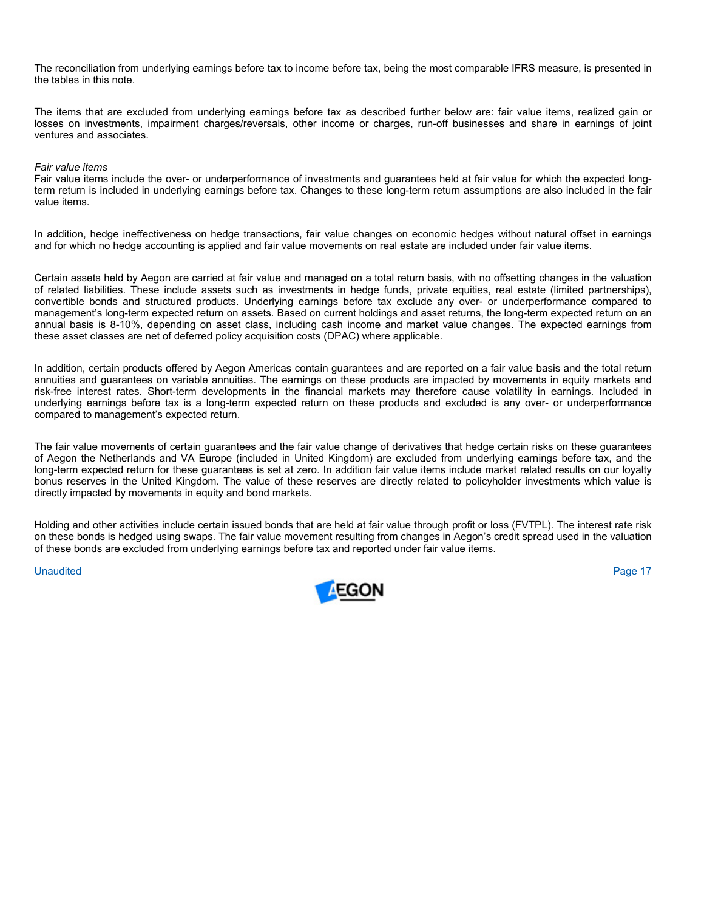The reconciliation from underlying earnings before tax to income before tax, being the most comparable IFRS measure, is presented in the tables in this note.

The items that are excluded from underlying earnings before tax as described further below are: fair value items, realized gain or losses on investments, impairment charges/reversals, other income or charges, run-off businesses and share in earnings of joint ventures and associates.

*Fair value items*

Fair value items include the over- or underperformance of investments and guarantees held at fair value for which the expected long-term return is included in underlying earnings before tax. Changes to these long-term return assumptions are also included in the fair value items.

In addition, hedge ineffectiveness on hedge transactions, fair value changes on economic hedges without natural offset in earnings and for which no hedge accounting is applied and fair value movements on real estate are included under fair value items.

Certain assets held by Aegon are carried at fair value and managed on a total return basis, with no offsetting changes in the valuation of related liabilities. These include assets such as investments in hedge funds, private equities, real estate (limited partnerships), convertible bonds and structured products. Underlying earnings before tax exclude any over- or underperformance compared to management's long-term expected return on assets. Based on current holdings and asset returns, the long-term expected return on an annual basis is 8-10%, depending on asset class, including cash income and market value changes. The expected earnings from these asset classes are net of deferred policy acquisition costs (DPAC) where applicable.

In addition, certain products offered by Aegon Americas contain guarantees and are reported on a fair value basis and the total return annuities and guarantees on variable annuities. The earnings on these products are impacted by movements in equity markets and risk-free interest rates. Short-term developments in the financial markets may therefore cause volatility in earnings. Included in underlying earnings before tax is a long-term expected return on these products and excluded is any over- or underperformance compared to management's expected return.

The fair value movements of certain guarantees and the fair value change of derivatives that hedge certain risks on these guarantees of Aegon the Netherlands and VA Europe (included in United Kingdom) are excluded from underlying earnings before tax, and the long-term expected return for these guarantees is set at zero. In addition fair value items include market related results on our loyalty bonus reserves in the United Kingdom. The value of these reserves are directly related to policyholder investments which value is directly impacted by movements in equity and bond markets.

Holding and other activities include certain issued bonds that are held at fair value through profit or loss (FVTPL). The interest rate risk on these bonds is hedged using swaps. The fair value movement resulting from changes in Aegon's credit spread used in the valuation of these bonds are excluded from underlying earnings before tax and reported under fair value items.

Unaudited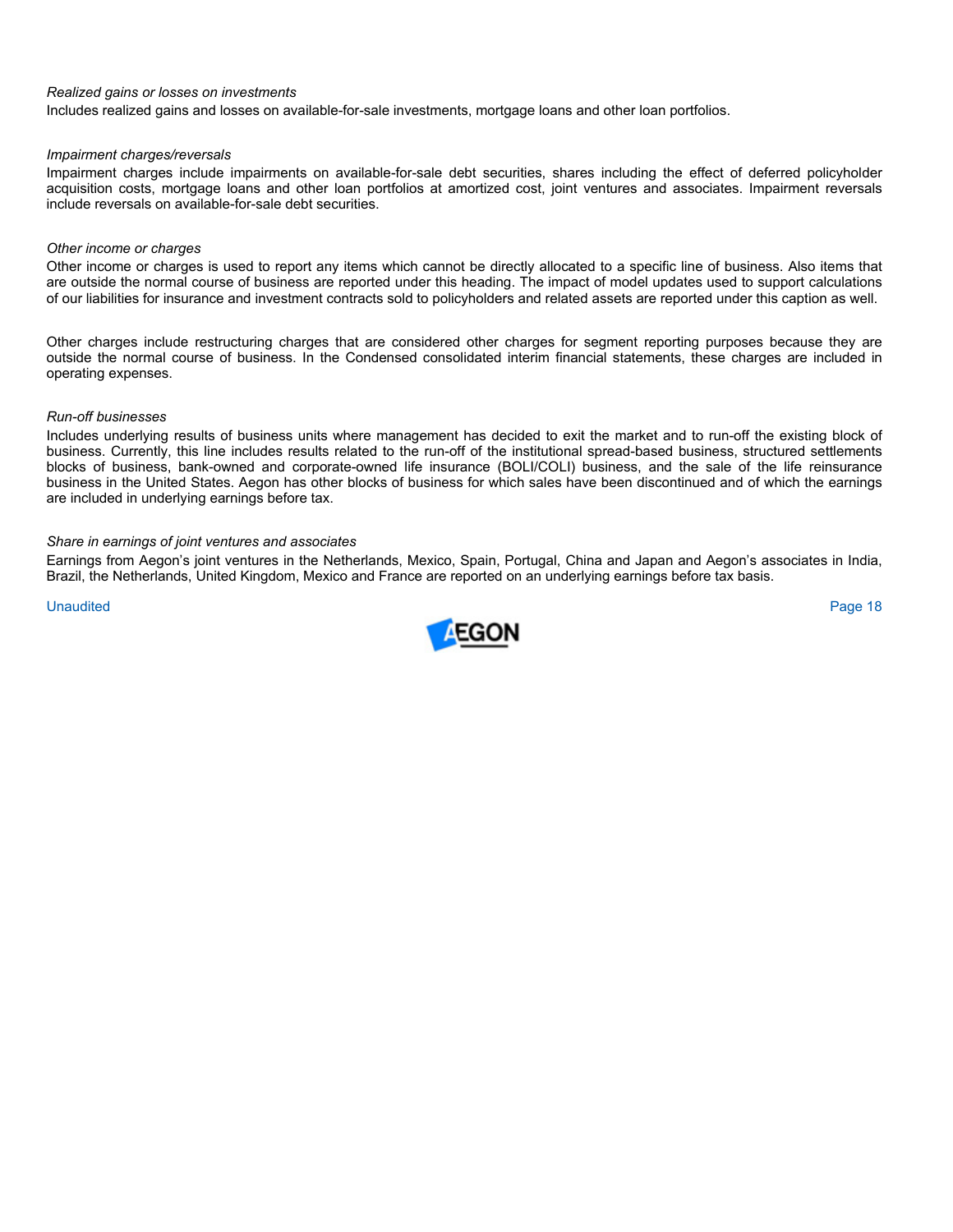*Realized gains or losses on investments*

Includes realized gains and losses on available-for-sale investments, mortgage loans and other loan portfolios.

*Impairment charges/reversals*

Impairment charges include impairments on available-for-sale debt securities, shares including the effect of deferred policyholder acquisition costs, mortgage loans and other loan portfolios at amortized cost, joint ventures and associates. Impairment reversals include reversals on available-for-sale debt securities.

*Other income or charges*

Other income or charges is used to report any items which cannot be directly allocated to a specific line of business. Also items that are outside the normal course of business are reported under this heading. The impact of model updates used to support calculations of our liabilities for insurance and investment contracts sold to policyholders and related assets are reported under this caption as well.

Other charges include restructuring charges that are considered other charges for segment reporting purposes because they are outside the normal course of business. In the Condensed consolidated interim financial statements, these charges are included in operating expenses.

*Run-off businesses*

Includes underlying results of business units where management has decided to exit the market and to run-off the existing block of business. Currently, this line includes results related to the run-off of the institutional spread-based business, structured settlements blocks of business, bank-owned and corporate-owned life insurance (BOLI/COLI) business, and the sale of the life reinsurance business in the United States. Aegon has other blocks of business for which sales have been discontinued and of which the earnings are included in underlying earnings before tax.

*Share in earnings of joint ventures and associates*

Earnings from Aegon's joint ventures in the Netherlands, Mexico, Spain, Portugal, China and Japan and Aegon's associates in India, Brazil, the Netherlands, United Kingdom, Mexico and France are reported on an underlying earnings before tax basis.

Unaudited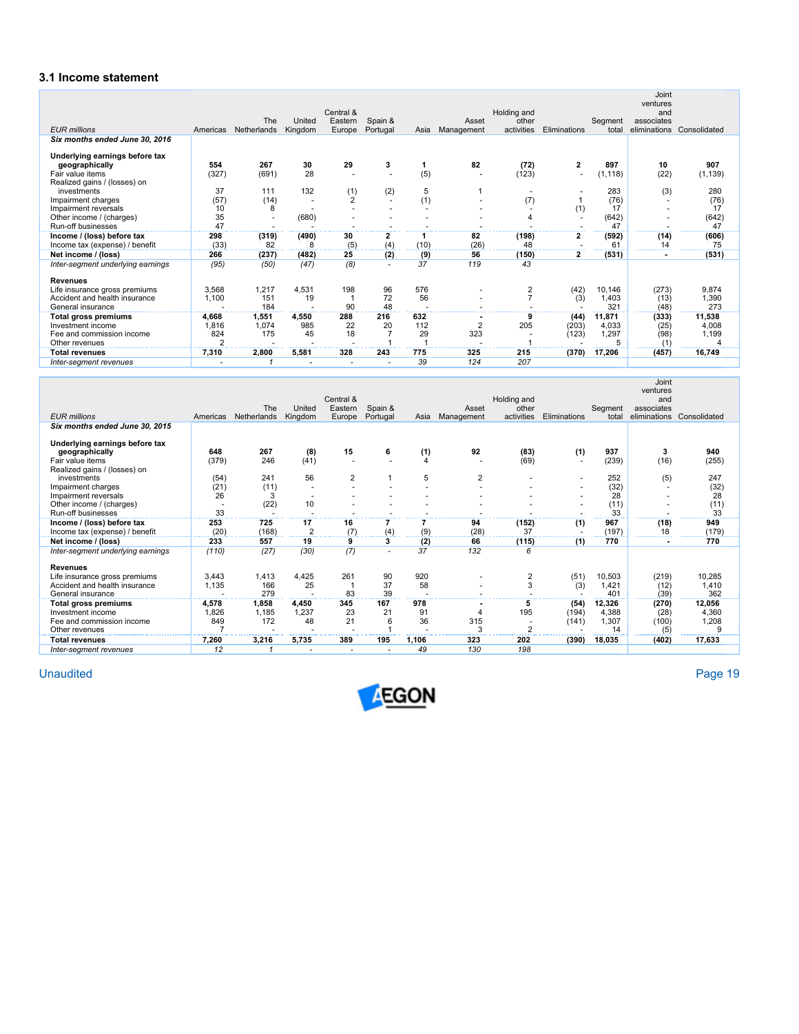### 3.1 Income statement

| EUR millions | Americas | The Netherlands | United Kingdom | Central & Eastern Europe | Spain & Portugal | Asia | Asset Management | Holding and other activities | Eliminations | Segment total | Joint ventures and associates eliminations | Consolidated |
|---|---|---|---|---|---|---|---|---|---|---|---|---|
| ***Six months ended June 30, 2016*** | | | | | | | | | | | | |
| **Underlying earnings before tax geographically** | **554** | **267** | **30** | **29** | **3** | **1** | **82** | **(72)** | **2** | **897** | **10** | **907** |
| Fair value items | (327) | (691) | 28 | - | - | (5) | - | (123) | - | (1,118) | (22) | (1,139) |
| Realized gains / (losses) on investments | 37 | 111 | 132 | (1) | (2) | 5 | 1 | - | - | 283 | (3) | 280 |
| Impairment charges | (57) | (14) | - | 2 | - | (1) | - | (7) | 1 | (76) | - | (76) |
| Impairment reversals | 10 | 8 | - | - | - | - | - | - | (1) | 17 | - | 17 |
| Other income / (charges) | 35 | - | (680) | - | - | - | - | 4 | - | (642) | - | (642) |
| Run-off businesses | 47 | - | - | - | - | - | - | - | - | 47 | - | 47 |
| **Income / (loss) before tax** | **298** | **(319)** | **(490)** | **30** | **2** | **1** | **82** | **(198)** | **2** | **(592)** | **(14)** | **(606)** |
| Income tax (expense) / benefit | (33) | 82 | 8 | (5) | (4) | (10) | (26) | 48 | - | 61 | 14 | 75 |
| **Net income / (loss)** | **266** | **(237)** | **(482)** | **25** | **(2)** | **(9)** | **56** | **(150)** | **2** | **(531)** | **-** | **(531)** |
| *Inter-segment underlying earnings* | *(95)* | *(50)* | *(47)* | *(8)* | *-* | *37* | *119* | *43* | | | | |
| **Revenues** | | | | | | | | | | | | |
| Life insurance gross premiums | 3,568 | 1,217 | 4,531 | 198 | 96 | 576 | - | 2 | (42) | 10,146 | (273) | 9,874 |
| Accident and health insurance | 1,100 | 151 | 19 | 1 | 72 | 56 | - | 7 | (3) | 1,403 | (13) | 1,390 |
| General insurance | - | 184 | - | 90 | 48 | - | - | - | - | 321 | (48) | 273 |
| **Total gross premiums** | **4,668** | **1,551** | **4,550** | **288** | **216** | **632** | **-** | **9** | **(44)** | **11,871** | **(333)** | **11,538** |
| Investment income | 1,816 | 1,074 | 985 | 22 | 20 | 112 | 2 | 205 | (203) | 4,033 | (25) | 4,008 |
| Fee and commission income | 824 | 175 | 45 | 18 | 7 | 29 | 323 | - | (123) | 1,297 | (98) | 1,199 |
| Other revenues | 2 | - | - | - | 1 | 1 | - | 1 | - | 5 | (1) | 4 |
| **Total revenues** | **7,310** | **2,800** | **5,581** | **328** | **243** | **775** | **325** | **215** | **(370)** | **17,206** | **(457)** | **16,749** |
| *Inter-segment revenues* | *-* | *1* | *-* | *-* | *-* | *39* | *124* | *207* | | | | |

| EUR millions | Americas | The Netherlands | United Kingdom | Central & Eastern Europe | Spain & Portugal | Asia | Asset Management | Holding and other activities | Eliminations | Segment total | Joint ventures and associates eliminations | Consolidated |
|---|---|---|---|---|---|---|---|---|---|---|---|---|
| ***Six months ended June 30, 2015*** | | | | | | | | | | | | |
| **Underlying earnings before tax geographically** | **648** | **267** | **(8)** | **15** | **6** | **(1)** | **92** | **(83)** | **(1)** | **937** | **3** | **940** |
| Fair value items | (379) | 246 | (41) | - | - | 4 | - | (69) | - | (239) | (16) | (255) |
| Realized gains / (losses) on investments | (54) | 241 | 56 | 2 | 1 | 5 | 2 | - | - | 252 | (5) | 247 |
| Impairment charges | (21) | (11) | - | - | - | - | - | - | - | (32) | - | (32) |
| Impairment reversals | 26 | 3 | - | - | - | - | - | - | - | 28 | - | 28 |
| Other income / (charges) | - | (22) | 10 | - | - | - | - | - | - | (11) | - | (11) |
| Run-off businesses | 33 | - | - | - | - | - | - | - | - | 33 | - | 33 |
| **Income / (loss) before tax** | **253** | **725** | **17** | **16** | **7** | **7** | **94** | **(152)** | **(1)** | **967** | **(18)** | **949** |
| Income tax (expense) / benefit | (20) | (168) | 2 | (7) | (4) | (9) | (28) | 37 | - | (197) | 18 | (179) |
| **Net income / (loss)** | **233** | **557** | **19** | **9** | **3** | **(2)** | **66** | **(115)** | **(1)** | **770** | **-** | **770** |
| *Inter-segment underlying earnings* | *(110)* | *(27)* | *(30)* | *(7)* | *-* | *37* | *132* | *6* | | | | |
| **Revenues** | | | | | | | | | | | | |
| Life insurance gross premiums | 3,443 | 1,413 | 4,425 | 261 | 90 | 920 | - | 2 | (51) | 10,503 | (219) | 10,285 |
| Accident and health insurance | 1,135 | 166 | 25 | 1 | 37 | 58 | - | 3 | (3) | 1,421 | (12) | 1,410 |
| General insurance | - | 279 | - | 83 | 39 | - | - | - | - | 401 | (39) | 362 |
| **Total gross premiums** | **4,578** | **1,858** | **4,450** | **345** | **167** | **978** | **-** | **5** | **(54)** | **12,326** | **(270)** | **12,056** |
| Investment income | 1,826 | 1,185 | 1,237 | 23 | 21 | 91 | 4 | 195 | (194) | 4,388 | (28) | 4,360 |
| Fee and commission income | 849 | 172 | 48 | 21 | 6 | 36 | 315 | - | (141) | 1,307 | (100) | 1,208 |
| Other revenues | 7 | - | - | - | 1 | - | 3 | 2 | - | 14 | (5) | 9 |
| **Total revenues** | **7,260** | **3,216** | **5,735** | **389** | **195** | **1,106** | **323** | **202** | **(390)** | **18,035** | **(402)** | **17,633** |
| *Inter-segment revenues* | *12* | *1* | *-* | *-* | *-* | *49* | *130* | *198* | | | | |

Unaudited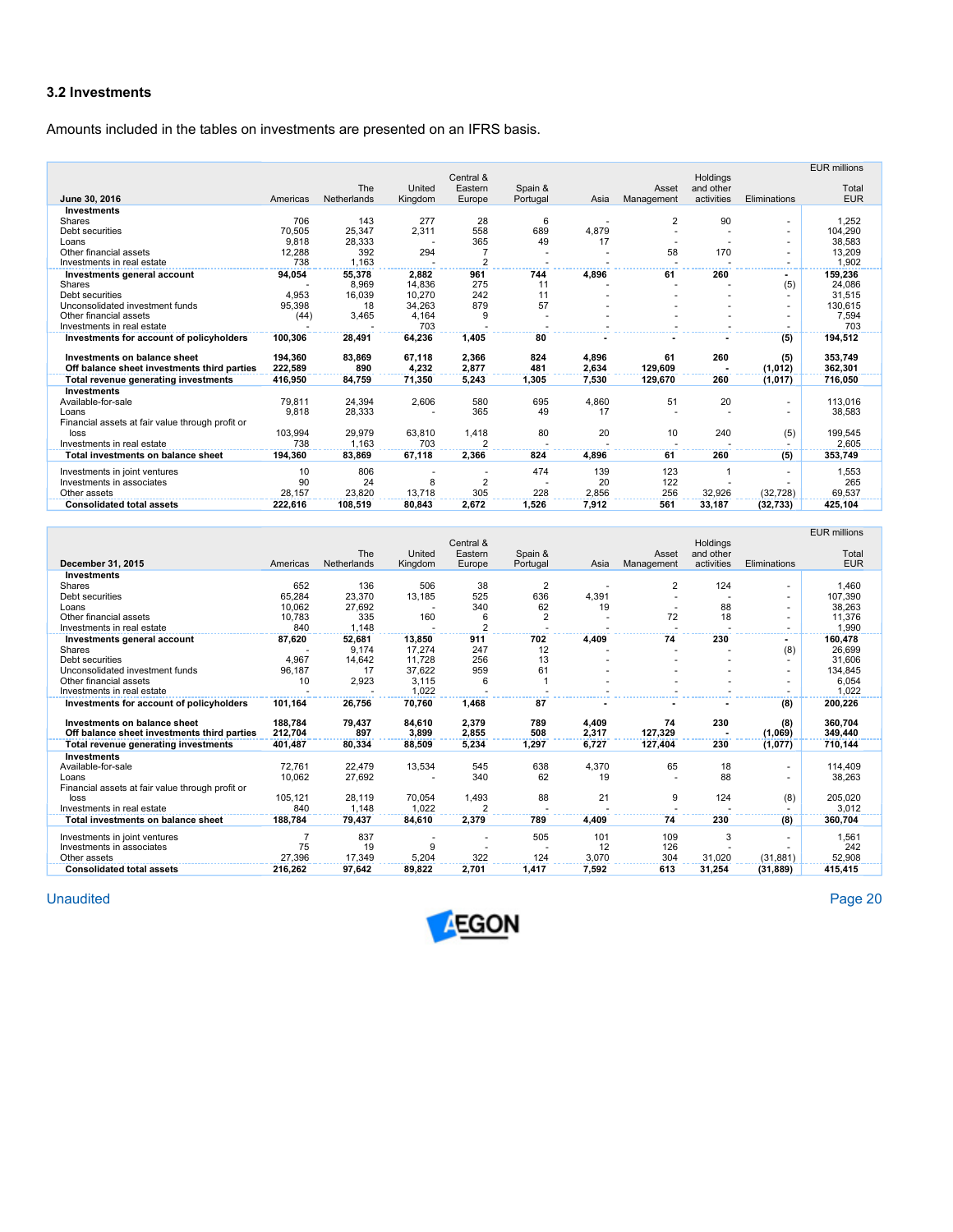### 3.2 Investments

Amounts included in the tables on investments are presented on an IFRS basis.

| June 30, 2016 | Americas | The Netherlands | United Kingdom | Central & Eastern Europe | Spain & Portugal | Asia | Asset Management | Holdings and other activities | Eliminations | EUR millions Total EUR |
|---|---|---|---|---|---|---|---|---|---|---|
| **Investments** | | | | | | | | | | |
| Shares | 706 | 143 | 277 | 28 | 6 | - | 2 | 90 | - | 1,252 |
| Debt securities | 70,505 | 25,347 | 2,311 | 558 | 689 | 4,879 | - | - | - | 104,290 |
| Loans | 9,818 | 28,333 | - | 365 | 49 | 17 | - | - | - | 38,583 |
| Other financial assets | 12,288 | 392 | 294 | 7 | - | - | 58 | 170 | - | 13,209 |
| Investments in real estate | 738 | 1,163 | - | 2 | - | - | - | - | - | 1,902 |
| **Investments general account** | **94,054** | **55,378** | **2,882** | **961** | **744** | **4,896** | **61** | **260** | **-** | **159,236** |
| Shares | - | 8,969 | 14,836 | 275 | 11 | - | - | - | (5) | 24,086 |
| Debt securities | 4,953 | 16,039 | 10,270 | 242 | 11 | - | - | - | - | 31,515 |
| Unconsolidated investment funds | 95,398 | 18 | 34,263 | 879 | 57 | - | - | - | - | 130,615 |
| Other financial assets | (44) | 3,465 | 4,164 | 9 | - | - | - | - | - | 7,594 |
| Investments in real estate | - | - | 703 | - | - | - | - | - | - | 703 |
| **Investments for account of policyholders** | **100,306** | **28,491** | **64,236** | **1,405** | **80** | **-** | **-** | **-** | **(5)** | **194,512** |
| **Investments on balance sheet** | **194,360** | **83,869** | **67,118** | **2,366** | **824** | **4,896** | **61** | **260** | **(5)** | **353,749** |
| **Off balance sheet investments third parties** | **222,589** | **890** | **4,232** | **2,877** | **481** | **2,634** | **129,609** | **-** | **(1,012)** | **362,301** |
| **Total revenue generating investments** | **416,950** | **84,759** | **71,350** | **5,243** | **1,305** | **7,530** | **129,670** | **260** | **(1,017)** | **716,050** |
| **Investments** | | | | | | | | | | |
| Available-for-sale | 79,811 | 24,394 | 2,606 | 580 | 695 | 4,860 | 51 | 20 | - | 113,016 |
| Loans | 9,818 | 28,333 | - | 365 | 49 | 17 | - | - | - | 38,583 |
| Financial assets at fair value through profit or loss | 103,994 | 29,979 | 63,810 | 1,418 | 80 | 20 | 10 | 240 | (5) | 199,545 |
| Investments in real estate | 738 | 1,163 | 703 | 2 | - | - | - | - | - | 2,605 |
| **Total investments on balance sheet** | **194,360** | **83,869** | **67,118** | **2,366** | **824** | **4,896** | **61** | **260** | **(5)** | **353,749** |
| Investments in joint ventures | 10 | 806 | - | - | 474 | 139 | 123 | 1 | - | 1,553 |
| Investments in associates | 90 | 24 | 8 | 2 | - | 20 | 122 | - | - | 265 |
| Other assets | 28,157 | 23,820 | 13,718 | 305 | 228 | 2,856 | 256 | 32,926 | (32,728) | 69,537 |
| **Consolidated total assets** | **222,616** | **108,519** | **80,843** | **2,672** | **1,526** | **7,912** | **561** | **33,187** | **(32,733)** | **425,104** |

| December 31, 2015 | Americas | The Netherlands | United Kingdom | Central & Eastern Europe | Spain & Portugal | Asia | Asset Management | Holdings and other activities | Eliminations | EUR millions Total EUR |
|---|---|---|---|---|---|---|---|---|---|---|
| **Investments** | | | | | | | | | | |
| Shares | 652 | 136 | 506 | 38 | 2 | - | 2 | 124 | - | 1,460 |
| Debt securities | 65,284 | 23,370 | 13,185 | 525 | 636 | 4,391 | - | - | - | 107,390 |
| Loans | 10,062 | 27,692 | - | 340 | 62 | 19 | - | 88 | - | 38,263 |
| Other financial assets | 10,783 | 335 | 160 | 6 | 2 | - | 72 | 18 | - | 11,376 |
| Investments in real estate | 840 | 1,148 | - | 2 | - | - | - | - | - | 1,990 |
| **Investments general account** | **87,620** | **52,681** | **13,850** | **911** | **702** | **4,409** | **74** | **230** | **-** | **160,478** |
| Shares | - | 9,174 | 17,274 | 247 | 12 | - | - | - | (8) | 26,699 |
| Debt securities | 4,967 | 14,642 | 11,728 | 256 | 13 | - | - | - | - | 31,606 |
| Unconsolidated investment funds | 96,187 | 17 | 37,622 | 959 | 61 | - | - | - | - | 134,845 |
| Other financial assets | 10 | 2,923 | 3,115 | 6 | 1 | - | - | - | - | 6,054 |
| Investments in real estate | - | - | 1,022 | - | - | - | - | - | - | 1,022 |
| **Investments for account of policyholders** | **101,164** | **26,756** | **70,760** | **1,468** | **87** | **-** | **-** | **-** | **(8)** | **200,226** |
| **Investments on balance sheet** | **188,784** | **79,437** | **84,610** | **2,379** | **789** | **4,409** | **74** | **230** | **(8)** | **360,704** |
| **Off balance sheet investments third parties** | **212,704** | **897** | **3,899** | **2,855** | **508** | **2,317** | **127,329** | **-** | **(1,069)** | **349,440** |
| **Total revenue generating investments** | **401,487** | **80,334** | **88,509** | **5,234** | **1,297** | **6,727** | **127,404** | **230** | **(1,077)** | **710,144** |
| **Investments** | | | | | | | | | | |
| Available-for-sale | 72,761 | 22,479 | 13,534 | 545 | 638 | 4,370 | 65 | 18 | - | 114,409 |
| Loans | 10,062 | 27,692 | - | 340 | 62 | 19 | - | 88 | - | 38,263 |
| Financial assets at fair value through profit or loss | 105,121 | 28,119 | 70,054 | 1,493 | 88 | 21 | 9 | 124 | (8) | 205,020 |
| Investments in real estate | 840 | 1,148 | 1,022 | 2 | - | - | - | - | - | 3,012 |
| **Total investments on balance sheet** | **188,784** | **79,437** | **84,610** | **2,379** | **789** | **4,409** | **74** | **230** | **(8)** | **360,704** |
| Investments in joint ventures | 7 | 837 | - | - | 505 | 101 | 109 | 3 | - | 1,561 |
| Investments in associates | 75 | 19 | 9 | - | - | 12 | 126 | - | - | 242 |
| Other assets | 27,396 | 17,349 | 5,204 | 322 | 124 | 3,070 | 304 | 31,020 | (31,881) | 52,908 |
| **Consolidated total assets** | **216,262** | **97,642** | **89,822** | **2,701** | **1,417** | **7,592** | **613** | **31,254** | **(31,889)** | **415,415** |

Unaudited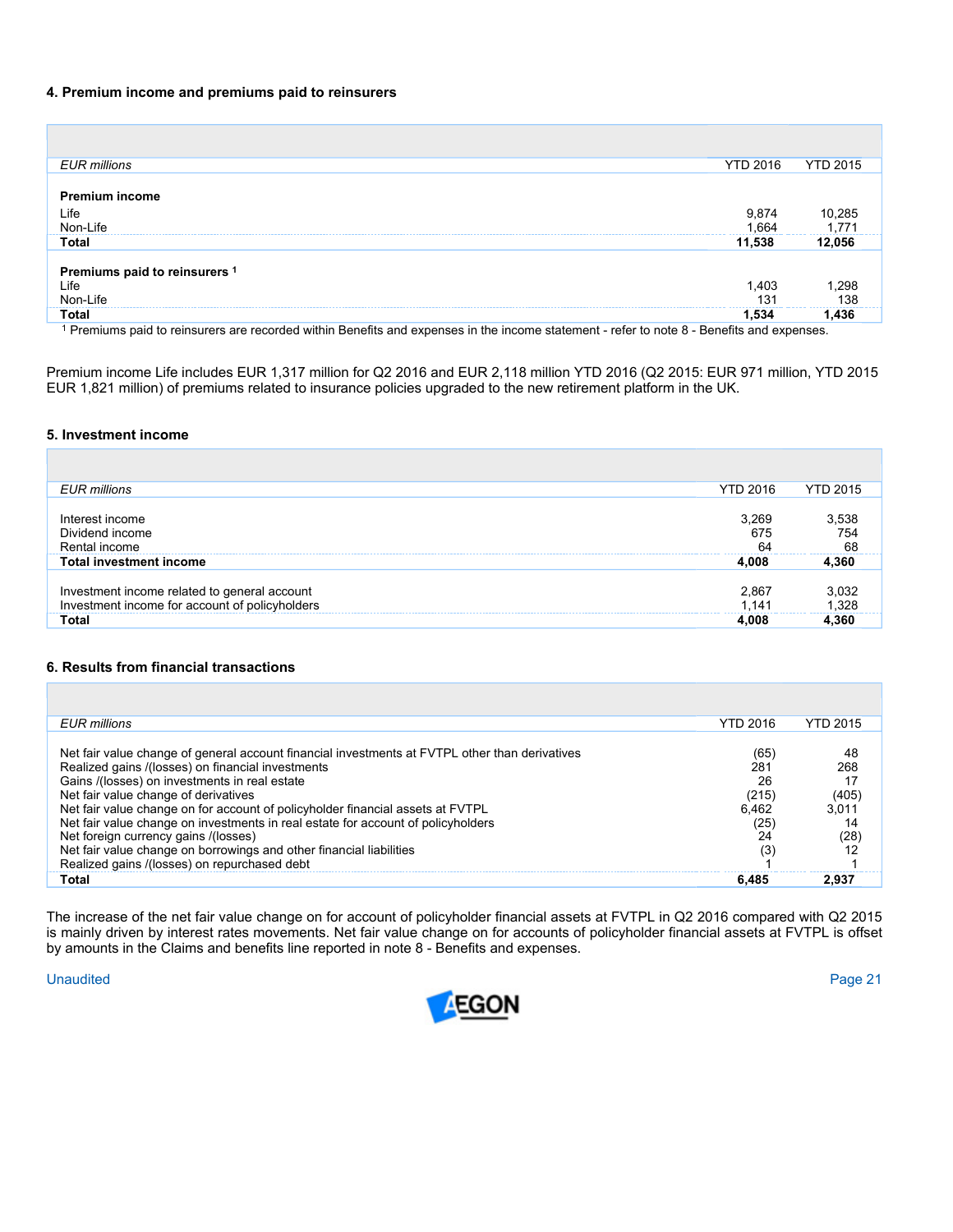### 4. Premium income and premiums paid to reinsurers

| *EUR millions* | YTD 2016 | YTD 2015 |
|---|---|---|
| **Premium income** | | |
| Life | 9,874 | 10,285 |
| Non-Life | 1,664 | 1,771 |
| **Total** | **11,538** | **12,056** |
| **Premiums paid to reinsurers** [1] | | |
| Life | 1,403 | 1,298 |
| Non-Life | 131 | 138 |
| **Total** | **1,534** | **1,436** |

[1] Premiums paid to reinsurers are recorded within Benefits and expenses in the income statement - refer to note 8 - Benefits and expenses.

Premium income Life includes EUR 1,317 million for Q2 2016 and EUR 2,118 million YTD 2016 (Q2 2015: EUR 971 million, YTD 2015 EUR 1,821 million) of premiums related to insurance policies upgraded to the new retirement platform in the UK.

### 5. Investment income

| *EUR millions* | YTD 2016 | YTD 2015 |
|---|---|---|
| Interest income | 3,269 | 3,538 |
| Dividend income | 675 | 754 |
| Rental income | 64 | 68 |
| **Total investment income** | **4,008** | **4,360** |
| Investment income related to general account | 2,867 | 3,032 |
| Investment income for account of policyholders | 1,141 | 1,328 |
| **Total** | **4,008** | **4,360** |

### 6. Results from financial transactions

| *EUR millions* | YTD 2016 | YTD 2015 |
|---|---|---|
| Net fair value change of general account financial investments at FVTPL other than derivatives | (65) | 48 |
| Realized gains /(losses) on financial investments | 281 | 268 |
| Gains /(losses) on investments in real estate | 26 | 17 |
| Net fair value change of derivatives | (215) | (405) |
| Net fair value change on for account of policyholder financial assets at FVTPL | 6,462 | 3,011 |
| Net fair value change on investments in real estate for account of policyholders | (25) | 14 |
| Net foreign currency gains /(losses) | 24 | (28) |
| Net fair value change on borrowings and other financial liabilities | (3) | 12 |
| Realized gains /(losses) on repurchased debt | 1 | 1 |
| **Total** | **6,485** | **2,937** |

The increase of the net fair value change on for account of policyholder financial assets at FVTPL in Q2 2016 compared with Q2 2015 is mainly driven by interest rates movements. Net fair value change on for accounts of policyholder financial assets at FVTPL is offset by amounts in the Claims and benefits line reported in note 8 - Benefits and expenses.

Unaudited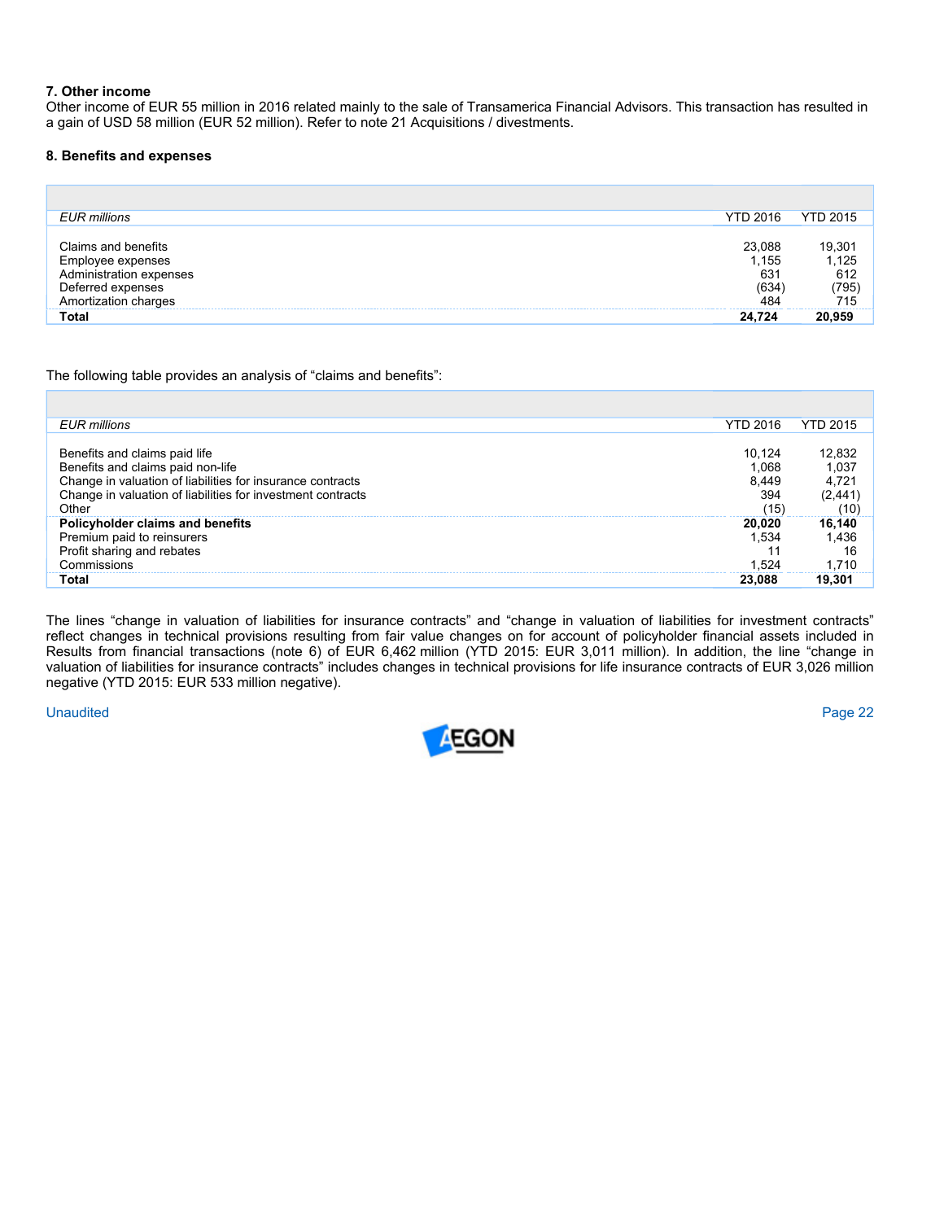## 7. Other income

Other income of EUR 55 million in 2016 related mainly to the sale of Transamerica Financial Advisors. This transaction has resulted in a gain of USD 58 million (EUR 52 million). Refer to note 21 Acquisitions / divestments.

## 8. Benefits and expenses

| *EUR millions* | YTD 2016 | YTD 2015 |
|---|---|---|
| Claims and benefits | 23,088 | 19,301 |
| Employee expenses | 1,155 | 1,125 |
| Administration expenses | 631 | 612 |
| Deferred expenses | (634) | (795) |
| Amortization charges | 484 | 715 |
| **Total** | **24,724** | **20,959** |

The following table provides an analysis of “claims and benefits”:

| *EUR millions* | YTD 2016 | YTD 2015 |
|---|---|---|
| Benefits and claims paid life | 10,124 | 12,832 |
| Benefits and claims paid non-life | 1,068 | 1,037 |
| Change in valuation of liabilities for insurance contracts | 8,449 | 4,721 |
| Change in valuation of liabilities for investment contracts | 394 | (2,441) |
| Other | (15) | (10) |
| **Policyholder claims and benefits** | **20,020** | **16,140** |
| Premium paid to reinsurers | 1,534 | 1,436 |
| Profit sharing and rebates | 11 | 16 |
| Commissions | 1,524 | 1,710 |
| **Total** | **23,088** | **19,301** |

The lines “change in valuation of liabilities for insurance contracts” and “change in valuation of liabilities for investment contracts” reflect changes in technical provisions resulting from fair value changes on for account of policyholder financial assets included in Results from financial transactions (note 6) of EUR 6,462 million (YTD 2015: EUR 3,011 million). In addition, the line “change in valuation of liabilities for insurance contracts” includes changes in technical provisions for life insurance contracts of EUR 3,026 million negative (YTD 2015: EUR 533 million negative).

Unaudited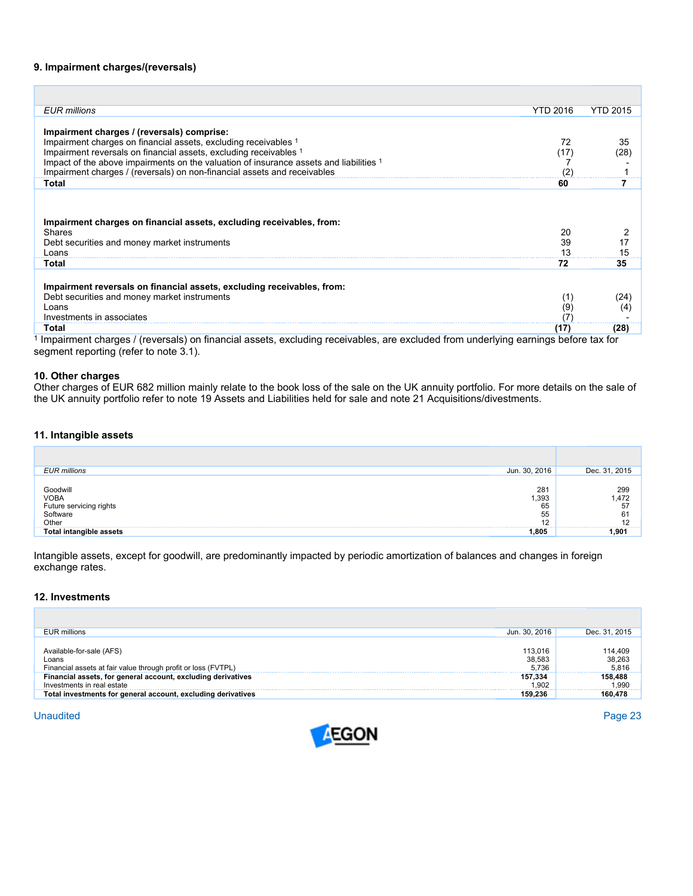### 9. Impairment charges/(reversals)

| *EUR millions* | YTD 2016 | YTD 2015 |
|---|---|---|
| **Impairment charges / (reversals) comprise:** | | |
| Impairment charges on financial assets, excluding receivables [1] | 72 | 35 |
| Impairment reversals on financial assets, excluding receivables [1] | (17) | (28) |
| Impact of the above impairments on the valuation of insurance assets and liabilities [1] | 7 | - |
| Impairment charges / (reversals) on non-financial assets and receivables | (2) | 1 |
| **Total** | **60** | **7** |
| | | |
| **Impairment charges on financial assets, excluding receivables, from:** | | |
| Shares | 20 | 2 |
| Debt securities and money market instruments | 39 | 17 |
| Loans | 13 | 15 |
| **Total** | **72** | **35** |
| | | |
| **Impairment reversals on financial assets, excluding receivables, from:** | | |
| Debt securities and money market instruments | (1) | (24) |
| Loans | (9) | (4) |
| Investments in associates | (7) | - |
| **Total** | **(17)** | **(28)** |

[1] Impairment charges / (reversals) on financial assets, excluding receivables, are excluded from underlying earnings before tax for segment reporting (refer to note 3.1).

### 10. Other charges

Other charges of EUR 682 million mainly relate to the book loss of the sale on the UK annuity portfolio. For more details on the sale of the UK annuity portfolio refer to note 19 Assets and Liabilities held for sale and note 21 Acquisitions/divestments.

### 11. Intangible assets

| *EUR millions* | Jun. 30, 2016 | Dec. 31, 2015 |
|---|---|---|
| Goodwill | 281 | 299 |
| VOBA | 1,393 | 1,472 |
| Future servicing rights | 65 | 57 |
| Software | 55 | 61 |
| Other | 12 | 12 |
| **Total intangible assets** | **1,805** | **1,901** |

Intangible assets, except for goodwill, are predominantly impacted by periodic amortization of balances and changes in foreign exchange rates.

### 12. Investments

| EUR millions | Jun. 30, 2016 | Dec. 31, 2015 |
|---|---|---|
| Available-for-sale (AFS) | 113,016 | 114,409 |
| Loans | 38,583 | 38,263 |
| Financial assets at fair value through profit or loss (FVTPL) | 5,736 | 5,816 |
| **Financial assets, for general account, excluding derivatives** | **157,334** | **158,488** |
| Investments in real estate | 1,902 | 1,990 |
| **Total investments for general account, excluding derivatives** | **159,236** | **160,478** |

Unaudited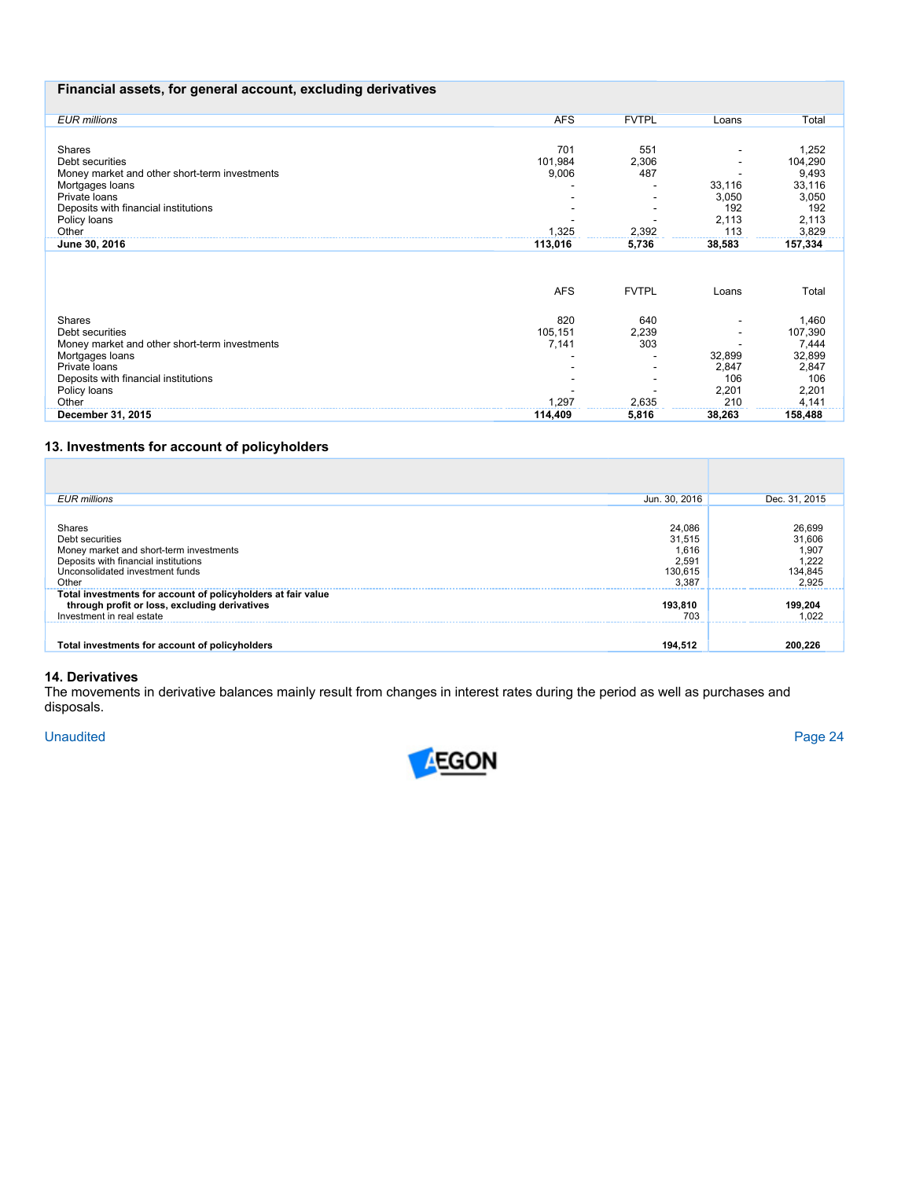**Financial assets, for general account, excluding derivatives**

| *EUR millions* | AFS | FVTPL | Loans | Total |
|---|---|---|---|---|
| Shares | 701 | 551 | - | 1,252 |
| Debt securities | 101,984 | 2,306 | - | 104,290 |
| Money market and other short-term investments | 9,006 | 487 | - | 9,493 |
| Mortgages loans | - | - | 33,116 | 33,116 |
| Private loans | - | - | 3,050 | 3,050 |
| Deposits with financial institutions | - | - | 192 | 192 |
| Policy loans | - | - | 2,113 | 2,113 |
| Other | 1,325 | 2,392 | 113 | 3,829 |
| **June 30, 2016** | **113,016** | **5,736** | **38,583** | **157,334** |

| | AFS | FVTPL | Loans | Total |
|---|---|---|---|---|
| Shares | 820 | 640 | - | 1,460 |
| Debt securities | 105,151 | 2,239 | - | 107,390 |
| Money market and other short-term investments | 7,141 | 303 | - | 7,444 |
| Mortgages loans | - | - | 32,899 | 32,899 |
| Private loans | - | - | 2,847 | 2,847 |
| Deposits with financial institutions | - | - | 106 | 106 |
| Policy loans | - | - | 2,201 | 2,201 |
| Other | 1,297 | 2,635 | 210 | 4,141 |
| **December 31, 2015** | **114,409** | **5,816** | **38,263** | **158,488** |

## 13. Investments for account of policyholders

| *EUR millions* | Jun. 30, 2016 | Dec. 31, 2015 |
|---|---|---|
| Shares | 24,086 | 26,699 |
| Debt securities | 31,515 | 31,606 |
| Money market and short-term investments | 1,616 | 1,907 |
| Deposits with financial institutions | 2,591 | 1,222 |
| Unconsolidated investment funds | 130,615 | 134,845 |
| Other | 3,387 | 2,925 |
| **Total investments for account of policyholders at fair value through profit or loss, excluding derivatives** | **193,810** | **199,204** |
| Investment in real estate | 703 | 1,022 |
| **Total investments for account of policyholders** | **194,512** | **200,226** |

## 14. Derivatives

The movements in derivative balances mainly result from changes in interest rates during the period as well as purchases and disposals.

Unaudited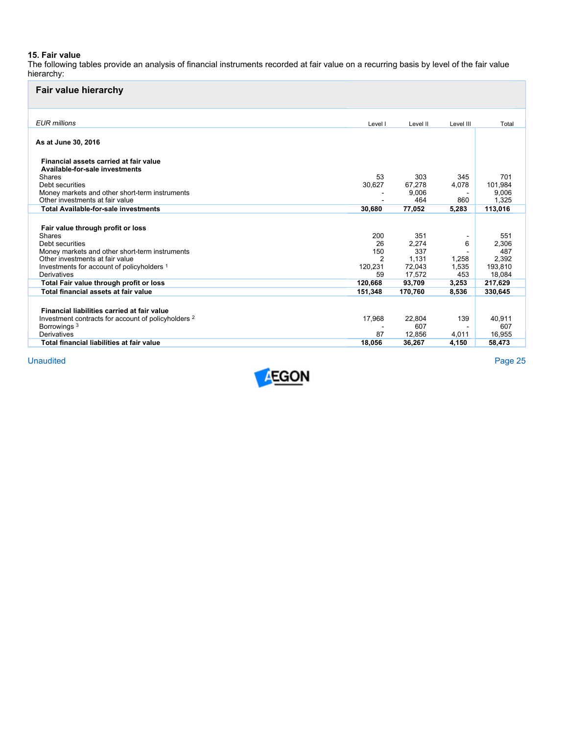## 15. Fair value

The following tables provide an analysis of financial instruments recorded at fair value on a recurring basis by level of the fair value hierarchy:

### Fair value hierarchy

| *EUR millions* | Level I | Level II | Level III | Total |
|---|---|---|---|---|
| **As at June 30, 2016** | | | | |
| **Financial assets carried at fair value** | | | | |
| **Available-for-sale investments** | | | | |
| Shares | 53 | 303 | 345 | 701 |
| Debt securities | 30,627 | 67,278 | 4,078 | 101,984 |
| Money markets and other short-term instruments | - | 9,006 | - | 9,006 |
| Other investments at fair value | - | 464 | 860 | 1,325 |
| **Total Available-for-sale investments** | **30,680** | **77,052** | **5,283** | **113,016** |
| **Fair value through profit or loss** | | | | |
| Shares | 200 | 351 | - | 551 |
| Debt securities | 26 | 2,274 | 6 | 2,306 |
| Money markets and other short-term instruments | 150 | 337 | - | 487 |
| Other investments at fair value | 2 | 1,131 | 1,258 | 2,392 |
| Investments for account of policyholders [1] | 120,231 | 72,043 | 1,535 | 193,810 |
| Derivatives | 59 | 17,572 | 453 | 18,084 |
| **Total Fair value through profit or loss** | **120,668** | **93,709** | **3,253** | **217,629** |
| **Total financial assets at fair value** | **151,348** | **170,760** | **8,536** | **330,645** |
| **Financial liabilities carried at fair value** | | | | |
| Investment contracts for account of policyholders [2] | 17,968 | 22,804 | 139 | 40,911 |
| Borrowings [3] | - | 607 | - | 607 |
| Derivatives | 87 | 12,856 | 4,011 | 16,955 |
| **Total financial liabilities at fair value** | **18,056** | **36,267** | **4,150** | **58,473** |

Unaudited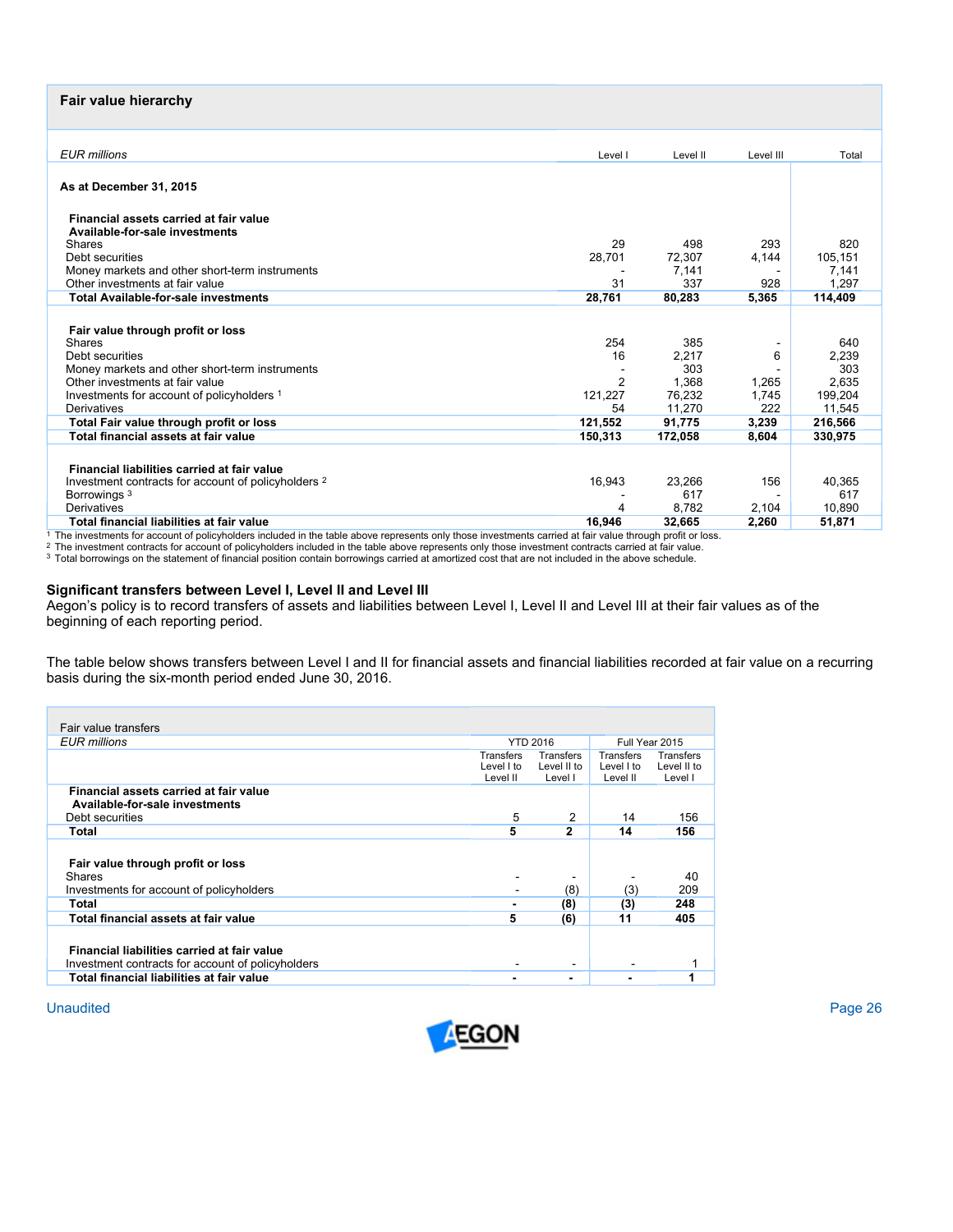## Fair value hierarchy

| *EUR millions* | Level I | Level II | Level III | Total |
|---|---|---|---|---|
| **As at December 31, 2015** | | | | |
| **Financial assets carried at fair value** | | | | |
| **Available-for-sale investments** | | | | |
| Shares | 29 | 498 | 293 | 820 |
| Debt securities | 28,701 | 72,307 | 4,144 | 105,151 |
| Money markets and other short-term instruments | - | 7,141 | - | 7,141 |
| Other investments at fair value | 31 | 337 | 928 | 1,297 |
| **Total Available-for-sale investments** | **28,761** | **80,283** | **5,365** | **114,409** |
| **Fair value through profit or loss** | | | | |
| Shares | 254 | 385 | - | 640 |
| Debt securities | 16 | 2,217 | 6 | 2,239 |
| Money markets and other short-term instruments | - | 303 | - | 303 |
| Other investments at fair value | 2 | 1,368 | 1,265 | 2,635 |
| Investments for account of policyholders [1] | 121,227 | 76,232 | 1,745 | 199,204 |
| Derivatives | 54 | 11,270 | 222 | 11,545 |
| **Total Fair value through profit or loss** | **121,552** | **91,775** | **3,239** | **216,566** |
| **Total financial assets at fair value** | **150,313** | **172,058** | **8,604** | **330,975** |
| **Financial liabilities carried at fair value** | | | | |
| Investment contracts for account of policyholders [2] | 16,943 | 23,266 | 156 | 40,365 |
| Borrowings [3] | - | 617 | - | 617 |
| Derivatives | 4 | 8,782 | 2,104 | 10,890 |
| **Total financial liabilities at fair value** | **16,946** | **32,665** | **2,260** | **51,871** |

[1] The investments for account of policyholders included in the table above represents only those investments carried at fair value through profit or loss.
[2] The investment contracts for account of policyholders included in the table above represents only those investment contracts carried at fair value.
[3] Total borrowings on the statement of financial position contain borrowings carried at amortized cost that are not included in the above schedule.

### Significant transfers between Level I, Level II and Level III

Aegon's policy is to record transfers of assets and liabilities between Level I, Level II and Level III at their fair values as of the beginning of each reporting period.

The table below shows transfers between Level I and II for financial assets and financial liabilities recorded at fair value on a recurring basis during the six-month period ended June 30, 2016.

| Fair value transfers<br>*EUR millions* | YTD 2016 | | Full Year 2015 | |
|---|---|---|---|---|
| | Transfers Level I to Level II | Transfers Level II to Level I | Transfers Level I to Level II | Transfers Level II to Level I |
| **Financial assets carried at fair value** | | | | |
| **Available-for-sale investments** | | | | |
| Debt securities | 5 | 2 | 14 | 156 |
| **Total** | **5** | **2** | **14** | **156** |
| **Fair value through profit or loss** | | | | |
| Shares | - | - | - | 40 |
| Investments for account of policyholders | - | (8) | (3) | 209 |
| **Total** | **-** | **(8)** | **(3)** | **248** |
| **Total financial assets at fair value** | **5** | **(6)** | **11** | **405** |
| **Financial liabilities carried at fair value** | | | | |
| Investment contracts for account of policyholders | - | - | - | 1 |
| **Total financial liabilities at fair value** | **-** | **-** | **-** | **1** |

Unaudited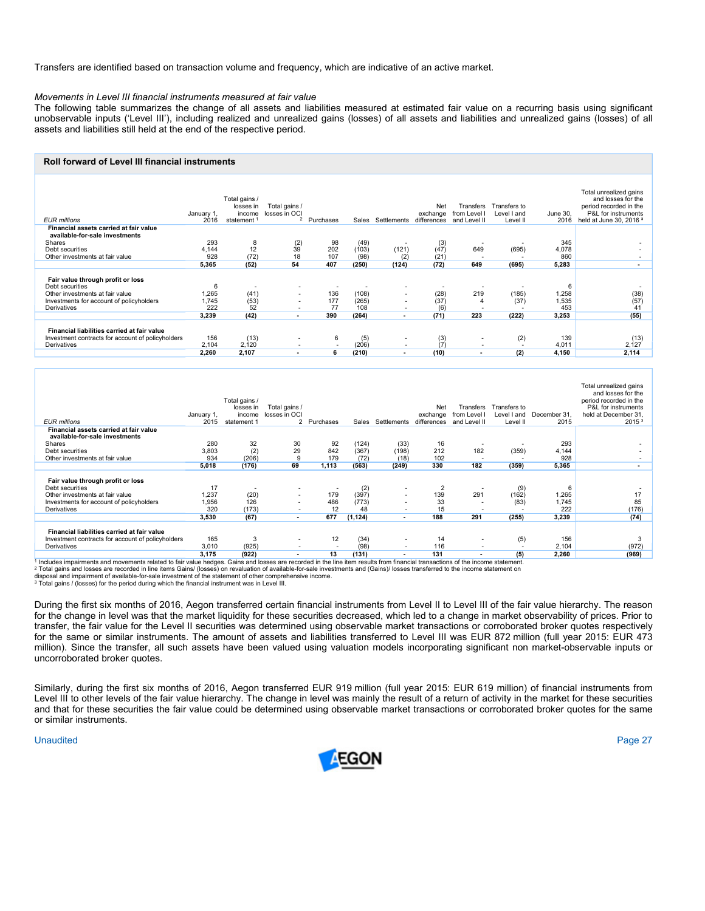Transfers are identified based on transaction volume and frequency, which are indicative of an active market.

*Movements in Level III financial instruments measured at fair value*

The following table summarizes the change of all assets and liabilities measured at estimated fair value on a recurring basis using significant unobservable inputs ('Level III'), including realized and unrealized gains (losses) of all assets and liabilities and unrealized gains (losses) of all assets and liabilities still held at the end of the respective period.

**Roll forward of Level III financial instruments**

| *EUR millions* | January 1, 2016 | Total gains / losses in income statement [1] | Total gains / losses in OCI [2] | Purchases | Sales | Settlements | Net exchange differences | Transfers from Level I and Level II | Transfers to Level I and Level II | June 30, 2016 | Total unrealized gains and losses for the period recorded in the P&L for instruments held at June 30, 2016 [3] |
|---|---|---|---|---|---|---|---|---|---|---|---|
| **Financial assets carried at fair value available-for-sale investments** | | | | | | | | | | | |
| Shares | 293 | 8 | (2) | 98 | (49) | - | (3) | - | - | 345 | - |
| Debt securities | 4,144 | 12 | 39 | 202 | (103) | (121) | (47) | 649 | (695) | 4,078 | - |
| Other investments at fair value | 928 | (72) | 18 | 107 | (98) | (2) | (21) | - | - | 860 | - |
| | **5,365** | **(52)** | **54** | **407** | **(250)** | **(124)** | **(72)** | **649** | **(695)** | **5,283** | **-** |
| **Fair value through profit or loss** | | | | | | | | | | | |
| Debt securities | 6 | - | - | - | - | - | - | - | - | 6 | - |
| Other investments at fair value | 1,265 | (41) | - | 136 | (108) | - | (28) | 219 | (185) | 1,258 | (38) |
| Investments for account of policyholders | 1,745 | (53) | - | 177 | (265) | - | (37) | 4 | (37) | 1,535 | (57) |
| Derivatives | 222 | 52 | - | 77 | 108 | - | (6) | - | - | 453 | 41 |
| | **3,239** | **(42)** | **-** | **390** | **(264)** | **-** | **(71)** | **223** | **(222)** | **3,253** | **(55)** |
| **Financial liabilities carried at fair value** | | | | | | | | | | | |
| Investment contracts for account of policyholders | 156 | (13) | - | 6 | (5) | - | (3) | - | (2) | 139 | (13) |
| Derivatives | 2,104 | 2,120 | - | - | (206) | - | (7) | - | - | 4,011 | 2,127 |
| | **2,260** | **2,107** | **-** | **6** | **(210)** | **-** | **(10)** | **-** | **(2)** | **4,150** | **2,114** |

| *EUR millions* | January 1, 2015 | Total gains / losses in income statement 1 | Total gains / losses in OCI 2 | Purchases | Sales | Settlements | Net exchange differences | Transfers from Level I and Level II | Transfers to Level I and Level II | December 31, 2015 | Total unrealized gains and losses for the period recorded in the P&L for instruments held at December 31, 2015 [3] |
|---|---|---|---|---|---|---|---|---|---|---|---|
| **Financial assets carried at fair value available-for-sale investments** | | | | | | | | | | | |
| Shares | 280 | 32 | 30 | 92 | (124) | (33) | 16 | - | - | 293 | - |
| Debt securities | 3,803 | (2) | 29 | 842 | (367) | (198) | 212 | 182 | (359) | 4,144 | - |
| Other investments at fair value | 934 | (206) | 9 | 179 | (72) | (18) | 102 | - | - | 928 | - |
| | **5,018** | **(176)** | **69** | **1,113** | **(563)** | **(249)** | **330** | **182** | **(359)** | **5,365** | **-** |
| **Fair value through profit or loss** | | | | | | | | | | | |
| Debt securities | 17 | - | - | - | (2) | - | 2 | - | (9) | 6 | - |
| Other investments at fair value | 1,237 | (20) | - | 179 | (397) | - | 139 | 291 | (162) | 1,265 | 17 |
| Investments for account of policyholders | 1,956 | 126 | - | 486 | (773) | - | 33 | - | (83) | 1,745 | 85 |
| Derivatives | 320 | (173) | - | 12 | 48 | - | 15 | - | - | 222 | (176) |
| | **3,530** | **(67)** | **-** | **677** | **(1,124)** | **-** | **188** | **291** | **(255)** | **3,239** | **(74)** |
| **Financial liabilities carried at fair value** | | | | | | | | | | | |
| Investment contracts for account of policyholders | 165 | 3 | - | 12 | (34) | - | 14 | - | (5) | 156 | 3 |
| Derivatives | 3,010 | (925) | - | - | (98) | - | 116 | - | - | 2,104 | (972) |
| | **3,175** | **(922)** | **-** | **13** | **(131)** | **-** | **131** | **-** | **(5)** | **2,260** | **(969)** |

[1] Includes impairments and movements related to fair value hedges. Gains and losses are recorded in the line item results from financial transactions of the income statement.
[2] Total gains and losses are recorded in line items Gains/ (losses) on revaluation of available-for-sale investments and (Gains)/ losses transferred to the income statement on disposal and impairment of available-for-sale investment of the statement of other comprehensive income.
[3] Total gains / (losses) for the period during which the financial instrument was in Level III.

During the first six months of 2016, Aegon transferred certain financial instruments from Level II to Level III of the fair value hierarchy. The reason for the change in level was that the market liquidity for these securities decreased, which led to a change in market observability of prices. Prior to transfer, the fair value for the Level II securities was determined using observable market transactions or corroborated broker quotes respectively for the same or similar instruments. The amount of assets and liabilities transferred to Level III was EUR 872 million (full year 2015: EUR 473 million). Since the transfer, all such assets have been valued using valuation models incorporating significant non market-observable inputs or uncorroborated broker quotes.

Similarly, during the first six months of 2016, Aegon transferred EUR 919 million (full year 2015: EUR 619 million) of financial instruments from Level III to other levels of the fair value hierarchy. The change in level was mainly the result of a return of activity in the market for these securities and that for these securities the fair value could be determined using observable market transactions or corroborated broker quotes for the same or similar instruments.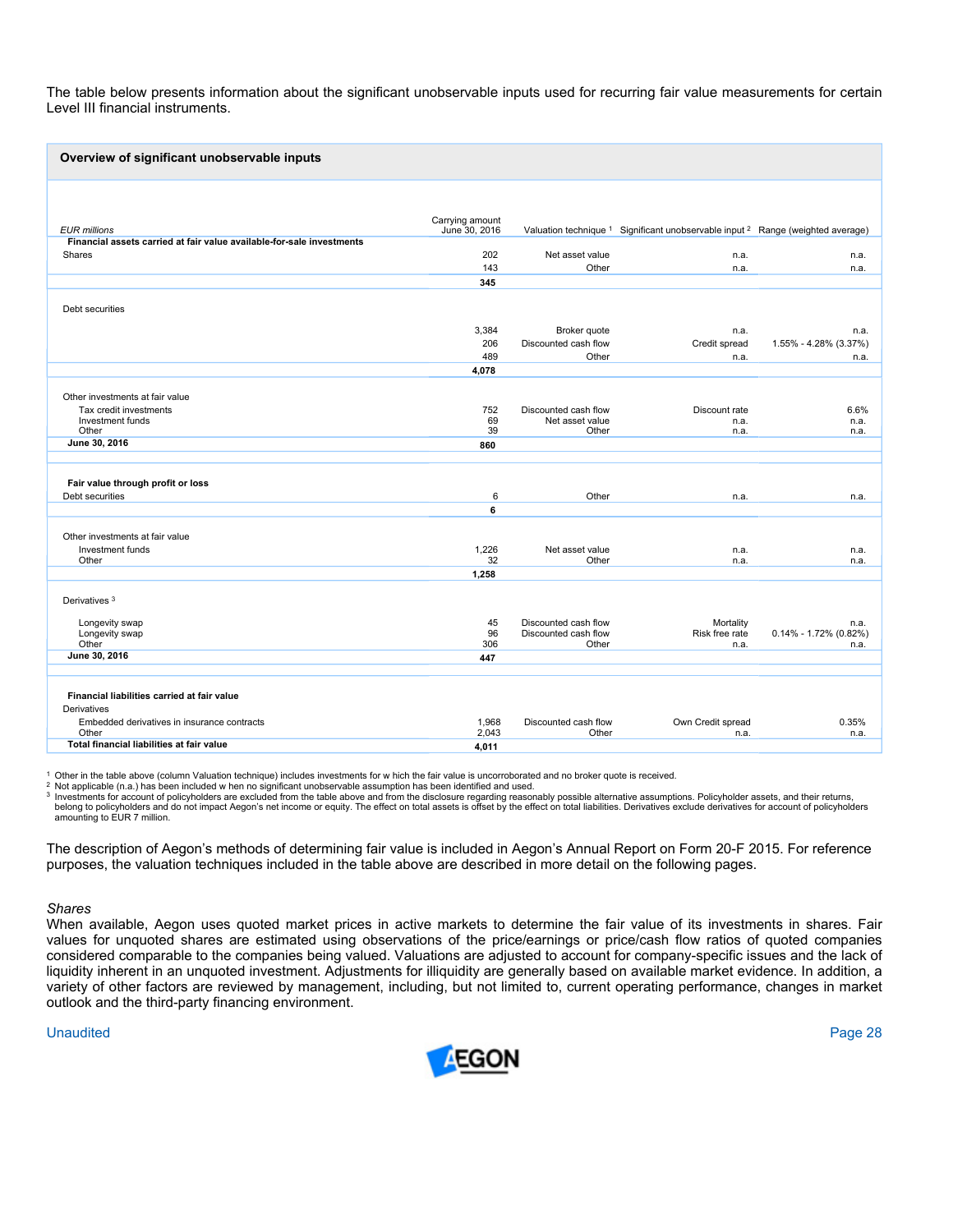The table below presents information about the significant unobservable inputs used for recurring fair value measurements for certain Level III financial instruments.

**Overview of significant unobservable inputs**

| *EUR millions* | Carrying amount June 30, 2016 | Valuation technique [1] | Significant unobservable input [2] | Range (weighted average) |
|---|---|---|---|---|
| **Financial assets carried at fair value available-for-sale investments** | | | | |
| Shares | 202 | Net asset value | n.a. | n.a. |
| | 143 | Other | n.a. | n.a. |
| | **345** | | | |
| Debt securities | | | | |
| | 3,384 | Broker quote | n.a. | n.a. |
| | 206 | Discounted cash flow | Credit spread | 1.55% - 4.28% (3.37%) |
| | 489 | Other | n.a. | n.a. |
| | **4,078** | | | |
| Other investments at fair value | | | | |
| Tax credit investments | 752 | Discounted cash flow | Discount rate | 6.6% |
| Investment funds | 69 | Net asset value | n.a. | n.a. |
| Other | 39 | Other | n.a. | n.a. |
| **June 30, 2016** | **860** | | | |
| **Fair value through profit or loss** | | | | |
| Debt securities | 6 | Other | n.a. | n.a. |
| | **6** | | | |
| Other investments at fair value | | | | |
| Investment funds | 1,226 | Net asset value | n.a. | n.a. |
| Other | 32 | Other | n.a. | n.a. |
| | **1,258** | | | |
| Derivatives [3] | | | | |
| Longevity swap | 45 | Discounted cash flow | Mortality | n.a. |
| Longevity swap | 96 | Discounted cash flow | Risk free rate | 0.14% - 1.72% (0.82%) |
| Other | 306 | Other | n.a. | n.a. |
| **June 30, 2016** | **447** | | | |
| **Financial liabilities carried at fair value** | | | | |
| Derivatives | | | | |
| Embedded derivatives in insurance contracts | 1,968 | Discounted cash flow | Own Credit spread | 0.35% |
| Other | 2,043 | Other | n.a. | n.a. |
| **Total financial liabilities at fair value** | **4,011** | | | |

[1] Other in the table above (column Valuation technique) includes investments for which the fair value is uncorroborated and no broker quote is received.
[2] Not applicable (n.a.) has been included when no significant unobservable assumption has been identified and used.
[3] Investments for account of policyholders are excluded from the table above and from the disclosure regarding reasonably possible alternative assumptions. Policyholder assets, and their returns, belong to policyholders and do not impact Aegon's net income or equity. The effect on total assets is offset by the effect on total liabilities. Derivatives exclude derivatives for account of policyholders amounting to EUR 7 million.

The description of Aegon's methods of determining fair value is included in Aegon's Annual Report on Form 20-F 2015. For reference purposes, the valuation techniques included in the table above are described in more detail on the following pages.

*Shares*

When available, Aegon uses quoted market prices in active markets to determine the fair value of its investments in shares. Fair values for unquoted shares are estimated using observations of the price/earnings or price/cash flow ratios of quoted companies considered comparable to the companies being valued. Valuations are adjusted to account for company-specific issues and the lack of liquidity inherent in an unquoted investment. Adjustments for illiquidity are generally based on available market evidence. In addition, a variety of other factors are reviewed by management, including, but not limited to, current operating performance, changes in market outlook and the third-party financing environment.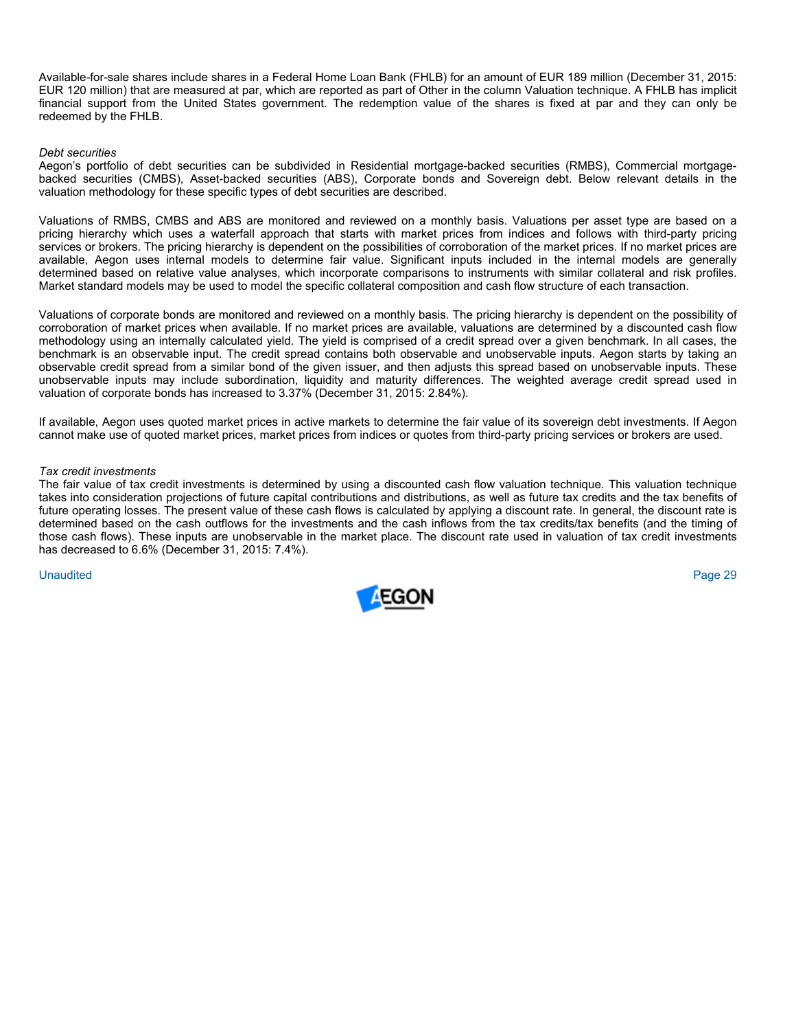Available-for-sale shares include shares in a Federal Home Loan Bank (FHLB) for an amount of EUR 189 million (December 31, 2015: EUR 120 million) that are measured at par, which are reported as part of Other in the column Valuation technique. A FHLB has implicit financial support from the United States government. The redemption value of the shares is fixed at par and they can only be redeemed by the FHLB.

*Debt securities*

Aegon's portfolio of debt securities can be subdivided in Residential mortgage-backed securities (RMBS), Commercial mortgage-backed securities (CMBS), Asset-backed securities (ABS), Corporate bonds and Sovereign debt. Below relevant details in the valuation methodology for these specific types of debt securities are described.

Valuations of RMBS, CMBS and ABS are monitored and reviewed on a monthly basis. Valuations per asset type are based on a pricing hierarchy which uses a waterfall approach that starts with market prices from indices and follows with third-party pricing services or brokers. The pricing hierarchy is dependent on the possibilities of corroboration of the market prices. If no market prices are available, Aegon uses internal models to determine fair value. Significant inputs included in the internal models are generally determined based on relative value analyses, which incorporate comparisons to instruments with similar collateral and risk profiles. Market standard models may be used to model the specific collateral composition and cash flow structure of each transaction.

Valuations of corporate bonds are monitored and reviewed on a monthly basis. The pricing hierarchy is dependent on the possibility of corroboration of market prices when available. If no market prices are available, valuations are determined by a discounted cash flow methodology using an internally calculated yield. The yield is comprised of a credit spread over a given benchmark. In all cases, the benchmark is an observable input. The credit spread contains both observable and unobservable inputs. Aegon starts by taking an observable credit spread from a similar bond of the given issuer, and then adjusts this spread based on unobservable inputs. These unobservable inputs may include subordination, liquidity and maturity differences. The weighted average credit spread used in valuation of corporate bonds has increased to 3.37% (December 31, 2015: 2.84%).

If available, Aegon uses quoted market prices in active markets to determine the fair value of its sovereign debt investments. If Aegon cannot make use of quoted market prices, market prices from indices or quotes from third-party pricing services or brokers are used.

*Tax credit investments*

The fair value of tax credit investments is determined by using a discounted cash flow valuation technique. This valuation technique takes into consideration projections of future capital contributions and distributions, as well as future tax credits and the tax benefits of future operating losses. The present value of these cash flows is calculated by applying a discount rate. In general, the discount rate is determined based on the cash outflows for the investments and the cash inflows from the tax credits/tax benefits (and the timing of those cash flows). These inputs are unobservable in the market place. The discount rate used in valuation of tax credit investments has decreased to 6.6% (December 31, 2015: 7.4%).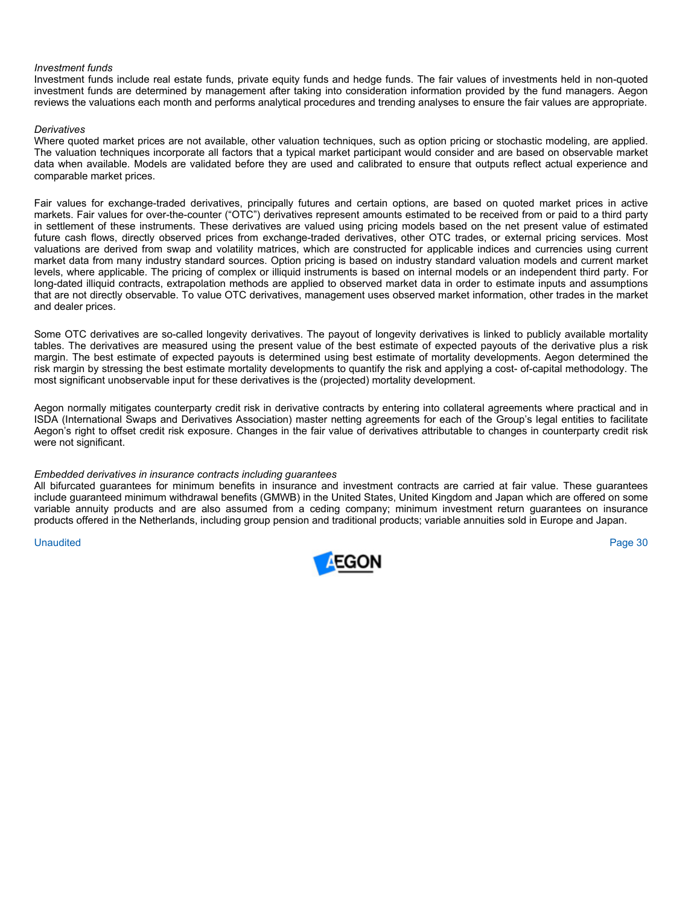*Investment funds*

Investment funds include real estate funds, private equity funds and hedge funds. The fair values of investments held in non-quoted investment funds are determined by management after taking into consideration information provided by the fund managers. Aegon reviews the valuations each month and performs analytical procedures and trending analyses to ensure the fair values are appropriate.

*Derivatives*

Where quoted market prices are not available, other valuation techniques, such as option pricing or stochastic modeling, are applied. The valuation techniques incorporate all factors that a typical market participant would consider and are based on observable market data when available. Models are validated before they are used and calibrated to ensure that outputs reflect actual experience and comparable market prices.

Fair values for exchange-traded derivatives, principally futures and certain options, are based on quoted market prices in active markets. Fair values for over-the-counter ("OTC") derivatives represent amounts estimated to be received from or paid to a third party in settlement of these instruments. These derivatives are valued using pricing models based on the net present value of estimated future cash flows, directly observed prices from exchange-traded derivatives, other OTC trades, or external pricing services. Most valuations are derived from swap and volatility matrices, which are constructed for applicable indices and currencies using current market data from many industry standard sources. Option pricing is based on industry standard valuation models and current market levels, where applicable. The pricing of complex or illiquid instruments is based on internal models or an independent third party. For long-dated illiquid contracts, extrapolation methods are applied to observed market data in order to estimate inputs and assumptions that are not directly observable. To value OTC derivatives, management uses observed market information, other trades in the market and dealer prices.

Some OTC derivatives are so-called longevity derivatives. The payout of longevity derivatives is linked to publicly available mortality tables. The derivatives are measured using the present value of the best estimate of expected payouts of the derivative plus a risk margin. The best estimate of expected payouts is determined using best estimate of mortality developments. Aegon determined the risk margin by stressing the best estimate mortality developments to quantify the risk and applying a cost- of-capital methodology. The most significant unobservable input for these derivatives is the (projected) mortality development.

Aegon normally mitigates counterparty credit risk in derivative contracts by entering into collateral agreements where practical and in ISDA (International Swaps and Derivatives Association) master netting agreements for each of the Group's legal entities to facilitate Aegon's right to offset credit risk exposure. Changes in the fair value of derivatives attributable to changes in counterparty credit risk were not significant.

*Embedded derivatives in insurance contracts including guarantees*

All bifurcated guarantees for minimum benefits in insurance and investment contracts are carried at fair value. These guarantees include guaranteed minimum withdrawal benefits (GMWB) in the United States, United Kingdom and Japan which are offered on some variable annuity products and are also assumed from a ceding company; minimum investment return guarantees on insurance products offered in the Netherlands, including group pension and traditional products; variable annuities sold in Europe and Japan.

Unaudited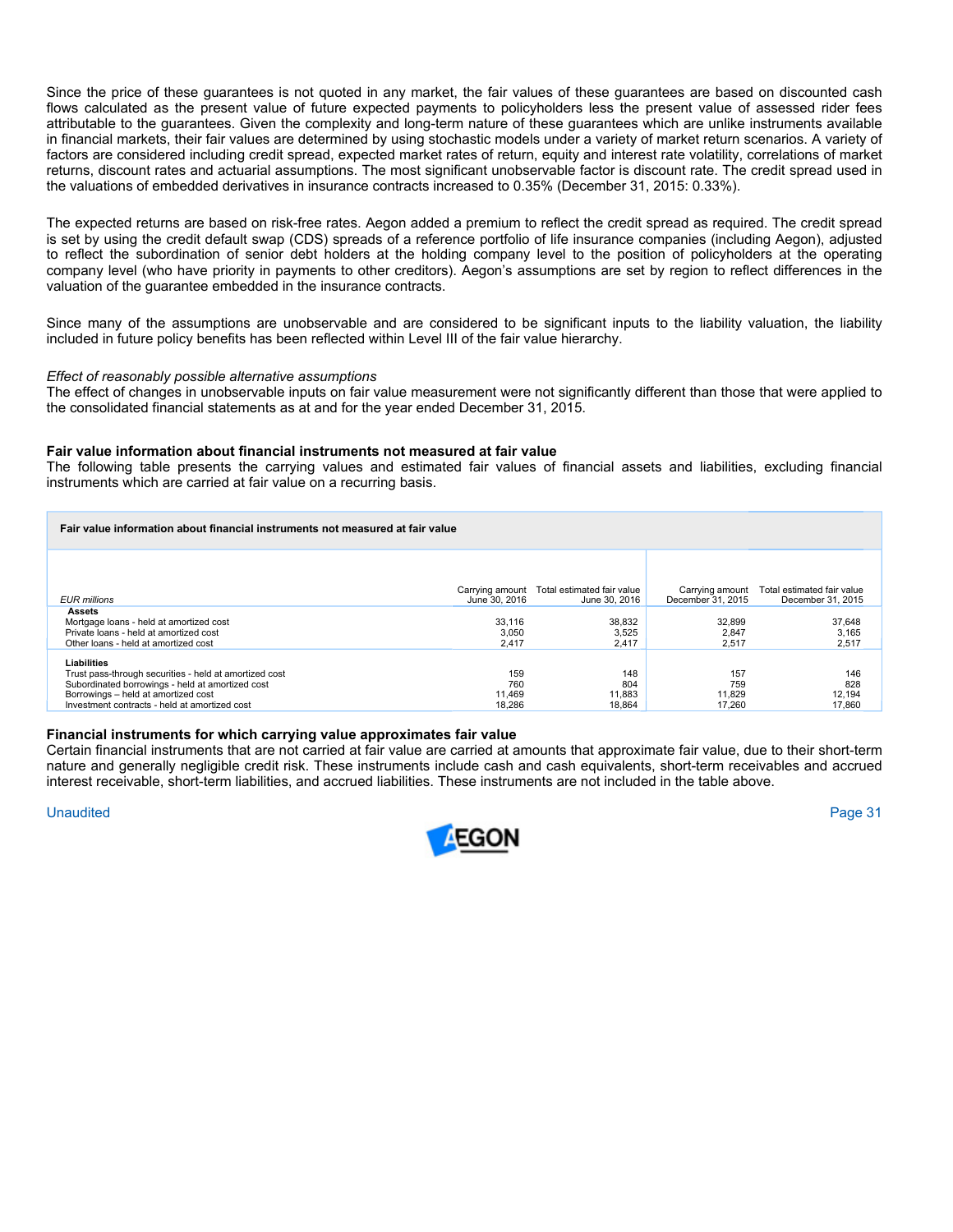Since the price of these guarantees is not quoted in any market, the fair values of these guarantees are based on discounted cash flows calculated as the present value of future expected payments to policyholders less the present value of assessed rider fees attributable to the guarantees. Given the complexity and long-term nature of these guarantees which are unlike instruments available in financial markets, their fair values are determined by using stochastic models under a variety of market return scenarios. A variety of factors are considered including credit spread, expected market rates of return, equity and interest rate volatility, correlations of market returns, discount rates and actuarial assumptions. The most significant unobservable factor is discount rate. The credit spread used in the valuations of embedded derivatives in insurance contracts increased to 0.35% (December 31, 2015: 0.33%).

The expected returns are based on risk-free rates. Aegon added a premium to reflect the credit spread as required. The credit spread is set by using the credit default swap (CDS) spreads of a reference portfolio of life insurance companies (including Aegon), adjusted to reflect the subordination of senior debt holders at the holding company level to the position of policyholders at the operating company level (who have priority in payments to other creditors). Aegon's assumptions are set by region to reflect differences in the valuation of the guarantee embedded in the insurance contracts.

Since many of the assumptions are unobservable and are considered to be significant inputs to the liability valuation, the liability included in future policy benefits has been reflected within Level III of the fair value hierarchy.

*Effect of reasonably possible alternative assumptions*

The effect of changes in unobservable inputs on fair value measurement were not significantly different than those that were applied to the consolidated financial statements as at and for the year ended December 31, 2015.

**Fair value information about financial instruments not measured at fair value**

The following table presents the carrying values and estimated fair values of financial assets and liabilities, excluding financial instruments which are carried at fair value on a recurring basis.

**Fair value information about financial instruments not measured at fair value**

| *EUR millions* | Carrying amount June 30, 2016 | Total estimated fair value June 30, 2016 | Carrying amount December 31, 2015 | Total estimated fair value December 31, 2015 |
|---|---|---|---|---|
| **Assets** | | | | |
| Mortgage loans - held at amortized cost | 33,116 | 38,832 | 32,899 | 37,648 |
| Private loans - held at amortized cost | 3,050 | 3,525 | 2,847 | 3,165 |
| Other loans - held at amortized cost | 2,417 | 2,417 | 2,517 | 2,517 |
| **Liabilities** | | | | |
| Trust pass-through securities - held at amortized cost | 159 | 148 | 157 | 146 |
| Subordinated borrowings - held at amortized cost | 760 | 804 | 759 | 828 |
| Borrowings – held at amortized cost | 11,469 | 11,883 | 11,829 | 12,194 |
| Investment contracts - held at amortized cost | 18,286 | 18,864 | 17,260 | 17,860 |

**Financial instruments for which carrying value approximates fair value**

Certain financial instruments that are not carried at fair value are carried at amounts that approximate fair value, due to their short-term nature and generally negligible credit risk. These instruments include cash and cash equivalents, short-term receivables and accrued interest receivable, short-term liabilities, and accrued liabilities. These instruments are not included in the table above.

Unaudited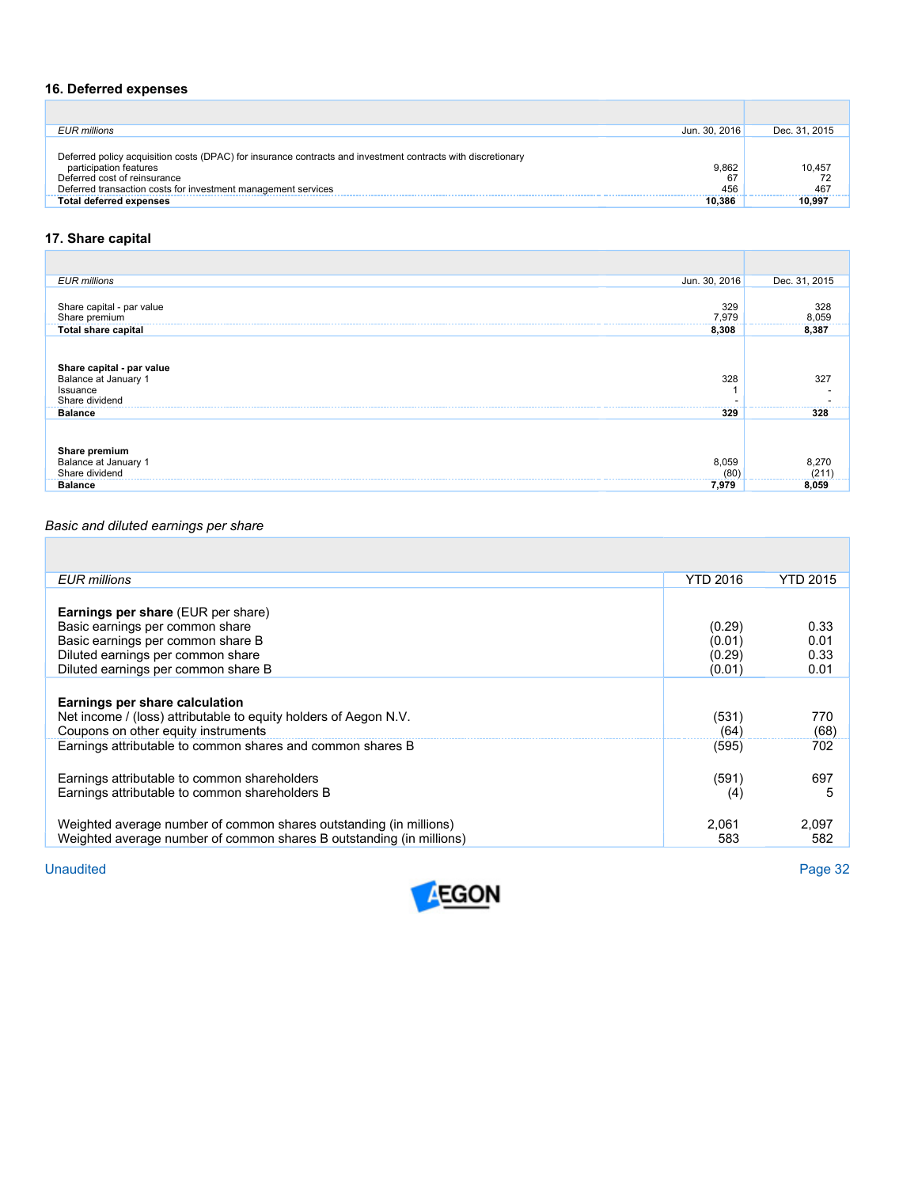## 16. Deferred expenses

| EUR millions | Jun. 30, 2016 | Dec. 31, 2015 |
|---|---|---|
| Deferred policy acquisition costs (DPAC) for insurance contracts and investment contracts with discretionary participation features | 9,862 | 10,457 |
| Deferred cost of reinsurance | 67 | 72 |
| Deferred transaction costs for investment management services | 456 | 467 |
| **Total deferred expenses** | **10,386** | **10,997** |

## 17. Share capital

| EUR millions | Jun. 30, 2016 | Dec. 31, 2015 |
|---|---|---|
| Share capital - par value | 329 | 328 |
| Share premium | 7,979 | 8,059 |
| **Total share capital** | **8,308** | **8,387** |
| | | |
| **Share capital - par value** | | |
| Balance at January 1 | 328 | 327 |
| Issuance | 1 | - |
| Share dividend | - | - |
| **Balance** | **329** | **328** |
| | | |
| **Share premium** | | |
| Balance at January 1 | 8,059 | 8,270 |
| Share dividend | (80) | (211) |
| **Balance** | **7,979** | **8,059** |

*Basic and diluted earnings per share*

| *EUR millions* | YTD 2016 | YTD 2015 |
|---|---|---|
| **Earnings per share** (EUR per share) | | |
| Basic earnings per common share | (0.29) | 0.33 |
| Basic earnings per common share B | (0.01) | 0.01 |
| Diluted earnings per common share | (0.29) | 0.33 |
| Diluted earnings per common share B | (0.01) | 0.01 |
| | | |
| **Earnings per share calculation** | | |
| Net income / (loss) attributable to equity holders of Aegon N.V. | (531) | 770 |
| Coupons on other equity instruments | (64) | (68) |
| Earnings attributable to common shares and common shares B | (595) | 702 |
| | | |
| Earnings attributable to common shareholders | (591) | 697 |
| Earnings attributable to common shareholders B | (4) | 5 |
| | | |
| Weighted average number of common shares outstanding (in millions) | 2,061 | 2,097 |
| Weighted average number of common shares B outstanding (in millions) | 583 | 582 |

Unaudited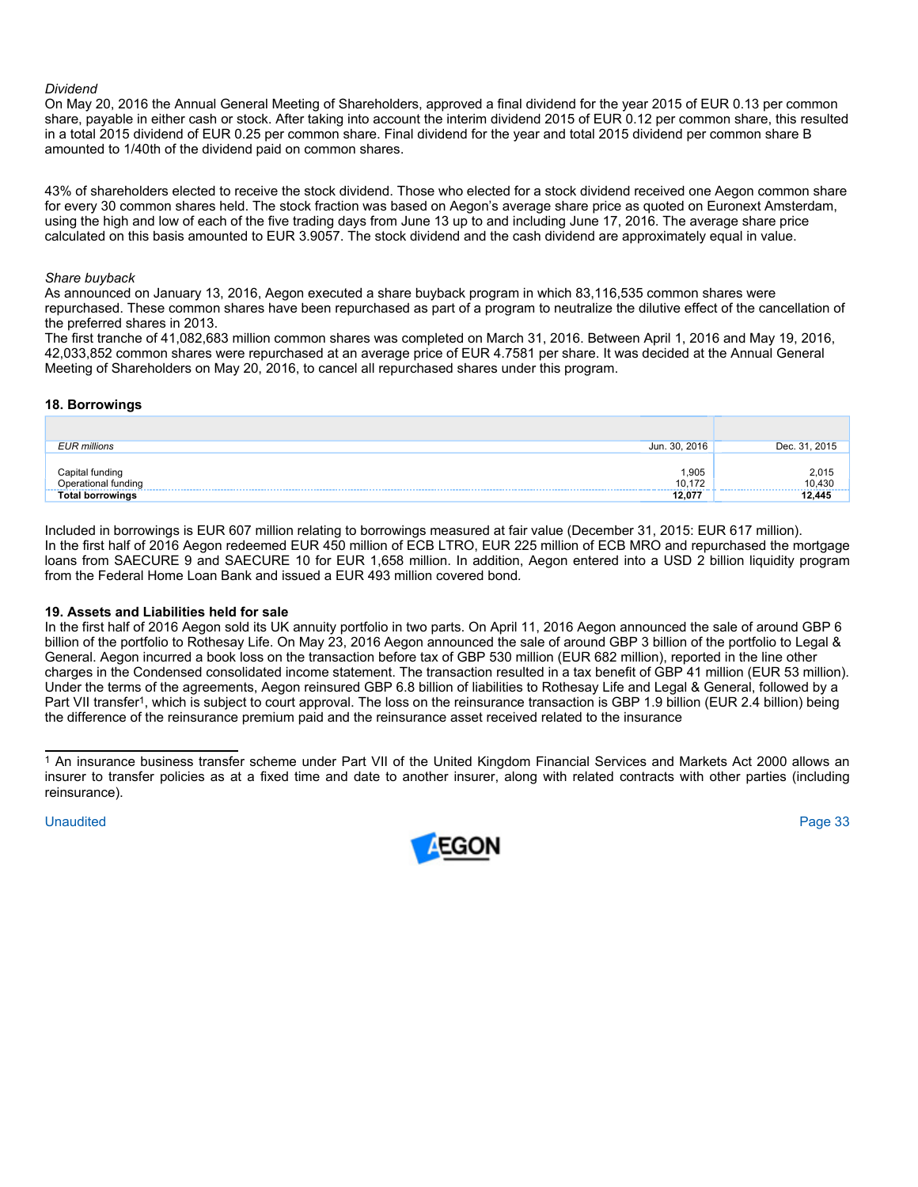*Dividend*

On May 20, 2016 the Annual General Meeting of Shareholders, approved a final dividend for the year 2015 of EUR 0.13 per common share, payable in either cash or stock. After taking into account the interim dividend 2015 of EUR 0.12 per common share, this resulted in a total 2015 dividend of EUR 0.25 per common share. Final dividend for the year and total 2015 dividend per common share B amounted to 1/40th of the dividend paid on common shares.

43% of shareholders elected to receive the stock dividend. Those who elected for a stock dividend received one Aegon common share for every 30 common shares held. The stock fraction was based on Aegon's average share price as quoted on Euronext Amsterdam, using the high and low of each of the five trading days from June 13 up to and including June 17, 2016. The average share price calculated on this basis amounted to EUR 3.9057. The stock dividend and the cash dividend are approximately equal in value.

*Share buyback*

As announced on January 13, 2016, Aegon executed a share buyback program in which 83,116,535 common shares were repurchased. These common shares have been repurchased as part of a program to neutralize the dilutive effect of the cancellation of the preferred shares in 2013.

The first tranche of 41,082,683 million common shares was completed on March 31, 2016. Between April 1, 2016 and May 19, 2016, 42,033,852 common shares were repurchased at an average price of EUR 4.7581 per share. It was decided at the Annual General Meeting of Shareholders on May 20, 2016, to cancel all repurchased shares under this program.

## 18. Borrowings

| *EUR millions* | Jun. 30, 2016 | Dec. 31, 2015 |
|---|---|---|
| Capital funding | 1,905 | 2,015 |
| Operational funding | 10,172 | 10,430 |
| **Total borrowings** | **12,077** | **12,445** |

Included in borrowings is EUR 607 million relating to borrowings measured at fair value (December 31, 2015: EUR 617 million).
In the first half of 2016 Aegon redeemed EUR 450 million of ECB LTRO, EUR 225 million of ECB MRO and repurchased the mortgage loans from SAECURE 9 and SAECURE 10 for EUR 1,658 million. In addition, Aegon entered into a USD 2 billion liquidity program from the Federal Home Loan Bank and issued a EUR 493 million covered bond.

## 19. Assets and Liabilities held for sale

In the first half of 2016 Aegon sold its UK annuity portfolio in two parts. On April 11, 2016 Aegon announced the sale of around GBP 6 billion of the portfolio to Rothesay Life. On May 23, 2016 Aegon announced the sale of around GBP 3 billion of the portfolio to Legal & General. Aegon incurred a book loss on the transaction before tax of GBP 530 million (EUR 682 million), reported in the line other charges in the Condensed consolidated income statement. The transaction resulted in a tax benefit of GBP 41 million (EUR 53 million). Under the terms of the agreements, Aegon reinsured GBP 6.8 billion of liabilities to Rothesay Life and Legal & General, followed by a Part VII transfer[1], which is subject to court approval. The loss on the reinsurance transaction is GBP 1.9 billion (EUR 2.4 billion) being the difference of the reinsurance premium paid and the reinsurance asset received related to the insurance

---

[1] An insurance business transfer scheme under Part VII of the United Kingdom Financial Services and Markets Act 2000 allows an insurer to transfer policies as at a fixed time and date to another insurer, along with related contracts with other parties (including reinsurance).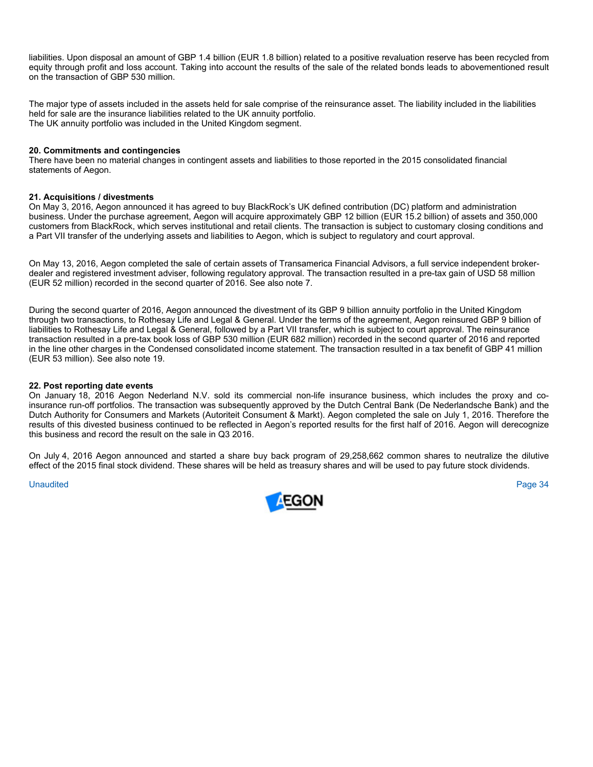liabilities. Upon disposal an amount of GBP 1.4 billion (EUR 1.8 billion) related to a positive revaluation reserve has been recycled from equity through profit and loss account. Taking into account the results of the sale of the related bonds leads to abovementioned result on the transaction of GBP 530 million.

The major type of assets included in the assets held for sale comprise of the reinsurance asset. The liability included in the liabilities held for sale are the insurance liabilities related to the UK annuity portfolio.
The UK annuity portfolio was included in the United Kingdom segment.

**20. Commitments and contingencies**
There have been no material changes in contingent assets and liabilities to those reported in the 2015 consolidated financial statements of Aegon.

**21. Acquisitions / divestments**
On May 3, 2016, Aegon announced it has agreed to buy BlackRock's UK defined contribution (DC) platform and administration business. Under the purchase agreement, Aegon will acquire approximately GBP 12 billion (EUR 15.2 billion) of assets and 350,000 customers from BlackRock, which serves institutional and retail clients. The transaction is subject to customary closing conditions and a Part VII transfer of the underlying assets and liabilities to Aegon, which is subject to regulatory and court approval.

On May 13, 2016, Aegon completed the sale of certain assets of Transamerica Financial Advisors, a full service independent broker-dealer and registered investment adviser, following regulatory approval. The transaction resulted in a pre-tax gain of USD 58 million (EUR 52 million) recorded in the second quarter of 2016. See also note 7.

During the second quarter of 2016, Aegon announced the divestment of its GBP 9 billion annuity portfolio in the United Kingdom through two transactions, to Rothesay Life and Legal & General. Under the terms of the agreement, Aegon reinsured GBP 9 billion of liabilities to Rothesay Life and Legal & General, followed by a Part VII transfer, which is subject to court approval. The reinsurance transaction resulted in a pre-tax book loss of GBP 530 million (EUR 682 million) recorded in the second quarter of 2016 and reported in the line other charges in the Condensed consolidated income statement. The transaction resulted in a tax benefit of GBP 41 million (EUR 53 million). See also note 19.

**22. Post reporting date events**
On January 18, 2016 Aegon Nederland N.V. sold its commercial non-life insurance business, which includes the proxy and co-insurance run-off portfolios. The transaction was subsequently approved by the Dutch Central Bank (De Nederlandsche Bank) and the Dutch Authority for Consumers and Markets (Autoriteit Consument & Markt). Aegon completed the sale on July 1, 2016. Therefore the results of this divested business continued to be reflected in Aegon's reported results for the first half of 2016. Aegon will derecognize this business and record the result on the sale in Q3 2016.

On July 4, 2016 Aegon announced and started a share buy back program of 29,258,662 common shares to neutralize the dilutive effect of the 2015 final stock dividend. These shares will be held as treasury shares and will be used to pay future stock dividends.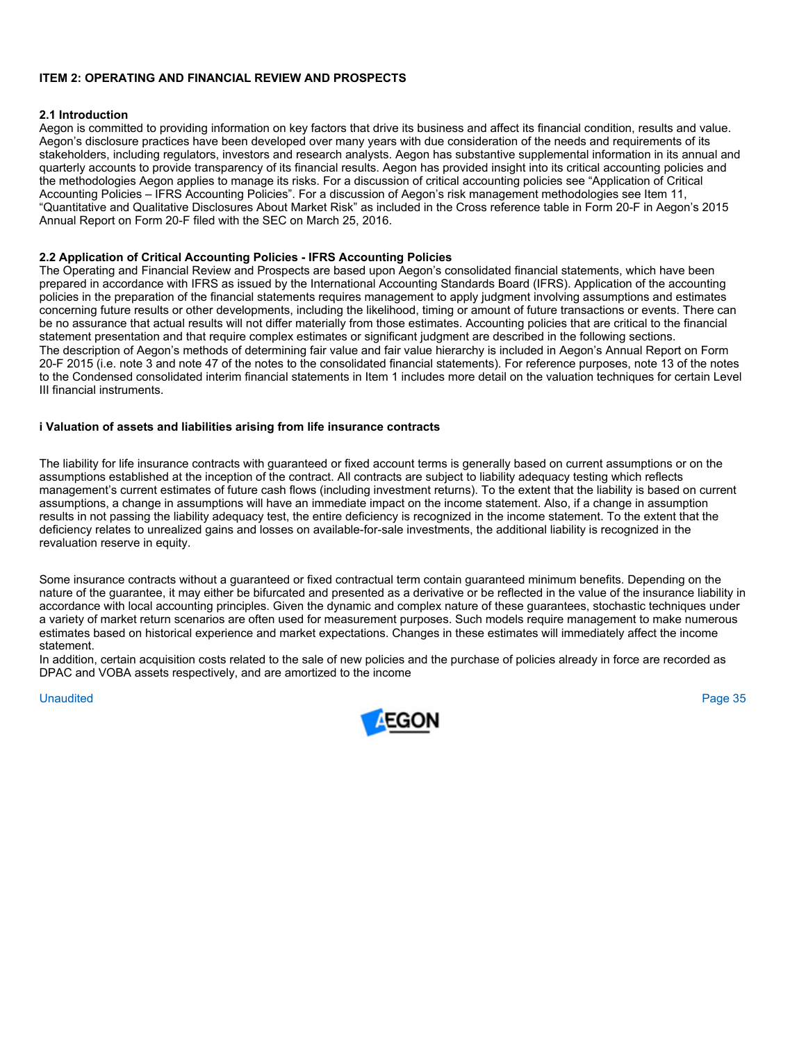## ITEM 2: OPERATING AND FINANCIAL REVIEW AND PROSPECTS

### 2.1 Introduction

Aegon is committed to providing information on key factors that drive its business and affect its financial condition, results and value. Aegon's disclosure practices have been developed over many years with due consideration of the needs and requirements of its stakeholders, including regulators, investors and research analysts. Aegon has substantive supplemental information in its annual and quarterly accounts to provide transparency of its financial results. Aegon has provided insight into its critical accounting policies and the methodologies Aegon applies to manage its risks. For a discussion of critical accounting policies see "Application of Critical Accounting Policies – IFRS Accounting Policies". For a discussion of Aegon's risk management methodologies see Item 11, "Quantitative and Qualitative Disclosures About Market Risk" as included in the Cross reference table in Form 20-F in Aegon's 2015 Annual Report on Form 20-F filed with the SEC on March 25, 2016.

### 2.2 Application of Critical Accounting Policies - IFRS Accounting Policies

The Operating and Financial Review and Prospects are based upon Aegon's consolidated financial statements, which have been prepared in accordance with IFRS as issued by the International Accounting Standards Board (IFRS). Application of the accounting policies in the preparation of the financial statements requires management to apply judgment involving assumptions and estimates concerning future results or other developments, including the likelihood, timing or amount of future transactions or events. There can be no assurance that actual results will not differ materially from those estimates. Accounting policies that are critical to the financial statement presentation and that require complex estimates or significant judgment are described in the following sections.
The description of Aegon's methods of determining fair value and fair value hierarchy is included in Aegon's Annual Report on Form 20-F 2015 (i.e. note 3 and note 47 of the notes to the consolidated financial statements). For reference purposes, note 13 of the notes to the Condensed consolidated interim financial statements in Item 1 includes more detail on the valuation techniques for certain Level III financial instruments.

#### i Valuation of assets and liabilities arising from life insurance contracts

The liability for life insurance contracts with guaranteed or fixed account terms is generally based on current assumptions or on the assumptions established at the inception of the contract. All contracts are subject to liability adequacy testing which reflects management's current estimates of future cash flows (including investment returns). To the extent that the liability is based on current assumptions, a change in assumptions will have an immediate impact on the income statement. Also, if a change in assumption results in not passing the liability adequacy test, the entire deficiency is recognized in the income statement. To the extent that the deficiency relates to unrealized gains and losses on available-for-sale investments, the additional liability is recognized in the revaluation reserve in equity.

Some insurance contracts without a guaranteed or fixed contractual term contain guaranteed minimum benefits. Depending on the nature of the guarantee, it may either be bifurcated and presented as a derivative or be reflected in the value of the insurance liability in accordance with local accounting principles. Given the dynamic and complex nature of these guarantees, stochastic techniques under a variety of market return scenarios are often used for measurement purposes. Such models require management to make numerous estimates based on historical experience and market expectations. Changes in these estimates will immediately affect the income statement.
In addition, certain acquisition costs related to the sale of new policies and the purchase of policies already in force are recorded as DPAC and VOBA assets respectively, and are amortized to the income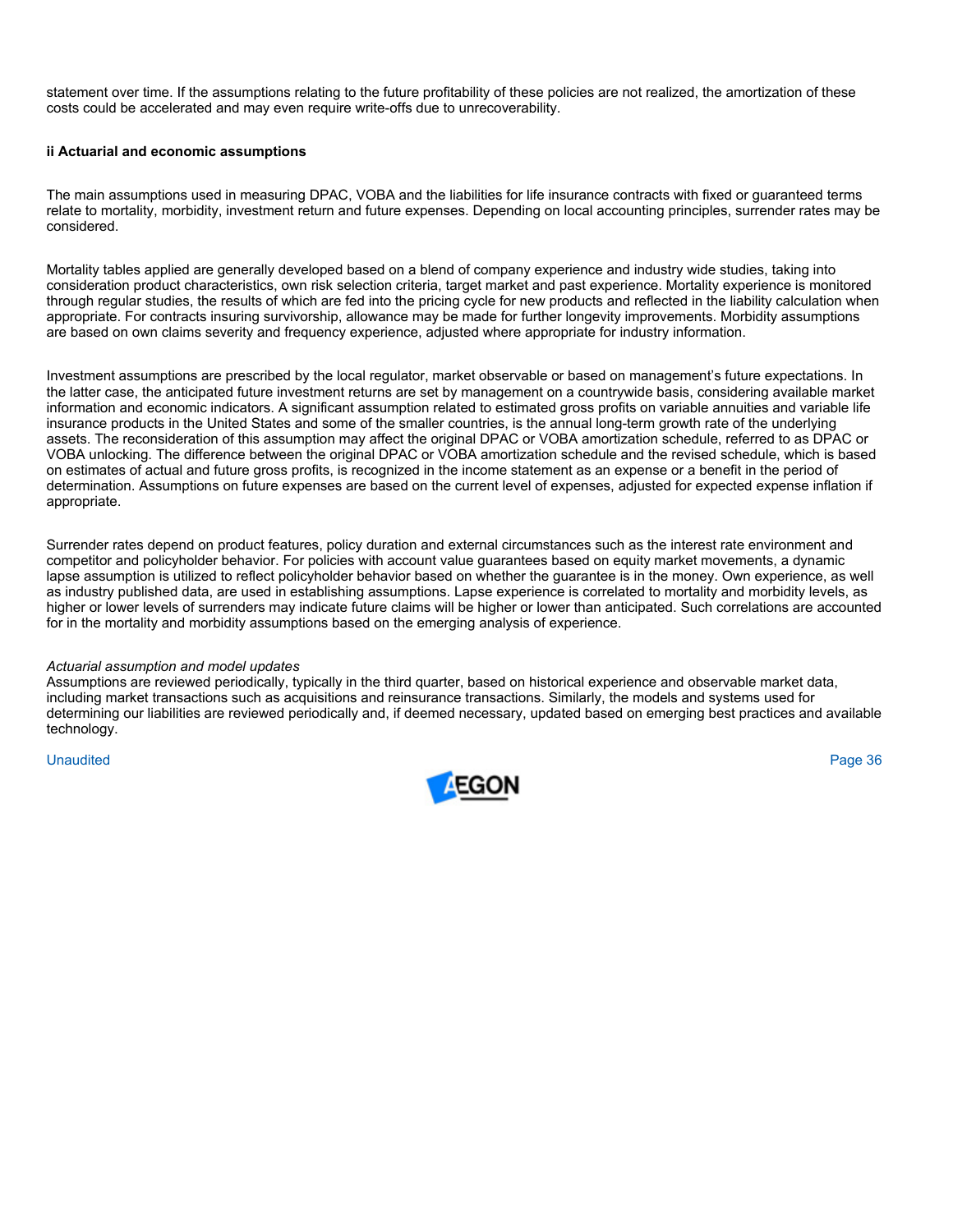statement over time. If the assumptions relating to the future profitability of these policies are not realized, the amortization of these costs could be accelerated and may even require write-offs due to unrecoverability.

**ii Actuarial and economic assumptions**

The main assumptions used in measuring DPAC, VOBA and the liabilities for life insurance contracts with fixed or guaranteed terms relate to mortality, morbidity, investment return and future expenses. Depending on local accounting principles, surrender rates may be considered.

Mortality tables applied are generally developed based on a blend of company experience and industry wide studies, taking into consideration product characteristics, own risk selection criteria, target market and past experience. Mortality experience is monitored through regular studies, the results of which are fed into the pricing cycle for new products and reflected in the liability calculation when appropriate. For contracts insuring survivorship, allowance may be made for further longevity improvements. Morbidity assumptions are based on own claims severity and frequency experience, adjusted where appropriate for industry information.

Investment assumptions are prescribed by the local regulator, market observable or based on management's future expectations. In the latter case, the anticipated future investment returns are set by management on a countrywide basis, considering available market information and economic indicators. A significant assumption related to estimated gross profits on variable annuities and variable life insurance products in the United States and some of the smaller countries, is the annual long-term growth rate of the underlying assets. The reconsideration of this assumption may affect the original DPAC or VOBA amortization schedule, referred to as DPAC or VOBA unlocking. The difference between the original DPAC or VOBA amortization schedule and the revised schedule, which is based on estimates of actual and future gross profits, is recognized in the income statement as an expense or a benefit in the period of determination. Assumptions on future expenses are based on the current level of expenses, adjusted for expected expense inflation if appropriate.

Surrender rates depend on product features, policy duration and external circumstances such as the interest rate environment and competitor and policyholder behavior. For policies with account value guarantees based on equity market movements, a dynamic lapse assumption is utilized to reflect policyholder behavior based on whether the guarantee is in the money. Own experience, as well as industry published data, are used in establishing assumptions. Lapse experience is correlated to mortality and morbidity levels, as higher or lower levels of surrenders may indicate future claims will be higher or lower than anticipated. Such correlations are accounted for in the mortality and morbidity assumptions based on the emerging analysis of experience.

*Actuarial assumption and model updates*
Assumptions are reviewed periodically, typically in the third quarter, based on historical experience and observable market data, including market transactions such as acquisitions and reinsurance transactions. Similarly, the models and systems used for determining our liabilities are reviewed periodically and, if deemed necessary, updated based on emerging best practices and available technology.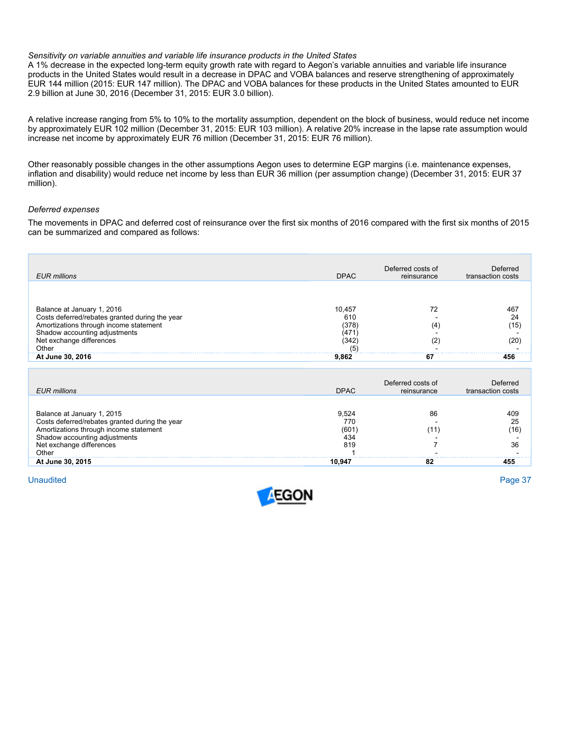*Sensitivity on variable annuities and variable life insurance products in the United States*

A 1% decrease in the expected long-term equity growth rate with regard to Aegon's variable annuities and variable life insurance products in the United States would result in a decrease in DPAC and VOBA balances and reserve strengthening of approximately EUR 144 million (2015: EUR 147 million). The DPAC and VOBA balances for these products in the United States amounted to EUR 2.9 billion at June 30, 2016 (December 31, 2015: EUR 3.0 billion).

A relative increase ranging from 5% to 10% to the mortality assumption, dependent on the block of business, would reduce net income by approximately EUR 102 million (December 31, 2015: EUR 103 million). A relative 20% increase in the lapse rate assumption would increase net income by approximately EUR 76 million (December 31, 2015: EUR 76 million).

Other reasonably possible changes in the other assumptions Aegon uses to determine EGP margins (i.e. maintenance expenses, inflation and disability) would reduce net income by less than EUR 36 million (per assumption change) (December 31, 2015: EUR 37 million).

*Deferred expenses*

The movements in DPAC and deferred cost of reinsurance over the first six months of 2016 compared with the first six months of 2015 can be summarized and compared as follows:

| *EUR millions* | DPAC | Deferred costs of reinsurance | Deferred transaction costs |
|---|---|---|---|
| Balance at January 1, 2016 | 10,457 | 72 | 467 |
| Costs deferred/rebates granted during the year | 610 | - | 24 |
| Amortizations through income statement | (378) | (4) | (15) |
| Shadow accounting adjustments | (471) | - | - |
| Net exchange differences | (342) | (2) | (20) |
| Other | (5) | - | - |
| **At June 30, 2016** | **9,862** | **67** | **456** |

| *EUR millions* | DPAC | Deferred costs of reinsurance | Deferred transaction costs |
|---|---|---|---|
| Balance at January 1, 2015 | 9,524 | 86 | 409 |
| Costs deferred/rebates granted during the year | 770 | - | 25 |
| Amortizations through income statement | (601) | (11) | (16) |
| Shadow accounting adjustments | 434 | - | - |
| Net exchange differences | 819 | 7 | 36 |
| Other | 1 | - | - |
| **At June 30, 2015** | **10,947** | **82** | **455** |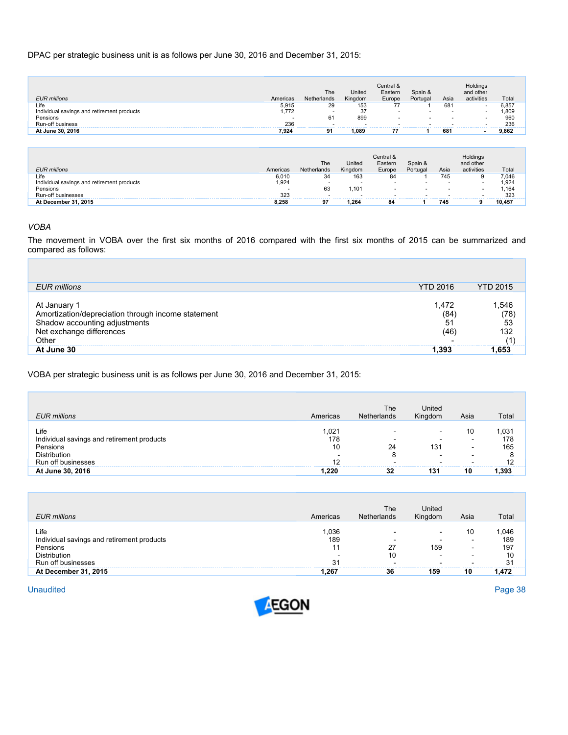DPAC per strategic business unit is as follows per June 30, 2016 and December 31, 2015:

| *EUR millions* | Americas | The Netherlands | United Kingdom | Central & Eastern Europe | Spain & Portugal | Asia | Holdings and other activities | Total |
|---|---|---|---|---|---|---|---|---|
| Life | 5,915 | 29 | 153 | 77 | 1 | 681 | - | 6,857 |
| Individual savings and retirement products | 1,772 | - | 37 | - | - | - | - | 1,809 |
| Pensions | - | 61 | 899 | - | - | - | - | 960 |
| Run-off business | 236 | - | - | - | - | - | - | 236 |
| **At June 30, 2016** | **7,924** | **91** | **1,089** | **77** | **1** | **681** | **-** | **9,862** |

| *EUR millions* | Americas | The Netherlands | United Kingdom | Central & Eastern Europe | Spain & Portugal | Asia | Holdings and other activities | Total |
|---|---|---|---|---|---|---|---|---|
| Life | 6,010 | 34 | 163 | 84 | 1 | 745 | 9 | 7,046 |
| Individual savings and retirement products | 1,924 | - | - | - | - | - | - | 1,924 |
| Pensions | - | 63 | 1,101 | - | - | - | - | 1,164 |
| Run-off businesses | 323 | - | - | - | - | - | - | 323 |
| **At December 31, 2015** | **8,258** | **97** | **1,264** | **84** | **1** | **745** | **9** | **10,457** |

*VOBA*

The movement in VOBA over the first six months of 2016 compared with the first six months of 2015 can be summarized and compared as follows:

| *EUR millions* | YTD 2016 | YTD 2015 |
|---|---|---|
| At January 1 | 1,472 | 1,546 |
| Amortization/depreciation through income statement | (84) | (78) |
| Shadow accounting adjustments | 51 | 53 |
| Net exchange differences | (46) | 132 |
| Other | - | (1) |
| **At June 30** | **1,393** | **1,653** |

VOBA per strategic business unit is as follows per June 30, 2016 and December 31, 2015:

| *EUR millions* | Americas | The Netherlands | United Kingdom | Asia | Total |
|---|---|---|---|---|---|
| Life | 1,021 | - | - | 10 | 1,031 |
| Individual savings and retirement products | 178 | - | - | - | 178 |
| Pensions | 10 | 24 | 131 | - | 165 |
| Distribution | - | 8 | - | - | 8 |
| Run off businesses | 12 | - | - | - | 12 |
| **At June 30, 2016** | **1,220** | **32** | **131** | **10** | **1,393** |

| *EUR millions* | Americas | The Netherlands | United Kingdom | Asia | Total |
|---|---|---|---|---|---|
| Life | 1,036 | - | - | 10 | 1,046 |
| Individual savings and retirement products | 189 | - | - | - | 189 |
| Pensions | 11 | 27 | 159 | - | 197 |
| Distribution | - | 10 | - | - | 10 |
| Run off businesses | 31 | - | - | - | 31 |
| **At December 31, 2015** | **1,267** | **36** | **159** | **10** | **1,472** |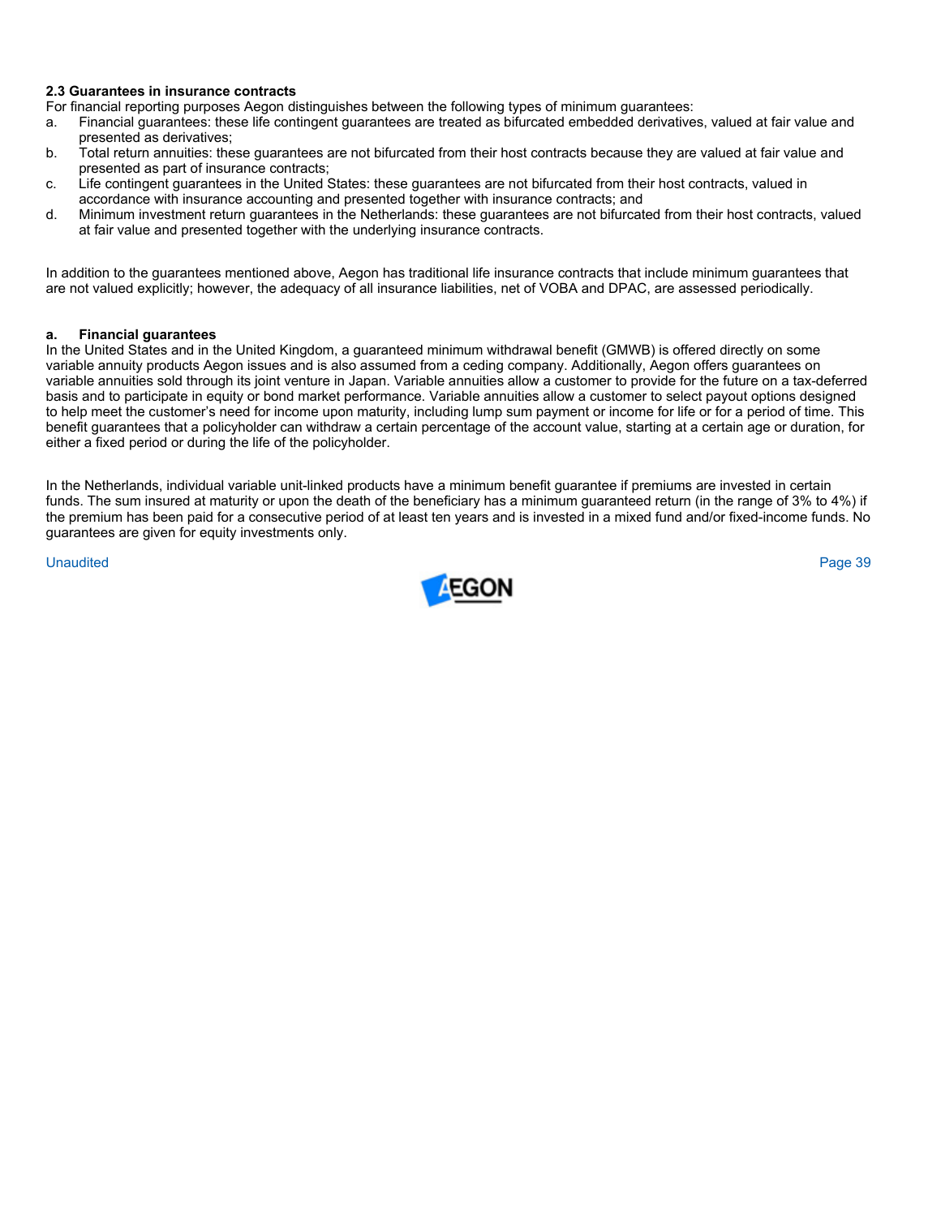### 2.3 Guarantees in insurance contracts

For financial reporting purposes Aegon distinguishes between the following types of minimum guarantees:

a. Financial guarantees: these life contingent guarantees are treated as bifurcated embedded derivatives, valued at fair value and presented as derivatives;
b. Total return annuities: these guarantees are not bifurcated from their host contracts because they are valued at fair value and presented as part of insurance contracts;
c. Life contingent guarantees in the United States: these guarantees are not bifurcated from their host contracts, valued in accordance with insurance accounting and presented together with insurance contracts; and
d. Minimum investment return guarantees in the Netherlands: these guarantees are not bifurcated from their host contracts, valued at fair value and presented together with the underlying insurance contracts.

In addition to the guarantees mentioned above, Aegon has traditional life insurance contracts that include minimum guarantees that are not valued explicitly; however, the adequacy of all insurance liabilities, net of VOBA and DPAC, are assessed periodically.

#### a. Financial guarantees

In the United States and in the United Kingdom, a guaranteed minimum withdrawal benefit (GMWB) is offered directly on some variable annuity products Aegon issues and is also assumed from a ceding company. Additionally, Aegon offers guarantees on variable annuities sold through its joint venture in Japan. Variable annuities allow a customer to provide for the future on a tax-deferred basis and to participate in equity or bond market performance. Variable annuities allow a customer to select payout options designed to help meet the customer's need for income upon maturity, including lump sum payment or income for life or for a period of time. This benefit guarantees that a policyholder can withdraw a certain percentage of the account value, starting at a certain age or duration, for either a fixed period or during the life of the policyholder.

In the Netherlands, individual variable unit-linked products have a minimum benefit guarantee if premiums are invested in certain funds. The sum insured at maturity or upon the death of the beneficiary has a minimum guaranteed return (in the range of 3% to 4%) if the premium has been paid for a consecutive period of at least ten years and is invested in a mixed fund and/or fixed-income funds. No guarantees are given for equity investments only.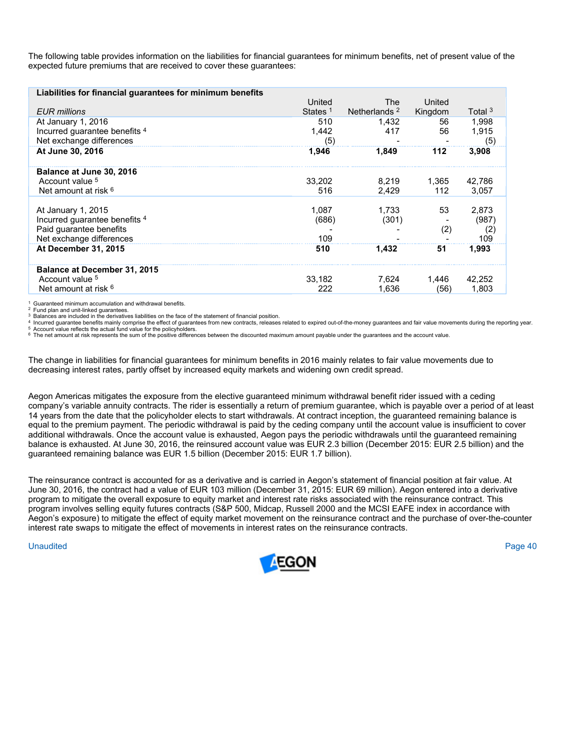The following table provides information on the liabilities for financial guarantees for minimum benefits, net of present value of the expected future premiums that are received to cover these guarantees:

| Liabilities for financial guarantees for minimum benefits | | | | |
|---|---|---|---|---|
| *EUR millions* | United States [1] | The Netherlands [2] | United Kingdom | Total [3] |
| At January 1, 2016 | 510 | 1,432 | 56 | 1,998 |
| Incurred guarantee benefits [4] | 1,442 | 417 | 56 | 1,915 |
| Net exchange differences | (5) | - | - | (5) |
| **At June 30, 2016** | **1,946** | **1,849** | **112** | **3,908** |
| | | | | |
| **Balance at June 30, 2016** | | | | |
| Account value [5] | 33,202 | 8,219 | 1,365 | 42,786 |
| Net amount at risk [6] | 516 | 2,429 | 112 | 3,057 |
| | | | | |
| At January 1, 2015 | 1,087 | 1,733 | 53 | 2,873 |
| Incurred guarantee benefits [4] | (686) | (301) | - | (987) |
| Paid guarantee benefits | - | - | (2) | (2) |
| Net exchange differences | 109 | - | - | 109 |
| **At December 31, 2015** | **510** | **1,432** | **51** | **1,993** |
| | | | | |
| **Balance at December 31, 2015** | | | | |
| Account value [5] | 33,182 | 7,624 | 1,446 | 42,252 |
| Net amount at risk [6] | 222 | 1,636 | (56) | 1,803 |

[1] Guaranteed minimum accumulation and withdrawal benefits.
[2] Fund plan and unit-linked guarantees.
[3] Balances are included in the derivatives liabilities on the face of the statement of financial position.
[4] Incurred guarantee benefits mainly comprise the effect of guarantees from new contracts, releases related to expired out-of-the-money guarantees and fair value movements during the reporting year.
[5] Account value reflects the actual fund value for the policyholders.
[6] The net amount at risk represents the sum of the positive differences between the discounted maximum amount payable under the guarantees and the account value.

The change in liabilities for financial guarantees for minimum benefits in 2016 mainly relates to fair value movements due to decreasing interest rates, partly offset by increased equity markets and widening own credit spread.

Aegon Americas mitigates the exposure from the elective guaranteed minimum withdrawal benefit rider issued with a ceding company's variable annuity contracts. The rider is essentially a return of premium guarantee, which is payable over a period of at least 14 years from the date that the policyholder elects to start withdrawals. At contract inception, the guaranteed remaining balance is equal to the premium payment. The periodic withdrawal is paid by the ceding company until the account value is insufficient to cover additional withdrawals. Once the account value is exhausted, Aegon pays the periodic withdrawals until the guaranteed remaining balance is exhausted. At June 30, 2016, the reinsured account value was EUR 2.3 billion (December 2015: EUR 2.5 billion) and the guaranteed remaining balance was EUR 1.5 billion (December 2015: EUR 1.7 billion).

The reinsurance contract is accounted for as a derivative and is carried in Aegon's statement of financial position at fair value. At June 30, 2016, the contract had a value of EUR 103 million (December 31, 2015: EUR 69 million). Aegon entered into a derivative program to mitigate the overall exposure to equity market and interest rate risks associated with the reinsurance contract. This program involves selling equity futures contracts (S&P 500, Midcap, Russell 2000 and the MCSI EAFE index in accordance with Aegon's exposure) to mitigate the effect of equity market movement on the reinsurance contract and the purchase of over-the-counter interest rate swaps to mitigate the effect of movements in interest rates on the reinsurance contracts.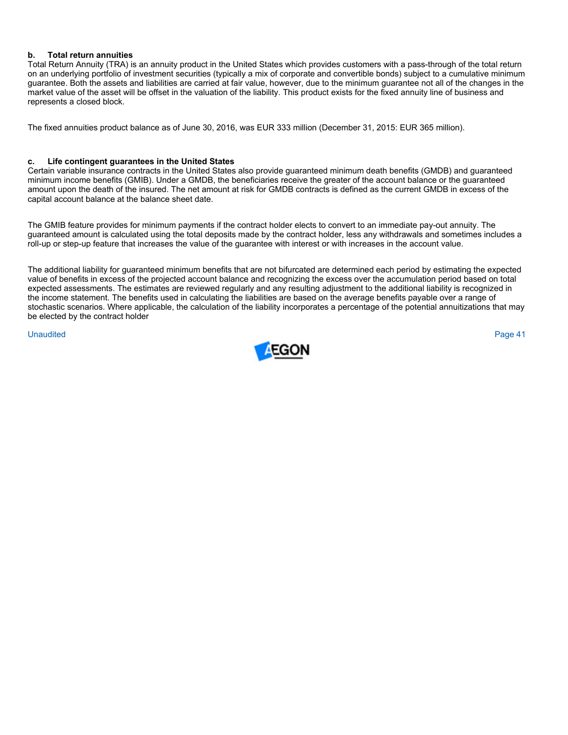**b. Total return annuities**
Total Return Annuity (TRA) is an annuity product in the United States which provides customers with a pass-through of the total return on an underlying portfolio of investment securities (typically a mix of corporate and convertible bonds) subject to a cumulative minimum guarantee. Both the assets and liabilities are carried at fair value, however, due to the minimum guarantee not all of the changes in the market value of the asset will be offset in the valuation of the liability. This product exists for the fixed annuity line of business and represents a closed block.

The fixed annuities product balance as of June 30, 2016, was EUR 333 million (December 31, 2015: EUR 365 million).

**c. Life contingent guarantees in the United States**
Certain variable insurance contracts in the United States also provide guaranteed minimum death benefits (GMDB) and guaranteed minimum income benefits (GMIB). Under a GMDB, the beneficiaries receive the greater of the account balance or the guaranteed amount upon the death of the insured. The net amount at risk for GMDB contracts is defined as the current GMDB in excess of the capital account balance at the balance sheet date.

The GMIB feature provides for minimum payments if the contract holder elects to convert to an immediate pay-out annuity. The guaranteed amount is calculated using the total deposits made by the contract holder, less any withdrawals and sometimes includes a roll-up or step-up feature that increases the value of the guarantee with interest or with increases in the account value.

The additional liability for guaranteed minimum benefits that are not bifurcated are determined each period by estimating the expected value of benefits in excess of the projected account balance and recognizing the excess over the accumulation period based on total expected assessments. The estimates are reviewed regularly and any resulting adjustment to the additional liability is recognized in the income statement. The benefits used in calculating the liabilities are based on the average benefits payable over a range of stochastic scenarios. Where applicable, the calculation of the liability incorporates a percentage of the potential annuitizations that may be elected by the contract holder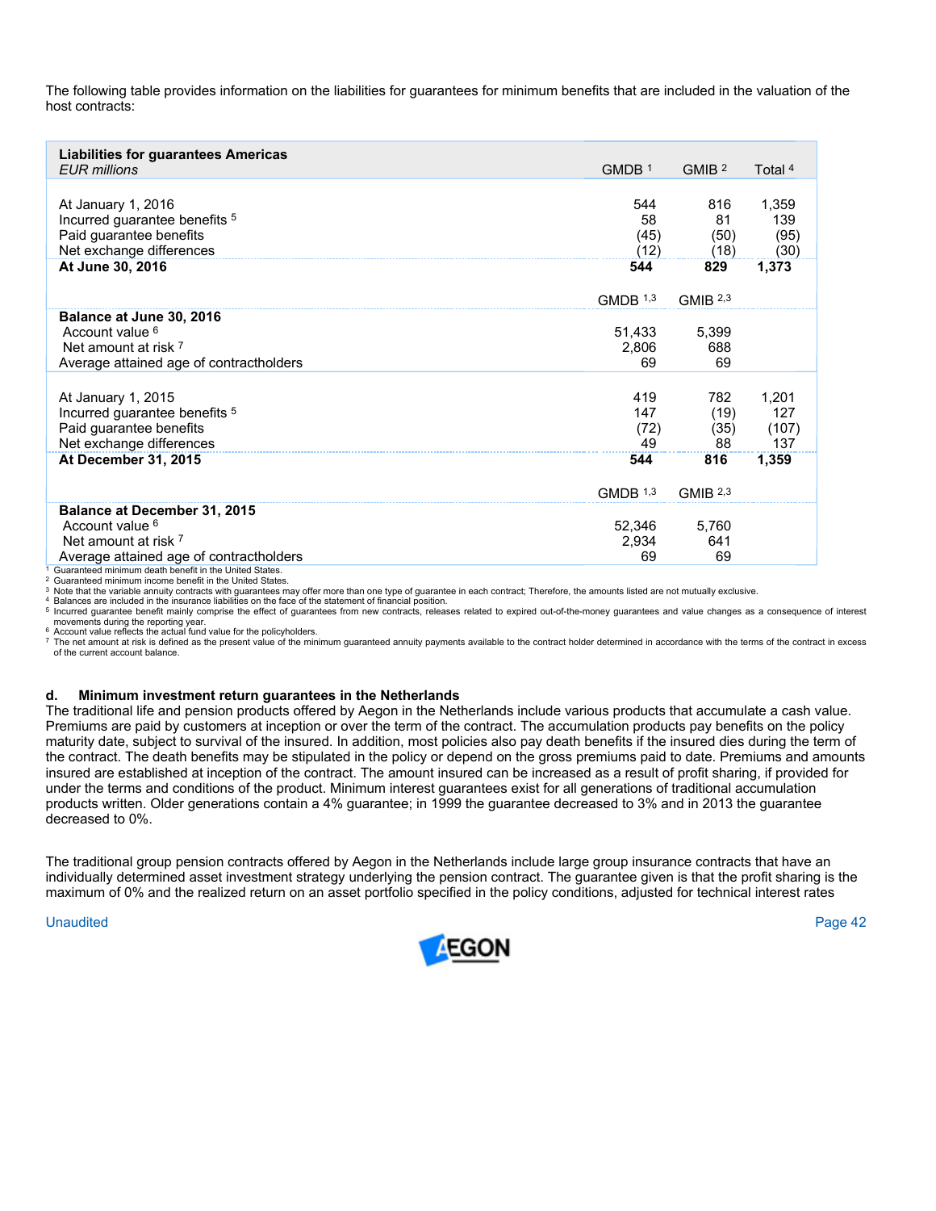The following table provides information on the liabilities for guarantees for minimum benefits that are included in the valuation of the host contracts:

| **Liabilities for guarantees Americas** *EUR millions* | GMDB [1] | GMIB [2] | Total [4] |
|---|---|---|---|
| At January 1, 2016 | 544 | 816 | 1,359 |
| Incurred guarantee benefits [5] | 58 | 81 | 139 |
| Paid guarantee benefits | (45) | (50) | (95) |
| Net exchange differences | (12) | (18) | (30) |
| **At June 30, 2016** | **544** | **829** | **1,373** |
| | GMDB [1,3] | GMIB [2,3] | |
| **Balance at June 30, 2016** | | | |
| Account value [6] | 51,433 | 5,399 | |
| Net amount at risk [7] | 2,806 | 688 | |
| Average attained age of contractholders | 69 | 69 | |
| At January 1, 2015 | 419 | 782 | 1,201 |
| Incurred guarantee benefits [5] | 147 | (19) | 127 |
| Paid guarantee benefits | (72) | (35) | (107) |
| Net exchange differences | 49 | 88 | 137 |
| **At December 31, 2015** | **544** | **816** | **1,359** |
| | GMDB [1,3] | GMIB [2,3] | |
| **Balance at December 31, 2015** | | | |
| Account value [6] | 52,346 | 5,760 | |
| Net amount at risk [7] | 2,934 | 641 | |
| Average attained age of contractholders | 69 | 69 | |

[1] Guaranteed minimum death benefit in the United States.
[2] Guaranteed minimum income benefit in the United States.
[3] Note that the variable annuity contracts with guarantees may offer more than one type of guarantee in each contract; Therefore, the amounts listed are not mutually exclusive.
[4] Balances are included in the insurance liabilities on the face of the statement of financial position.
[5] Incurred guarantee benefit mainly comprise the effect of guarantees from new contracts, releases related to expired out-of-the-money guarantees and value changes as a consequence of interest movements during the reporting year.
[6] Account value reflects the actual fund value for the policyholders.
[7] The net amount at risk is defined as the present value of the minimum guaranteed annuity payments available to the contract holder determined in accordance with the terms of the contract in excess of the current account balance.

### d. Minimum investment return guarantees in the Netherlands

The traditional life and pension products offered by Aegon in the Netherlands include various products that accumulate a cash value. Premiums are paid by customers at inception or over the term of the contract. The accumulation products pay benefits on the policy maturity date, subject to survival of the insured. In addition, most policies also pay death benefits if the insured dies during the term of the contract. The death benefits may be stipulated in the policy or depend on the gross premiums paid to date. Premiums and amounts insured are established at inception of the contract. The amount insured can be increased as a result of profit sharing, if provided for under the terms and conditions of the product. Minimum interest guarantees exist for all generations of traditional accumulation products written. Older generations contain a 4% guarantee; in 1999 the guarantee decreased to 3% and in 2013 the guarantee decreased to 0%.

The traditional group pension contracts offered by Aegon in the Netherlands include large group insurance contracts that have an individually determined asset investment strategy underlying the pension contract. The guarantee given is that the profit sharing is the maximum of 0% and the realized return on an asset portfolio specified in the policy conditions, adjusted for technical interest rates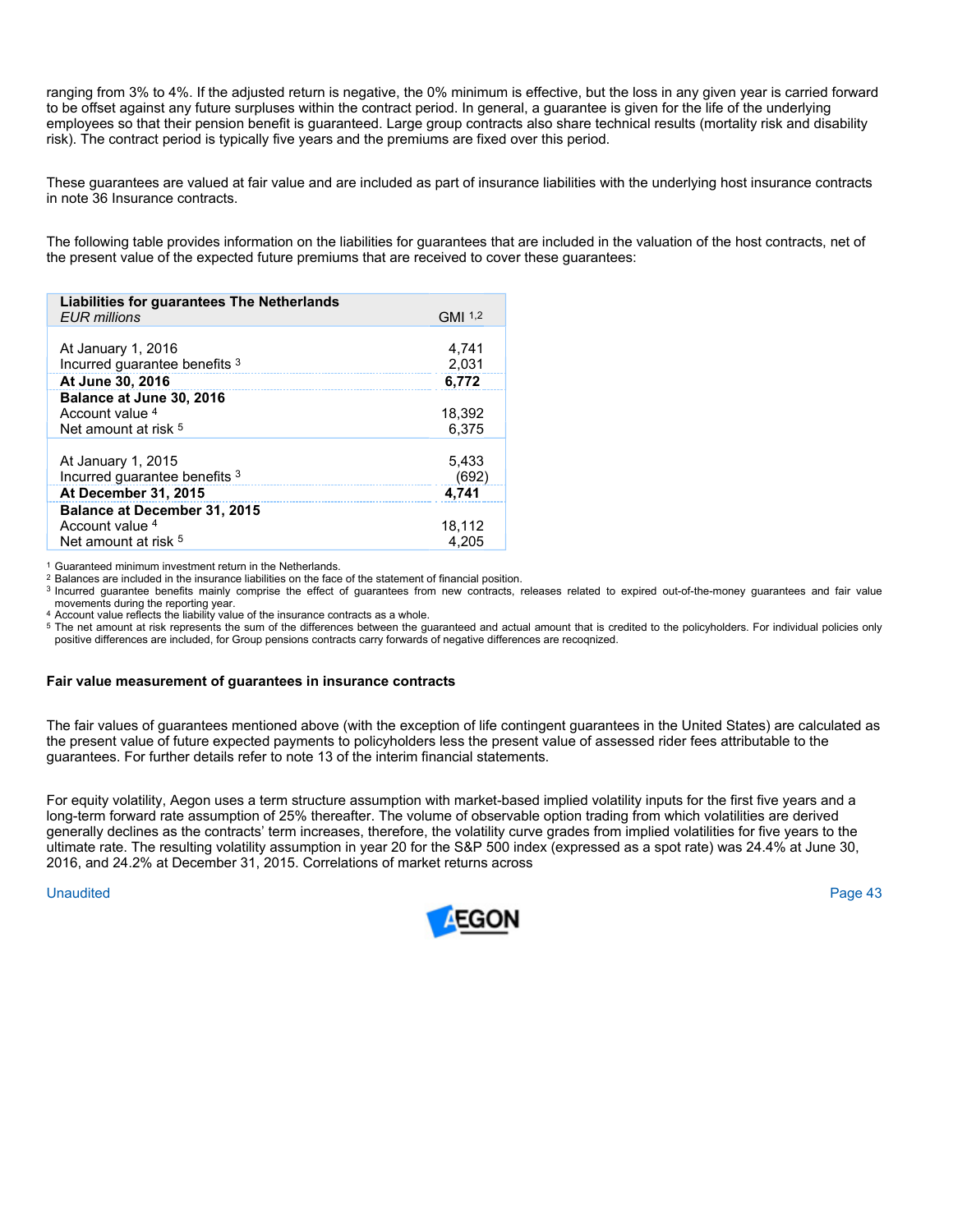ranging from 3% to 4%. If the adjusted return is negative, the 0% minimum is effective, but the loss in any given year is carried forward to be offset against any future surpluses within the contract period. In general, a guarantee is given for the life of the underlying employees so that their pension benefit is guaranteed. Large group contracts also share technical results (mortality risk and disability risk). The contract period is typically five years and the premiums are fixed over this period.

These guarantees are valued at fair value and are included as part of insurance liabilities with the underlying host insurance contracts in note 36 Insurance contracts.

The following table provides information on the liabilities for guarantees that are included in the valuation of the host contracts, net of the present value of the expected future premiums that are received to cover these guarantees:

| **Liabilities for guarantees The Netherlands** *EUR millions* | GMI [1,2] |
|---|---|
| At January 1, 2016 | 4,741 |
| Incurred guarantee benefits [3] | 2,031 |
| **At June 30, 2016** | **6,772** |
| **Balance at June 30, 2016** | |
| Account value [4] | 18,392 |
| Net amount at risk [5] | 6,375 |
| At January 1, 2015 | 5,433 |
| Incurred guarantee benefits [3] | (692) |
| **At December 31, 2015** | **4,741** |
| **Balance at December 31, 2015** | |
| Account value [4] | 18,112 |
| Net amount at risk [5] | 4,205 |

[1] Guaranteed minimum investment return in the Netherlands.
[2] Balances are included in the insurance liabilities on the face of the statement of financial position.
[3] Incurred guarantee benefits mainly comprise the effect of guarantees from new contracts, releases related to expired out-of-the-money guarantees and fair value movements during the reporting year.
[4] Account value reflects the liability value of the insurance contracts as a whole.
[5] The net amount at risk represents the sum of the differences between the guaranteed and actual amount that is credited to the policyholders. For individual policies only positive differences are included, for Group pensions contracts carry forwards of negative differences are recognized.

**Fair value measurement of guarantees in insurance contracts**

The fair values of guarantees mentioned above (with the exception of life contingent guarantees in the United States) are calculated as the present value of future expected payments to policyholders less the present value of assessed rider fees attributable to the guarantees. For further details refer to note 13 of the interim financial statements.

For equity volatility, Aegon uses a term structure assumption with market-based implied volatility inputs for the first five years and a long-term forward rate assumption of 25% thereafter. The volume of observable option trading from which volatilities are derived generally declines as the contracts' term increases, therefore, the volatility curve grades from implied volatilities for five years to the ultimate rate. The resulting volatility assumption in year 20 for the S&P 500 index (expressed as a spot rate) was 24.4% at June 30, 2016, and 24.2% at December 31, 2015. Correlations of market returns across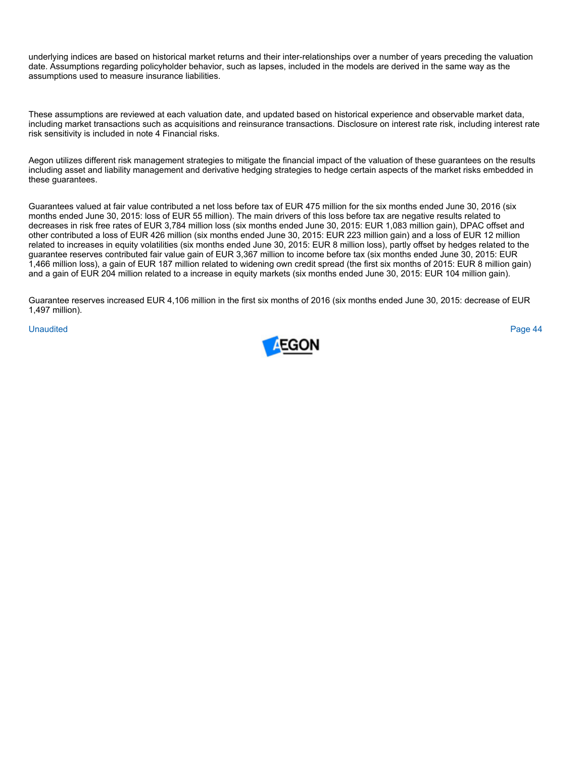underlying indices are based on historical market returns and their inter-relationships over a number of years preceding the valuation date. Assumptions regarding policyholder behavior, such as lapses, included in the models are derived in the same way as the assumptions used to measure insurance liabilities.

These assumptions are reviewed at each valuation date, and updated based on historical experience and observable market data, including market transactions such as acquisitions and reinsurance transactions. Disclosure on interest rate risk, including interest rate risk sensitivity is included in note 4 Financial risks.

Aegon utilizes different risk management strategies to mitigate the financial impact of the valuation of these guarantees on the results including asset and liability management and derivative hedging strategies to hedge certain aspects of the market risks embedded in these guarantees.

Guarantees valued at fair value contributed a net loss before tax of EUR 475 million for the six months ended June 30, 2016 (six months ended June 30, 2015: loss of EUR 55 million). The main drivers of this loss before tax are negative results related to decreases in risk free rates of EUR 3,784 million loss (six months ended June 30, 2015: EUR 1,083 million gain), DPAC offset and other contributed a loss of EUR 426 million (six months ended June 30, 2015: EUR 223 million gain) and a loss of EUR 12 million related to increases in equity volatilities (six months ended June 30, 2015: EUR 8 million loss), partly offset by hedges related to the guarantee reserves contributed fair value gain of EUR 3,367 million to income before tax (six months ended June 30, 2015: EUR 1,466 million loss), a gain of EUR 187 million related to widening own credit spread (the first six months of 2015: EUR 8 million gain) and a gain of EUR 204 million related to a increase in equity markets (six months ended June 30, 2015: EUR 104 million gain).

Guarantee reserves increased EUR 4,106 million in the first six months of 2016 (six months ended June 30, 2015: decrease of EUR 1,497 million).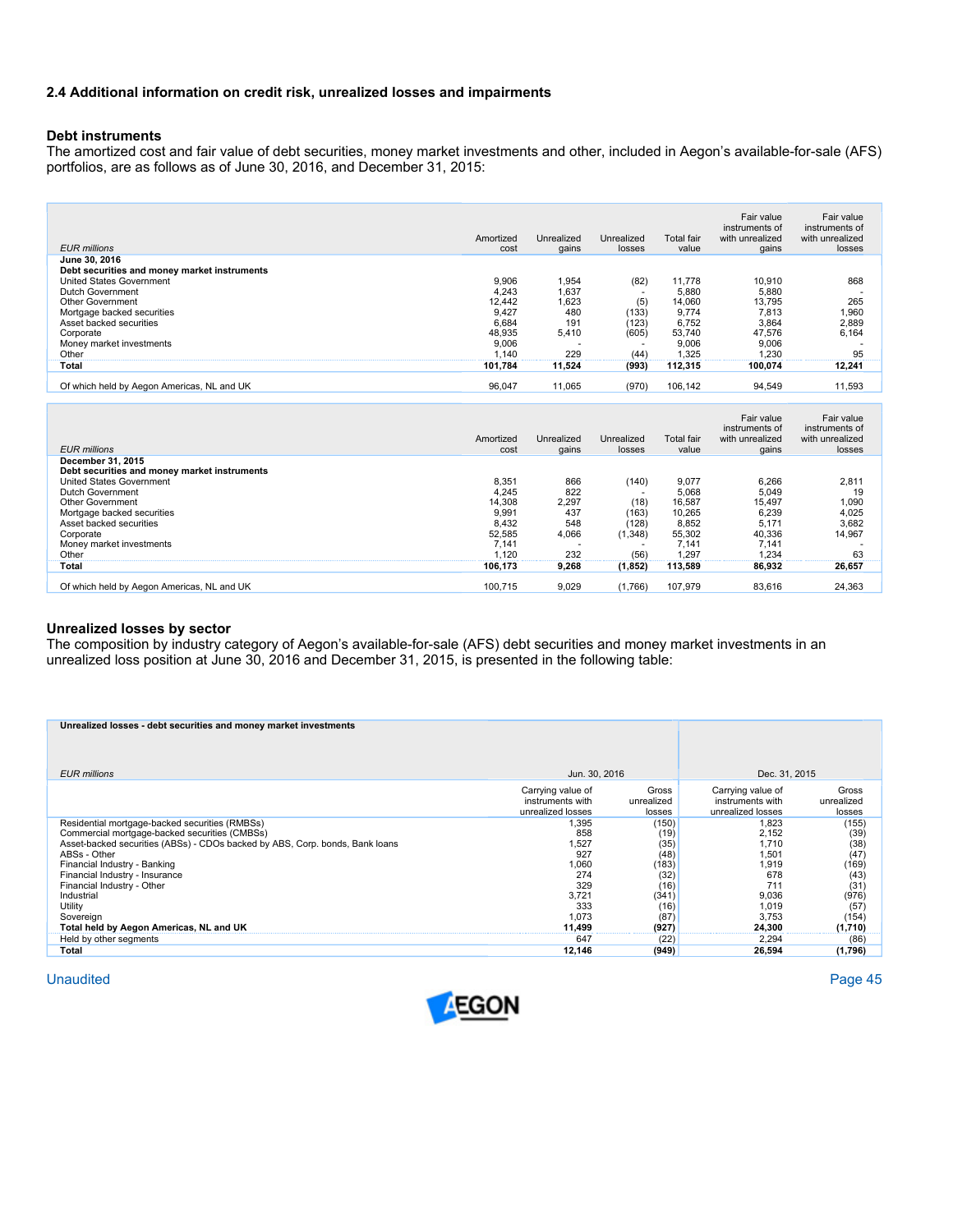## 2.4 Additional information on credit risk, unrealized losses and impairments

### Debt instruments

The amortized cost and fair value of debt securities, money market investments and other, included in Aegon's available-for-sale (AFS) portfolios, are as follows as of June 30, 2016, and December 31, 2015:

| *EUR millions* | Amortized cost | Unrealized gains | Unrealized losses | Total fair value | Fair value instruments of with unrealized gains | Fair value instruments of with unrealized losses |
|---|---|---|---|---|---|---|
| **June 30, 2016** | | | | | | |
| **Debt securities and money market instruments** | | | | | | |
| United States Government | 9,906 | 1,954 | (82) | 11,778 | 10,910 | 868 |
| Dutch Government | 4,243 | 1,637 | - | 5,880 | 5,880 | - |
| Other Government | 12,442 | 1,623 | (5) | 14,060 | 13,795 | 265 |
| Mortgage backed securities | 9,427 | 480 | (133) | 9,774 | 7,813 | 1,960 |
| Asset backed securities | 6,684 | 191 | (123) | 6,752 | 3,864 | 2,889 |
| Corporate | 48,935 | 5,410 | (605) | 53,740 | 47,576 | 6,164 |
| Money market investments | 9,006 | - | - | 9,006 | 9,006 | - |
| Other | 1,140 | 229 | (44) | 1,325 | 1,230 | 95 |
| **Total** | **101,784** | **11,524** | **(993)** | **112,315** | **100,074** | **12,241** |
| Of which held by Aegon Americas, NL and UK | 96,047 | 11,065 | (970) | 106,142 | 94,549 | 11,593 |

| *EUR millions* | Amortized cost | Unrealized gains | Unrealized losses | Total fair value | Fair value instruments of with unrealized gains | Fair value instruments of with unrealized losses |
|---|---|---|---|---|---|---|
| **December 31, 2015** | | | | | | |
| **Debt securities and money market instruments** | | | | | | |
| United States Government | 8,351 | 866 | (140) | 9,077 | 6,266 | 2,811 |
| Dutch Government | 4,245 | 822 | - | 5,068 | 5,049 | 19 |
| Other Government | 14,308 | 2,297 | (18) | 16,587 | 15,497 | 1,090 |
| Mortgage backed securities | 9,991 | 437 | (163) | 10,265 | 6,239 | 4,025 |
| Asset backed securities | 8,432 | 548 | (128) | 8,852 | 5,171 | 3,682 |
| Corporate | 52,585 | 4,066 | (1,348) | 55,302 | 40,336 | 14,967 |
| Money market investments | 7,141 | - | - | 7,141 | 7,141 | - |
| Other | 1,120 | 232 | (56) | 1,297 | 1,234 | 63 |
| **Total** | **106,173** | **9,268** | **(1,852)** | **113,589** | **86,932** | **26,657** |
| Of which held by Aegon Americas, NL and UK | 100,715 | 9,029 | (1,766) | 107,979 | 83,616 | 24,363 |

### Unrealized losses by sector

The composition by industry category of Aegon's available-for-sale (AFS) debt securities and money market investments in an unrealized loss position at June 30, 2016 and December 31, 2015, is presented in the following table:

| **Unrealized losses - debt securities and money market investments** | | | | |
|---|---|---|---|---|
| *EUR millions* | Jun. 30, 2016 | | Dec. 31, 2015 | |
| | Carrying value of instruments with unrealized losses | Gross unrealized losses | Carrying value of instruments with unrealized losses | Gross unrealized losses |
| Residential mortgage-backed securities (RMBSs) | 1,395 | (150) | 1,823 | (155) |
| Commercial mortgage-backed securities (CMBSs) | 858 | (19) | 2,152 | (39) |
| Asset-backed securities (ABSs) - CDOs backed by ABS, Corp. bonds, Bank loans | 1,527 | (35) | 1,710 | (38) |
| ABSs - Other | 927 | (48) | 1,501 | (47) |
| Financial Industry - Banking | 1,060 | (183) | 1,919 | (169) |
| Financial Industry - Insurance | 274 | (32) | 678 | (43) |
| Financial Industry - Other | 329 | (16) | 711 | (31) |
| Industrial | 3,721 | (341) | 9,036 | (976) |
| Utility | 333 | (16) | 1,019 | (57) |
| Sovereign | 1,073 | (87) | 3,753 | (154) |
| **Total held by Aegon Americas, NL and UK** | **11,499** | **(927)** | **24,300** | **(1,710)** |
| Held by other segments | 647 | (22) | 2,294 | (86) |
| **Total** | **12,146** | **(949)** | **26,594** | **(1,796)** |

Unaudited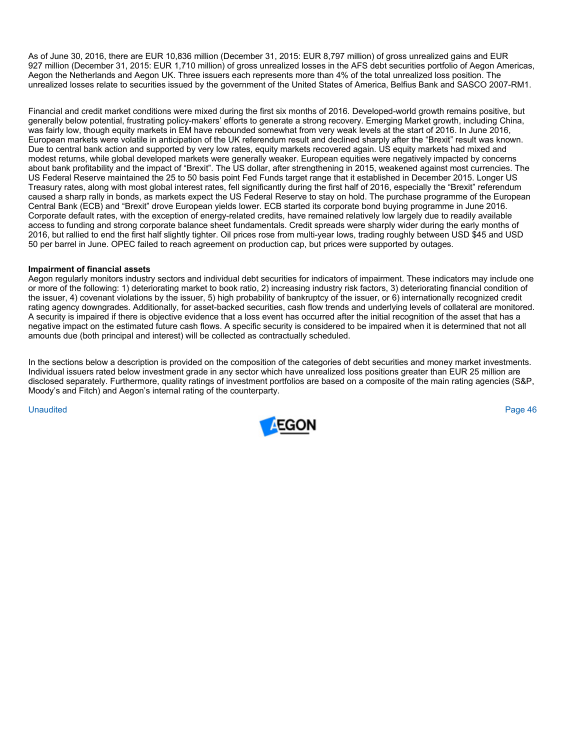As of June 30, 2016, there are EUR 10,836 million (December 31, 2015: EUR 8,797 million) of gross unrealized gains and EUR 927 million (December 31, 2015: EUR 1,710 million) of gross unrealized losses in the AFS debt securities portfolio of Aegon Americas, Aegon the Netherlands and Aegon UK. Three issuers each represents more than 4% of the total unrealized loss position. The unrealized losses relate to securities issued by the government of the United States of America, Belfius Bank and SASCO 2007-RM1.

Financial and credit market conditions were mixed during the first six months of 2016. Developed-world growth remains positive, but generally below potential, frustrating policy-makers' efforts to generate a strong recovery. Emerging Market growth, including China, was fairly low, though equity markets in EM have rebounded somewhat from very weak levels at the start of 2016. In June 2016, European markets were volatile in anticipation of the UK referendum result and declined sharply after the "Brexit" result was known. Due to central bank action and supported by very low rates, equity markets recovered again. US equity markets had mixed and modest returns, while global developed markets were generally weaker. European equities were negatively impacted by concerns about bank profitability and the impact of "Brexit". The US dollar, after strengthening in 2015, weakened against most currencies. The US Federal Reserve maintained the 25 to 50 basis point Fed Funds target range that it established in December 2015. Longer US Treasury rates, along with most global interest rates, fell significantly during the first half of 2016, especially the "Brexit" referendum caused a sharp rally in bonds, as markets expect the US Federal Reserve to stay on hold. The purchase programme of the European Central Bank (ECB) and "Brexit" drove European yields lower. ECB started its corporate bond buying programme in June 2016. Corporate default rates, with the exception of energy-related credits, have remained relatively low largely due to readily available access to funding and strong corporate balance sheet fundamentals. Credit spreads were sharply wider during the early months of 2016, but rallied to end the first half slightly tighter. Oil prices rose from multi-year lows, trading roughly between USD $45 and USD 50 per barrel in June. OPEC failed to reach agreement on production cap, but prices were supported by outages.

**Impairment of financial assets**

Aegon regularly monitors industry sectors and individual debt securities for indicators of impairment. These indicators may include one or more of the following: 1) deteriorating market to book ratio, 2) increasing industry risk factors, 3) deteriorating financial condition of the issuer, 4) covenant violations by the issuer, 5) high probability of bankruptcy of the issuer, or 6) internationally recognized credit rating agency downgrades. Additionally, for asset-backed securities, cash flow trends and underlying levels of collateral are monitored. A security is impaired if there is objective evidence that a loss event has occurred after the initial recognition of the asset that has a negative impact on the estimated future cash flows. A specific security is considered to be impaired when it is determined that not all amounts due (both principal and interest) will be collected as contractually scheduled.

In the sections below a description is provided on the composition of the categories of debt securities and money market investments. Individual issuers rated below investment grade in any sector which have unrealized loss positions greater than EUR 25 million are disclosed separately. Furthermore, quality ratings of investment portfolios are based on a composite of the main rating agencies (S&P, Moody's and Fitch) and Aegon's internal rating of the counterparty.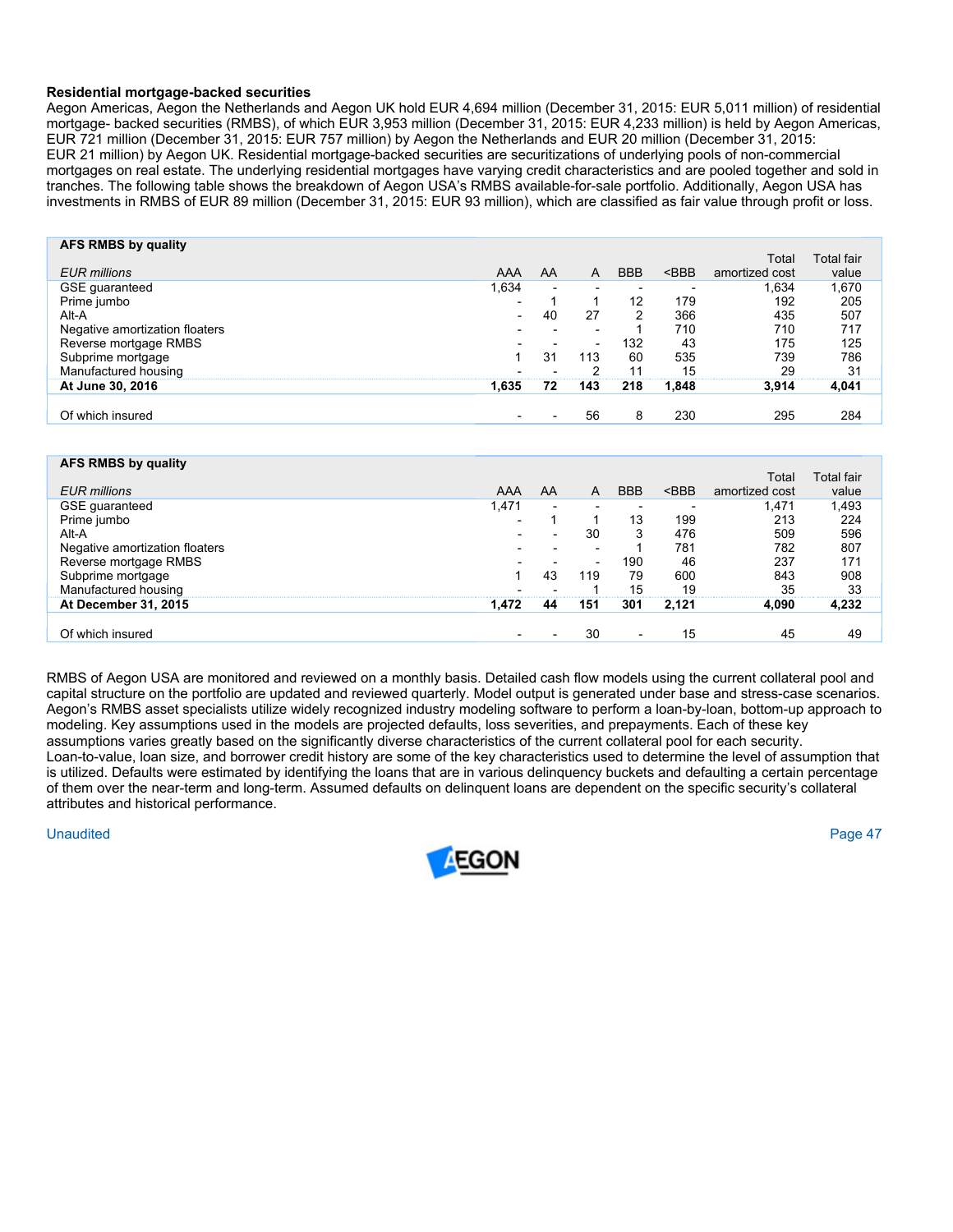**Residential mortgage-backed securities**

Aegon Americas, Aegon the Netherlands and Aegon UK hold EUR 4,694 million (December 31, 2015: EUR 5,011 million) of residential mortgage- backed securities (RMBS), of which EUR 3,953 million (December 31, 2015: EUR 4,233 million) is held by Aegon Americas, EUR 721 million (December 31, 2015: EUR 757 million) by Aegon the Netherlands and EUR 20 million (December 31, 2015: EUR 21 million) by Aegon UK. Residential mortgage-backed securities are securitizations of underlying pools of non-commercial mortgages on real estate. The underlying residential mortgages have varying credit characteristics and are pooled together and sold in tranches. The following table shows the breakdown of Aegon USA's RMBS available-for-sale portfolio. Additionally, Aegon USA has investments in RMBS of EUR 89 million (December 31, 2015: EUR 93 million), which are classified as fair value through profit or loss.

| **AFS RMBS by quality** | | | | | | | |
|---|---|---|---|---|---|---|---|
| *EUR millions* | AAA | AA | A | BBB | <BBB | Total amortized cost | Total fair value |
| GSE guaranteed | 1,634 | - | - | - | - | 1,634 | 1,670 |
| Prime jumbo | - | 1 | 1 | 12 | 179 | 192 | 205 |
| Alt-A | - | 40 | 27 | 2 | 366 | 435 | 507 |
| Negative amortization floaters | - | - | - | 1 | 710 | 710 | 717 |
| Reverse mortgage RMBS | - | - | - | 132 | 43 | 175 | 125 |
| Subprime mortgage | 1 | 31 | 113 | 60 | 535 | 739 | 786 |
| Manufactured housing | - | - | 2 | 11 | 15 | 29 | 31 |
| **At June 30, 2016** | **1,635** | **72** | **143** | **218** | **1,848** | **3,914** | **4,041** |
| | | | | | | | |
| Of which insured | - | - | 56 | 8 | 230 | 295 | 284 |

| **AFS RMBS by quality** | | | | | | | |
|---|---|---|---|---|---|---|---|
| *EUR millions* | AAA | AA | A | BBB | <BBB | Total amortized cost | Total fair value |
| GSE guaranteed | 1,471 | - | - | - | - | 1,471 | 1,493 |
| Prime jumbo | - | 1 | 1 | 13 | 199 | 213 | 224 |
| Alt-A | - | - | 30 | 3 | 476 | 509 | 596 |
| Negative amortization floaters | - | - | - | 1 | 781 | 782 | 807 |
| Reverse mortgage RMBS | - | - | - | 190 | 46 | 237 | 171 |
| Subprime mortgage | 1 | 43 | 119 | 79 | 600 | 843 | 908 |
| Manufactured housing | - | - | 1 | 15 | 19 | 35 | 33 |
| **At December 31, 2015** | **1,472** | **44** | **151** | **301** | **2,121** | **4,090** | **4,232** |
| | | | | | | | |
| Of which insured | - | - | 30 | - | 15 | 45 | 49 |

RMBS of Aegon USA are monitored and reviewed on a monthly basis. Detailed cash flow models using the current collateral pool and capital structure on the portfolio are updated and reviewed quarterly. Model output is generated under base and stress-case scenarios. Aegon's RMBS asset specialists utilize widely recognized industry modeling software to perform a loan-by-loan, bottom-up approach to modeling. Key assumptions used in the models are projected defaults, loss severities, and prepayments. Each of these key assumptions varies greatly based on the significantly diverse characteristics of the current collateral pool for each security. Loan-to-value, loan size, and borrower credit history are some of the key characteristics used to determine the level of assumption that is utilized. Defaults were estimated by identifying the loans that are in various delinquency buckets and defaulting a certain percentage of them over the near-term and long-term. Assumed defaults on delinquent loans are dependent on the specific security's collateral attributes and historical performance.

Unaudited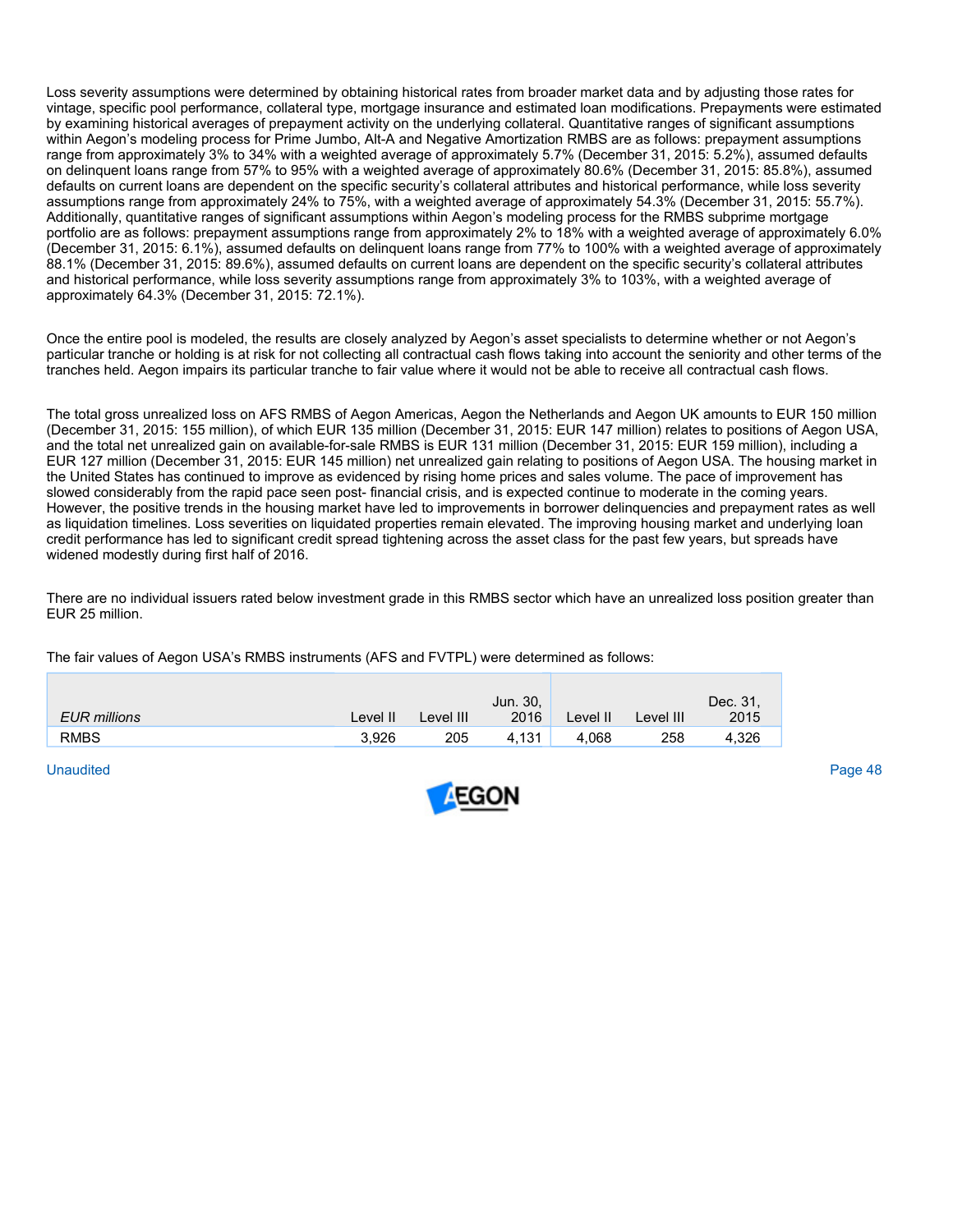Loss severity assumptions were determined by obtaining historical rates from broader market data and by adjusting those rates for vintage, specific pool performance, collateral type, mortgage insurance and estimated loan modifications. Prepayments were estimated by examining historical averages of prepayment activity on the underlying collateral. Quantitative ranges of significant assumptions within Aegon's modeling process for Prime Jumbo, Alt-A and Negative Amortization RMBS are as follows: prepayment assumptions range from approximately 3% to 34% with a weighted average of approximately 5.7% (December 31, 2015: 5.2%), assumed defaults on delinquent loans range from 57% to 95% with a weighted average of approximately 80.6% (December 31, 2015: 85.8%), assumed defaults on current loans are dependent on the specific security's collateral attributes and historical performance, while loss severity assumptions range from approximately 24% to 75%, with a weighted average of approximately 54.3% (December 31, 2015: 55.7%). Additionally, quantitative ranges of significant assumptions within Aegon's modeling process for the RMBS subprime mortgage portfolio are as follows: prepayment assumptions range from approximately 2% to 18% with a weighted average of approximately 6.0% (December 31, 2015: 6.1%), assumed defaults on delinquent loans range from 77% to 100% with a weighted average of approximately 88.1% (December 31, 2015: 89.6%), assumed defaults on current loans are dependent on the specific security's collateral attributes and historical performance, while loss severity assumptions range from approximately 3% to 103%, with a weighted average of approximately 64.3% (December 31, 2015: 72.1%).

Once the entire pool is modeled, the results are closely analyzed by Aegon's asset specialists to determine whether or not Aegon's particular tranche or holding is at risk for not collecting all contractual cash flows taking into account the seniority and other terms of the tranches held. Aegon impairs its particular tranche to fair value where it would not be able to receive all contractual cash flows.

The total gross unrealized loss on AFS RMBS of Aegon Americas, Aegon the Netherlands and Aegon UK amounts to EUR 150 million (December 31, 2015: 155 million), of which EUR 135 million (December 31, 2015: EUR 147 million) relates to positions of Aegon USA, and the total net unrealized gain on available-for-sale RMBS is EUR 131 million (December 31, 2015: EUR 159 million), including a EUR 127 million (December 31, 2015: EUR 145 million) net unrealized gain relating to positions of Aegon USA. The housing market in the United States has continued to improve as evidenced by rising home prices and sales volume. The pace of improvement has slowed considerably from the rapid pace seen post- financial crisis, and is expected continue to moderate in the coming years. However, the positive trends in the housing market have led to improvements in borrower delinquencies and prepayment rates as well as liquidation timelines. Loss severities on liquidated properties remain elevated. The improving housing market and underlying loan credit performance has led to significant credit spread tightening across the asset class for the past few years, but spreads have widened modestly during first half of 2016.

There are no individual issuers rated below investment grade in this RMBS sector which have an unrealized loss position greater than EUR 25 million.

The fair values of Aegon USA's RMBS instruments (AFS and FVTPL) were determined as follows:

| *EUR millions* | Level II | Level III | Jun. 30, 2016 | Level II | Level III | Dec. 31, 2015 |
|---|---|---|---|---|---|---|
| RMBS | 3,926 | 205 | 4,131 | 4,068 | 258 | 4,326 |

Unaudited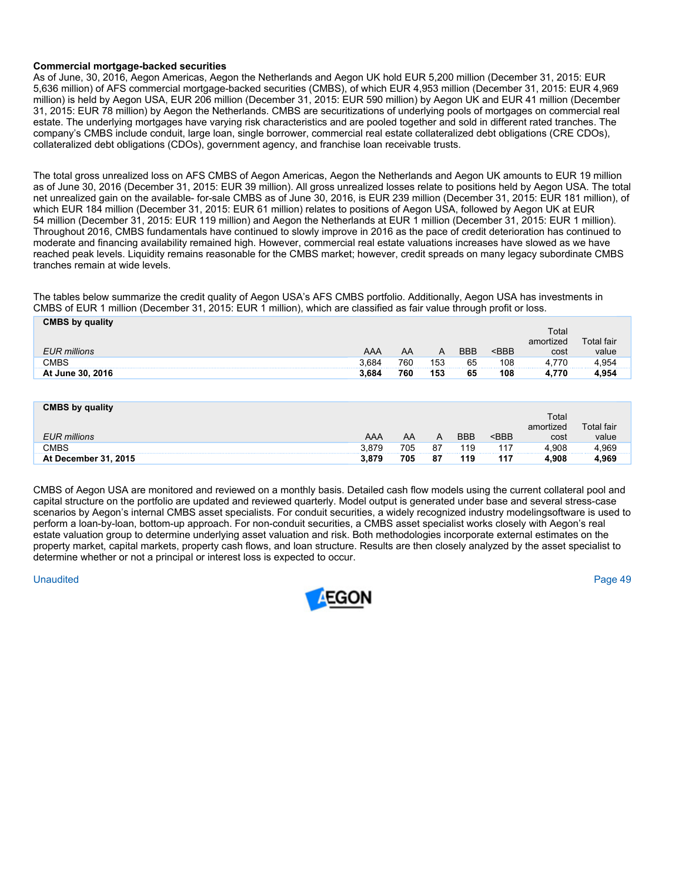**Commercial mortgage-backed securities**

As of June, 30, 2016, Aegon Americas, Aegon the Netherlands and Aegon UK hold EUR 5,200 million (December 31, 2015: EUR 5,636 million) of AFS commercial mortgage-backed securities (CMBS), of which EUR 4,953 million (December 31, 2015: EUR 4,969 million) is held by Aegon USA, EUR 206 million (December 31, 2015: EUR 590 million) by Aegon UK and EUR 41 million (December 31, 2015: EUR 78 million) by Aegon the Netherlands. CMBS are securitizations of underlying pools of mortgages on commercial real estate. The underlying mortgages have varying risk characteristics and are pooled together and sold in different rated tranches. The company's CMBS include conduit, large loan, single borrower, commercial real estate collateralized debt obligations (CRE CDOs), collateralized debt obligations (CDOs), government agency, and franchise loan receivable trusts.

The total gross unrealized loss on AFS CMBS of Aegon Americas, Aegon the Netherlands and Aegon UK amounts to EUR 19 million as of June 30, 2016 (December 31, 2015: EUR 39 million). All gross unrealized losses relate to positions held by Aegon USA. The total net unrealized gain on the available- for-sale CMBS as of June 30, 2016, is EUR 239 million (December 31, 2015: EUR 181 million), of which EUR 184 million (December 31, 2015: EUR 61 million) relates to positions of Aegon USA, followed by Aegon UK at EUR 54 million (December 31, 2015: EUR 119 million) and Aegon the Netherlands at EUR 1 million (December 31, 2015: EUR 1 million). Throughout 2016, CMBS fundamentals have continued to slowly improve in 2016 as the pace of credit deterioration has continued to moderate and financing availability remained high. However, commercial real estate valuations increases have slowed as we have reached peak levels. Liquidity remains reasonable for the CMBS market; however, credit spreads on many legacy subordinate CMBS tranches remain at wide levels.

The tables below summarize the credit quality of Aegon USA's AFS CMBS portfolio. Additionally, Aegon USA has investments in CMBS of EUR 1 million (December 31, 2015: EUR 1 million), which are classified as fair value through profit or loss.

| **CMBS by quality**<br>*EUR millions* | AAA | AA | A | BBB | <BBB | Total amortized cost | Total fair value |
|---|---|---|---|---|---|---|---|
| CMBS | 3,684 | 760 | 153 | 65 | 108 | 4,770 | 4,954 |
| **At June 30, 2016** | **3,684** | **760** | **153** | **65** | **108** | **4,770** | **4,954** |

| **CMBS by quality**<br>*EUR millions* | AAA | AA | A | BBB | <BBB | Total amortized cost | Total fair value |
|---|---|---|---|---|---|---|---|
| CMBS | 3,879 | 705 | 87 | 119 | 117 | 4,908 | 4,969 |
| **At December 31, 2015** | **3,879** | **705** | **87** | **119** | **117** | **4,908** | **4,969** |

CMBS of Aegon USA are monitored and reviewed on a monthly basis. Detailed cash flow models using the current collateral pool and capital structure on the portfolio are updated and reviewed quarterly. Model output is generated under base and several stress-case scenarios by Aegon's internal CMBS asset specialists. For conduit securities, a widely recognized industry modelingsoftware is used to perform a loan-by-loan, bottom-up approach. For non-conduit securities, a CMBS asset specialist works closely with Aegon's real estate valuation group to determine underlying asset valuation and risk. Both methodologies incorporate external estimates on the property market, capital markets, property cash flows, and loan structure. Results are then closely analyzed by the asset specialist to determine whether or not a principal or interest loss is expected to occur.

Unaudited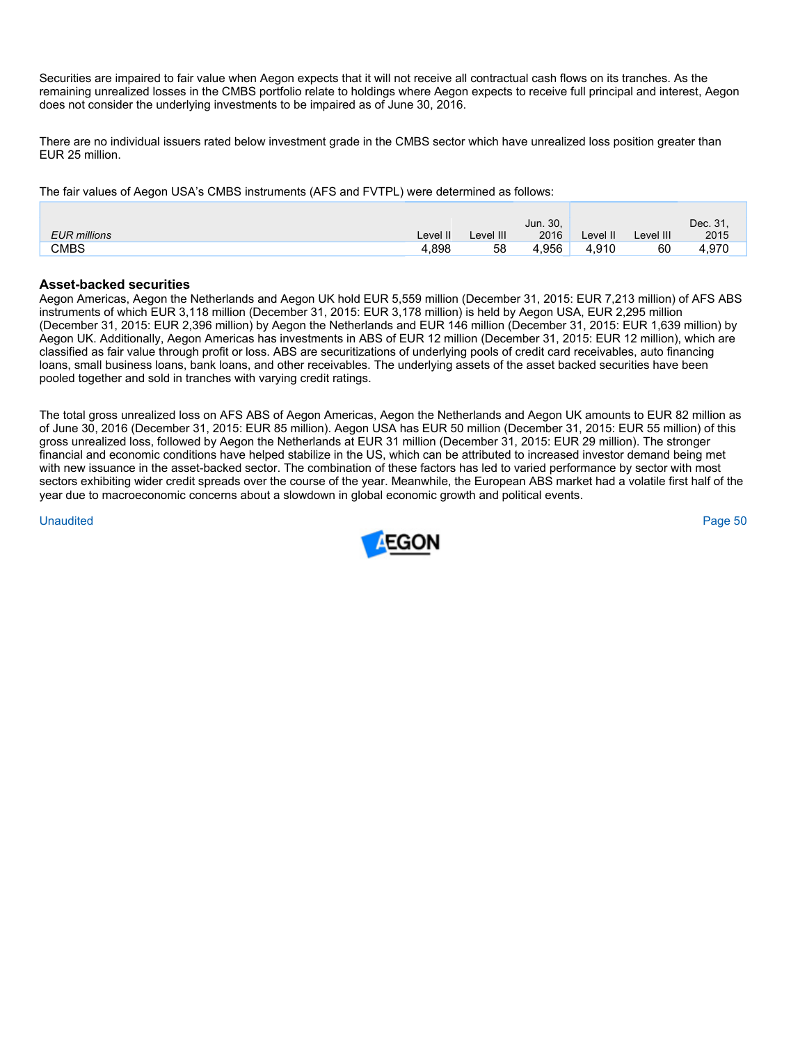Securities are impaired to fair value when Aegon expects that it will not receive all contractual cash flows on its tranches. As the remaining unrealized losses in the CMBS portfolio relate to holdings where Aegon expects to receive full principal and interest, Aegon does not consider the underlying investments to be impaired as of June 30, 2016.

There are no individual issuers rated below investment grade in the CMBS sector which have unrealized loss position greater than EUR 25 million.

The fair values of Aegon USA's CMBS instruments (AFS and FVTPL) were determined as follows:

| *EUR millions* | Level II | Level III | Jun. 30, 2016 | Level II | Level III | Dec. 31, 2015 |
|---|---|---|---|---|---|---|
| CMBS | 4,898 | 58 | 4,956 | 4,910 | 60 | 4,970 |

### Asset-backed securities

Aegon Americas, Aegon the Netherlands and Aegon UK hold EUR 5,559 million (December 31, 2015: EUR 7,213 million) of AFS ABS instruments of which EUR 3,118 million (December 31, 2015: EUR 3,178 million) is held by Aegon USA, EUR 2,295 million (December 31, 2015: EUR 2,396 million) by Aegon the Netherlands and EUR 146 million (December 31, 2015: EUR 1,639 million) by Aegon UK. Additionally, Aegon Americas has investments in ABS of EUR 12 million (December 31, 2015: EUR 12 million), which are classified as fair value through profit or loss. ABS are securitizations of underlying pools of credit card receivables, auto financing loans, small business loans, bank loans, and other receivables. The underlying assets of the asset backed securities have been pooled together and sold in tranches with varying credit ratings.

The total gross unrealized loss on AFS ABS of Aegon Americas, Aegon the Netherlands and Aegon UK amounts to EUR 82 million as of June 30, 2016 (December 31, 2015: EUR 85 million). Aegon USA has EUR 50 million (December 31, 2015: EUR 55 million) of this gross unrealized loss, followed by Aegon the Netherlands at EUR 31 million (December 31, 2015: EUR 29 million). The stronger financial and economic conditions have helped stabilize in the US, which can be attributed to increased investor demand being met with new issuance in the asset-backed sector. The combination of these factors has led to varied performance by sector with most sectors exhibiting wider credit spreads over the course of the year. Meanwhile, the European ABS market had a volatile first half of the year due to macroeconomic concerns about a slowdown in global economic growth and political events.

Unaudited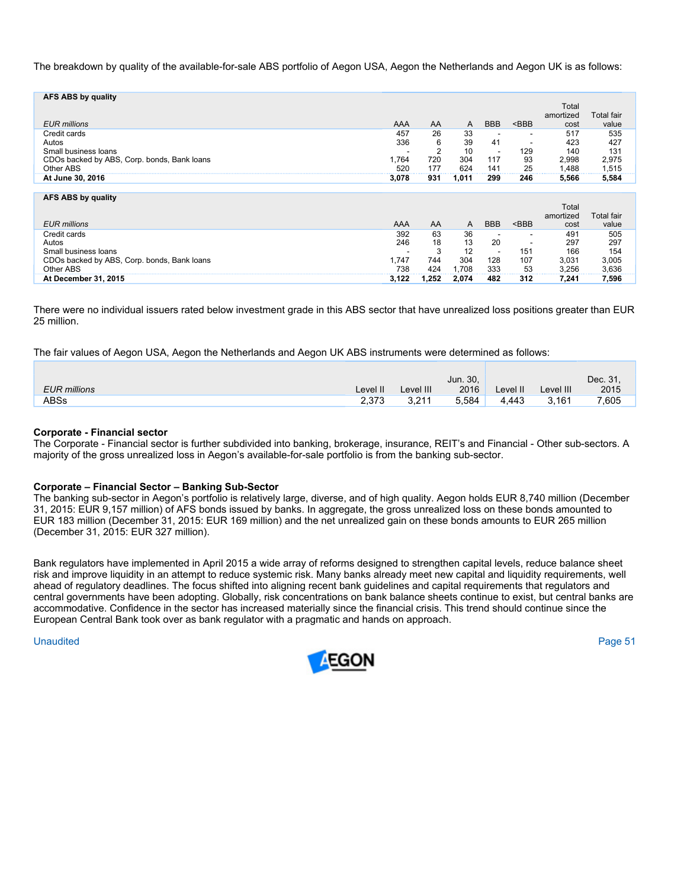The breakdown by quality of the available-for-sale ABS portfolio of Aegon USA, Aegon the Netherlands and Aegon UK is as follows:

**AFS ABS by quality**

| *EUR millions* | AAA | AA | A | BBB | <BBB | Total amortized cost | Total fair value |
|---|---|---|---|---|---|---|---|
| Credit cards | 457 | 26 | 33 | - | - | 517 | 535 |
| Autos | 336 | 6 | 39 | 41 | - | 423 | 427 |
| Small business loans | - | 2 | 10 | - | 129 | 140 | 131 |
| CDOs backed by ABS, Corp. bonds, Bank loans | 1,764 | 720 | 304 | 117 | 93 | 2,998 | 2,975 |
| Other ABS | 520 | 177 | 624 | 141 | 25 | 1,488 | 1,515 |
| **At June 30, 2016** | **3,078** | **931** | **1,011** | **299** | **246** | **5,566** | **5,584** |

**AFS ABS by quality**

| *EUR millions* | AAA | AA | A | BBB | <BBB | Total amortized cost | Total fair value |
|---|---|---|---|---|---|---|---|
| Credit cards | 392 | 63 | 36 | - | - | 491 | 505 |
| Autos | 246 | 18 | 13 | 20 | - | 297 | 297 |
| Small business loans | - | 3 | 12 | - | 151 | 166 | 154 |
| CDOs backed by ABS, Corp. bonds, Bank loans | 1,747 | 744 | 304 | 128 | 107 | 3,031 | 3,005 |
| Other ABS | 738 | 424 | 1,708 | 333 | 53 | 3,256 | 3,636 |
| **At December 31, 2015** | **3,122** | **1,252** | **2,074** | **482** | **312** | **7,241** | **7,596** |

There were no individual issuers rated below investment grade in this ABS sector that have unrealized loss positions greater than EUR 25 million.

The fair values of Aegon USA, Aegon the Netherlands and Aegon UK ABS instruments were determined as follows:

| *EUR millions* | Level II | Level III | Jun. 30, 2016 | Level II | Level III | Dec. 31, 2015 |
|---|---|---|---|---|---|---|
| ABSs | 2,373 | 3,211 | 5,584 | 4,443 | 3,161 | 7,605 |

**Corporate - Financial sector**

The Corporate - Financial sector is further subdivided into banking, brokerage, insurance, REIT's and Financial - Other sub-sectors. A majority of the gross unrealized loss in Aegon's available-for-sale portfolio is from the banking sub-sector.

**Corporate – Financial Sector – Banking Sub-Sector**

The banking sub-sector in Aegon's portfolio is relatively large, diverse, and of high quality. Aegon holds EUR 8,740 million (December 31, 2015: EUR 9,157 million) of AFS bonds issued by banks. In aggregate, the gross unrealized loss on these bonds amounted to EUR 183 million (December 31, 2015: EUR 169 million) and the net unrealized gain on these bonds amounts to EUR 265 million (December 31, 2015: EUR 327 million).

Bank regulators have implemented in April 2015 a wide array of reforms designed to strengthen capital levels, reduce balance sheet risk and improve liquidity in an attempt to reduce systemic risk. Many banks already meet new capital and liquidity requirements, well ahead of regulatory deadlines. The focus shifted into aligning recent bank guidelines and capital requirements that regulators and central governments have been adopting. Globally, risk concentrations on bank balance sheets continue to exist, but central banks are accommodative. Confidence in the sector has increased materially since the financial crisis. This trend should continue since the European Central Bank took over as bank regulator with a pragmatic and hands on approach.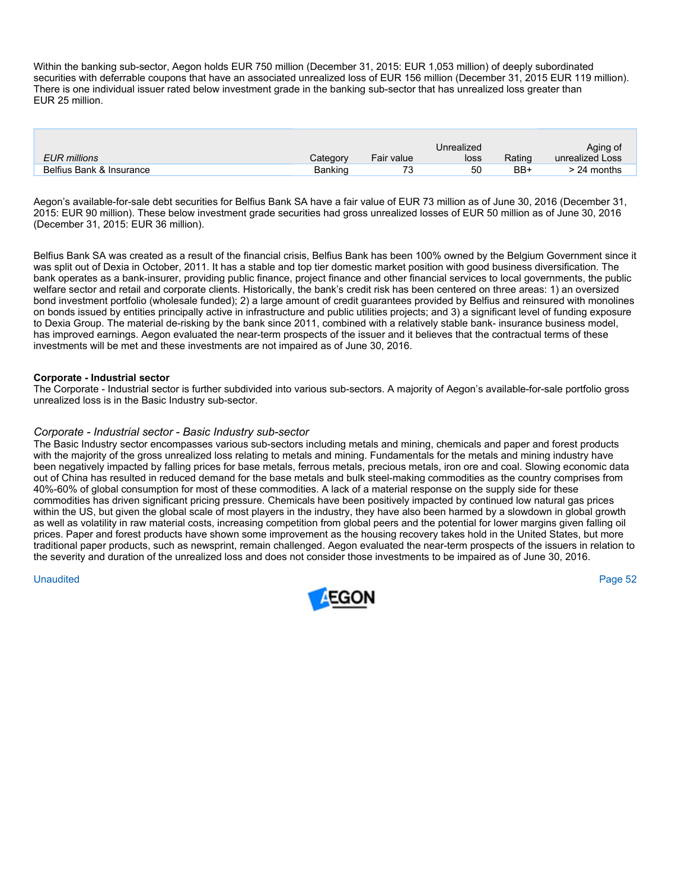Within the banking sub-sector, Aegon holds EUR 750 million (December 31, 2015: EUR 1,053 million) of deeply subordinated securities with deferrable coupons that have an associated unrealized loss of EUR 156 million (December 31, 2015 EUR 119 million). There is one individual issuer rated below investment grade in the banking sub-sector that has unrealized loss greater than EUR 25 million.

| *EUR millions* | Category | Fair value | Unrealized loss | Rating | Aging of unrealized Loss |
|---|---|---|---|---|---|
| Belfius Bank & Insurance | Banking | 73 | 50 | BB+ | > 24 months |

Aegon's available-for-sale debt securities for Belfius Bank SA have a fair value of EUR 73 million as of June 30, 2016 (December 31, 2015: EUR 90 million). These below investment grade securities had gross unrealized losses of EUR 50 million as of June 30, 2016 (December 31, 2015: EUR 36 million).

Belfius Bank SA was created as a result of the financial crisis, Belfius Bank has been 100% owned by the Belgium Government since it was split out of Dexia in October, 2011. It has a stable and top tier domestic market position with good business diversification. The bank operates as a bank-insurer, providing public finance, project finance and other financial services to local governments, the public welfare sector and retail and corporate clients. Historically, the bank's credit risk has been centered on three areas: 1) an oversized bond investment portfolio (wholesale funded); 2) a large amount of credit guarantees provided by Belfius and reinsured with monolines on bonds issued by entities principally active in infrastructure and public utilities projects; and 3) a significant level of funding exposure to Dexia Group. The material de-risking by the bank since 2011, combined with a relatively stable bank- insurance business model, has improved earnings. Aegon evaluated the near-term prospects of the issuer and it believes that the contractual terms of these investments will be met and these investments are not impaired as of June 30, 2016.

**Corporate - Industrial sector**

The Corporate - Industrial sector is further subdivided into various sub-sectors. A majority of Aegon's available-for-sale portfolio gross unrealized loss is in the Basic Industry sub-sector.

*Corporate - Industrial sector - Basic Industry sub-sector*

The Basic Industry sector encompasses various sub-sectors including metals and mining, chemicals and paper and forest products with the majority of the gross unrealized loss relating to metals and mining. Fundamentals for the metals and mining industry have been negatively impacted by falling prices for base metals, ferrous metals, precious metals, iron ore and coal. Slowing economic data out of China has resulted in reduced demand for the base metals and bulk steel-making commodities as the country comprises from 40%-60% of global consumption for most of these commodities. A lack of a material response on the supply side for these commodities has driven significant pricing pressure. Chemicals have been positively impacted by continued low natural gas prices within the US, but given the global scale of most players in the industry, they have also been harmed by a slowdown in global growth as well as volatility in raw material costs, increasing competition from global peers and the potential for lower margins given falling oil prices. Paper and forest products have shown some improvement as the housing recovery takes hold in the United States, but more traditional paper products, such as newsprint, remain challenged. Aegon evaluated the near-term prospects of the issuers in relation to the severity and duration of the unrealized loss and does not consider those investments to be impaired as of June 30, 2016.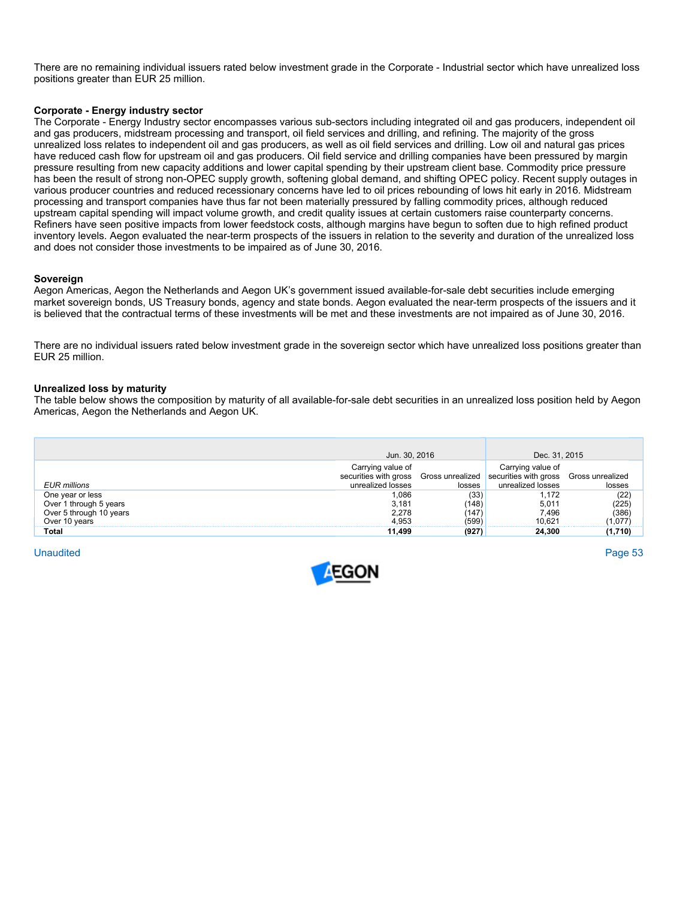There are no remaining individual issuers rated below investment grade in the Corporate - Industrial sector which have unrealized loss positions greater than EUR 25 million.

**Corporate - Energy industry sector**

The Corporate - Energy Industry sector encompasses various sub-sectors including integrated oil and gas producers, independent oil and gas producers, midstream processing and transport, oil field services and drilling, and refining. The majority of the gross unrealized loss relates to independent oil and gas producers, as well as oil field services and drilling. Low oil and natural gas prices have reduced cash flow for upstream oil and gas producers. Oil field service and drilling companies have been pressured by margin pressure resulting from new capacity additions and lower capital spending by their upstream client base. Commodity price pressure has been the result of strong non-OPEC supply growth, softening global demand, and shifting OPEC policy. Recent supply outages in various producer countries and reduced recessionary concerns have led to oil prices rebounding of lows hit early in 2016. Midstream processing and transport companies have thus far not been materially pressured by falling commodity prices, although reduced upstream capital spending will impact volume growth, and credit quality issues at certain customers raise counterparty concerns. Refiners have seen positive impacts from lower feedstock costs, although margins have begun to soften due to high refined product inventory levels. Aegon evaluated the near-term prospects of the issuers in relation to the severity and duration of the unrealized loss and does not consider those investments to be impaired as of June 30, 2016.

**Sovereign**

Aegon Americas, Aegon the Netherlands and Aegon UK's government issued available-for-sale debt securities include emerging market sovereign bonds, US Treasury bonds, agency and state bonds. Aegon evaluated the near-term prospects of the issuers and it is believed that the contractual terms of these investments will be met and these investments are not impaired as of June 30, 2016.

There are no individual issuers rated below investment grade in the sovereign sector which have unrealized loss positions greater than EUR 25 million.

**Unrealized loss by maturity**

The table below shows the composition by maturity of all available-for-sale debt securities in an unrealized loss position held by Aegon Americas, Aegon the Netherlands and Aegon UK.

| | Jun. 30, 2016 | | Dec. 31, 2015 | |
|---|---|---|---|---|
| *EUR millions* | Carrying value of securities with gross unrealized losses | Gross unrealized losses | Carrying value of securities with gross unrealized losses | Gross unrealized losses |
| One year or less | 1,086 | (33) | 1,172 | (22) |
| Over 1 through 5 years | 3,181 | (148) | 5,011 | (225) |
| Over 5 through 10 years | 2,278 | (147) | 7,496 | (386) |
| Over 10 years | 4,953 | (599) | 10,621 | (1,077) |
| **Total** | **11,499** | **(927)** | **24,300** | **(1,710)** |

Unaudited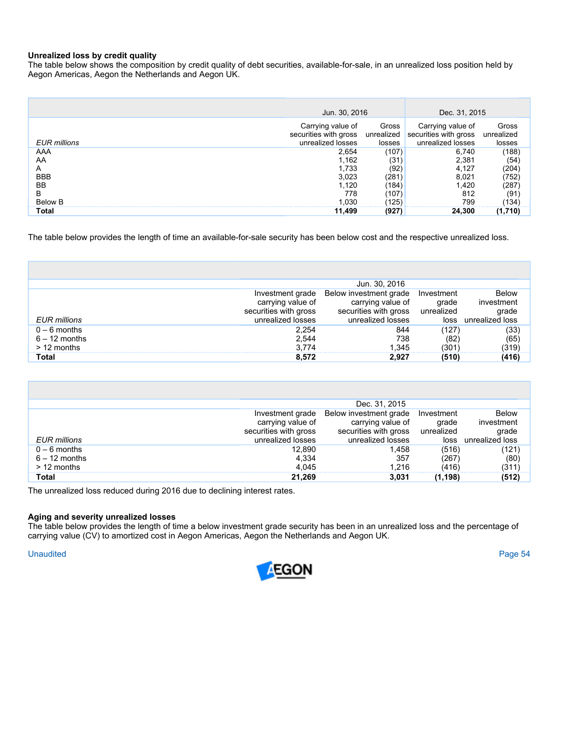**Unrealized loss by credit quality**
The table below shows the composition by credit quality of debt securities, available-for-sale, in an unrealized loss position held by Aegon Americas, Aegon the Netherlands and Aegon UK.

| | Jun. 30, 2016 | | Dec. 31, 2015 | |
|---|---|---|---|---|
| *EUR millions* | Carrying value of securities with gross unrealized losses | Gross unrealized losses | Carrying value of securities with gross unrealized losses | Gross unrealized losses |
| AAA | 2,654 | (107) | 6,740 | (188) |
| AA | 1,162 | (31) | 2,381 | (54) |
| A | 1,733 | (92) | 4,127 | (204) |
| BBB | 3,023 | (281) | 8,021 | (752) |
| BB | 1,120 | (184) | 1,420 | (287) |
| B | 778 | (107) | 812 | (91) |
| Below B | 1,030 | (125) | 799 | (134) |
| **Total** | **11,499** | **(927)** | **24,300** | **(1,710)** |

The table below provides the length of time an available-for-sale security has been below cost and the respective unrealized loss.

| | Jun. 30, 2016 | | | |
|---|---|---|---|---|
| *EUR millions* | Investment grade carrying value of securities with gross unrealized losses | Below investment grade carrying value of securities with gross unrealized losses | Investment grade unrealized loss | Below investment grade unrealized loss |
| 0 – 6 months | 2,254 | 844 | (127) | (33) |
| 6 – 12 months | 2,544 | 738 | (82) | (65) |
| > 12 months | 3,774 | 1,345 | (301) | (319) |
| **Total** | **8,572** | **2,927** | **(510)** | **(416)** |

| | Dec. 31, 2015 | | | |
|---|---|---|---|---|
| *EUR millions* | Investment grade carrying value of securities with gross unrealized losses | Below investment grade carrying value of securities with gross unrealized losses | Investment grade unrealized loss | Below investment grade unrealized loss |
| 0 – 6 months | 12,890 | 1,458 | (516) | (121) |
| 6 – 12 months | 4,334 | 357 | (267) | (80) |
| > 12 months | 4,045 | 1,216 | (416) | (311) |
| **Total** | **21,269** | **3,031** | **(1,198)** | **(512)** |

The unrealized loss reduced during 2016 due to declining interest rates.

**Aging and severity unrealized losses**
The table below provides the length of time a below investment grade security has been in an unrealized loss and the percentage of carrying value (CV) to amortized cost in Aegon Americas, Aegon the Netherlands and Aegon UK.

Unaudited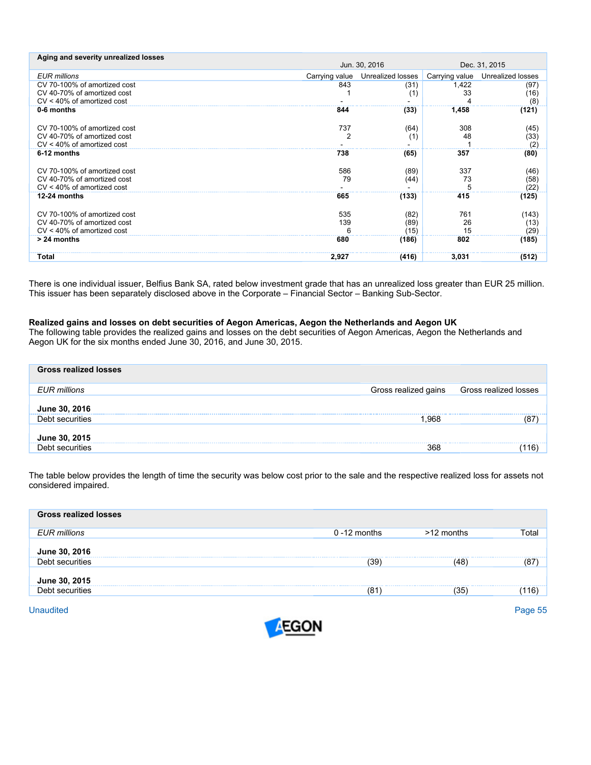| Aging and severity unrealized losses | Jun. 30, 2016 | | Dec. 31, 2015 | |
|---|---|---|---|---|
| *EUR millions* | Carrying value | Unrealized losses | Carrying value | Unrealized losses |
| CV 70-100% of amortized cost | 843 | (31) | 1,422 | (97) |
| CV 40-70% of amortized cost | 1 | (1) | 33 | (16) |
| CV < 40% of amortized cost | - | - | 4 | (8) |
| **0-6 months** | **844** | **(33)** | **1,458** | **(121)** |
| CV 70-100% of amortized cost | 737 | (64) | 308 | (45) |
| CV 40-70% of amortized cost | 2 | (1) | 48 | (33) |
| CV < 40% of amortized cost | - | - | 1 | (2) |
| **6-12 months** | **738** | **(65)** | **357** | **(80)** |
| CV 70-100% of amortized cost | 586 | (89) | 337 | (46) |
| CV 40-70% of amortized cost | 79 | (44) | 73 | (58) |
| CV < 40% of amortized cost | - | - | 5 | (22) |
| **12-24 months** | **665** | **(133)** | **415** | **(125)** |
| CV 70-100% of amortized cost | 535 | (82) | 761 | (143) |
| CV 40-70% of amortized cost | 139 | (89) | 26 | (13) |
| CV < 40% of amortized cost | 6 | (15) | 15 | (29) |
| **> 24 months** | **680** | **(186)** | **802** | **(185)** |
| **Total** | **2,927** | **(416)** | **3,031** | **(512)** |

There is one individual issuer, Belfius Bank SA, rated below investment grade that has an unrealized loss greater than EUR 25 million. This issuer has been separately disclosed above in the Corporate – Financial Sector – Banking Sub-Sector.

**Realized gains and losses on debt securities of Aegon Americas, Aegon the Netherlands and Aegon UK**

The following table provides the realized gains and losses on the debt securities of Aegon Americas, Aegon the Netherlands and Aegon UK for the six months ended June 30, 2016, and June 30, 2015.

| Gross realized losses | | |
|---|---|---|
| *EUR millions* | Gross realized gains | Gross realized losses |
| **June 30, 2016** | | |
| Debt securities | 1,968 | (87) |
| **June 30, 2015** | | |
| Debt securities | 368 | (116) |

The table below provides the length of time the security was below cost prior to the sale and the respective realized loss for assets not considered impaired.

| Gross realized losses | | | |
|---|---|---|---|
| *EUR millions* | 0 -12 months | >12 months | Total |
| **June 30, 2016** | | | |
| Debt securities | (39) | (48) | (87) |
| **June 30, 2015** | | | |
| Debt securities | (81) | (35) | (116) |

Unaudited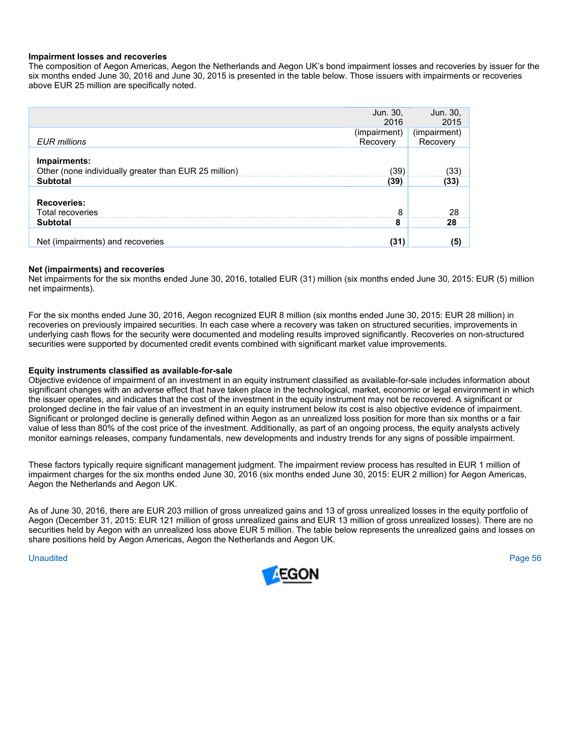### Impairment losses and recoveries

The composition of Aegon Americas, Aegon the Netherlands and Aegon UK's bond impairment losses and recoveries by issuer for the six months ended June 30, 2016 and June 30, 2015 is presented in the table below. Those issuers with impairments or recoveries above EUR 25 million are specifically noted.

| *EUR millions* | Jun. 30, 2016 (impairment) Recovery | Jun. 30, 2015 (impairment) Recovery |
|---|---|---|
| **Impairments:** | | |
| Other (none individually greater than EUR 25 million) | (39) | (33) |
| **Subtotal** | **(39)** | **(33)** |
| **Recoveries:** | | |
| Total recoveries | 8 | 28 |
| **Subtotal** | **8** | **28** |
| Net (impairments) and recoveries | **(31)** | **(5)** |

### Net (impairments) and recoveries

Net impairments for the six months ended June 30, 2016, totalled EUR (31) million (six months ended June 30, 2015: EUR (5) million net impairments).

For the six months ended June 30, 2016, Aegon recognized EUR 8 million (six months ended June 30, 2015: EUR 28 million) in recoveries on previously impaired securities. In each case where a recovery was taken on structured securities, improvements in underlying cash flows for the security were documented and modeling results improved significantly. Recoveries on non-structured securities were supported by documented credit events combined with significant market value improvements.

### Equity instruments classified as available-for-sale

Objective evidence of impairment of an investment in an equity instrument classified as available-for-sale includes information about significant changes with an adverse effect that have taken place in the technological, market, economic or legal environment in which the issuer operates, and indicates that the cost of the investment in the equity instrument may not be recovered. A significant or prolonged decline in the fair value of an investment in an equity instrument below its cost is also objective evidence of impairment. Significant or prolonged decline is generally defined within Aegon as an unrealized loss position for more than six months or a fair value of less than 80% of the cost price of the investment. Additionally, as part of an ongoing process, the equity analysts actively monitor earnings releases, company fundamentals, new developments and industry trends for any signs of possible impairment.

These factors typically require significant management judgment. The impairment review process has resulted in EUR 1 million of impairment charges for the six months ended June 30, 2016 (six months ended June 30, 2015: EUR 2 million) for Aegon Americas, Aegon the Netherlands and Aegon UK.

As of June 30, 2016, there are EUR 203 million of gross unrealized gains and 13 of gross unrealized losses in the equity portfolio of Aegon (December 31, 2015: EUR 121 million of gross unrealized gains and EUR 13 million of gross unrealized losses). There are no securities held by Aegon with an unrealized loss above EUR 5 million. The table below represents the unrealized gains and losses on share positions held by Aegon Americas, Aegon the Netherlands and Aegon UK.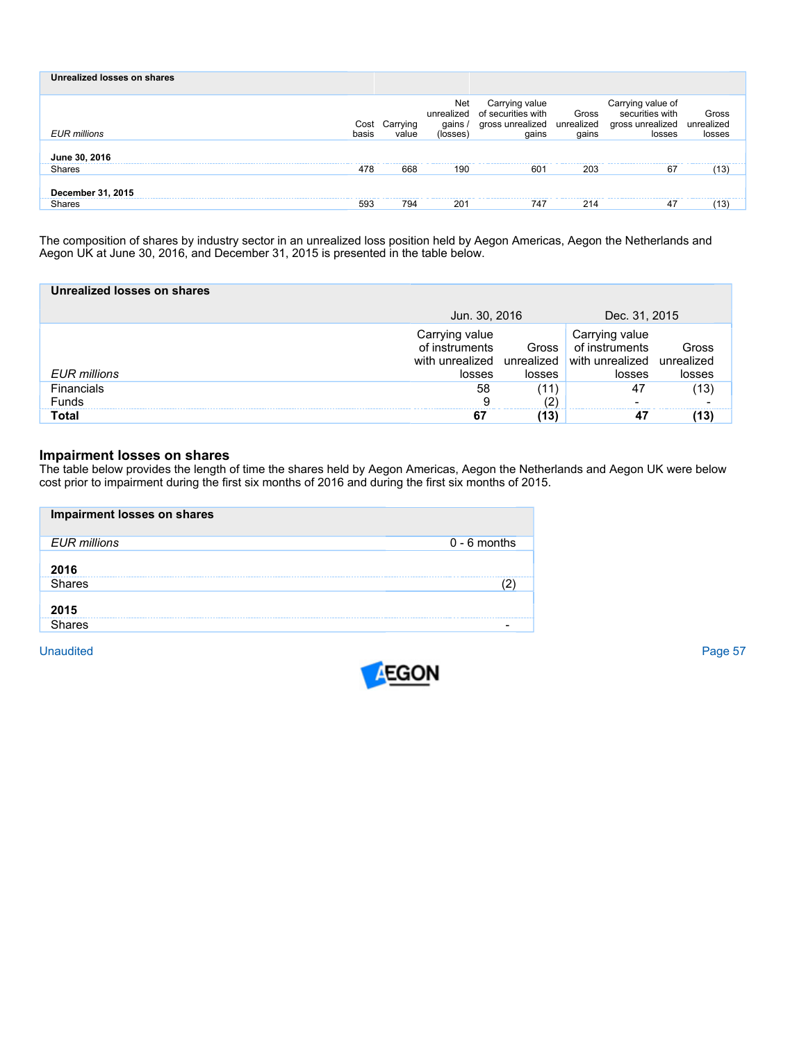| Unrealized losses on shares | | | | | | | |
|---|---|---|---|---|---|---|---|
| *EUR millions* | Cost basis | Carrying value | Net unrealized gains / (losses) | Carrying value of securities with gross unrealized gains | Gross unrealized gains | Carrying value of securities with gross unrealized losses | Gross unrealized losses |
| **June 30, 2016** | | | | | | | |
| Shares | 478 | 668 | 190 | 601 | 203 | 67 | (13) |
| **December 31, 2015** | | | | | | | |
| Shares | 593 | 794 | 201 | 747 | 214 | 47 | (13) |

The composition of shares by industry sector in an unrealized loss position held by Aegon Americas, Aegon the Netherlands and Aegon UK at June 30, 2016, and December 31, 2015 is presented in the table below.

| Unrealized losses on shares | Jun. 30, 2016 | | Dec. 31, 2015 | |
|---|---|---|---|---|
| *EUR millions* | Carrying value of instruments with unrealized losses | Gross unrealized losses | Carrying value of instruments with unrealized losses | Gross unrealized losses |
| Financials | 58 | (11) | 47 | (13) |
| Funds | 9 | (2) | - | - |
| **Total** | **67** | **(13)** | **47** | **(13)** |

## Impairment losses on shares

The table below provides the length of time the shares held by Aegon Americas, Aegon the Netherlands and Aegon UK were below cost prior to impairment during the first six months of 2016 and during the first six months of 2015.

| Impairment losses on shares | |
|---|---|
| *EUR millions* | 0 - 6 months |
| **2016** | |
| Shares | (2) |
| **2015** | |
| Shares | - |

Unaudited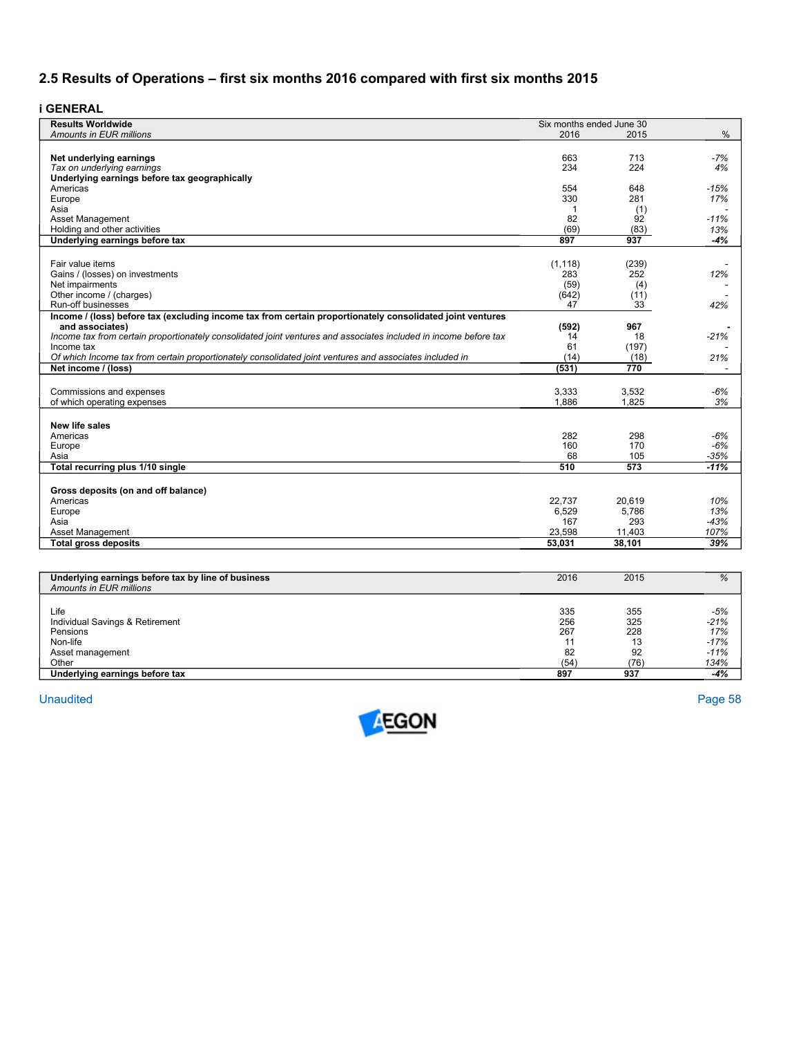## 2.5 Results of Operations – first six months 2016 compared with first six months 2015

### i GENERAL

| **Results Worldwide**<br>*Amounts in EUR millions* | Six months ended June 30<br>2016 | <br>2015 | <br>% |
|---|---|---|---|
| **Net underlying earnings** | 663 | 713 | *-7%* |
| *Tax on underlying earnings* | 234 | 224 | *4%* |
| **Underlying earnings before tax geographically** | | | |
| Americas | 554 | 648 | *-15%* |
| Europe | 330 | 281 | *17%* |
| Asia | 1 | (1) | *-* |
| Asset Management | 82 | 92 | *-11%* |
| Holding and other activities | (69) | (83) | *13%* |
| **Underlying earnings before tax** | **897** | **937** | ***-4%*** |
| | | | |
| Fair value items | (1,118) | (239) | *-* |
| Gains / (losses) on investments | 283 | 252 | *12%* |
| Net impairments | (59) | (4) | *-* |
| Other income / (charges) | (642) | (11) | *-* |
| Run-off businesses | 47 | 33 | *42%* |
| **Income / (loss) before tax (excluding income tax from certain proportionately consolidated joint ventures and associates)** | **(592)** | **967** | ***-*** |
| *Income tax from certain proportionately consolidated joint ventures and associates included in income before tax* | 14 | 18 | *-21%* |
| Income tax | 61 | (197) | *-* |
| *Of which Income tax from certain proportionately consolidated joint ventures and associates included in* | (14) | (18) | *21%* |
| **Net income / (loss)** | **(531)** | **770** | *-* |
| | | | |
| Commissions and expenses | 3,333 | 3,532 | *-6%* |
| of which operating expenses | 1,886 | 1,825 | *3%* |
| | | | |
| **New life sales** | | | |
| Americas | 282 | 298 | *-6%* |
| Europe | 160 | 170 | *-6%* |
| Asia | 68 | 105 | *-35%* |
| **Total recurring plus 1/10 single** | **510** | **573** | ***-11%*** |
| | | | |
| **Gross deposits (on and off balance)** | | | |
| Americas | 22,737 | 20,619 | *10%* |
| Europe | 6,529 | 5,786 | *13%* |
| Asia | 167 | 293 | *-43%* |
| Asset Management | 23,598 | 11,403 | *107%* |
| **Total gross deposits** | **53,031** | **38,101** | ***39%*** |

| **Underlying earnings before tax by line of business**<br>*Amounts in EUR millions* | 2016 | 2015 | % |
|---|---|---|---|
| Life | 335 | 355 | *-5%* |
| Individual Savings & Retirement | 256 | 325 | *-21%* |
| Pensions | 267 | 228 | *17%* |
| Non-life | 11 | 13 | *-17%* |
| Asset management | 82 | 92 | *-11%* |
| Other | (54) | (76) | *134%* |
| **Underlying earnings before tax** | **897** | **937** | ***-4%*** |

Unaudited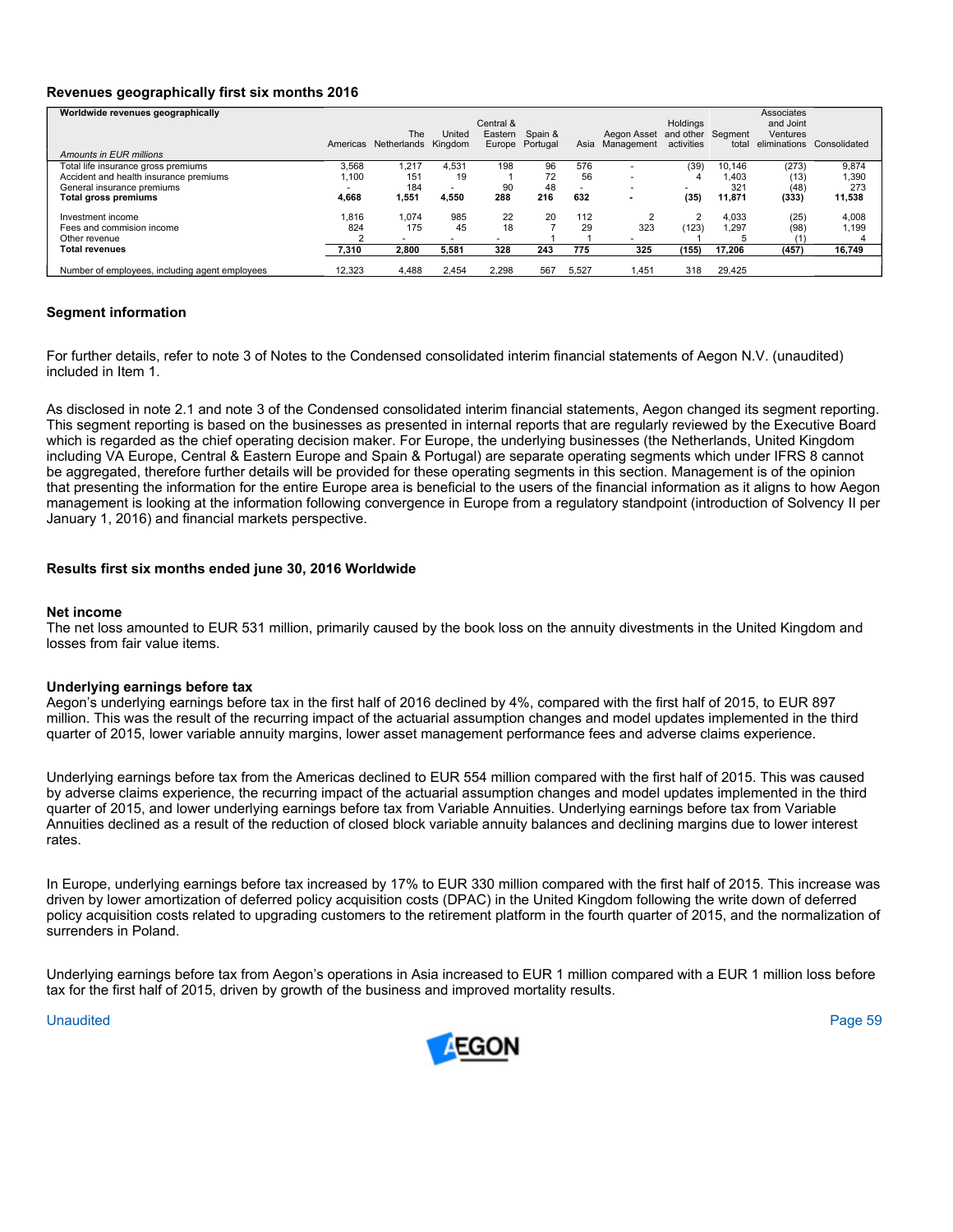**Revenues geographically first six months 2016**

| Worldwide revenues geographically<br>*Amounts in EUR millions* | Americas | The Netherlands | United Kingdom | Central & Eastern Europe | Spain & Portugal | Asia | Aegon Asset Management | Holdings and other activities | Segment total | Associates and Joint Ventures eliminations | Consolidated |
|---|---|---|---|---|---|---|---|---|---|---|---|
| Total life insurance gross premiums | 3,568 | 1,217 | 4,531 | 198 | 96 | 576 | - | (39) | 10,146 | (273) | 9,874 |
| Accident and health insurance premiums | 1,100 | 151 | 19 | 1 | 72 | 56 | - | 4 | 1,403 | (13) | 1,390 |
| General insurance premiums | - | 184 | - | 90 | 48 | - | - | - | 321 | (48) | 273 |
| **Total gross premiums** | **4,668** | **1,551** | **4,550** | **288** | **216** | **632** | **-** | **(35)** | **11,871** | **(333)** | **11,538** |
| Investment income | 1,816 | 1,074 | 985 | 22 | 20 | 112 | 2 | 2 | 4,033 | (25) | 4,008 |
| Fees and commision income | 824 | 175 | 45 | 18 | 7 | 29 | 323 | (123) | 1,297 | (98) | 1,199 |
| Other revenue | 2 | - | - | - | 1 | 1 | - | 1 | 5 | (1) | 4 |
| **Total revenues** | **7,310** | **2,800** | **5,581** | **328** | **243** | **775** | **325** | **(155)** | **17,206** | **(457)** | **16,749** |
| Number of employees, including agent employees | 12,323 | 4,488 | 2,454 | 2,298 | 567 | 5,527 | 1,451 | 318 | 29,425 | | |

**Segment information**

For further details, refer to note 3 of Notes to the Condensed consolidated interim financial statements of Aegon N.V. (unaudited) included in Item 1.

As disclosed in note 2.1 and note 3 of the Condensed consolidated interim financial statements, Aegon changed its segment reporting. This segment reporting is based on the businesses as presented in internal reports that are regularly reviewed by the Executive Board which is regarded as the chief operating decision maker. For Europe, the underlying businesses (the Netherlands, United Kingdom including VA Europe, Central & Eastern Europe and Spain & Portugal) are separate operating segments which under IFRS 8 cannot be aggregated, therefore further details will be provided for these operating segments in this section. Management is of the opinion that presenting the information for the entire Europe area is beneficial to the users of the financial information as it aligns to how Aegon management is looking at the information following convergence in Europe from a regulatory standpoint (introduction of Solvency II per January 1, 2016) and financial markets perspective.

**Results first six months ended june 30, 2016 Worldwide**

**Net income**

The net loss amounted to EUR 531 million, primarily caused by the book loss on the annuity divestments in the United Kingdom and losses from fair value items.

**Underlying earnings before tax**

Aegon's underlying earnings before tax in the first half of 2016 declined by 4%, compared with the first half of 2015, to EUR 897 million. This was the result of the recurring impact of the actuarial assumption changes and model updates implemented in the third quarter of 2015, lower variable annuity margins, lower asset management performance fees and adverse claims experience.

Underlying earnings before tax from the Americas declined to EUR 554 million compared with the first half of 2015. This was caused by adverse claims experience, the recurring impact of the actuarial assumption changes and model updates implemented in the third quarter of 2015, and lower underlying earnings before tax from Variable Annuities. Underlying earnings before tax from Variable Annuities declined as a result of the reduction of closed block variable annuity balances and declining margins due to lower interest rates.

In Europe, underlying earnings before tax increased by 17% to EUR 330 million compared with the first half of 2015. This increase was driven by lower amortization of deferred policy acquisition costs (DPAC) in the United Kingdom following the write down of deferred policy acquisition costs related to upgrading customers to the retirement platform in the fourth quarter of 2015, and the normalization of surrenders in Poland.

Underlying earnings before tax from Aegon's operations in Asia increased to EUR 1 million compared with a EUR 1 million loss before tax for the first half of 2015, driven by growth of the business and improved mortality results.

Unaudited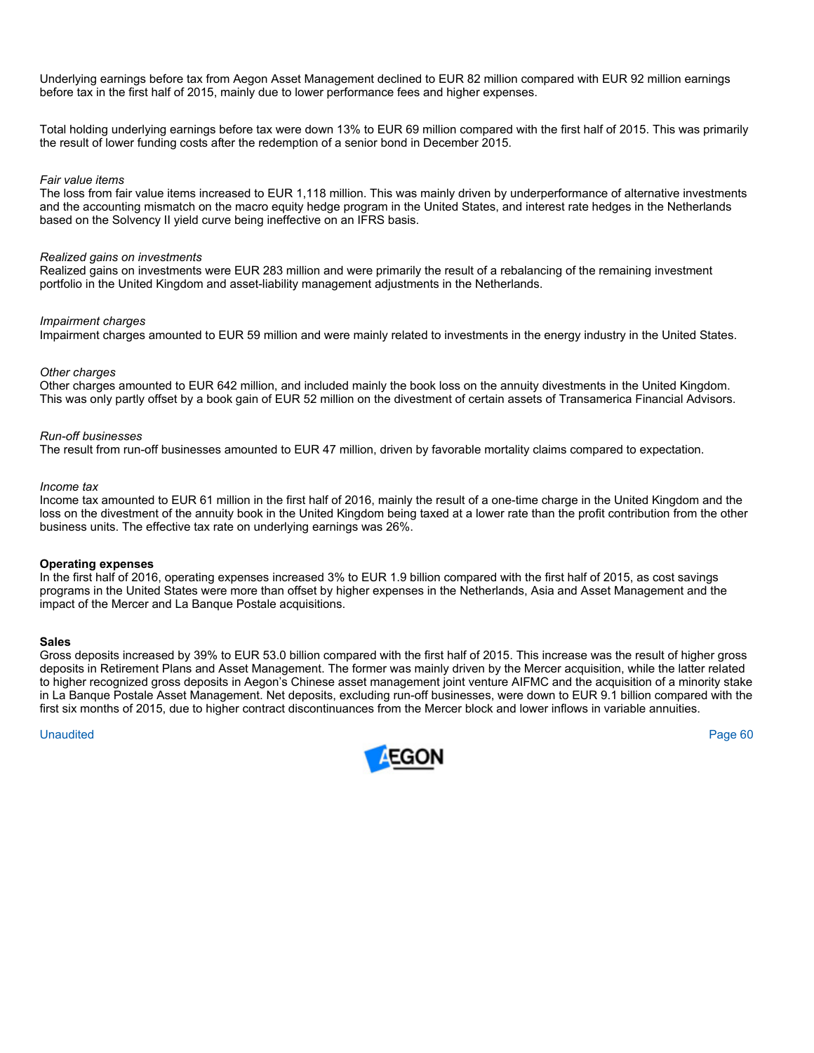Underlying earnings before tax from Aegon Asset Management declined to EUR 82 million compared with EUR 92 million earnings before tax in the first half of 2015, mainly due to lower performance fees and higher expenses.

Total holding underlying earnings before tax were down 13% to EUR 69 million compared with the first half of 2015. This was primarily the result of lower funding costs after the redemption of a senior bond in December 2015.

*Fair value items*
The loss from fair value items increased to EUR 1,118 million. This was mainly driven by underperformance of alternative investments and the accounting mismatch on the macro equity hedge program in the United States, and interest rate hedges in the Netherlands based on the Solvency II yield curve being ineffective on an IFRS basis.

*Realized gains on investments*
Realized gains on investments were EUR 283 million and were primarily the result of a rebalancing of the remaining investment portfolio in the United Kingdom and asset-liability management adjustments in the Netherlands.

*Impairment charges*
Impairment charges amounted to EUR 59 million and were mainly related to investments in the energy industry in the United States.

*Other charges*
Other charges amounted to EUR 642 million, and included mainly the book loss on the annuity divestments in the United Kingdom. This was only partly offset by a book gain of EUR 52 million on the divestment of certain assets of Transamerica Financial Advisors.

*Run-off businesses*
The result from run-off businesses amounted to EUR 47 million, driven by favorable mortality claims compared to expectation.

*Income tax*
Income tax amounted to EUR 61 million in the first half of 2016, mainly the result of a one-time charge in the United Kingdom and the loss on the divestment of the annuity book in the United Kingdom being taxed at a lower rate than the profit contribution from the other business units. The effective tax rate on underlying earnings was 26%.

**Operating expenses**
In the first half of 2016, operating expenses increased 3% to EUR 1.9 billion compared with the first half of 2015, as cost savings programs in the United States were more than offset by higher expenses in the Netherlands, Asia and Asset Management and the impact of the Mercer and La Banque Postale acquisitions.

**Sales**
Gross deposits increased by 39% to EUR 53.0 billion compared with the first half of 2015. This increase was the result of higher gross deposits in Retirement Plans and Asset Management. The former was mainly driven by the Mercer acquisition, while the latter related to higher recognized gross deposits in Aegon's Chinese asset management joint venture AIFMC and the acquisition of a minority stake in La Banque Postale Asset Management. Net deposits, excluding run-off businesses, were down to EUR 9.1 billion compared with the first six months of 2015, due to higher contract discontinuances from the Mercer block and lower inflows in variable annuities.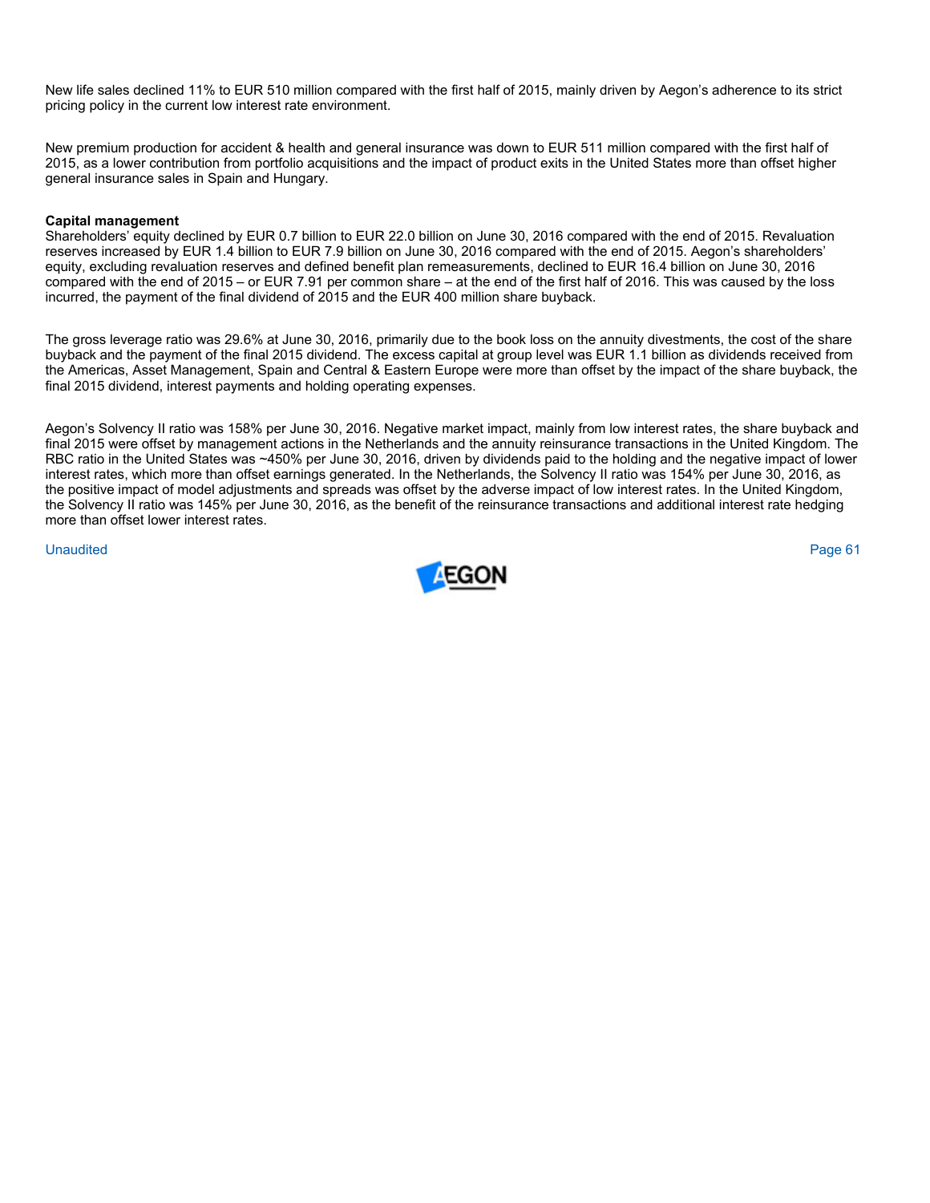New life sales declined 11% to EUR 510 million compared with the first half of 2015, mainly driven by Aegon's adherence to its strict pricing policy in the current low interest rate environment.

New premium production for accident & health and general insurance was down to EUR 511 million compared with the first half of 2015, as a lower contribution from portfolio acquisitions and the impact of product exits in the United States more than offset higher general insurance sales in Spain and Hungary.

**Capital management**

Shareholders' equity declined by EUR 0.7 billion to EUR 22.0 billion on June 30, 2016 compared with the end of 2015. Revaluation reserves increased by EUR 1.4 billion to EUR 7.9 billion on June 30, 2016 compared with the end of 2015. Aegon's shareholders' equity, excluding revaluation reserves and defined benefit plan remeasurements, declined to EUR 16.4 billion on June 30, 2016 compared with the end of 2015 – or EUR 7.91 per common share – at the end of the first half of 2016. This was caused by the loss incurred, the payment of the final dividend of 2015 and the EUR 400 million share buyback.

The gross leverage ratio was 29.6% at June 30, 2016, primarily due to the book loss on the annuity divestments, the cost of the share buyback and the payment of the final 2015 dividend. The excess capital at group level was EUR 1.1 billion as dividends received from the Americas, Asset Management, Spain and Central & Eastern Europe were more than offset by the impact of the share buyback, the final 2015 dividend, interest payments and holding operating expenses.

Aegon's Solvency II ratio was 158% per June 30, 2016. Negative market impact, mainly from low interest rates, the share buyback and final 2015 were offset by management actions in the Netherlands and the annuity reinsurance transactions in the United Kingdom. The RBC ratio in the United States was ~450% per June 30, 2016, driven by dividends paid to the holding and the negative impact of lower interest rates, which more than offset earnings generated. In the Netherlands, the Solvency II ratio was 154% per June 30, 2016, as the positive impact of model adjustments and spreads was offset by the adverse impact of low interest rates. In the United Kingdom, the Solvency II ratio was 145% per June 30, 2016, as the benefit of the reinsurance transactions and additional interest rate hedging more than offset lower interest rates.

Unaudited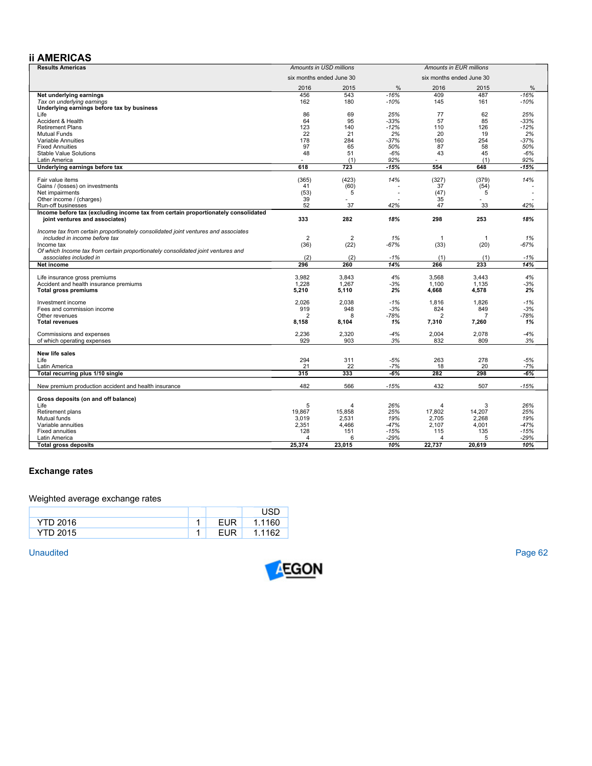## ii AMERICAS

| Results Americas | Amounts in USD millions | | | Amounts in EUR millions | | |
|---|---|---|---|---|---|---|
| | six months ended June 30 | | | six months ended June 30 | | |
| | 2016 | 2015 | % | 2016 | 2015 | % |
| **Net underlying earnings** | 456 | 543 | *-16%* | 409 | 487 | *-16%* |
| *Tax on underlying earnings* | 162 | 180 | *-10%* | 145 | 161 | *-10%* |
| **Underlying earnings before tax by business** | | | | | | |
| Life | 86 | 69 | *25%* | 77 | 62 | *25%* |
| Accident & Health | 64 | 95 | *-33%* | 57 | 85 | *-33%* |
| Retirement Plans | 123 | 140 | *-12%* | 110 | 126 | *-12%* |
| Mutual Funds | 22 | 21 | *2%* | 20 | 19 | *2%* |
| Variable Annuities | 178 | 284 | *-37%* | 160 | 254 | *-37%* |
| Fixed Annuities | 97 | 65 | *50%* | 87 | 58 | *50%* |
| Stable Value Solutions | 48 | 51 | *-6%* | 43 | 45 | *-6%* |
| Latin America | - | (1) | *92%* | - | (1) | *92%* |
| **Underlying earnings before tax** | **618** | **723** | ***-15%*** | **554** | **648** | ***-15%*** |
| | | | | | | |
| Fair value items | (365) | (423) | *14%* | (327) | (379) | *14%* |
| Gains / (losses) on investments | 41 | (60) | - | 37 | (54) | - |
| Net impairments | (53) | 5 | - | (47) | 5 | - |
| Other income / (charges) | 39 | - | - | 35 | - | - |
| Run-off businesses | 52 | 37 | *42%* | 47 | 33 | *42%* |
| **Income before tax (excluding income tax from certain proportionately consolidated joint ventures and associates)** | **333** | **282** | ***18%*** | **298** | **253** | ***18%*** |
| | | | | | | |
| *Income tax from certain proportionately consolidated joint ventures and associates included in income before tax* | 2 | 2 | *1%* | 1 | 1 | *1%* |
| Income tax | (36) | (22) | *-67%* | (33) | (20) | *-67%* |
| *Of which Income tax from certain proportionately consolidated joint ventures and associates included in* | (2) | (2) | *-1%* | (1) | (1) | *-1%* |
| **Net income** | **296** | **260** | ***14%*** | **266** | **233** | ***14%*** |
| | | | | | | |
| Life insurance gross premiums | 3,982 | 3,843 | *4%* | 3,568 | 3,443 | *4%* |
| Accident and health insurance premiums | 1,228 | 1,267 | *-3%* | 1,100 | 1,135 | *-3%* |
| **Total gross premiums** | **5,210** | **5,110** | ***2%*** | **4,668** | **4,578** | ***2%*** |
| | | | | | | |
| Investment income | 2,026 | 2,038 | *-1%* | 1,816 | 1,826 | *-1%* |
| Fees and commission income | 919 | 948 | *-3%* | 824 | 849 | *-3%* |
| Other revenues | 2 | 8 | *-78%* | 2 | 7 | *-78%* |
| **Total revenues** | **8,158** | **8,104** | ***1%*** | **7,310** | **7,260** | ***1%*** |
| | | | | | | |
| Commissions and expenses | 2,236 | 2,320 | *-4%* | 2,004 | 2,078 | *-4%* |
| of which operating expenses | 929 | 903 | *3%* | 832 | 809 | *3%* |
| | | | | | | |
| **New life sales** | | | | | | |
| Life | 294 | 311 | *-5%* | 263 | 278 | *-5%* |
| Latin America | 21 | 22 | *-7%* | 18 | 20 | *-7%* |
| **Total recurring plus 1/10 single** | **315** | **333** | ***-6%*** | **282** | **298** | ***-6%*** |
| | | | | | | |
| New premium production accident and health insurance | 482 | 566 | *-15%* | 432 | 507 | *-15%* |
| | | | | | | |
| **Gross deposits (on and off balance)** | | | | | | |
| Life | 5 | 4 | *26%* | 4 | 3 | *26%* |
| Retirement plans | 19,867 | 15,858 | *25%* | 17,802 | 14,207 | *25%* |
| Mutual funds | 3,019 | 2,531 | *19%* | 2,705 | 2,268 | *19%* |
| Variable annuities | 2,351 | 4,466 | *-47%* | 2,107 | 4,001 | *-47%* |
| Fixed annuities | 128 | 151 | *-15%* | 115 | 135 | *-15%* |
| Latin America | 4 | 6 | *-29%* | 4 | 5 | *-29%* |
| **Total gross deposits** | **25,374** | **23,015** | ***10%*** | **22,737** | **20,619** | ***10%*** |

### Exchange rates

Weighted average exchange rates

| | | | USD |
|---|---|---|---|
| YTD 2016 | 1 | EUR | 1.1160 |
| YTD 2015 | 1 | EUR | 1.1162 |

Unaudited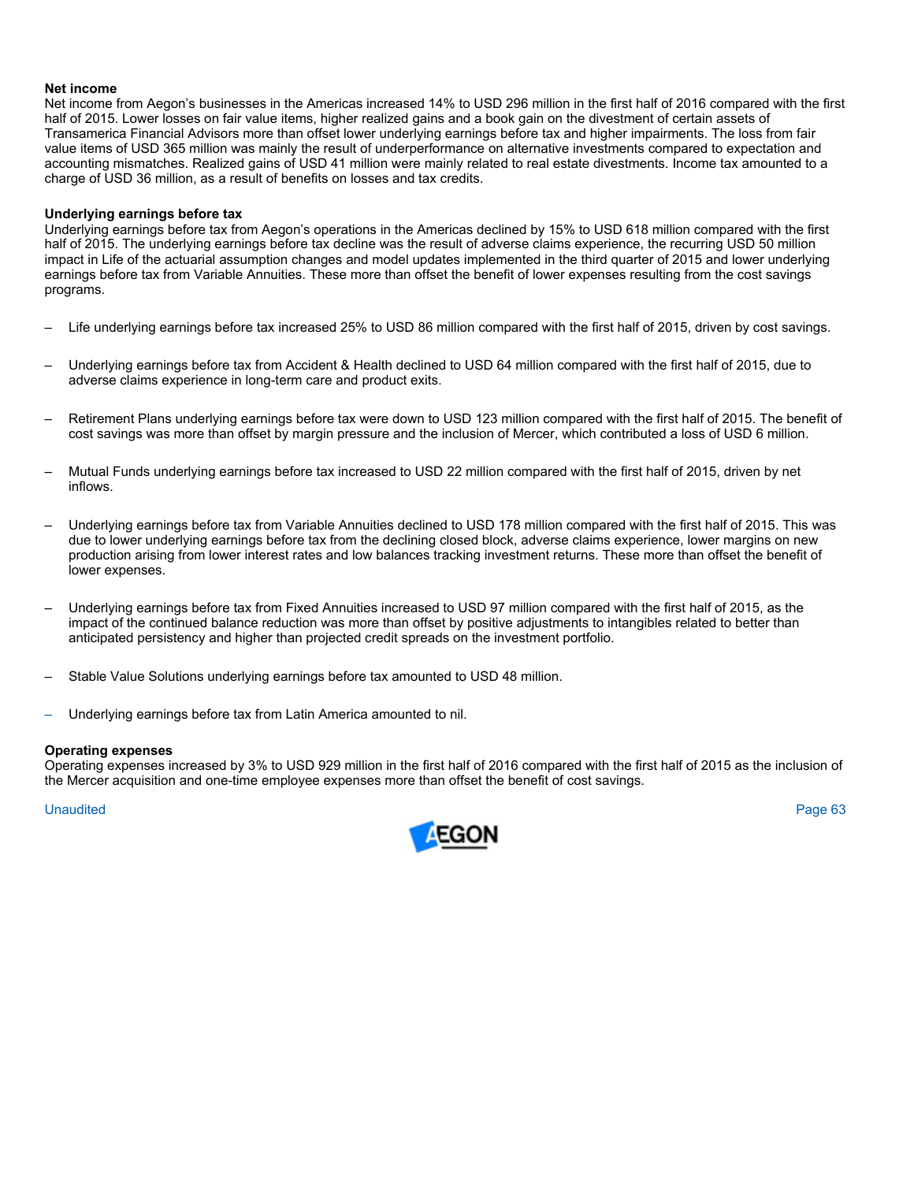**Net income**
Net income from Aegon's businesses in the Americas increased 14% to USD 296 million in the first half of 2016 compared with the first half of 2015. Lower losses on fair value items, higher realized gains and a book gain on the divestment of certain assets of Transamerica Financial Advisors more than offset lower underlying earnings before tax and higher impairments. The loss from fair value items of USD 365 million was mainly the result of underperformance on alternative investments compared to expectation and accounting mismatches. Realized gains of USD 41 million were mainly related to real estate divestments. Income tax amounted to a charge of USD 36 million, as a result of benefits on losses and tax credits.

**Underlying earnings before tax**
Underlying earnings before tax from Aegon's operations in the Americas declined by 15% to USD 618 million compared with the first half of 2015. The underlying earnings before tax decline was the result of adverse claims experience, the recurring USD 50 million impact in Life of the actuarial assumption changes and model updates implemented in the third quarter of 2015 and lower underlying earnings before tax from Variable Annuities. These more than offset the benefit of lower expenses resulting from the cost savings programs.

- Life underlying earnings before tax increased 25% to USD 86 million compared with the first half of 2015, driven by cost savings.

- Underlying earnings before tax from Accident & Health declined to USD 64 million compared with the first half of 2015, due to adverse claims experience in long-term care and product exits.

- Retirement Plans underlying earnings before tax were down to USD 123 million compared with the first half of 2015. The benefit of cost savings was more than offset by margin pressure and the inclusion of Mercer, which contributed a loss of USD 6 million.

- Mutual Funds underlying earnings before tax increased to USD 22 million compared with the first half of 2015, driven by net inflows.

- Underlying earnings before tax from Variable Annuities declined to USD 178 million compared with the first half of 2015. This was due to lower underlying earnings before tax from the declining closed block, adverse claims experience, lower margins on new production arising from lower interest rates and low balances tracking investment returns. These more than offset the benefit of lower expenses.

- Underlying earnings before tax from Fixed Annuities increased to USD 97 million compared with the first half of 2015, as the impact of the continued balance reduction was more than offset by positive adjustments to intangibles related to better than anticipated persistency and higher than projected credit spreads on the investment portfolio.

- Stable Value Solutions underlying earnings before tax amounted to USD 48 million.

- Underlying earnings before tax from Latin America amounted to nil.

**Operating expenses**
Operating expenses increased by 3% to USD 929 million in the first half of 2016 compared with the first half of 2015 as the inclusion of the Mercer acquisition and one-time employee expenses more than offset the benefit of cost savings.

Unaudited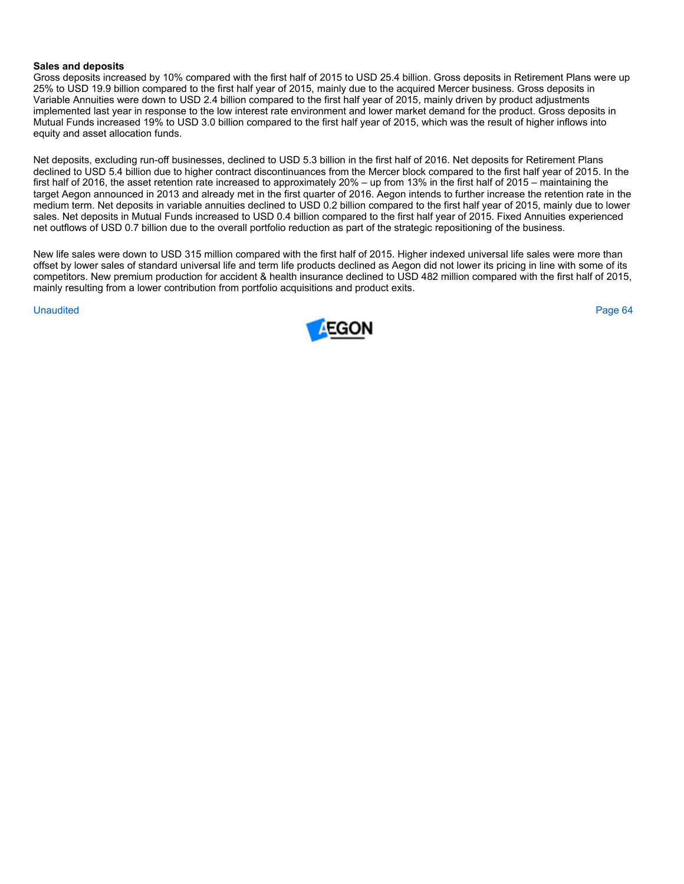**Sales and deposits**

Gross deposits increased by 10% compared with the first half of 2015 to USD 25.4 billion. Gross deposits in Retirement Plans were up 25% to USD 19.9 billion compared to the first half year of 2015, mainly due to the acquired Mercer business. Gross deposits in Variable Annuities were down to USD 2.4 billion compared to the first half year of 2015, mainly driven by product adjustments implemented last year in response to the low interest rate environment and lower market demand for the product. Gross deposits in Mutual Funds increased 19% to USD 3.0 billion compared to the first half year of 2015, which was the result of higher inflows into equity and asset allocation funds.

Net deposits, excluding run-off businesses, declined to USD 5.3 billion in the first half of 2016. Net deposits for Retirement Plans declined to USD 5.4 billion due to higher contract discontinuances from the Mercer block compared to the first half year of 2015. In the first half of 2016, the asset retention rate increased to approximately 20% – up from 13% in the first half of 2015 – maintaining the target Aegon announced in 2013 and already met in the first quarter of 2016. Aegon intends to further increase the retention rate in the medium term. Net deposits in variable annuities declined to USD 0.2 billion compared to the first half year of 2015, mainly due to lower sales. Net deposits in Mutual Funds increased to USD 0.4 billion compared to the first half year of 2015. Fixed Annuities experienced net outflows of USD 0.7 billion due to the overall portfolio reduction as part of the strategic repositioning of the business.

New life sales were down to USD 315 million compared with the first half of 2015. Higher indexed universal life sales were more than offset by lower sales of standard universal life and term life products declined as Aegon did not lower its pricing in line with some of its competitors. New premium production for accident & health insurance declined to USD 482 million compared with the first half of 2015, mainly resulting from a lower contribution from portfolio acquisitions and product exits.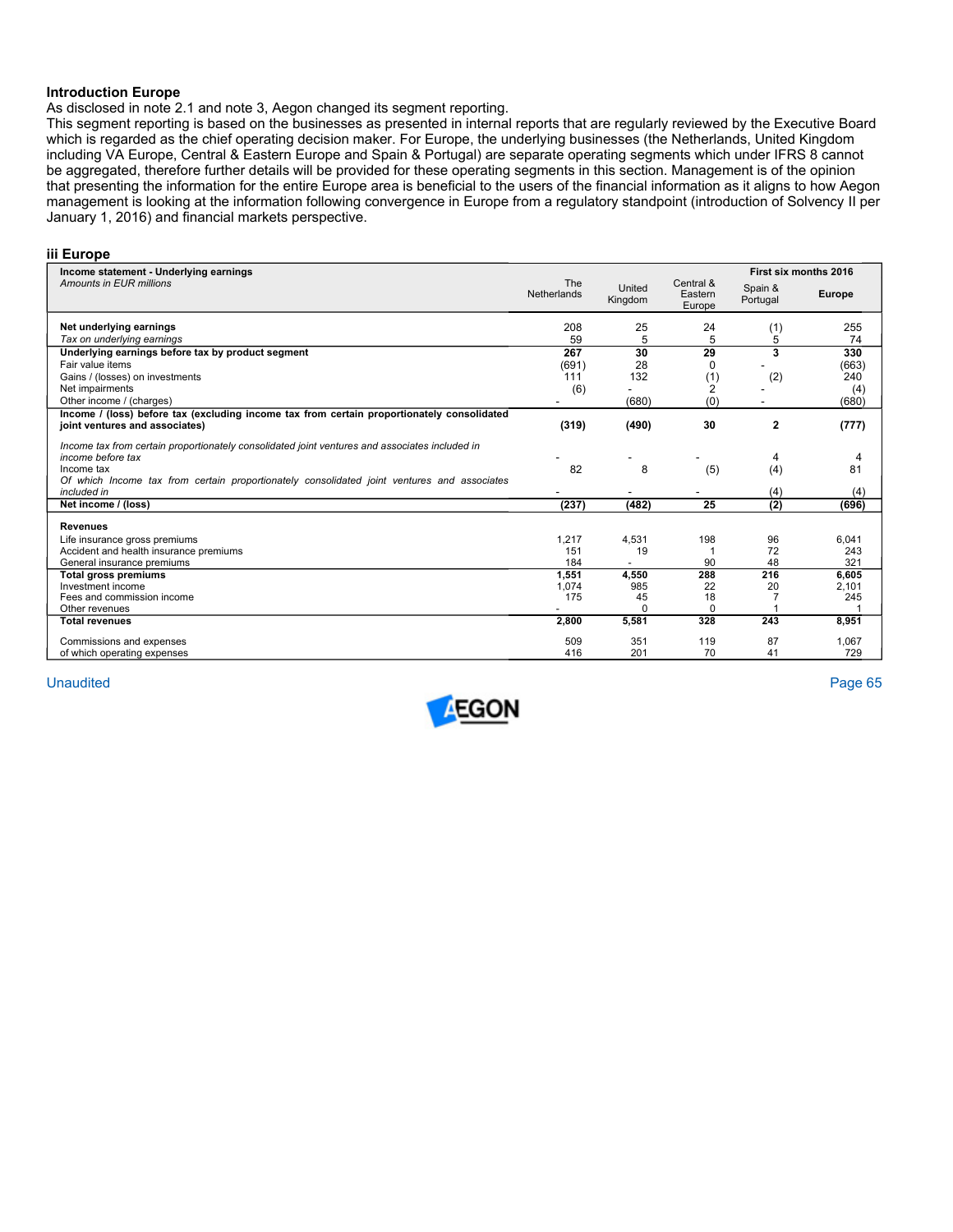**Introduction Europe**

As disclosed in note 2.1 and note 3, Aegon changed its segment reporting.

This segment reporting is based on the businesses as presented in internal reports that are regularly reviewed by the Executive Board which is regarded as the chief operating decision maker. For Europe, the underlying businesses (the Netherlands, United Kingdom including VA Europe, Central & Eastern Europe and Spain & Portugal) are separate operating segments which under IFRS 8 cannot be aggregated, therefore further details will be provided for these operating segments in this section. Management is of the opinion that presenting the information for the entire Europe area is beneficial to the users of the financial information as it aligns to how Aegon management is looking at the information following convergence in Europe from a regulatory standpoint (introduction of Solvency II per January 1, 2016) and financial markets perspective.

### iii Europe

| **Income statement - Underlying earnings** *Amounts in EUR millions* | The Netherlands | United Kingdom | Central & Eastern Europe | Spain & Portugal | **Europe** (First six months 2016) |
|---|---|---|---|---|---|
| **Net underlying earnings** | 208 | 25 | 24 | (1) | 255 |
| *Tax on underlying earnings* | 59 | 5 | 5 | 5 | 74 |
| **Underlying earnings before tax by product segment** | **267** | **30** | **29** | **3** | **330** |
| Fair value items | (691) | 28 | 0 | - | (663) |
| Gains / (losses) on investments | 111 | 132 | (1) | (2) | 240 |
| Net impairments | (6) | - | 2 | - | (4) |
| Other income / (charges) | - | (680) | (0) | - | (680) |
| **Income / (loss) before tax (excluding income tax from certain proportionately consolidated joint ventures and associates)** | **(319)** | **(490)** | **30** | **2** | **(777)** |
| *Income tax from certain proportionately consolidated joint ventures and associates included in income before tax* | - | - | - | 4 | 4 |
| Income tax | 82 | 8 | (5) | (4) | 81 |
| *Of which Income tax from certain proportionately consolidated joint ventures and associates included in* | - | - | - | (4) | (4) |
| **Net income / (loss)** | **(237)** | **(482)** | **25** | **(2)** | **(696)** |
| **Revenues** | | | | | |
| Life insurance gross premiums | 1,217 | 4,531 | 198 | 96 | 6,041 |
| Accident and health insurance premiums | 151 | 19 | 1 | 72 | 243 |
| General insurance premiums | 184 | - | 90 | 48 | 321 |
| **Total gross premiums** | **1,551** | **4,550** | **288** | **216** | **6,605** |
| Investment income | 1,074 | 985 | 22 | 20 | 2,101 |
| Fees and commission income | 175 | 45 | 18 | 7 | 245 |
| Other revenues | - | 0 | 0 | 1 | 1 |
| **Total revenues** | **2,800** | **5,581** | **328** | **243** | **8,951** |
| Commissions and expenses | 509 | 351 | 119 | 87 | 1,067 |
| of which operating expenses | 416 | 201 | 70 | 41 | 729 |

Unaudited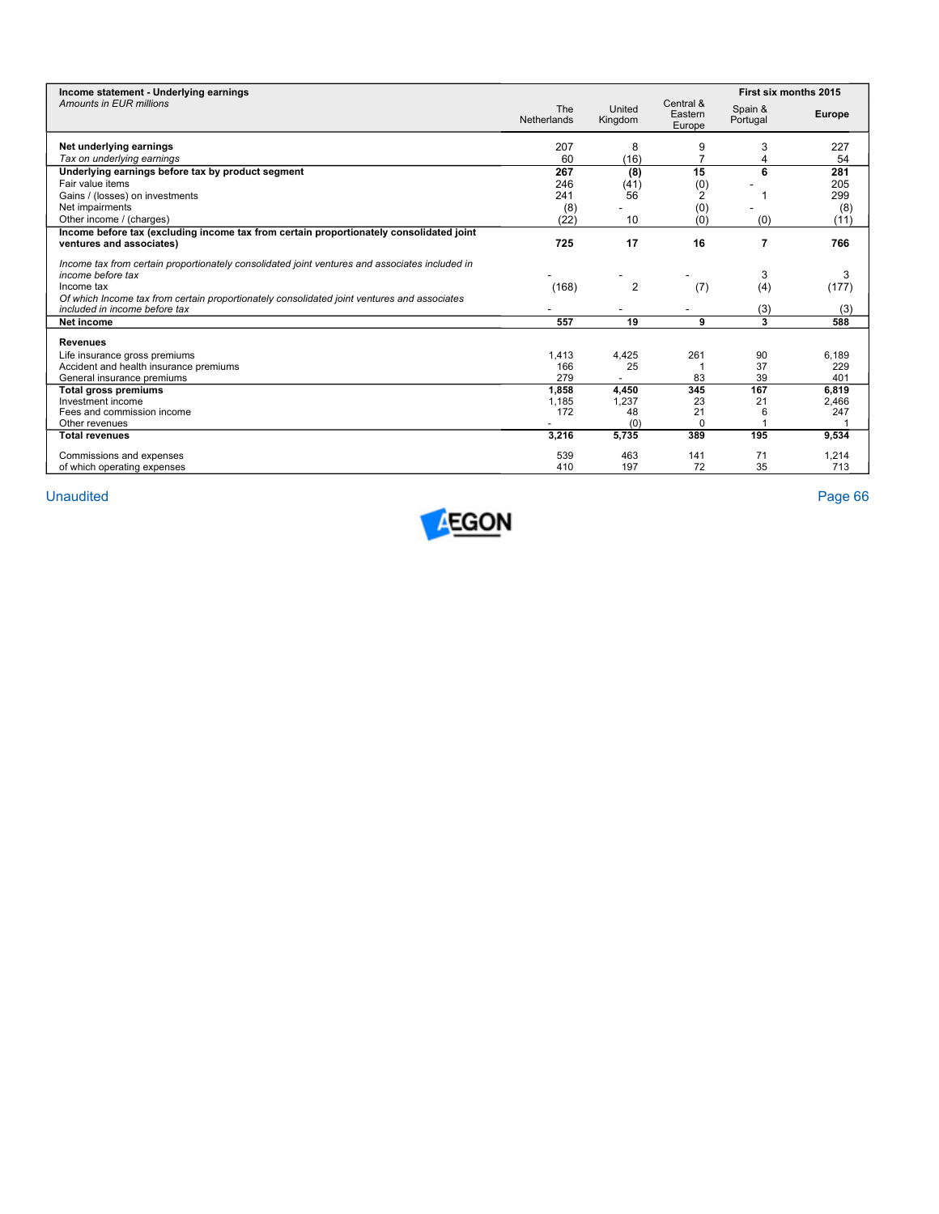| **Income statement - Underlying earnings**<br>*Amounts in EUR millions* | | | **First six months 2015** | | |
|---|---|---|---|---|---|
| | The Netherlands | United Kingdom | Central & Eastern Europe | Spain & Portugal | **Europe** |
| **Net underlying earnings** | 207 | 8 | 9 | 3 | 227 |
| *Tax on underlying earnings* | 60 | (16) | 7 | 4 | 54 |
| **Underlying earnings before tax by product segment** | **267** | **(8)** | **15** | **6** | **281** |
| Fair value items | 246 | (41) | (0) | - | 205 |
| Gains / (losses) on investments | 241 | 56 | 2 | 1 | 299 |
| Net impairments | (8) | - | (0) | - | (8) |
| Other income / (charges) | (22) | 10 | (0) | (0) | (11) |
| **Income before tax (excluding income tax from certain proportionately consolidated joint ventures and associates)** | **725** | **17** | **16** | **7** | **766** |
| *Income tax from certain proportionately consolidated joint ventures and associates included in income before tax* | - | - | - | 3 | 3 |
| Income tax | (168) | 2 | (7) | (4) | (177) |
| *Of which Income tax from certain proportionately consolidated joint ventures and associates included in income before tax* | - | - | - | (3) | (3) |
| **Net income** | **557** | **19** | **9** | **3** | **588** |
| **Revenues** | | | | | |
| Life insurance gross premiums | 1,413 | 4,425 | 261 | 90 | 6,189 |
| Accident and health insurance premiums | 166 | 25 | 1 | 37 | 229 |
| General insurance premiums | 279 | - | 83 | 39 | 401 |
| **Total gross premiums** | **1,858** | **4,450** | **345** | **167** | **6,819** |
| Investment income | 1,185 | 1,237 | 23 | 21 | 2,466 |
| Fees and commission income | 172 | 48 | 21 | 6 | 247 |
| Other revenues | - | (0) | 0 | 1 | 1 |
| **Total revenues** | **3,216** | **5,735** | **389** | **195** | **9,534** |
| Commissions and expenses | 539 | 463 | 141 | 71 | 1,214 |
| of which operating expenses | 410 | 197 | 72 | 35 | 713 |

Unaudited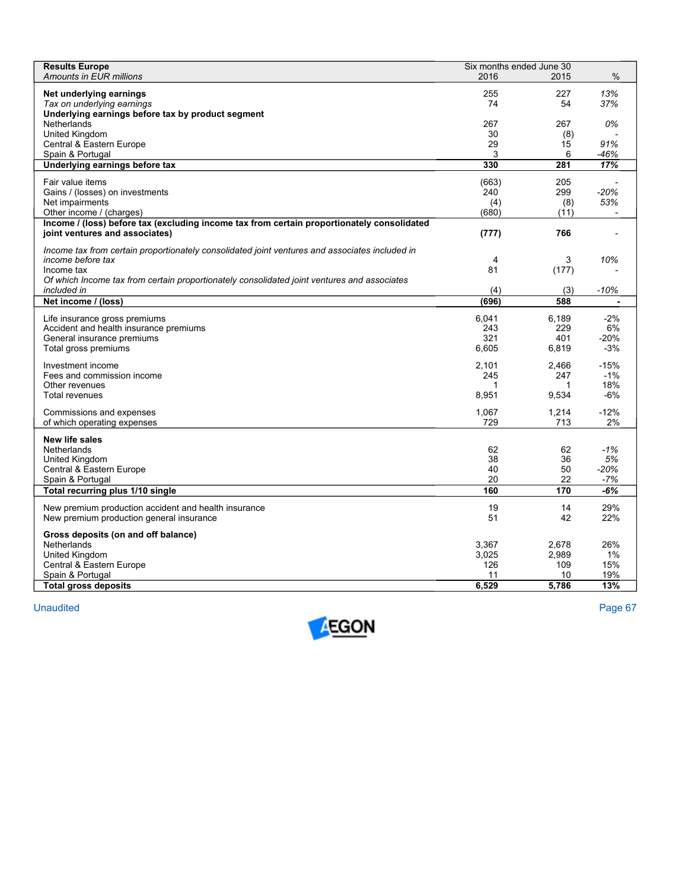| **Results Europe**<br>*Amounts in EUR millions* | Six months ended June 30<br>2016 | <br>2015 | <br>% |
|---|---|---|---|
| **Net underlying earnings** | 255 | 227 | *13%* |
| *Tax on underlying earnings* | 74 | 54 | *37%* |
| **Underlying earnings before tax by product segment** | | | |
| Netherlands | 267 | 267 | *0%* |
| United Kingdom | 30 | (8) | - |
| Central & Eastern Europe | 29 | 15 | *91%* |
| Spain & Portugal | 3 | 6 | *-46%* |
| **Underlying earnings before tax** | **330** | **281** | ***17%*** |
| Fair value items | (663) | 205 | - |
| Gains / (losses) on investments | 240 | 299 | *-20%* |
| Net impairments | (4) | (8) | *53%* |
| Other income / (charges) | (680) | (11) | - |
| **Income / (loss) before tax (excluding income tax from certain proportionately consolidated joint ventures and associates)** | **(777)** | **766** | - |
| *Income tax from certain proportionately consolidated joint ventures and associates included in income before tax* | 4 | 3 | *10%* |
| Income tax | 81 | (177) | - |
| *Of which Income tax from certain proportionately consolidated joint ventures and associates included in* | (4) | (3) | *-10%* |
| **Net income / (loss)** | **(696)** | **588** | **-** |
| Life insurance gross premiums | 6,041 | 6,189 | -2% |
| Accident and health insurance premiums | 243 | 229 | 6% |
| General insurance premiums | 321 | 401 | -20% |
| Total gross premiums | 6,605 | 6,819 | -3% |
| Investment income | 2,101 | 2,466 | -15% |
| Fees and commission income | 245 | 247 | -1% |
| Other revenues | 1 | 1 | 18% |
| Total revenues | 8,951 | 9,534 | -6% |
| Commissions and expenses | 1,067 | 1,214 | -12% |
| of which operating expenses | 729 | 713 | 2% |
| **New life sales** | | | |
| Netherlands | 62 | 62 | *-1%* |
| United Kingdom | 38 | 36 | *5%* |
| Central & Eastern Europe | 40 | 50 | *-20%* |
| Spain & Portugal | 20 | 22 | *-7%* |
| **Total recurring plus 1/10 single** | **160** | **170** | ***-6%*** |
| New premium production accident and health insurance | 19 | 14 | 29% |
| New premium production general insurance | 51 | 42 | 22% |
| **Gross deposits (on and off balance)** | | | |
| Netherlands | 3,367 | 2,678 | 26% |
| United Kingdom | 3,025 | 2,989 | 1% |
| Central & Eastern Europe | 126 | 109 | 15% |
| Spain & Portugal | 11 | 10 | 19% |
| **Total gross deposits** | **6,529** | **5,786** | **13%** |

Unaudited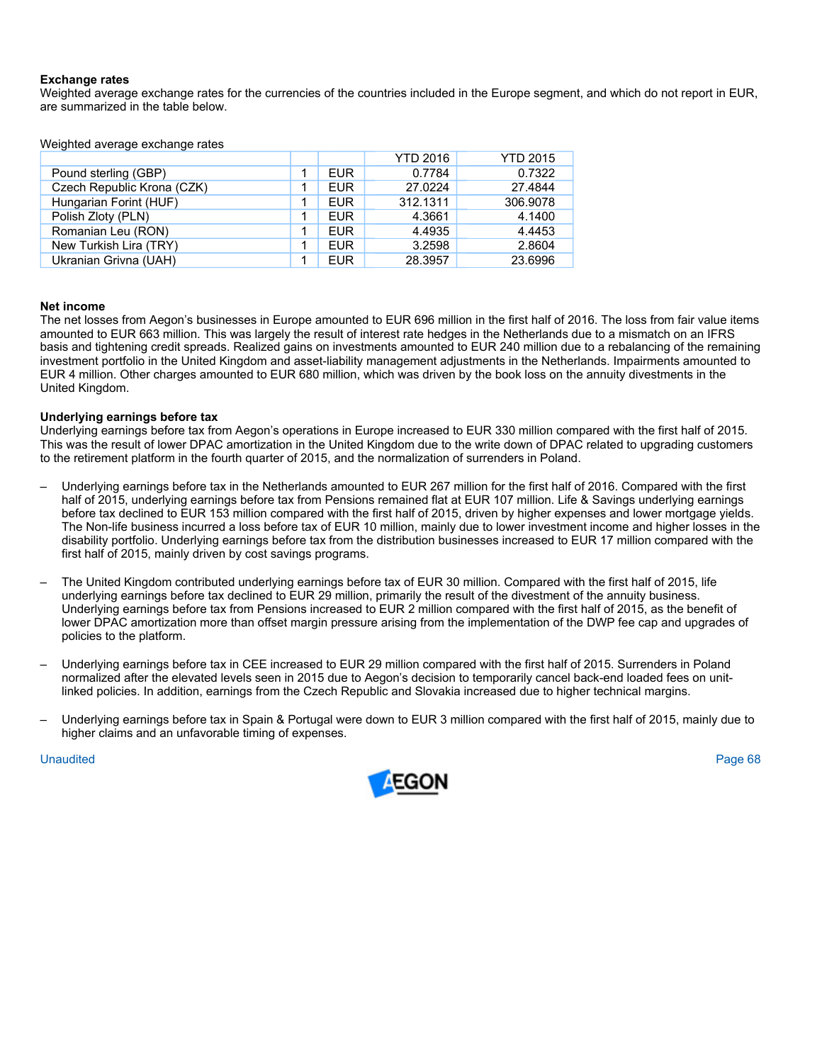**Exchange rates**

Weighted average exchange rates for the currencies of the countries included in the Europe segment, and which do not report in EUR, are summarized in the table below.

Weighted average exchange rates

| | | | YTD 2016 | YTD 2015 |
|---|---|---|---|---|
| Pound sterling (GBP) | 1 | EUR | 0.7784 | 0.7322 |
| Czech Republic Krona (CZK) | 1 | EUR | 27.0224 | 27.4844 |
| Hungarian Forint (HUF) | 1 | EUR | 312.1311 | 306.9078 |
| Polish Zloty (PLN) | 1 | EUR | 4.3661 | 4.1400 |
| Romanian Leu (RON) | 1 | EUR | 4.4935 | 4.4453 |
| New Turkish Lira (TRY) | 1 | EUR | 3.2598 | 2.8604 |
| Ukranian Grivna (UAH) | 1 | EUR | 28.3957 | 23.6996 |

**Net income**

The net losses from Aegon's businesses in Europe amounted to EUR 696 million in the first half of 2016. The loss from fair value items amounted to EUR 663 million. This was largely the result of interest rate hedges in the Netherlands due to a mismatch on an IFRS basis and tightening credit spreads. Realized gains on investments amounted to EUR 240 million due to a rebalancing of the remaining investment portfolio in the United Kingdom and asset-liability management adjustments in the Netherlands. Impairments amounted to EUR 4 million. Other charges amounted to EUR 680 million, which was driven by the book loss on the annuity divestments in the United Kingdom.

**Underlying earnings before tax**

Underlying earnings before tax from Aegon's operations in Europe increased to EUR 330 million compared with the first half of 2015. This was the result of lower DPAC amortization in the United Kingdom due to the write down of DPAC related to upgrading customers to the retirement platform in the fourth quarter of 2015, and the normalization of surrenders in Poland.

- Underlying earnings before tax in the Netherlands amounted to EUR 267 million for the first half of 2016. Compared with the first half of 2015, underlying earnings before tax from Pensions remained flat at EUR 107 million. Life & Savings underlying earnings before tax declined to EUR 153 million compared with the first half of 2015, driven by higher expenses and lower mortgage yields. The Non-life business incurred a loss before tax of EUR 10 million, mainly due to lower investment income and higher losses in the disability portfolio. Underlying earnings before tax from the distribution businesses increased to EUR 17 million compared with the first half of 2015, mainly driven by cost savings programs.

- The United Kingdom contributed underlying earnings before tax of EUR 30 million. Compared with the first half of 2015, life underlying earnings before tax declined to EUR 29 million, primarily the result of the divestment of the annuity business. Underlying earnings before tax from Pensions increased to EUR 2 million compared with the first half of 2015, as the benefit of lower DPAC amortization more than offset margin pressure arising from the implementation of the DWP fee cap and upgrades of policies to the platform.

- Underlying earnings before tax in CEE increased to EUR 29 million compared with the first half of 2015. Surrenders in Poland normalized after the elevated levels seen in 2015 due to Aegon's decision to temporarily cancel back-end loaded fees on unit-linked policies. In addition, earnings from the Czech Republic and Slovakia increased due to higher technical margins.

- Underlying earnings before tax in Spain & Portugal were down to EUR 3 million compared with the first half of 2015, mainly due to higher claims and an unfavorable timing of expenses.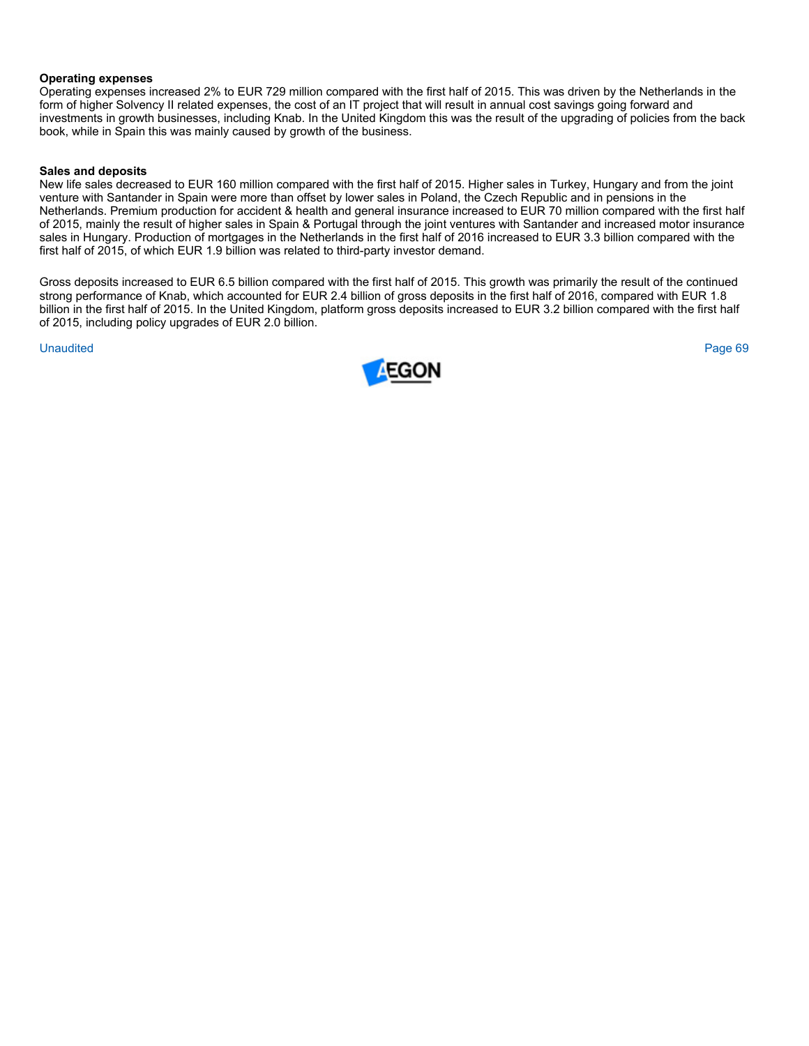**Operating expenses**

Operating expenses increased 2% to EUR 729 million compared with the first half of 2015. This was driven by the Netherlands in the form of higher Solvency II related expenses, the cost of an IT project that will result in annual cost savings going forward and investments in growth businesses, including Knab. In the United Kingdom this was the result of the upgrading of policies from the back book, while in Spain this was mainly caused by growth of the business.

**Sales and deposits**

New life sales decreased to EUR 160 million compared with the first half of 2015. Higher sales in Turkey, Hungary and from the joint venture with Santander in Spain were more than offset by lower sales in Poland, the Czech Republic and in pensions in the Netherlands. Premium production for accident & health and general insurance increased to EUR 70 million compared with the first half of 2015, mainly the result of higher sales in Spain & Portugal through the joint ventures with Santander and increased motor insurance sales in Hungary. Production of mortgages in the Netherlands in the first half of 2016 increased to EUR 3.3 billion compared with the first half of 2015, of which EUR 1.9 billion was related to third-party investor demand.

Gross deposits increased to EUR 6.5 billion compared with the first half of 2015. This growth was primarily the result of the continued strong performance of Knab, which accounted for EUR 2.4 billion of gross deposits in the first half of 2016, compared with EUR 1.8 billion in the first half of 2015. In the United Kingdom, platform gross deposits increased to EUR 3.2 billion compared with the first half of 2015, including policy upgrades of EUR 2.0 billion.

Unaudited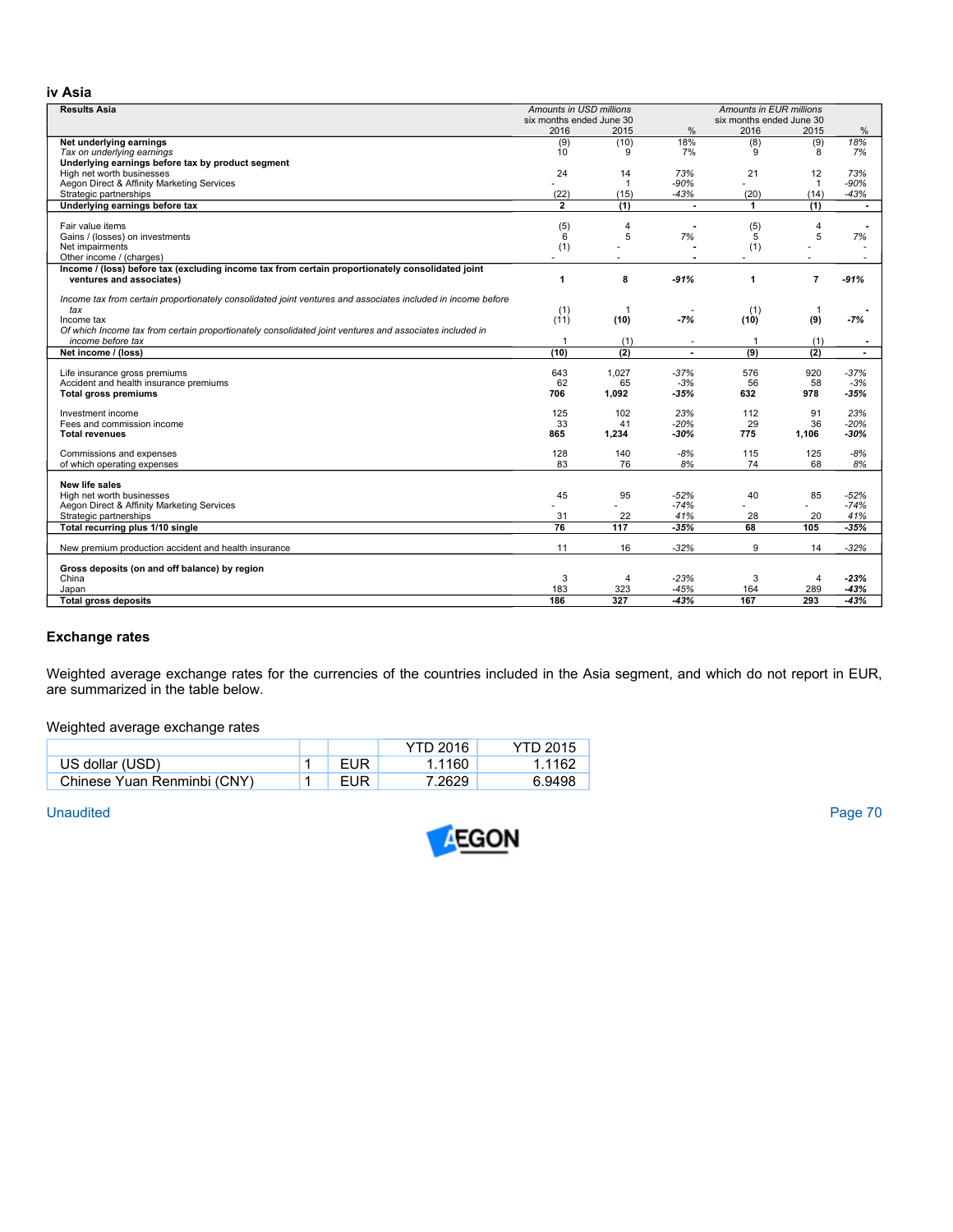### iv Asia

| Results Asia | Amounts in USD millions six months ended June 30 2016 | 2015 | % | Amounts in EUR millions six months ended June 30 2016 | 2015 | % |
|---|---|---|---|---|---|---|
| **Net underlying earnings** | (9) | (10) | 18% | (8) | (9) | 18% |
| *Tax on underlying earnings* | 10 | 9 | 7% | 9 | 8 | 7% |
| **Underlying earnings before tax by product segment** | | | | | | |
| High net worth businesses | 24 | 14 | 73% | 21 | 12 | 73% |
| Aegon Direct & Affinity Marketing Services | - | 1 | -90% | - | 1 | -90% |
| Strategic partnerships | (22) | (15) | -43% | (20) | (14) | -43% |
| **Underlying earnings before tax** | **2** | **(1)** | **-** | **1** | **(1)** | **-** |
| | | | | | | |
| Fair value items | (5) | 4 | - | (5) | 4 | - |
| Gains / (losses) on investments | 6 | 5 | 7% | 5 | 5 | 7% |
| Net impairments | (1) | - | - | (1) | - | - |
| Other income / (charges) | - | - | - | - | - | - |
| **Income / (loss) before tax (excluding income tax from certain proportionately consolidated joint ventures and associates)** | **1** | **8** | **-91%** | **1** | **7** | **-91%** |
| | | | | | | |
| *Income tax from certain proportionately consolidated joint ventures and associates included in income before tax* | (1) | 1 | - | (1) | 1 | - |
| Income tax | (11) | **(10)** | **-7%** | **(10)** | **(9)** | **-7%** |
| *Of which Income tax from certain proportionately consolidated joint ventures and associates included in income before tax* | 1 | (1) | - | 1 | (1) | - |
| **Net income / (loss)** | **(10)** | **(2)** | **-** | **(9)** | **(2)** | **-** |
| | | | | | | |
| Life insurance gross premiums | 643 | 1,027 | -37% | 576 | 920 | -37% |
| Accident and health insurance premiums | 62 | 65 | -3% | 56 | 58 | -3% |
| **Total gross premiums** | **706** | **1,092** | **-35%** | **632** | **978** | **-35%** |
| | | | | | | |
| Investment income | 125 | 102 | 23% | 112 | 91 | 23% |
| Fees and commission income | 33 | 41 | -20% | 29 | 36 | -20% |
| **Total revenues** | **865** | **1,234** | **-30%** | **775** | **1,106** | **-30%** |
| | | | | | | |
| Commissions and expenses | 128 | 140 | -8% | 115 | 125 | -8% |
| of which operating expenses | 83 | 76 | 8% | 74 | 68 | 8% |
| | | | | | | |
| **New life sales** | | | | | | |
| High net worth businesses | 45 | 95 | -52% | 40 | 85 | -52% |
| Aegon Direct & Affinity Marketing Services | - | - | -74% | - | - | -74% |
| Strategic partnerships | 31 | 22 | 41% | 28 | 20 | 41% |
| **Total recurring plus 1/10 single** | **76** | **117** | **-35%** | **68** | **105** | **-35%** |
| | | | | | | |
| New premium production accident and health insurance | 11 | 16 | -32% | 9 | 14 | -32% |
| | | | | | | |
| **Gross deposits (on and off balance) by region** | | | | | | |
| China | 3 | 4 | -23% | 3 | 4 | **-23%** |
| Japan | 183 | 323 | -45% | 164 | 289 | **-43%** |
| **Total gross deposits** | **186** | **327** | **-43%** | **167** | **293** | **-43%** |

### Exchange rates

Weighted average exchange rates for the currencies of the countries included in the Asia segment, and which do not report in EUR, are summarized in the table below.

Weighted average exchange rates

| | | | YTD 2016 | YTD 2015 |
|---|---|---|---|---|
| US dollar (USD) | 1 | EUR | 1.1160 | 1.1162 |
| Chinese Yuan Renminbi (CNY) | 1 | EUR | 7.2629 | 6.9498 |

Unaudited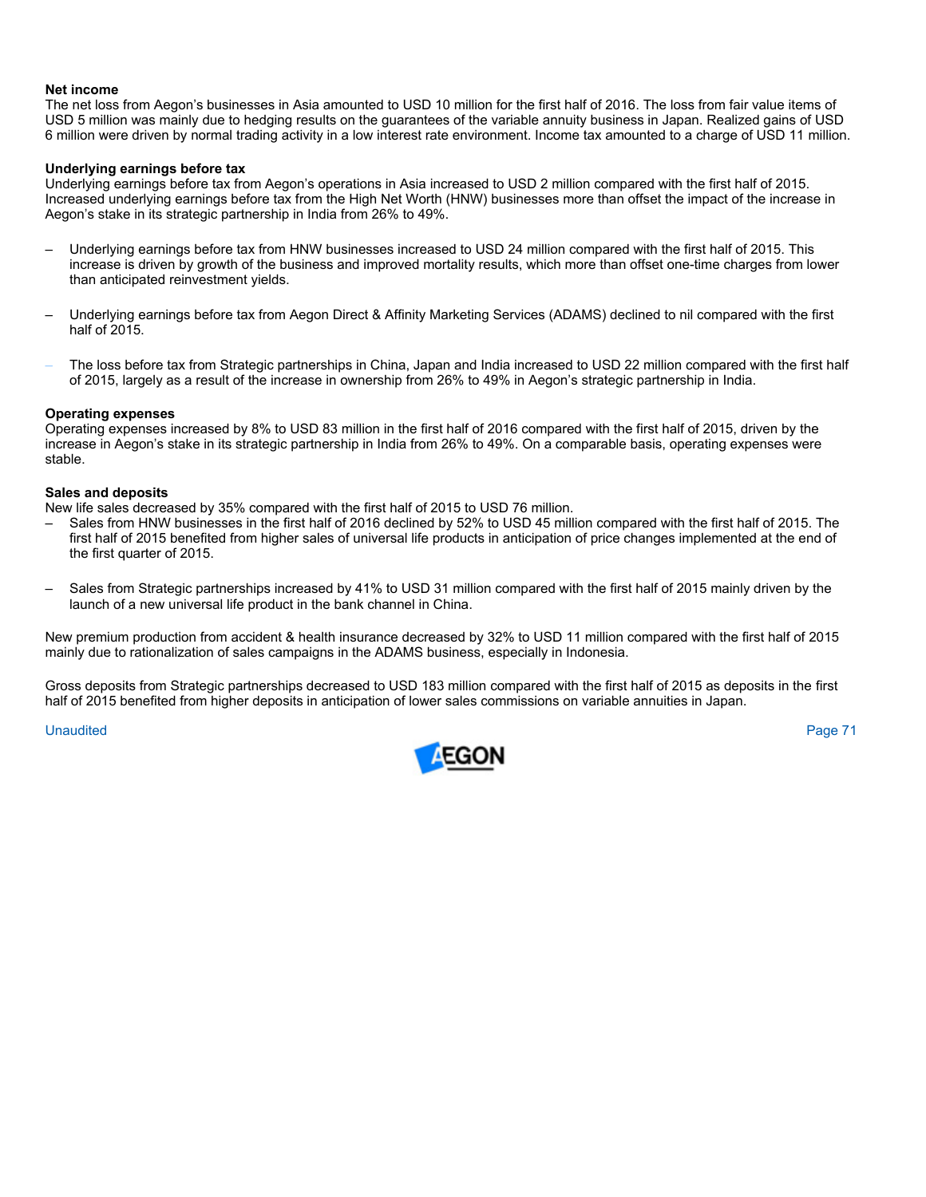**Net income**

The net loss from Aegon's businesses in Asia amounted to USD 10 million for the first half of 2016. The loss from fair value items of USD 5 million was mainly due to hedging results on the guarantees of the variable annuity business in Japan. Realized gains of USD 6 million were driven by normal trading activity in a low interest rate environment. Income tax amounted to a charge of USD 11 million.

**Underlying earnings before tax**

Underlying earnings before tax from Aegon's operations in Asia increased to USD 2 million compared with the first half of 2015. Increased underlying earnings before tax from the High Net Worth (HNW) businesses more than offset the impact of the increase in Aegon's stake in its strategic partnership in India from 26% to 49%.

- Underlying earnings before tax from HNW businesses increased to USD 24 million compared with the first half of 2015. This increase is driven by growth of the business and improved mortality results, which more than offset one-time charges from lower than anticipated reinvestment yields.

- Underlying earnings before tax from Aegon Direct & Affinity Marketing Services (ADAMS) declined to nil compared with the first half of 2015.

- The loss before tax from Strategic partnerships in China, Japan and India increased to USD 22 million compared with the first half of 2015, largely as a result of the increase in ownership from 26% to 49% in Aegon's strategic partnership in India.

**Operating expenses**

Operating expenses increased by 8% to USD 83 million in the first half of 2016 compared with the first half of 2015, driven by the increase in Aegon's stake in its strategic partnership in India from 26% to 49%. On a comparable basis, operating expenses were stable.

**Sales and deposits**

New life sales decreased by 35% compared with the first half of 2015 to USD 76 million.

- Sales from HNW businesses in the first half of 2016 declined by 52% to USD 45 million compared with the first half of 2015. The first half of 2015 benefited from higher sales of universal life products in anticipation of price changes implemented at the end of the first quarter of 2015.

- Sales from Strategic partnerships increased by 41% to USD 31 million compared with the first half of 2015 mainly driven by the launch of a new universal life product in the bank channel in China.

New premium production from accident & health insurance decreased by 32% to USD 11 million compared with the first half of 2015 mainly due to rationalization of sales campaigns in the ADAMS business, especially in Indonesia.

Gross deposits from Strategic partnerships decreased to USD 183 million compared with the first half of 2015 as deposits in the first half of 2015 benefited from higher deposits in anticipation of lower sales commissions on variable annuities in Japan.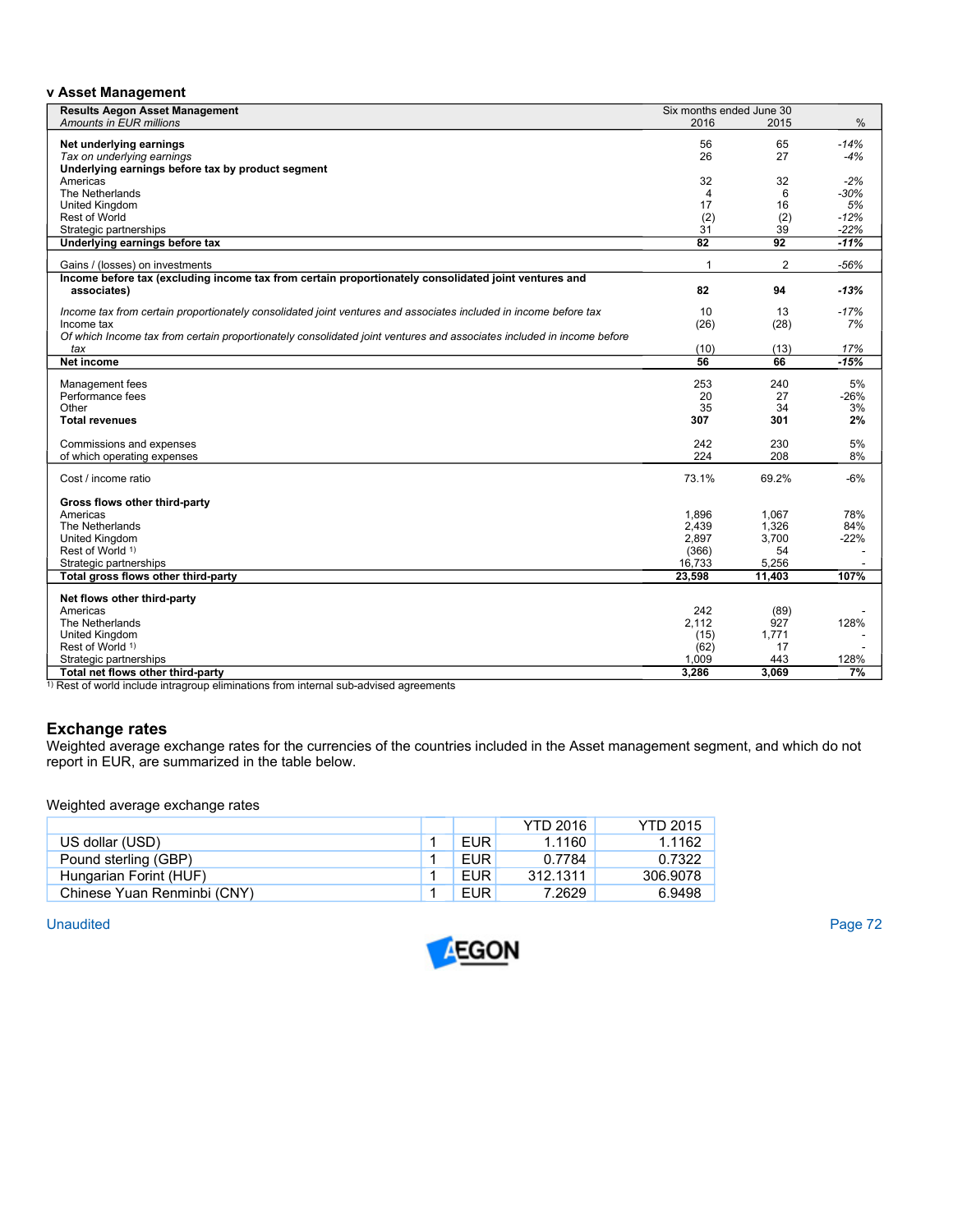### v Asset Management

| **Results Aegon Asset Management**<br>*Amounts in EUR millions* | Six months ended June 30<br>2016 | <br>2015 | <br>% |
|---|---|---|---|
| **Net underlying earnings** | 56 | 65 | *-14%* |
| *Tax on underlying earnings* | 26 | 27 | *-4%* |
| **Underlying earnings before tax by product segment** | | | |
| Americas | 32 | 32 | *-2%* |
| The Netherlands | 4 | 6 | *-30%* |
| United Kingdom | 17 | 16 | *5%* |
| Rest of World | (2) | (2) | *-12%* |
| Strategic partnerships | 31 | 39 | *-22%* |
| **Underlying earnings before tax** | **82** | **92** | ***-11%*** |
| Gains / (losses) on investments | 1 | 2 | *-56%* |
| **Income before tax (excluding income tax from certain proportionately consolidated joint ventures and associates)** | **82** | **94** | ***-13%*** |
| *Income tax from certain proportionately consolidated joint ventures and associates included in income before tax* | 10 | 13 | *-17%* |
| Income tax | (26) | (28) | *7%* |
| *Of which Income tax from certain proportionately consolidated joint ventures and associates included in income before tax* | (10) | (13) | *17%* |
| **Net income** | **56** | **66** | ***-15%*** |
| Management fees | 253 | 240 | 5% |
| Performance fees | 20 | 27 | -26% |
| Other | 35 | 34 | 3% |
| **Total revenues** | **307** | **301** | **2%** |
| Commissions and expenses | 242 | 230 | 5% |
| of which operating expenses | 224 | 208 | 8% |
| Cost / income ratio | 73.1% | 69.2% | -6% |
| **Gross flows other third-party** | | | |
| Americas | 1,896 | 1,067 | 78% |
| The Netherlands | 2,439 | 1,326 | 84% |
| United Kingdom | 2,897 | 3,700 | -22% |
| Rest of World [1] | (366) | 54 | - |
| Strategic partnerships | 16,733 | 5,256 | - |
| **Total gross flows other third-party** | **23,598** | **11,403** | **107%** |
| **Net flows other third-party** | | | |
| Americas | 242 | (89) | - |
| The Netherlands | 2,112 | 927 | 128% |
| United Kingdom | (15) | 1,771 | - |
| Rest of World [1] | (62) | 17 | - |
| Strategic partnerships | 1,009 | 443 | 128% |
| **Total net flows other third-party** | **3,286** | **3,069** | **7%** |

[1] Rest of world include intragroup eliminations from internal sub-advised agreements

## Exchange rates

Weighted average exchange rates for the currencies of the countries included in the Asset management segment, and which do not report in EUR, are summarized in the table below.

Weighted average exchange rates

| | | | YTD 2016 | YTD 2015 |
|---|---|---|---|---|
| US dollar (USD) | 1 | EUR | 1.1160 | 1.1162 |
| Pound sterling (GBP) | 1 | EUR | 0.7784 | 0.7322 |
| Hungarian Forint (HUF) | 1 | EUR | 312.1311 | 306.9078 |
| Chinese Yuan Renminbi (CNY) | 1 | EUR | 7.2629 | 6.9498 |

Unaudited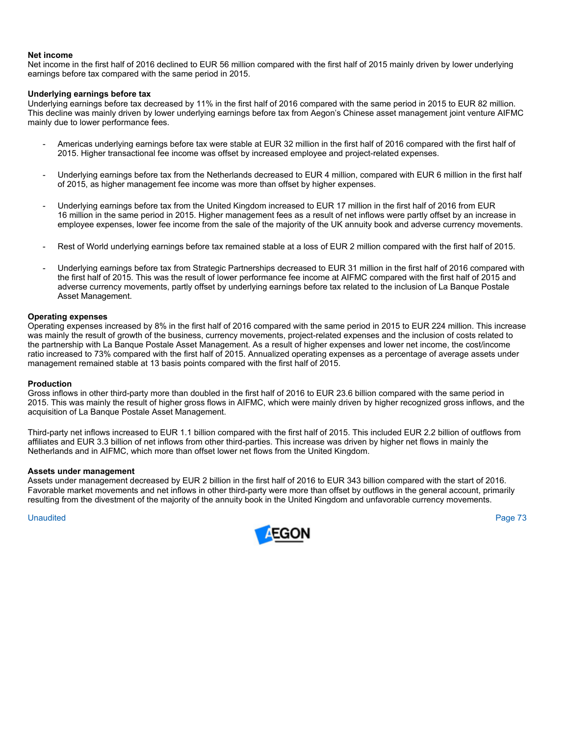**Net income**

Net income in the first half of 2016 declined to EUR 56 million compared with the first half of 2015 mainly driven by lower underlying earnings before tax compared with the same period in 2015.

**Underlying earnings before tax**

Underlying earnings before tax decreased by 11% in the first half of 2016 compared with the same period in 2015 to EUR 82 million. This decline was mainly driven by lower underlying earnings before tax from Aegon's Chinese asset management joint venture AIFMC mainly due to lower performance fees.

- Americas underlying earnings before tax were stable at EUR 32 million in the first half of 2016 compared with the first half of 2015. Higher transactional fee income was offset by increased employee and project-related expenses.

- Underlying earnings before tax from the Netherlands decreased to EUR 4 million, compared with EUR 6 million in the first half of 2015, as higher management fee income was more than offset by higher expenses.

- Underlying earnings before tax from the United Kingdom increased to EUR 17 million in the first half of 2016 from EUR 16 million in the same period in 2015. Higher management fees as a result of net inflows were partly offset by an increase in employee expenses, lower fee income from the sale of the majority of the UK annuity book and adverse currency movements.

- Rest of World underlying earnings before tax remained stable at a loss of EUR 2 million compared with the first half of 2015.

- Underlying earnings before tax from Strategic Partnerships decreased to EUR 31 million in the first half of 2016 compared with the first half of 2015. This was the result of lower performance fee income at AIFMC compared with the first half of 2015 and adverse currency movements, partly offset by underlying earnings before tax related to the inclusion of La Banque Postale Asset Management.

**Operating expenses**

Operating expenses increased by 8% in the first half of 2016 compared with the same period in 2015 to EUR 224 million. This increase was mainly the result of growth of the business, currency movements, project-related expenses and the inclusion of costs related to the partnership with La Banque Postale Asset Management. As a result of higher expenses and lower net income, the cost/income ratio increased to 73% compared with the first half of 2015. Annualized operating expenses as a percentage of average assets under management remained stable at 13 basis points compared with the first half of 2015.

**Production**

Gross inflows in other third-party more than doubled in the first half of 2016 to EUR 23.6 billion compared with the same period in 2015. This was mainly the result of higher gross flows in AIFMC, which were mainly driven by higher recognized gross inflows, and the acquisition of La Banque Postale Asset Management.

Third-party net inflows increased to EUR 1.1 billion compared with the first half of 2015. This included EUR 2.2 billion of outflows from affiliates and EUR 3.3 billion of net inflows from other third-parties. This increase was driven by higher net flows in mainly the Netherlands and in AIFMC, which more than offset lower net flows from the United Kingdom.

**Assets under management**

Assets under management decreased by EUR 2 billion in the first half of 2016 to EUR 343 billion compared with the start of 2016. Favorable market movements and net inflows in other third-party were more than offset by outflows in the general account, primarily resulting from the divestment of the majority of the annuity book in the United Kingdom and unfavorable currency movements.

Unaudited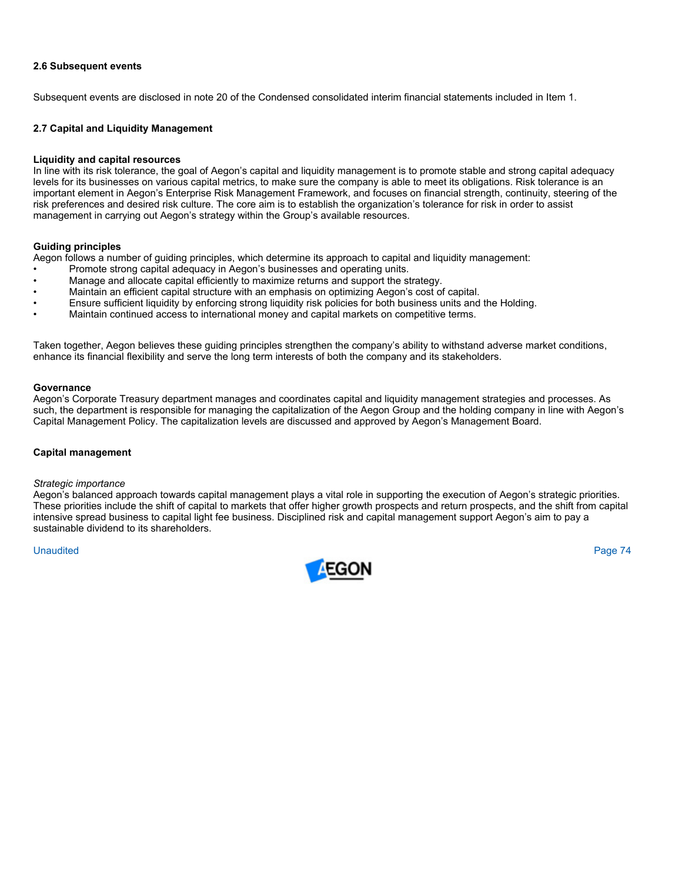### 2.6 Subsequent events

Subsequent events are disclosed in note 20 of the Condensed consolidated interim financial statements included in Item 1.

### 2.7 Capital and Liquidity Management

**Liquidity and capital resources**

In line with its risk tolerance, the goal of Aegon's capital and liquidity management is to promote stable and strong capital adequacy levels for its businesses on various capital metrics, to make sure the company is able to meet its obligations. Risk tolerance is an important element in Aegon's Enterprise Risk Management Framework, and focuses on financial strength, continuity, steering of the risk preferences and desired risk culture. The core aim is to establish the organization's tolerance for risk in order to assist management in carrying out Aegon's strategy within the Group's available resources.

**Guiding principles**

Aegon follows a number of guiding principles, which determine its approach to capital and liquidity management:

- Promote strong capital adequacy in Aegon's businesses and operating units.
- Manage and allocate capital efficiently to maximize returns and support the strategy.
- Maintain an efficient capital structure with an emphasis on optimizing Aegon's cost of capital.
- Ensure sufficient liquidity by enforcing strong liquidity risk policies for both business units and the Holding.
- Maintain continued access to international money and capital markets on competitive terms.

Taken together, Aegon believes these guiding principles strengthen the company's ability to withstand adverse market conditions, enhance its financial flexibility and serve the long term interests of both the company and its stakeholders.

**Governance**

Aegon's Corporate Treasury department manages and coordinates capital and liquidity management strategies and processes. As such, the department is responsible for managing the capitalization of the Aegon Group and the holding company in line with Aegon's Capital Management Policy. The capitalization levels are discussed and approved by Aegon's Management Board.

**Capital management**

*Strategic importance*

Aegon's balanced approach towards capital management plays a vital role in supporting the execution of Aegon's strategic priorities. These priorities include the shift of capital to markets that offer higher growth prospects and return prospects, and the shift from capital intensive spread business to capital light fee business. Disciplined risk and capital management support Aegon's aim to pay a sustainable dividend to its shareholders.

Unaudited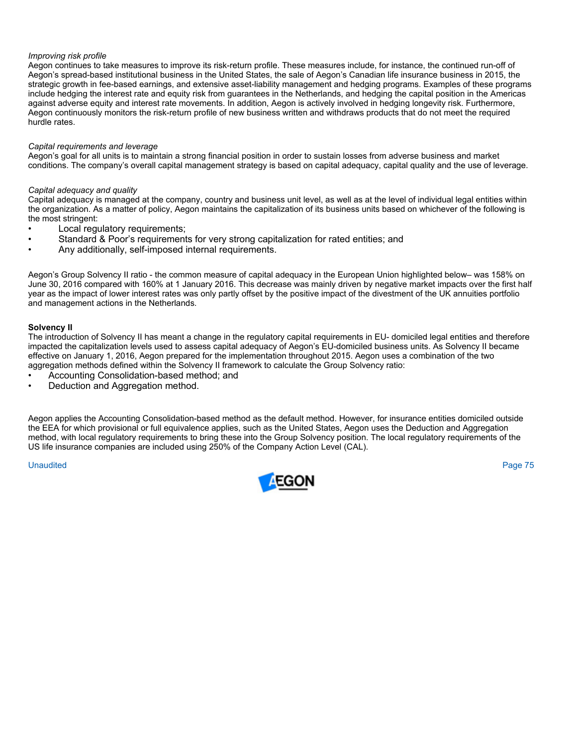*Improving risk profile*

Aegon continues to take measures to improve its risk-return profile. These measures include, for instance, the continued run-off of Aegon's spread-based institutional business in the United States, the sale of Aegon's Canadian life insurance business in 2015, the strategic growth in fee-based earnings, and extensive asset-liability management and hedging programs. Examples of these programs include hedging the interest rate and equity risk from guarantees in the Netherlands, and hedging the capital position in the Americas against adverse equity and interest rate movements. In addition, Aegon is actively involved in hedging longevity risk. Furthermore, Aegon continuously monitors the risk-return profile of new business written and withdraws products that do not meet the required hurdle rates.

*Capital requirements and leverage*

Aegon's goal for all units is to maintain a strong financial position in order to sustain losses from adverse business and market conditions. The company's overall capital management strategy is based on capital adequacy, capital quality and the use of leverage.

*Capital adequacy and quality*

Capital adequacy is managed at the company, country and business unit level, as well as at the level of individual legal entities within the organization. As a matter of policy, Aegon maintains the capitalization of its business units based on whichever of the following is the most stringent:

- Local regulatory requirements;
- Standard & Poor's requirements for very strong capitalization for rated entities; and
- Any additionally, self-imposed internal requirements.

Aegon's Group Solvency II ratio - the common measure of capital adequacy in the European Union highlighted below– was 158% on June 30, 2016 compared with 160% at 1 January 2016. This decrease was mainly driven by negative market impacts over the first half year as the impact of lower interest rates was only partly offset by the positive impact of the divestment of the UK annuities portfolio and management actions in the Netherlands.

**Solvency II**

The introduction of Solvency II has meant a change in the regulatory capital requirements in EU- domiciled legal entities and therefore impacted the capitalization levels used to assess capital adequacy of Aegon's EU-domiciled business units. As Solvency II became effective on January 1, 2016, Aegon prepared for the implementation throughout 2015. Aegon uses a combination of the two aggregation methods defined within the Solvency II framework to calculate the Group Solvency ratio:

- Accounting Consolidation-based method; and
- Deduction and Aggregation method.

Aegon applies the Accounting Consolidation-based method as the default method. However, for insurance entities domiciled outside the EEA for which provisional or full equivalence applies, such as the United States, Aegon uses the Deduction and Aggregation method, with local regulatory requirements to bring these into the Group Solvency position. The local regulatory requirements of the US life insurance companies are included using 250% of the Company Action Level (CAL).

Unaudited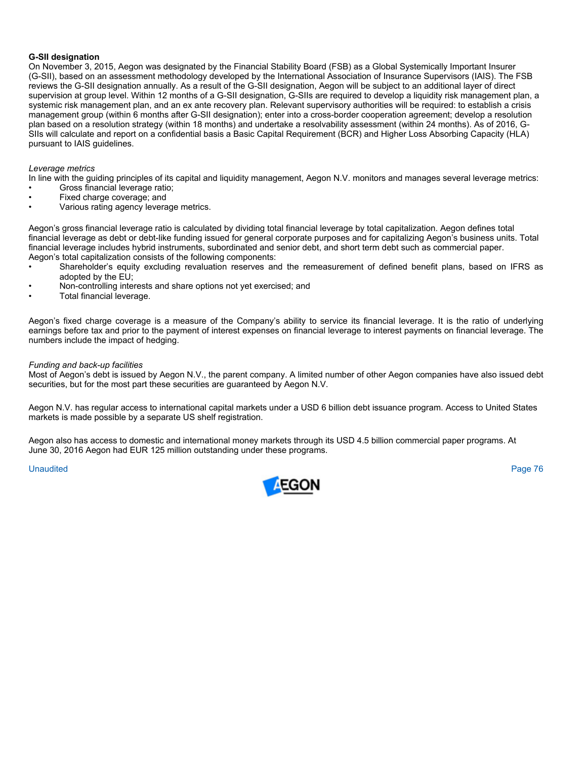**G-SII designation**

On November 3, 2015, Aegon was designated by the Financial Stability Board (FSB) as a Global Systemically Important Insurer (G-SII), based on an assessment methodology developed by the International Association of Insurance Supervisors (IAIS). The FSB reviews the G-SII designation annually. As a result of the G-SII designation, Aegon will be subject to an additional layer of direct supervision at group level. Within 12 months of a G-SII designation, G-SIIs are required to develop a liquidity risk management plan, a systemic risk management plan, and an ex ante recovery plan. Relevant supervisory authorities will be required: to establish a crisis management group (within 6 months after G-SII designation); enter into a cross-border cooperation agreement; develop a resolution plan based on a resolution strategy (within 18 months) and undertake a resolvability assessment (within 24 months). As of 2016, G-SIIs will calculate and report on a confidential basis a Basic Capital Requirement (BCR) and Higher Loss Absorbing Capacity (HLA) pursuant to IAIS guidelines.

*Leverage metrics*

In line with the guiding principles of its capital and liquidity management, Aegon N.V. monitors and manages several leverage metrics:

- Gross financial leverage ratio;
- Fixed charge coverage; and
- Various rating agency leverage metrics.

Aegon's gross financial leverage ratio is calculated by dividing total financial leverage by total capitalization. Aegon defines total financial leverage as debt or debt-like funding issued for general corporate purposes and for capitalizing Aegon's business units. Total financial leverage includes hybrid instruments, subordinated and senior debt, and short term debt such as commercial paper. Aegon's total capitalization consists of the following components:

- Shareholder's equity excluding revaluation reserves and the remeasurement of defined benefit plans, based on IFRS as adopted by the EU;
- Non-controlling interests and share options not yet exercised; and
- Total financial leverage.

Aegon's fixed charge coverage is a measure of the Company's ability to service its financial leverage. It is the ratio of underlying earnings before tax and prior to the payment of interest expenses on financial leverage to interest payments on financial leverage. The numbers include the impact of hedging.

*Funding and back-up facilities*

Most of Aegon's debt is issued by Aegon N.V., the parent company. A limited number of other Aegon companies have also issued debt securities, but for the most part these securities are guaranteed by Aegon N.V.

Aegon N.V. has regular access to international capital markets under a USD 6 billion debt issuance program. Access to United States markets is made possible by a separate US shelf registration.

Aegon also has access to domestic and international money markets through its USD 4.5 billion commercial paper programs. At June 30, 2016 Aegon had EUR 125 million outstanding under these programs.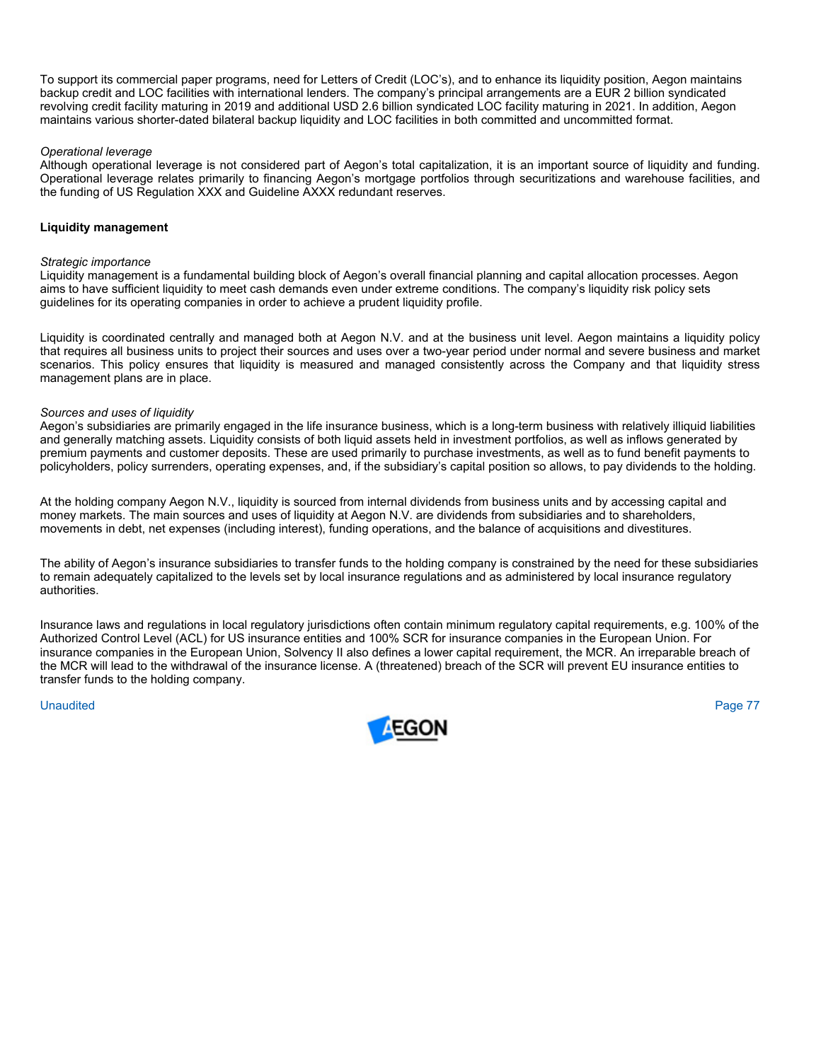To support its commercial paper programs, need for Letters of Credit (LOC's), and to enhance its liquidity position, Aegon maintains backup credit and LOC facilities with international lenders. The company's principal arrangements are a EUR 2 billion syndicated revolving credit facility maturing in 2019 and additional USD 2.6 billion syndicated LOC facility maturing in 2021. In addition, Aegon maintains various shorter-dated bilateral backup liquidity and LOC facilities in both committed and uncommitted format.

*Operational leverage*
Although operational leverage is not considered part of Aegon's total capitalization, it is an important source of liquidity and funding. Operational leverage relates primarily to financing Aegon's mortgage portfolios through securitizations and warehouse facilities, and the funding of US Regulation XXX and Guideline AXXX redundant reserves.

**Liquidity management**

*Strategic importance*
Liquidity management is a fundamental building block of Aegon's overall financial planning and capital allocation processes. Aegon aims to have sufficient liquidity to meet cash demands even under extreme conditions. The company's liquidity risk policy sets guidelines for its operating companies in order to achieve a prudent liquidity profile.

Liquidity is coordinated centrally and managed both at Aegon N.V. and at the business unit level. Aegon maintains a liquidity policy that requires all business units to project their sources and uses over a two-year period under normal and severe business and market scenarios. This policy ensures that liquidity is measured and managed consistently across the Company and that liquidity stress management plans are in place.

*Sources and uses of liquidity*
Aegon's subsidiaries are primarily engaged in the life insurance business, which is a long-term business with relatively illiquid liabilities and generally matching assets. Liquidity consists of both liquid assets held in investment portfolios, as well as inflows generated by premium payments and customer deposits. These are used primarily to purchase investments, as well as to fund benefit payments to policyholders, policy surrenders, operating expenses, and, if the subsidiary's capital position so allows, to pay dividends to the holding.

At the holding company Aegon N.V., liquidity is sourced from internal dividends from business units and by accessing capital and money markets. The main sources and uses of liquidity at Aegon N.V. are dividends from subsidiaries and to shareholders, movements in debt, net expenses (including interest), funding operations, and the balance of acquisitions and divestitures.

The ability of Aegon's insurance subsidiaries to transfer funds to the holding company is constrained by the need for these subsidiaries to remain adequately capitalized to the levels set by local insurance regulations and as administered by local insurance regulatory authorities.

Insurance laws and regulations in local regulatory jurisdictions often contain minimum regulatory capital requirements, e.g. 100% of the Authorized Control Level (ACL) for US insurance entities and 100% SCR for insurance companies in the European Union. For insurance companies in the European Union, Solvency II also defines a lower capital requirement, the MCR. An irreparable breach of the MCR will lead to the withdrawal of the insurance license. A (threatened) breach of the SCR will prevent EU insurance entities to transfer funds to the holding company.

Unaudited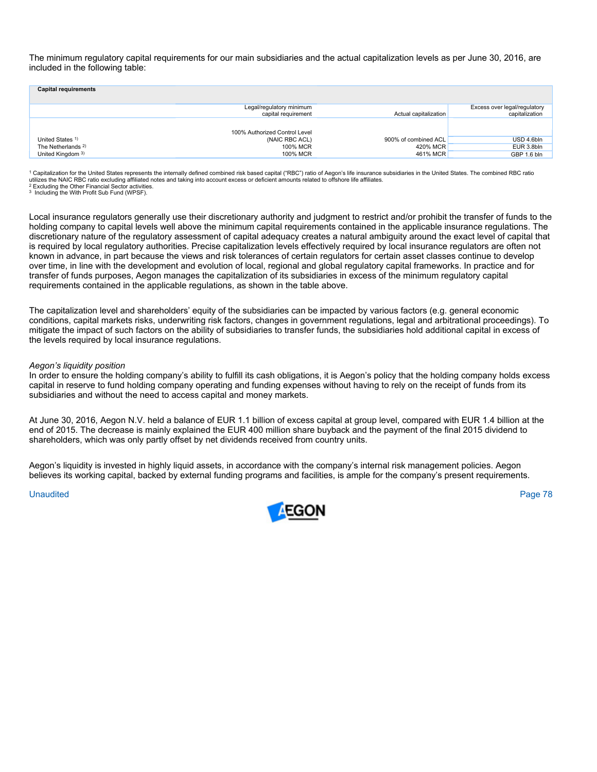The minimum regulatory capital requirements for our main subsidiaries and the actual capitalization levels as per June 30, 2016, are included in the following table:

| **Capital requirements** | | | |
|---|---|---|---|
| | Legal/regulatory minimum capital requirement | Actual capitalization | Excess over legal/regulatory capitalization |
| United States [1)] | 100% Authorized Control Level (NAIC RBC ACL) | 900% of combined ACL | USD 4.6bln |
| The Netherlands [2)] | 100% MCR | 420% MCR | EUR 3.8bln |
| United Kingdom [3)] | 100% MCR | 461% MCR | GBP 1.6 bln |

[1] Capitalization for the United States represents the internally defined combined risk based capital ("RBC") ratio of Aegon's life insurance subsidiaries in the United States. The combined RBC ratio utilizes the NAIC RBC ratio excluding affiliated notes and taking into account excess or deficient amounts related to offshore life affiliates.
[2] Excluding the Other Financial Sector activities.
[3] Including the With Profit Sub Fund (WPSF).

Local insurance regulators generally use their discretionary authority and judgment to restrict and/or prohibit the transfer of funds to the holding company to capital levels well above the minimum capital requirements contained in the applicable insurance regulations. The discretionary nature of the regulatory assessment of capital adequacy creates a natural ambiguity around the exact level of capital that is required by local regulatory authorities. Precise capitalization levels effectively required by local insurance regulators are often not known in advance, in part because the views and risk tolerances of certain regulators for certain asset classes continue to develop over time, in line with the development and evolution of local, regional and global regulatory capital frameworks. In practice and for transfer of funds purposes, Aegon manages the capitalization of its subsidiaries in excess of the minimum regulatory capital requirements contained in the applicable regulations, as shown in the table above.

The capitalization level and shareholders' equity of the subsidiaries can be impacted by various factors (e.g. general economic conditions, capital markets risks, underwriting risk factors, changes in government regulations, legal and arbitrational proceedings). To mitigate the impact of such factors on the ability of subsidiaries to transfer funds, the subsidiaries hold additional capital in excess of the levels required by local insurance regulations.

*Aegon's liquidity position*
In order to ensure the holding company's ability to fulfill its cash obligations, it is Aegon's policy that the holding company holds excess capital in reserve to fund holding company operating and funding expenses without having to rely on the receipt of funds from its subsidiaries and without the need to access capital and money markets.

At June 30, 2016, Aegon N.V. held a balance of EUR 1.1 billion of excess capital at group level, compared with EUR 1.4 billion at the end of 2015. The decrease is mainly explained the EUR 400 million share buyback and the payment of the final 2015 dividend to shareholders, which was only partly offset by net dividends received from country units.

Aegon's liquidity is invested in highly liquid assets, in accordance with the company's internal risk management policies. Aegon believes its working capital, backed by external funding programs and facilities, is ample for the company's present requirements.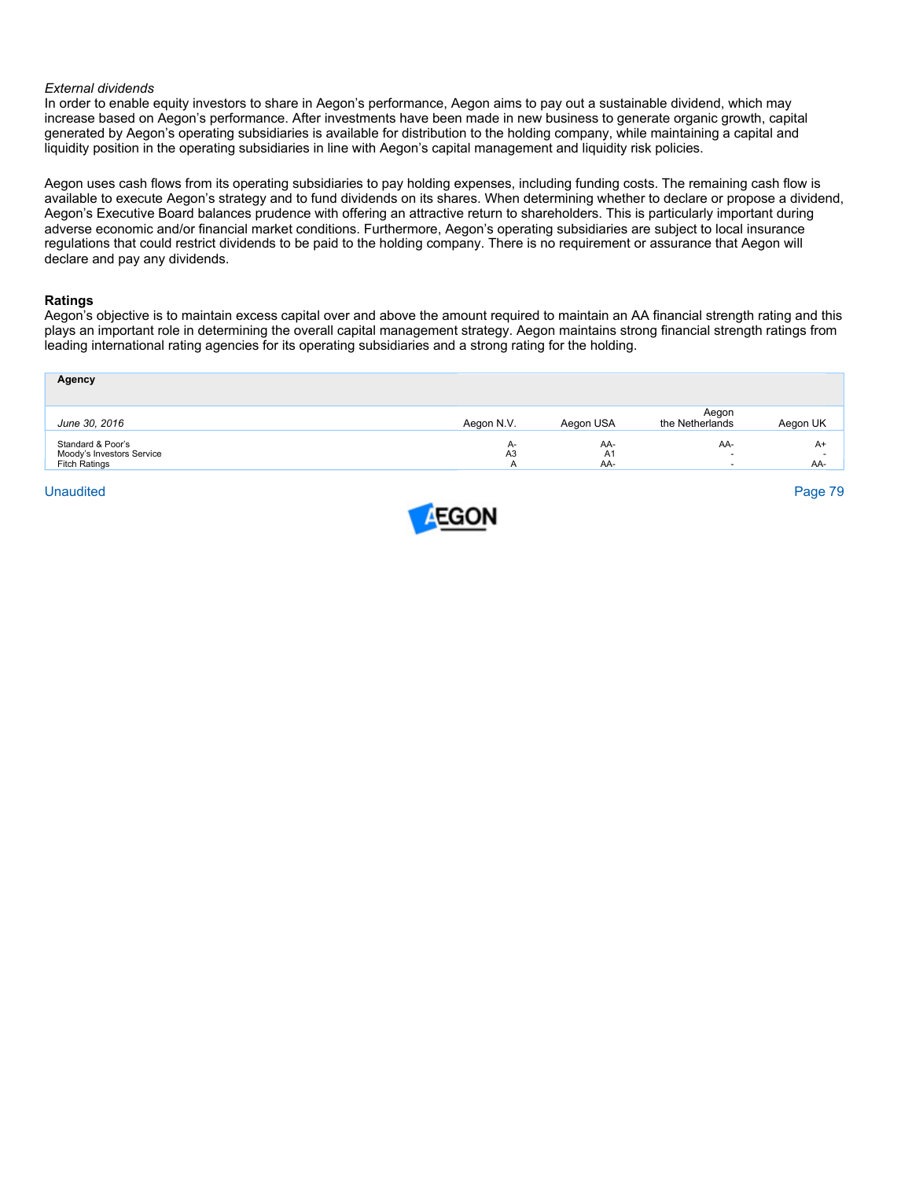*External dividends*

In order to enable equity investors to share in Aegon's performance, Aegon aims to pay out a sustainable dividend, which may increase based on Aegon's performance. After investments have been made in new business to generate organic growth, capital generated by Aegon's operating subsidiaries is available for distribution to the holding company, while maintaining a capital and liquidity position in the operating subsidiaries in line with Aegon's capital management and liquidity risk policies.

Aegon uses cash flows from its operating subsidiaries to pay holding expenses, including funding costs. The remaining cash flow is available to execute Aegon's strategy and to fund dividends on its shares. When determining whether to declare or propose a dividend, Aegon's Executive Board balances prudence with offering an attractive return to shareholders. This is particularly important during adverse economic and/or financial market conditions. Furthermore, Aegon's operating subsidiaries are subject to local insurance regulations that could restrict dividends to be paid to the holding company. There is no requirement or assurance that Aegon will declare and pay any dividends.

**Ratings**

Aegon's objective is to maintain excess capital over and above the amount required to maintain an AA financial strength rating and this plays an important role in determining the overall capital management strategy. Aegon maintains strong financial strength ratings from leading international rating agencies for its operating subsidiaries and a strong rating for the holding.

| **Agency** | | | | |
|---|---|---|---|---|
| *June 30, 2016* | Aegon N.V. | Aegon USA | Aegon the Netherlands | Aegon UK |
| Standard & Poor's | A- | AA- | AA- | A+ |
| Moody's Investors Service | A3 | A1 | - | - |
| Fitch Ratings | A | AA- | - | AA- |

Unaudited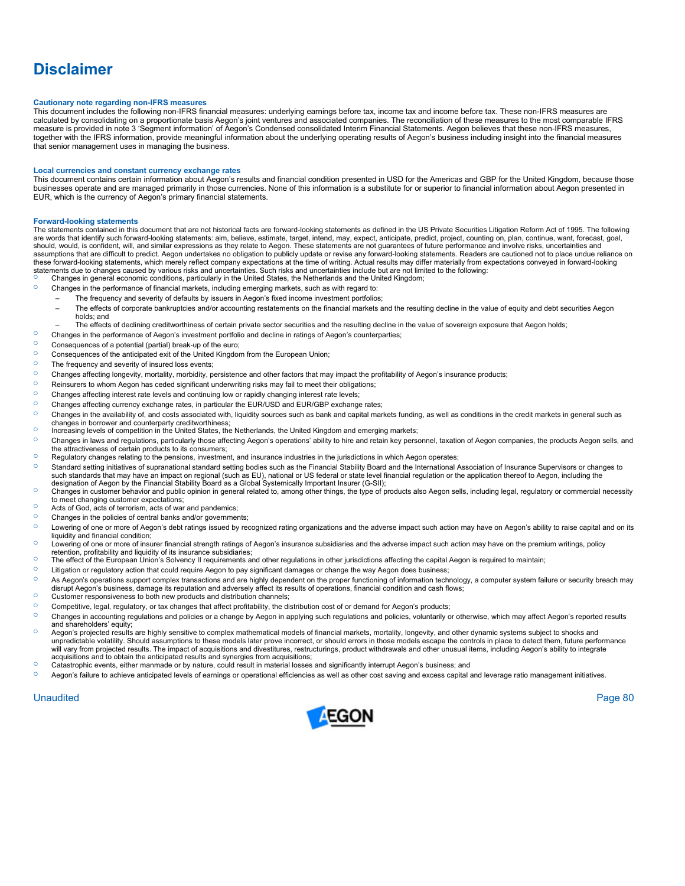# Disclaimer

### Cautionary note regarding non-IFRS measures

This document includes the following non-IFRS financial measures: underlying earnings before tax, income tax and income before tax. These non-IFRS measures are calculated by consolidating on a proportionate basis Aegon's joint ventures and associated companies. The reconciliation of these measures to the most comparable IFRS measure is provided in note 3 'Segment information' of Aegon's Condensed consolidated Interim Financial Statements. Aegon believes that these non-IFRS measures, together with the IFRS information, provide meaningful information about the underlying operating results of Aegon's business including insight into the financial measures that senior management uses in managing the business.

### Local currencies and constant currency exchange rates

This document contains certain information about Aegon's results and financial condition presented in USD for the Americas and GBP for the United Kingdom, because those businesses operate and are managed primarily in those currencies. None of this information is a substitute for or superior to financial information about Aegon presented in EUR, which is the currency of Aegon's primary financial statements.

### Forward-looking statements

The statements contained in this document that are not historical facts are forward-looking statements as defined in the US Private Securities Litigation Reform Act of 1995. The following are words that identify such forward-looking statements: aim, believe, estimate, target, intend, may, expect, anticipate, predict, project, counting on, plan, continue, want, forecast, goal, should, would, is confident, will, and similar expressions as they relate to Aegon. These statements are not guarantees of future performance and involve risks, uncertainties and assumptions that are difficult to predict. Aegon undertakes no obligation to publicly update or revise any forward-looking statements. Readers are cautioned not to place undue reliance on these forward-looking statements, which merely reflect company expectations at the time of writing. Actual results may differ materially from expectations conveyed in forward-looking statements due to changes caused by various risks and uncertainties. Such risks and uncertainties include but are not limited to the following:

- Changes in general economic conditions, particularly in the United States, the Netherlands and the United Kingdom;
- Changes in the performance of financial markets, including emerging markets, such as with regard to:
  - The frequency and severity of defaults by issuers in Aegon's fixed income investment portfolios;
  - The effects of corporate bankruptcies and/or accounting restatements on the financial markets and the resulting decline in the value of equity and debt securities Aegon holds; and
  - The effects of declining creditworthiness of certain private sector securities and the resulting decline in the value of sovereign exposure that Aegon holds;
- Changes in the performance of Aegon's investment portfolio and decline in ratings of Aegon's counterparties;
- Consequences of a potential (partial) break-up of the euro;
- Consequences of the anticipated exit of the United Kingdom from the European Union;
- The frequency and severity of insured loss events;
- Changes affecting longevity, mortality, morbidity, persistence and other factors that may impact the profitability of Aegon's insurance products;
- Reinsurers to whom Aegon has ceded significant underwriting risks may fail to meet their obligations;
- Changes affecting interest rate levels and continuing low or rapidly changing interest rate levels;
- Changes affecting currency exchange rates, in particular the EUR/USD and EUR/GBP exchange rates;
- Changes in the availability of, and costs associated with, liquidity sources such as bank and capital markets funding, as well as conditions in the credit markets in general such as changes in borrower and counterparty creditworthiness;
- Increasing levels of competition in the United States, the Netherlands, the United Kingdom and emerging markets;
- Changes in laws and regulations, particularly those affecting Aegon's operations' ability to hire and retain key personnel, taxation of Aegon companies, the products Aegon sells, and the attractiveness of certain products to its consumers;
- Regulatory changes relating to the pensions, investment, and insurance industries in the jurisdictions in which Aegon operates;
- Standard setting initiatives of supranational standard setting bodies such as the Financial Stability Board and the International Association of Insurance Supervisors or changes to such standards that may have an impact on regional (such as EU), national or US federal or state level financial regulation or the application thereof to Aegon, including the designation of Aegon by the Financial Stability Board as a Global Systemically Important Insurer (G-SII);
- Changes in customer behavior and public opinion in general related to, among other things, the type of products also Aegon sells, including legal, regulatory or commercial necessity to meet changing customer expectations;
- Acts of God, acts of terrorism, acts of war and pandemics;
- Changes in the policies of central banks and/or governments;
- Lowering of one or more of Aegon's debt ratings issued by recognized rating organizations and the adverse impact such action may have on Aegon's ability to raise capital and on its liquidity and financial condition;
- Lowering of one or more of insurer financial strength ratings of Aegon's insurance subsidiaries and the adverse impact such action may have on the premium writings, policy retention, profitability and liquidity of its insurance subsidiaries;
- The effect of the European Union's Solvency II requirements and other regulations in other jurisdictions affecting the capital Aegon is required to maintain;
- Litigation or regulatory action that could require Aegon to pay significant damages or change the way Aegon does business;
- As Aegon's operations support complex transactions and are highly dependent on the proper functioning of information technology, a computer system failure or security breach may disrupt Aegon's business, damage its reputation and adversely affect its results of operations, financial condition and cash flows;
- Customer responsiveness to both new products and distribution channels;
- Competitive, legal, regulatory, or tax changes that affect profitability, the distribution cost of or demand for Aegon's products;
- Changes in accounting regulations and policies or a change by Aegon in applying such regulations and policies, voluntarily or otherwise, which may affect Aegon's reported results and shareholders' equity;
- Aegon's projected results are highly sensitive to complex mathematical models of financial markets, mortality, longevity, and other dynamic systems subject to shocks and unpredictable volatility. Should assumptions to these models later prove incorrect, or should errors in those models escape the controls in place to detect them, future performance will vary from projected results. The impact of acquisitions and divestitures, restructurings, product withdrawals and other unusual items, including Aegon's ability to integrate acquisitions and to obtain the anticipated results and synergies from acquisitions;
- Catastrophic events, either manmade or by nature, could result in material losses and significantly interrupt Aegon's business; and
- Aegon's failure to achieve anticipated levels of earnings or operational efficiencies as well as other cost saving and excess capital and leverage ratio management initiatives.

Unaudited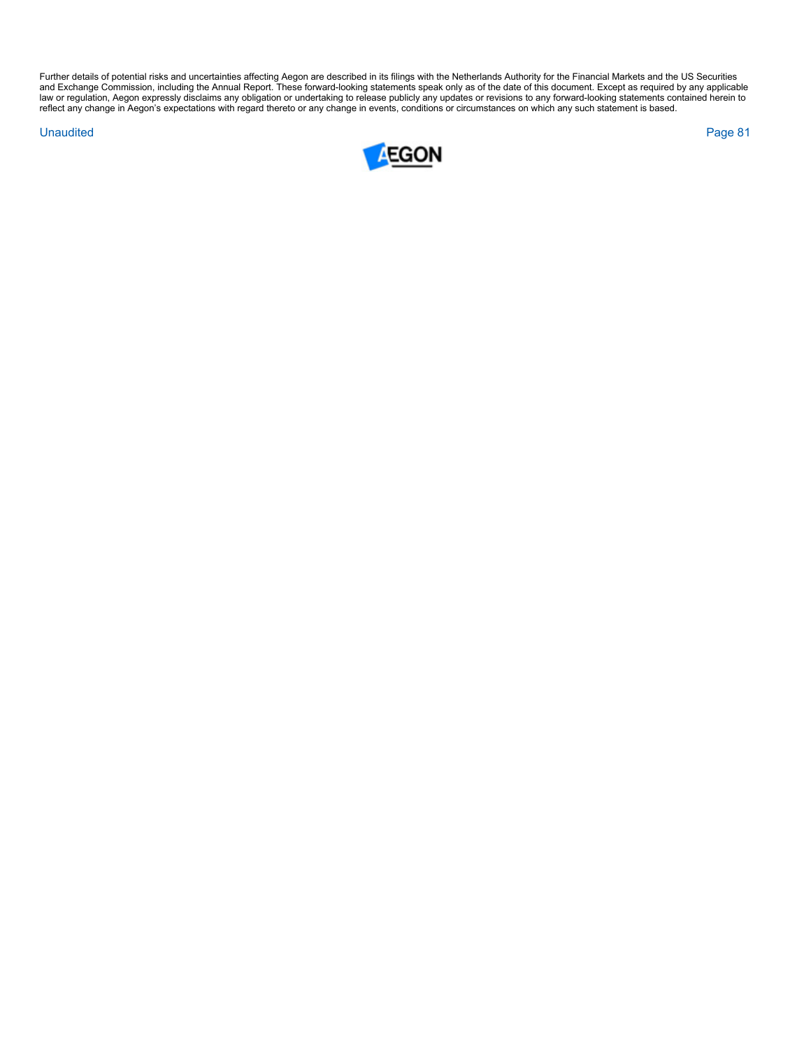Further details of potential risks and uncertainties affecting Aegon are described in its filings with the Netherlands Authority for the Financial Markets and the US Securities and Exchange Commission, including the Annual Report. These forward-looking statements speak only as of the date of this document. Except as required by any applicable law or regulation, Aegon expressly disclaims any obligation or undertaking to release publicly any updates or revisions to any forward-looking statements contained herein to reflect any change in Aegon's expectations with regard thereto or any change in events, conditions or circumstances on which any such statement is based.